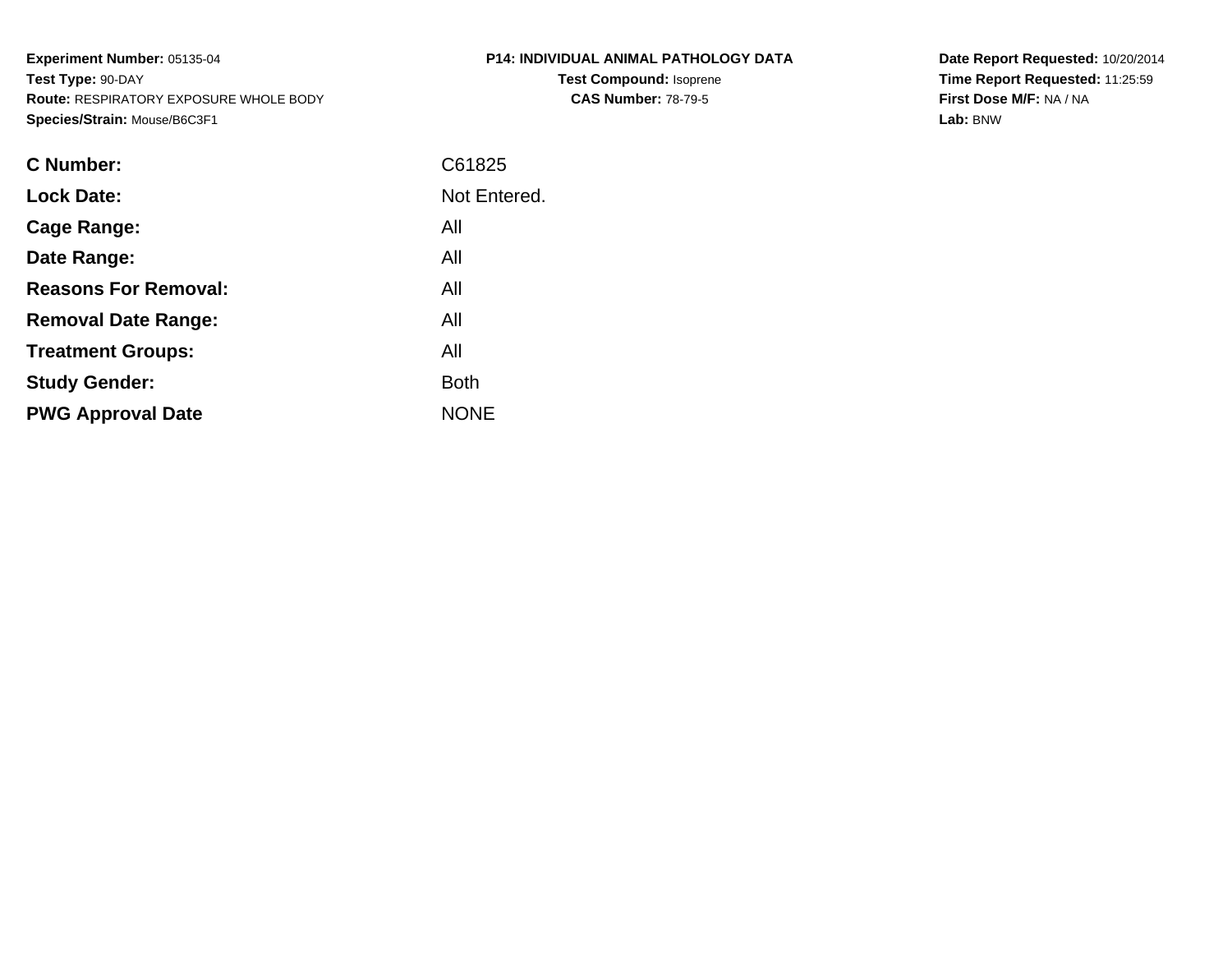**Experiment Number:** 05135-04
**Test Type:** 90-DAY
**Route:** RESPIRATORY EXPOSURE WHOLE BODY
**Species/Strain:** Mouse/B6C3F1

**P14: INDIVIDUAL ANIMAL PATHOLOGY DATA**
**Test Compound:** Isoprene
**CAS Number:** 78-79-5

**Date Report Requested:** 10/20/2014
**Time Report Requested:** 11:25:59
**First Dose M/F:** NA / NA
**Lab:** BNW

| | |
|---|---|
| **C Number:** | C61825 |
| **Lock Date:** | Not Entered. |
| **Cage Range:** | All |
| **Date Range:** | All |
| **Reasons For Removal:** | All |
| **Removal Date Range:** | All |
| **Treatment Groups:** | All |
| **Study Gender:** | Both |
| **PWG Approval Date** | NONE |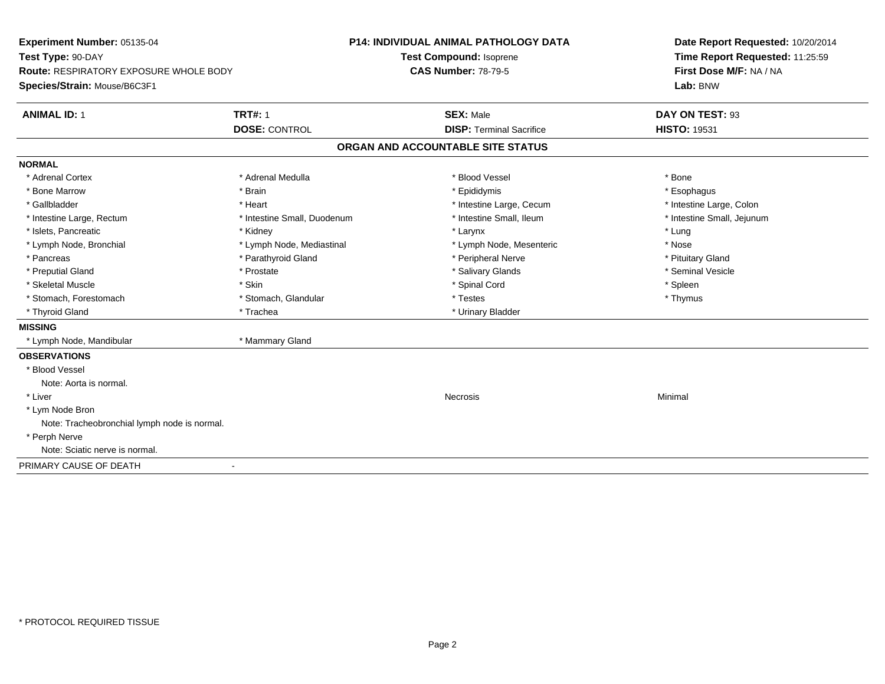**Experiment Number:** 05135-04
**Test Type:** 90-DAY
**Route:** RESPIRATORY EXPOSURE WHOLE BODY
**Species/Strain:** Mouse/B6C3F1

**P14: INDIVIDUAL ANIMAL PATHOLOGY DATA**
**Test Compound:** Isoprene
**CAS Number:** 78-79-5

**Date Report Requested:** 10/20/2014
**Time Report Requested:** 11:25:59
**First Dose M/F:** NA / NA
**Lab:** BNW

| **ANIMAL ID:** 1 | **TRT#:** 1 | **SEX:** Male | **DAY ON TEST:** 93 |
|---|---|---|---|
| | **DOSE:** CONTROL | **DISP:** Terminal Sacrifice | **HISTO:** 19531 |

## ORGAN AND ACCOUNTABLE SITE STATUS

**NORMAL**

| | | | |
|---|---|---|---|
| * Adrenal Cortex | * Adrenal Medulla | * Blood Vessel | * Bone |
| * Bone Marrow | * Brain | * Epididymis | * Esophagus |
| * Gallbladder | * Heart | * Intestine Large, Cecum | * Intestine Large, Colon |
| * Intestine Large, Rectum | * Intestine Small, Duodenum | * Intestine Small, Ileum | * Intestine Small, Jejunum |
| * Islets, Pancreatic | * Kidney | * Larynx | * Lung |
| * Lymph Node, Bronchial | * Lymph Node, Mediastinal | * Lymph Node, Mesenteric | * Nose |
| * Pancreas | * Parathyroid Gland | * Peripheral Nerve | * Pituitary Gland |
| * Preputial Gland | * Prostate | * Salivary Glands | * Seminal Vesicle |
| * Skeletal Muscle | * Skin | * Spinal Cord | * Spleen |
| * Stomach, Forestomach | * Stomach, Glandular | * Testes | * Thymus |
| * Thyroid Gland | * Trachea | * Urinary Bladder | |

**MISSING**

| | |
|---|---|
| * Lymph Node, Mandibular | * Mammary Gland |

**OBSERVATIONS**

| | | |
|---|---|---|
| * Blood Vessel | | |
| Note: Aorta is normal. | | |
| * Liver | Necrosis | Minimal |
| * Lym Node Bron | | |
| Note: Tracheobronchial lymph node is normal. | | |
| * Perph Nerve | | |
| Note: Sciatic nerve is normal. | | |

PRIMARY CAUSE OF DEATH -

\* PROTOCOL REQUIRED TISSUE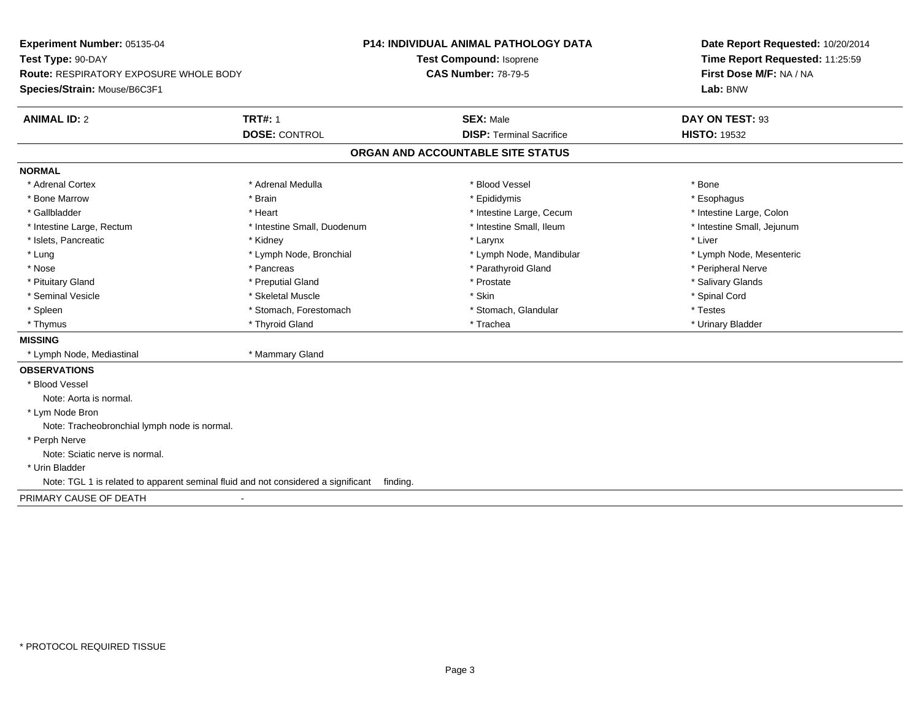**Experiment Number:** 05135-04
**Test Type:** 90-DAY
**Route:** RESPIRATORY EXPOSURE WHOLE BODY
**Species/Strain:** Mouse/B6C3F1

**P14: INDIVIDUAL ANIMAL PATHOLOGY DATA**
**Test Compound:** Isoprene
**CAS Number:** 78-79-5

**Date Report Requested:** 10/20/2014
**Time Report Requested:** 11:25:59
**First Dose M/F:** NA / NA
**Lab:** BNW

| **ANIMAL ID:** 2 | **TRT#:** 1 | **SEX:** Male | **DAY ON TEST:** 93 |
|---|---|---|---|
| | **DOSE:** CONTROL | **DISP:** Terminal Sacrifice | **HISTO:** 19532 |

## ORGAN AND ACCOUNTABLE SITE STATUS

**NORMAL**

| | | | |
|---|---|---|---|
| * Adrenal Cortex | * Adrenal Medulla | * Blood Vessel | * Bone |
| * Bone Marrow | * Brain | * Epididymis | * Esophagus |
| * Gallbladder | * Heart | * Intestine Large, Cecum | * Intestine Large, Colon |
| * Intestine Large, Rectum | * Intestine Small, Duodenum | * Intestine Small, Ileum | * Intestine Small, Jejunum |
| * Islets, Pancreatic | * Kidney | * Larynx | * Liver |
| * Lung | * Lymph Node, Bronchial | * Lymph Node, Mandibular | * Lymph Node, Mesenteric |
| * Nose | * Pancreas | * Parathyroid Gland | * Peripheral Nerve |
| * Pituitary Gland | * Preputial Gland | * Prostate | * Salivary Glands |
| * Seminal Vesicle | * Skeletal Muscle | * Skin | * Spinal Cord |
| * Spleen | * Stomach, Forestomach | * Stomach, Glandular | * Testes |
| * Thymus | * Thyroid Gland | * Trachea | * Urinary Bladder |

**MISSING**

* Lymph Node, Mediastinal
* Mammary Gland

**OBSERVATIONS**

* Blood Vessel
  Note: Aorta is normal.
* Lym Node Bron
  Note: Tracheobronchial lymph node is normal.
* Perph Nerve
  Note: Sciatic nerve is normal.
* Urin Bladder
  Note: TGL 1 is related to apparent seminal fluid and not considered a significant finding.

PRIMARY CAUSE OF DEATH -

* PROTOCOL REQUIRED TISSUE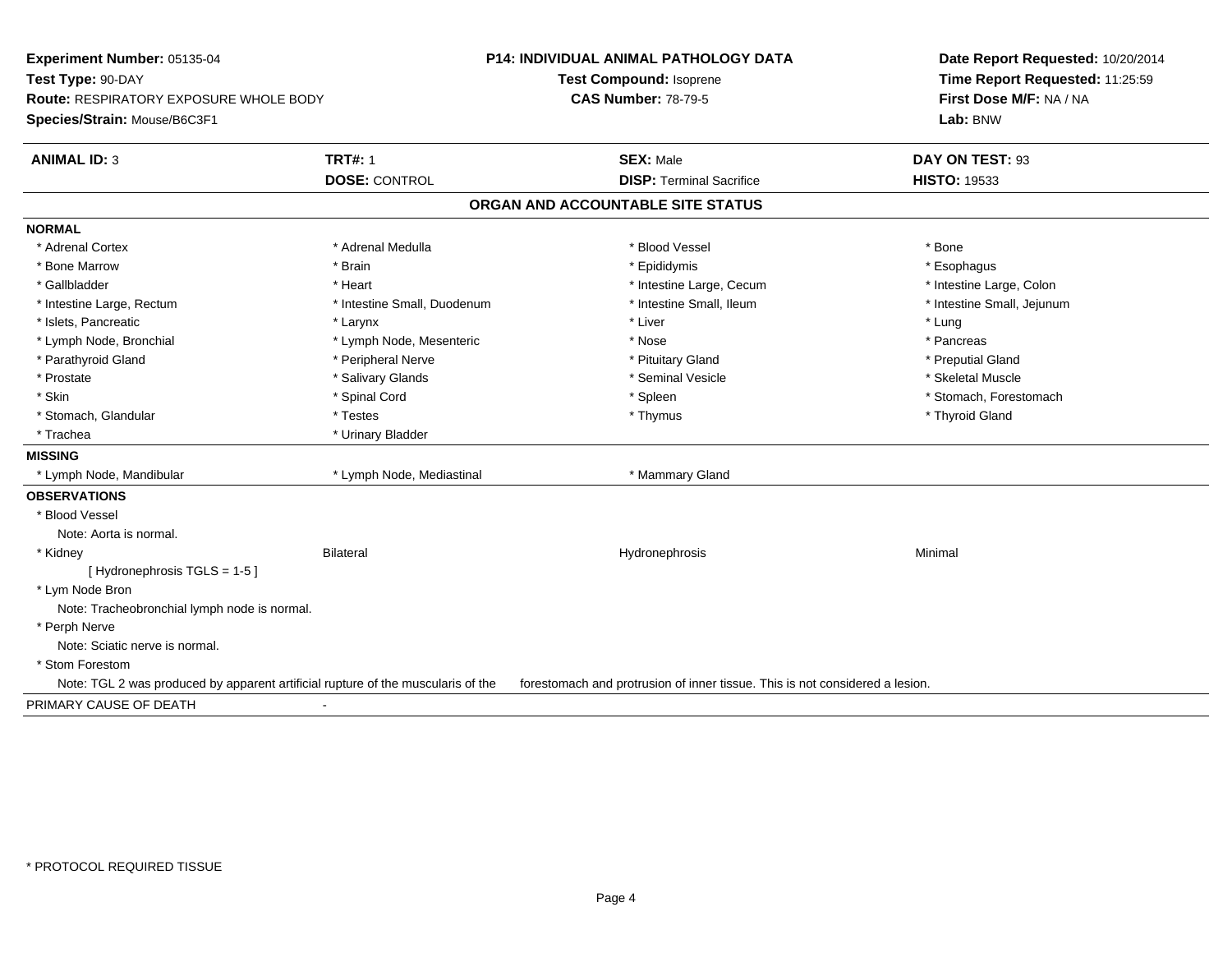**Experiment Number:** 05135-04
**Test Type:** 90-DAY
**Route:** RESPIRATORY EXPOSURE WHOLE BODY
**Species/Strain:** Mouse/B6C3F1

**P14: INDIVIDUAL ANIMAL PATHOLOGY DATA**
**Test Compound:** Isoprene
**CAS Number:** 78-79-5

**Date Report Requested:** 10/20/2014
**Time Report Requested:** 11:25:59
**First Dose M/F:** NA / NA
**Lab:** BNW

| **ANIMAL ID:** 3 | **TRT#:** 1 | **SEX:** Male | **DAY ON TEST:** 93 |
|---|---|---|---|
| | **DOSE:** CONTROL | **DISP:** Terminal Sacrifice | **HISTO:** 19533 |

## ORGAN AND ACCOUNTABLE SITE STATUS

**NORMAL**

| | | | |
|---|---|---|---|
| * Adrenal Cortex | * Adrenal Medulla | * Blood Vessel | * Bone |
| * Bone Marrow | * Brain | * Epididymis | * Esophagus |
| * Gallbladder | * Heart | * Intestine Large, Cecum | * Intestine Large, Colon |
| * Intestine Large, Rectum | * Intestine Small, Duodenum | * Intestine Small, Ileum | * Intestine Small, Jejunum |
| * Islets, Pancreatic | * Larynx | * Liver | * Lung |
| * Lymph Node, Bronchial | * Lymph Node, Mesenteric | * Nose | * Pancreas |
| * Parathyroid Gland | * Peripheral Nerve | * Pituitary Gland | * Preputial Gland |
| * Prostate | * Salivary Glands | * Seminal Vesicle | * Skeletal Muscle |
| * Skin | * Spinal Cord | * Spleen | * Stomach, Forestomach |
| * Stomach, Glandular | * Testes | * Thymus | * Thyroid Gland |
| * Trachea | * Urinary Bladder | | |

**MISSING**

| | | |
|---|---|---|
| * Lymph Node, Mandibular | * Lymph Node, Mediastinal | * Mammary Gland |

**OBSERVATIONS**

* Blood Vessel
  Note: Aorta is normal.

| | | | |
|---|---|---|---|
| * Kidney | Bilateral | Hydronephrosis | Minimal |

[ Hydronephrosis TGLS = 1-5 ]

* Lym Node Bron
  Note: Tracheobronchial lymph node is normal.
* Perph Nerve
  Note: Sciatic nerve is normal.
* Stom Forestom
  Note: TGL 2 was produced by apparent artificial rupture of the muscularis of the forestomach and protrusion of inner tissue. This is not considered a lesion.

PRIMARY CAUSE OF DEATH -

\* PROTOCOL REQUIRED TISSUE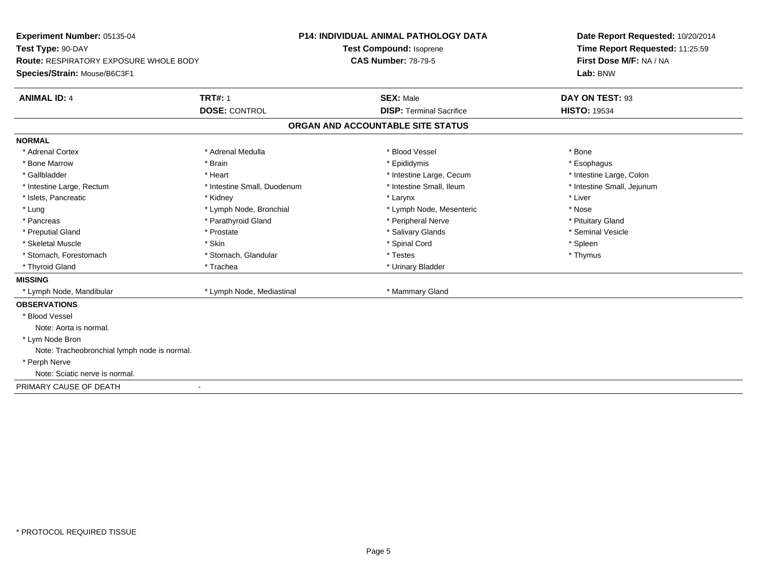**Experiment Number:** 05135-04
**Test Type:** 90-DAY
**Route:** RESPIRATORY EXPOSURE WHOLE BODY
**Species/Strain:** Mouse/B6C3F1

**P14: INDIVIDUAL ANIMAL PATHOLOGY DATA**
**Test Compound:** Isoprene
**CAS Number:** 78-79-5

**Date Report Requested:** 10/20/2014
**Time Report Requested:** 11:25:59
**First Dose M/F:** NA / NA
**Lab:** BNW

| **ANIMAL ID:** 4 | **TRT#:** 1 | **SEX:** Male | **DAY ON TEST:** 93 |
|---|---|---|---|
| | **DOSE:** CONTROL | **DISP:** Terminal Sacrifice | **HISTO:** 19534 |

## ORGAN AND ACCOUNTABLE SITE STATUS

**NORMAL**

| | | | |
|---|---|---|---|
| * Adrenal Cortex | * Adrenal Medulla | * Blood Vessel | * Bone |
| * Bone Marrow | * Brain | * Epididymis | * Esophagus |
| * Gallbladder | * Heart | * Intestine Large, Cecum | * Intestine Large, Colon |
| * Intestine Large, Rectum | * Intestine Small, Duodenum | * Intestine Small, Ileum | * Intestine Small, Jejunum |
| * Islets, Pancreatic | * Kidney | * Larynx | * Liver |
| * Lung | * Lymph Node, Bronchial | * Lymph Node, Mesenteric | * Nose |
| * Pancreas | * Parathyroid Gland | * Peripheral Nerve | * Pituitary Gland |
| * Preputial Gland | * Prostate | * Salivary Glands | * Seminal Vesicle |
| * Skeletal Muscle | * Skin | * Spinal Cord | * Spleen |
| * Stomach, Forestomach | * Stomach, Glandular | * Testes | * Thymus |
| * Thyroid Gland | * Trachea | * Urinary Bladder | |

**MISSING**

| | | |
|---|---|---|
| * Lymph Node, Mandibular | * Lymph Node, Mediastinal | * Mammary Gland |

**OBSERVATIONS**

* Blood Vessel
  Note: Aorta is normal.
* Lym Node Bron
  Note: Tracheobronchial lymph node is normal.
* Perph Nerve
  Note: Sciatic nerve is normal.

PRIMARY CAUSE OF DEATH -

* PROTOCOL REQUIRED TISSUE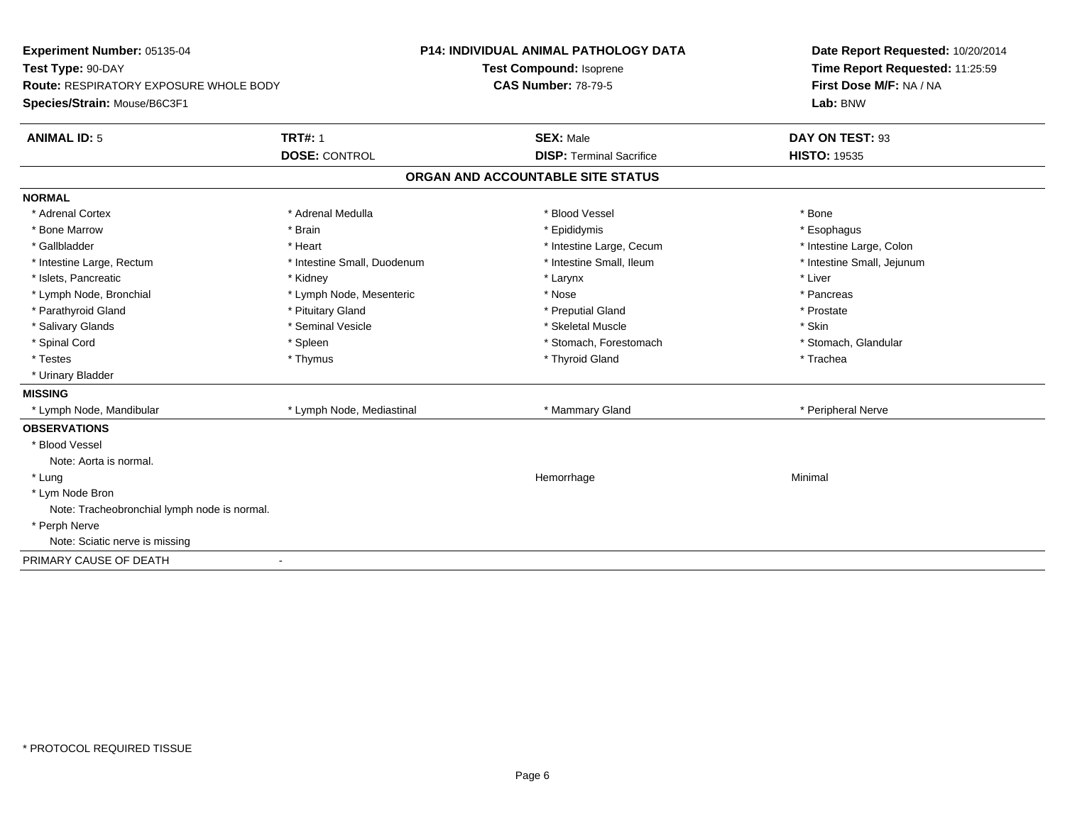**Experiment Number:** 05135-04
**Test Type:** 90-DAY
**Route:** RESPIRATORY EXPOSURE WHOLE BODY
**Species/Strain:** Mouse/B6C3F1

**P14: INDIVIDUAL ANIMAL PATHOLOGY DATA**
**Test Compound:** Isoprene
**CAS Number:** 78-79-5

**Date Report Requested:** 10/20/2014
**Time Report Requested:** 11:25:59
**First Dose M/F:** NA / NA
**Lab:** BNW

| **ANIMAL ID:** 5 | **TRT#:** 1 | **SEX:** Male | **DAY ON TEST:** 93 |
|---|---|---|---|
| | **DOSE:** CONTROL | **DISP:** Terminal Sacrifice | **HISTO:** 19535 |

## ORGAN AND ACCOUNTABLE SITE STATUS

| | | | |
|---|---|---|---|
| **NORMAL** | | | |
| * Adrenal Cortex | * Adrenal Medulla | * Blood Vessel | * Bone |
| * Bone Marrow | * Brain | * Epididymis | * Esophagus |
| * Gallbladder | * Heart | * Intestine Large, Cecum | * Intestine Large, Colon |
| * Intestine Large, Rectum | * Intestine Small, Duodenum | * Intestine Small, Ileum | * Intestine Small, Jejunum |
| * Islets, Pancreatic | * Kidney | * Larynx | * Liver |
| * Lymph Node, Bronchial | * Lymph Node, Mesenteric | * Nose | * Pancreas |
| * Parathyroid Gland | * Pituitary Gland | * Preputial Gland | * Prostate |
| * Salivary Glands | * Seminal Vesicle | * Skeletal Muscle | * Skin |
| * Spinal Cord | * Spleen | * Stomach, Forestomach | * Stomach, Glandular |
| * Testes | * Thymus | * Thyroid Gland | * Trachea |
| * Urinary Bladder | | | |
| **MISSING** | | | |
| * Lymph Node, Mandibular | * Lymph Node, Mediastinal | * Mammary Gland | * Peripheral Nerve |
| **OBSERVATIONS** | | | |
| * Blood Vessel | | | |
| Note: Aorta is normal. | | | |
| * Lung | | Hemorrhage | Minimal |
| * Lym Node Bron | | | |
| Note: Tracheobronchial lymph node is normal. | | | |
| * Perph Nerve | | | |
| Note: Sciatic nerve is missing | | | |
| PRIMARY CAUSE OF DEATH | - | | |

* PROTOCOL REQUIRED TISSUE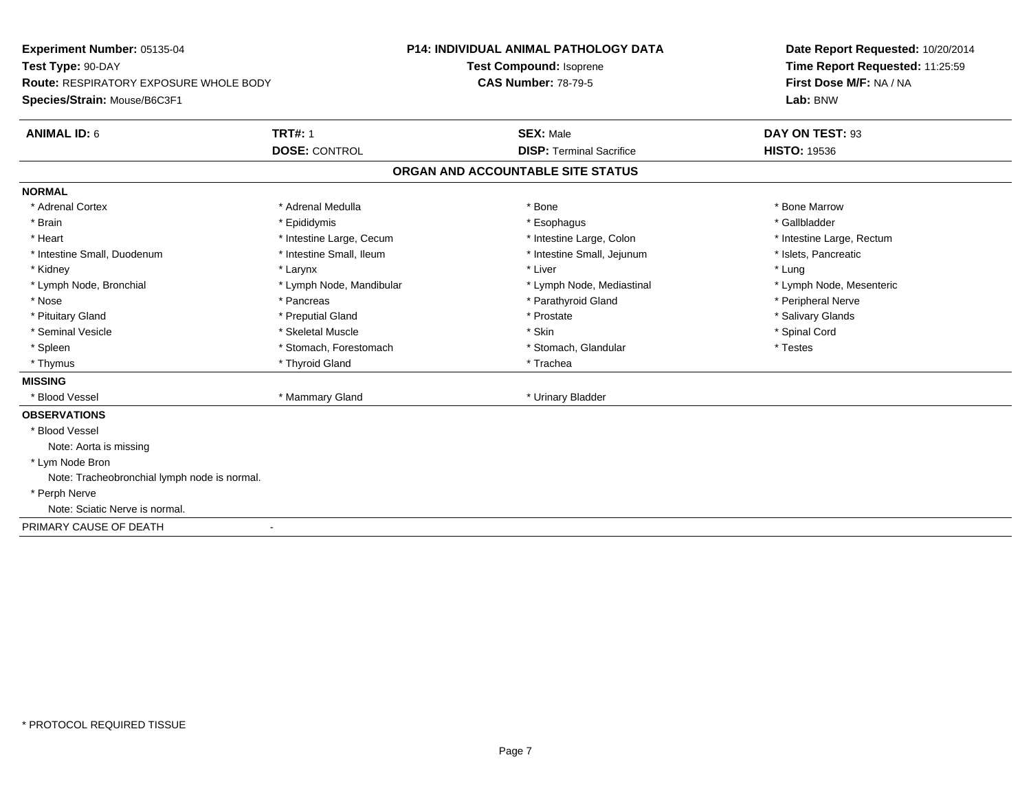**Experiment Number:** 05135-04
**Test Type:** 90-DAY
**Route:** RESPIRATORY EXPOSURE WHOLE BODY
**Species/Strain:** Mouse/B6C3F1

**P14: INDIVIDUAL ANIMAL PATHOLOGY DATA**
**Test Compound:** Isoprene
**CAS Number:** 78-79-5

**Date Report Requested:** 10/20/2014
**Time Report Requested:** 11:25:59
**First Dose M/F:** NA / NA
**Lab:** BNW

| **ANIMAL ID:** 6 | **TRT#:** 1 | **SEX:** Male | **DAY ON TEST:** 93 |
|---|---|---|---|
| | **DOSE:** CONTROL | **DISP:** Terminal Sacrifice | **HISTO:** 19536 |

## ORGAN AND ACCOUNTABLE SITE STATUS

**NORMAL**

| | | | |
|---|---|---|---|
| * Adrenal Cortex | * Adrenal Medulla | * Bone | * Bone Marrow |
| * Brain | * Epididymis | * Esophagus | * Gallbladder |
| * Heart | * Intestine Large, Cecum | * Intestine Large, Colon | * Intestine Large, Rectum |
| * Intestine Small, Duodenum | * Intestine Small, Ileum | * Intestine Small, Jejunum | * Islets, Pancreatic |
| * Kidney | * Larynx | * Liver | * Lung |
| * Lymph Node, Bronchial | * Lymph Node, Mandibular | * Lymph Node, Mediastinal | * Lymph Node, Mesenteric |
| * Nose | * Pancreas | * Parathyroid Gland | * Peripheral Nerve |
| * Pituitary Gland | * Preputial Gland | * Prostate | * Salivary Glands |
| * Seminal Vesicle | * Skeletal Muscle | * Skin | * Spinal Cord |
| * Spleen | * Stomach, Forestomach | * Stomach, Glandular | * Testes |
| * Thymus | * Thyroid Gland | * Trachea | |

**MISSING**

| | | |
|---|---|---|
| * Blood Vessel | * Mammary Gland | * Urinary Bladder |

**OBSERVATIONS**

* Blood Vessel
  Note: Aorta is missing
* Lym Node Bron
  Note: Tracheobronchial lymph node is normal.
* Perph Nerve
  Note: Sciatic Nerve is normal.

PRIMARY CAUSE OF DEATH -

* PROTOCOL REQUIRED TISSUE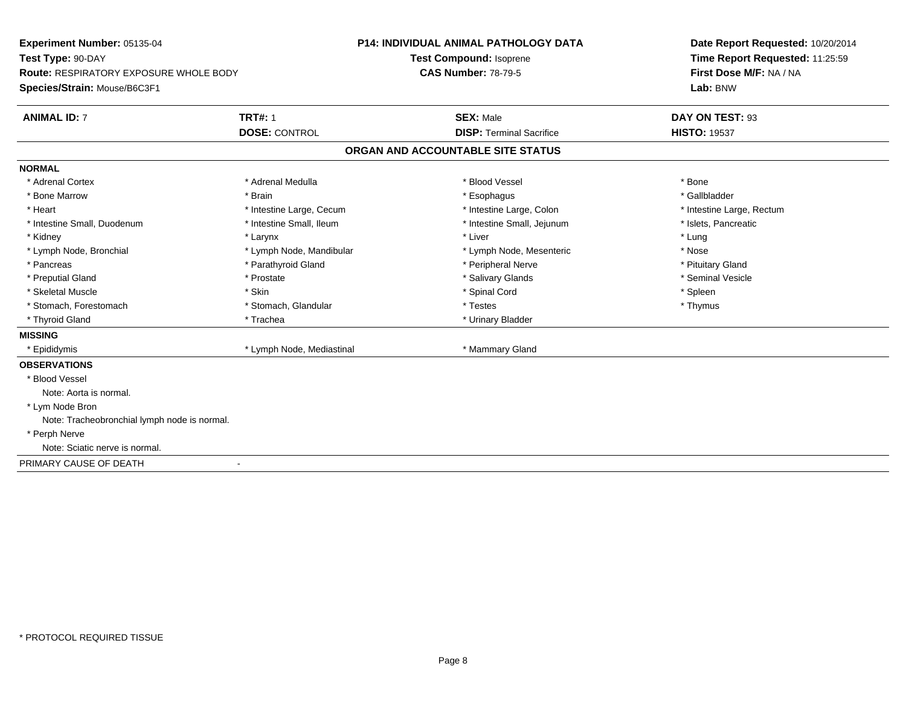**Experiment Number:** 05135-04
**Test Type:** 90-DAY
**Route:** RESPIRATORY EXPOSURE WHOLE BODY
**Species/Strain:** Mouse/B6C3F1

**P14: INDIVIDUAL ANIMAL PATHOLOGY DATA**
**Test Compound:** Isoprene
**CAS Number:** 78-79-5

**Date Report Requested:** 10/20/2014
**Time Report Requested:** 11:25:59
**First Dose M/F:** NA / NA
**Lab:** BNW

| **ANIMAL ID:** 7 | **TRT#:** 1 | **SEX:** Male | **DAY ON TEST:** 93 |
|---|---|---|---|
| | **DOSE:** CONTROL | **DISP:** Terminal Sacrifice | **HISTO:** 19537 |

## ORGAN AND ACCOUNTABLE SITE STATUS

**NORMAL**

| | | | |
|---|---|---|---|
| * Adrenal Cortex | * Adrenal Medulla | * Blood Vessel | * Bone |
| * Bone Marrow | * Brain | * Esophagus | * Gallbladder |
| * Heart | * Intestine Large, Cecum | * Intestine Large, Colon | * Intestine Large, Rectum |
| * Intestine Small, Duodenum | * Intestine Small, Ileum | * Intestine Small, Jejunum | * Islets, Pancreatic |
| * Kidney | * Larynx | * Liver | * Lung |
| * Lymph Node, Bronchial | * Lymph Node, Mandibular | * Lymph Node, Mesenteric | * Nose |
| * Pancreas | * Parathyroid Gland | * Peripheral Nerve | * Pituitary Gland |
| * Preputial Gland | * Prostate | * Salivary Glands | * Seminal Vesicle |
| * Skeletal Muscle | * Skin | * Spinal Cord | * Spleen |
| * Stomach, Forestomach | * Stomach, Glandular | * Testes | * Thymus |
| * Thyroid Gland | * Trachea | * Urinary Bladder | |

**MISSING**

| | | |
|---|---|---|
| * Epididymis | * Lymph Node, Mediastinal | * Mammary Gland |

**OBSERVATIONS**

* Blood Vessel
  Note: Aorta is normal.
* Lym Node Bron
  Note: Tracheobronchial lymph node is normal.
* Perph Nerve
  Note: Sciatic nerve is normal.

PRIMARY CAUSE OF DEATH -

* PROTOCOL REQUIRED TISSUE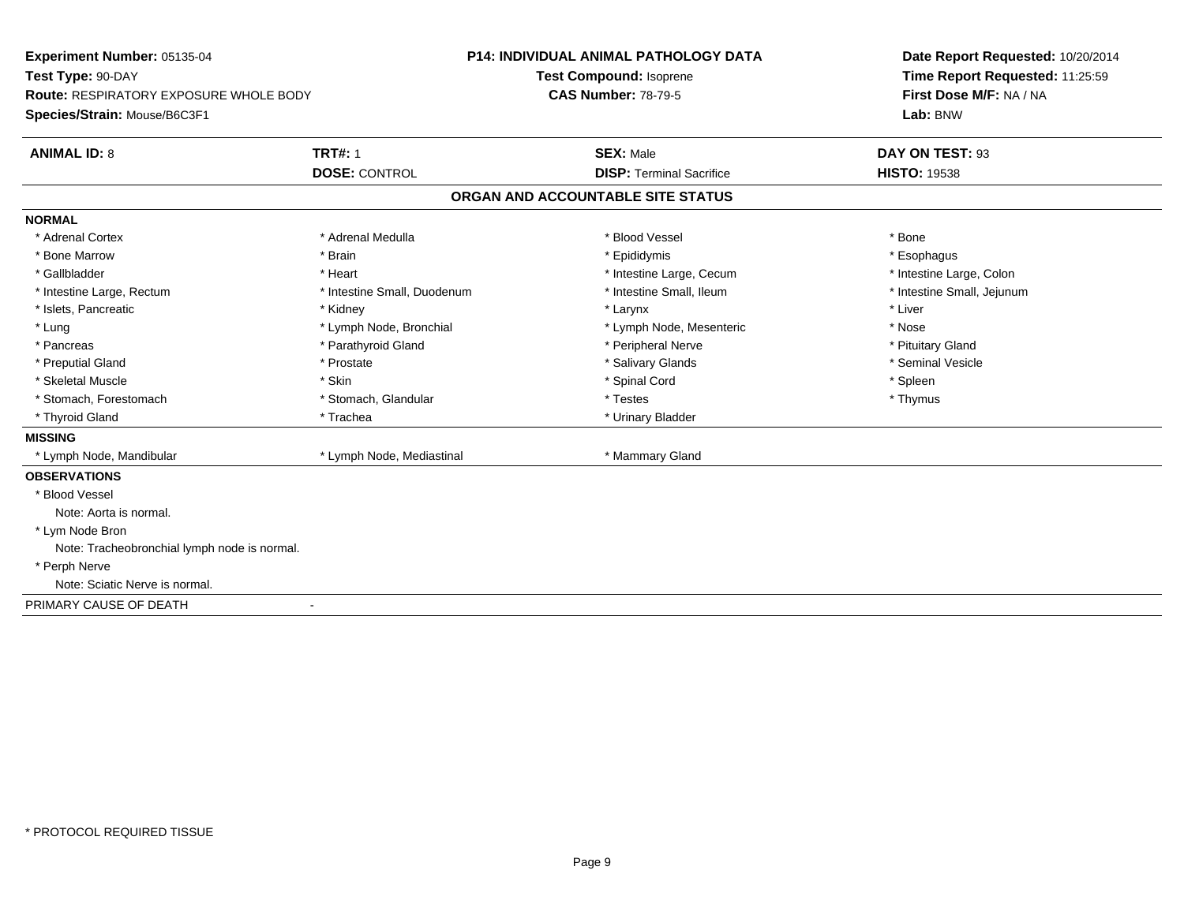**Experiment Number:** 05135-04
**Test Type:** 90-DAY
**Route:** RESPIRATORY EXPOSURE WHOLE BODY
**Species/Strain:** Mouse/B6C3F1

**P14: INDIVIDUAL ANIMAL PATHOLOGY DATA**
**Test Compound:** Isoprene
**CAS Number:** 78-79-5

**Date Report Requested:** 10/20/2014
**Time Report Requested:** 11:25:59
**First Dose M/F:** NA / NA
**Lab:** BNW

| **ANIMAL ID:** 8 | **TRT#:** 1 | **SEX:** Male | **DAY ON TEST:** 93 |
|---|---|---|---|
| | **DOSE:** CONTROL | **DISP:** Terminal Sacrifice | **HISTO:** 19538 |

## ORGAN AND ACCOUNTABLE SITE STATUS

**NORMAL**

| | | | |
|---|---|---|---|
| * Adrenal Cortex | * Adrenal Medulla | * Blood Vessel | * Bone |
| * Bone Marrow | * Brain | * Epididymis | * Esophagus |
| * Gallbladder | * Heart | * Intestine Large, Cecum | * Intestine Large, Colon |
| * Intestine Large, Rectum | * Intestine Small, Duodenum | * Intestine Small, Ileum | * Intestine Small, Jejunum |
| * Islets, Pancreatic | * Kidney | * Larynx | * Liver |
| * Lung | * Lymph Node, Bronchial | * Lymph Node, Mesenteric | * Nose |
| * Pancreas | * Parathyroid Gland | * Peripheral Nerve | * Pituitary Gland |
| * Preputial Gland | * Prostate | * Salivary Glands | * Seminal Vesicle |
| * Skeletal Muscle | * Skin | * Spinal Cord | * Spleen |
| * Stomach, Forestomach | * Stomach, Glandular | * Testes | * Thymus |
| * Thyroid Gland | * Trachea | * Urinary Bladder | |

**MISSING**

| | | |
|---|---|---|
| * Lymph Node, Mandibular | * Lymph Node, Mediastinal | * Mammary Gland |

**OBSERVATIONS**

* Blood Vessel
  Note: Aorta is normal.
* Lym Node Bron
  Note: Tracheobronchial lymph node is normal.
* Perph Nerve
  Note: Sciatic Nerve is normal.

PRIMARY CAUSE OF DEATH -

* PROTOCOL REQUIRED TISSUE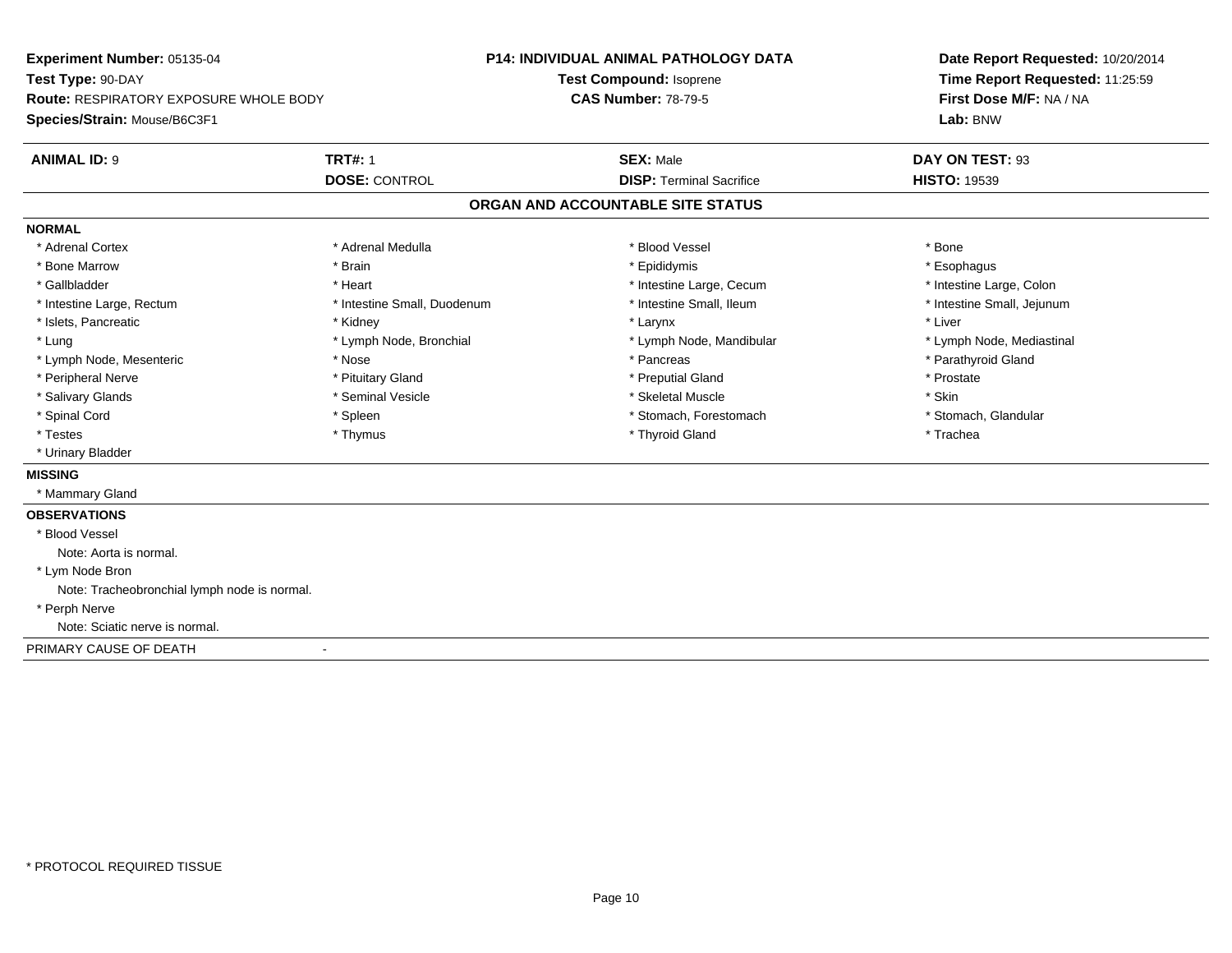**Experiment Number:** 05135-04
**Test Type:** 90-DAY
**Route:** RESPIRATORY EXPOSURE WHOLE BODY
**Species/Strain:** Mouse/B6C3F1

**P14: INDIVIDUAL ANIMAL PATHOLOGY DATA**
**Test Compound:** Isoprene
**CAS Number:** 78-79-5

**Date Report Requested:** 10/20/2014
**Time Report Requested:** 11:25:59
**First Dose M/F:** NA / NA
**Lab:** BNW

| **ANIMAL ID:** 9 | **TRT#:** 1 | **SEX:** Male | **DAY ON TEST:** 93 |
|---|---|---|---|
| | **DOSE:** CONTROL | **DISP:** Terminal Sacrifice | **HISTO:** 19539 |

## ORGAN AND ACCOUNTABLE SITE STATUS

**NORMAL**

| | | | |
|---|---|---|---|
| * Adrenal Cortex | * Adrenal Medulla | * Blood Vessel | * Bone |
| * Bone Marrow | * Brain | * Epididymis | * Esophagus |
| * Gallbladder | * Heart | * Intestine Large, Cecum | * Intestine Large, Colon |
| * Intestine Large, Rectum | * Intestine Small, Duodenum | * Intestine Small, Ileum | * Intestine Small, Jejunum |
| * Islets, Pancreatic | * Kidney | * Larynx | * Liver |
| * Lung | * Lymph Node, Bronchial | * Lymph Node, Mandibular | * Lymph Node, Mediastinal |
| * Lymph Node, Mesenteric | * Nose | * Pancreas | * Parathyroid Gland |
| * Peripheral Nerve | * Pituitary Gland | * Preputial Gland | * Prostate |
| * Salivary Glands | * Seminal Vesicle | * Skeletal Muscle | * Skin |
| * Spinal Cord | * Spleen | * Stomach, Forestomach | * Stomach, Glandular |
| * Testes | * Thymus | * Thyroid Gland | * Trachea |
| * Urinary Bladder | | | |

**MISSING**

* Mammary Gland

**OBSERVATIONS**

* Blood Vessel
  Note: Aorta is normal.
* Lym Node Bron
  Note: Tracheobronchial lymph node is normal.
* Perph Nerve
  Note: Sciatic nerve is normal.

PRIMARY CAUSE OF DEATH -

* PROTOCOL REQUIRED TISSUE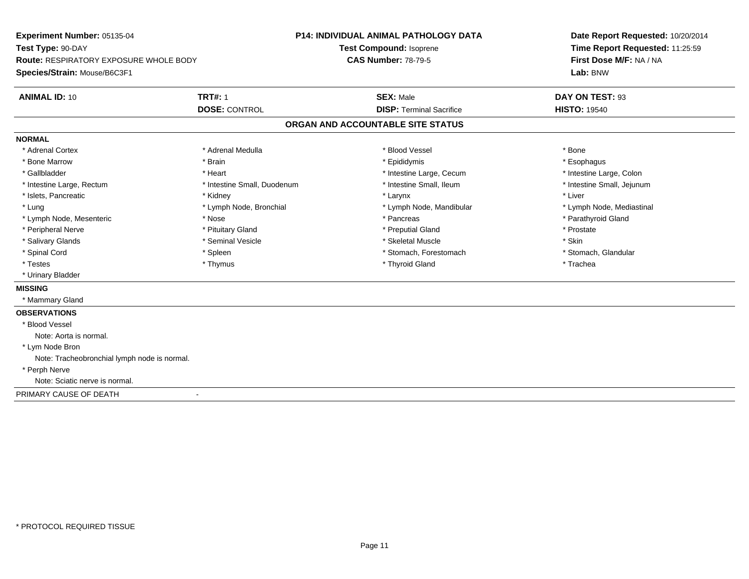**Experiment Number:** 05135-04
**Test Type:** 90-DAY
**Route:** RESPIRATORY EXPOSURE WHOLE BODY
**Species/Strain:** Mouse/B6C3F1

**P14: INDIVIDUAL ANIMAL PATHOLOGY DATA**
**Test Compound:** Isoprene
**CAS Number:** 78-79-5

**Date Report Requested:** 10/20/2014
**Time Report Requested:** 11:25:59
**First Dose M/F:** NA / NA
**Lab:** BNW

| **ANIMAL ID:** 10 | **TRT#:** 1 | **SEX:** Male | **DAY ON TEST:** 93 |
|---|---|---|---|
| | **DOSE:** CONTROL | **DISP:** Terminal Sacrifice | **HISTO:** 19540 |

## ORGAN AND ACCOUNTABLE SITE STATUS

**NORMAL**

| | | | |
|---|---|---|---|
| * Adrenal Cortex | * Adrenal Medulla | * Blood Vessel | * Bone |
| * Bone Marrow | * Brain | * Epididymis | * Esophagus |
| * Gallbladder | * Heart | * Intestine Large, Cecum | * Intestine Large, Colon |
| * Intestine Large, Rectum | * Intestine Small, Duodenum | * Intestine Small, Ileum | * Intestine Small, Jejunum |
| * Islets, Pancreatic | * Kidney | * Larynx | * Liver |
| * Lung | * Lymph Node, Bronchial | * Lymph Node, Mandibular | * Lymph Node, Mediastinal |
| * Lymph Node, Mesenteric | * Nose | * Pancreas | * Parathyroid Gland |
| * Peripheral Nerve | * Pituitary Gland | * Preputial Gland | * Prostate |
| * Salivary Glands | * Seminal Vesicle | * Skeletal Muscle | * Skin |
| * Spinal Cord | * Spleen | * Stomach, Forestomach | * Stomach, Glandular |
| * Testes | * Thymus | * Thyroid Gland | * Trachea |
| * Urinary Bladder | | | |

**MISSING**

* Mammary Gland

**OBSERVATIONS**

* Blood Vessel
  Note: Aorta is normal.
* Lym Node Bron
  Note: Tracheobronchial lymph node is normal.
* Perph Nerve
  Note: Sciatic nerve is normal.

PRIMARY CAUSE OF DEATH -

* PROTOCOL REQUIRED TISSUE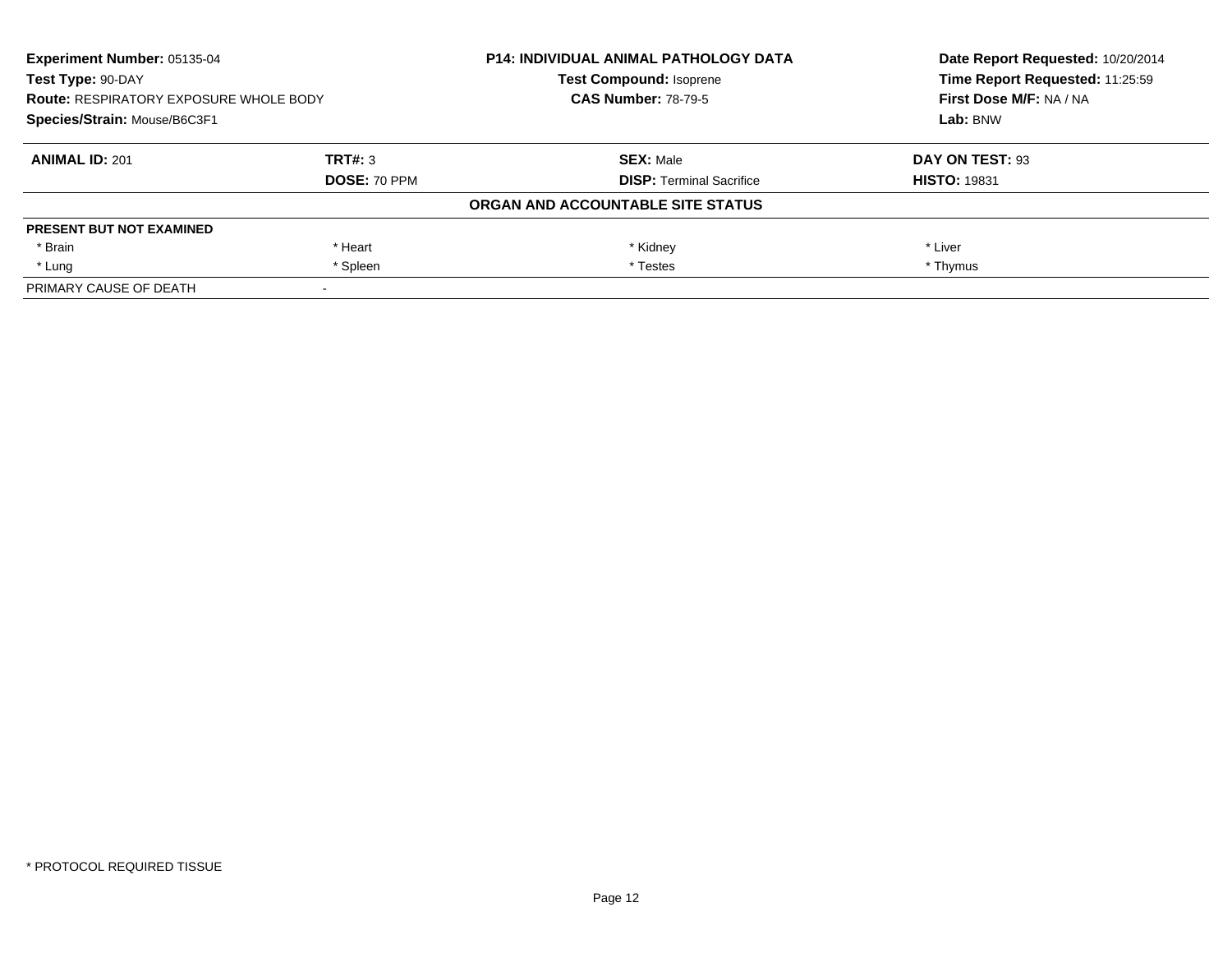| **Experiment Number:** 05135-04 | **P14: INDIVIDUAL ANIMAL PATHOLOGY DATA** | **Date Report Requested:** 10/20/2014 |
|---|---|---|
| **Test Type:** 90-DAY | **Test Compound:** Isoprene | **Time Report Requested:** 11:25:59 |
| **Route:** RESPIRATORY EXPOSURE WHOLE BODY | **CAS Number:** 78-79-5 | **First Dose M/F:** NA / NA |
| **Species/Strain:** Mouse/B6C3F1 | | **Lab:** BNW |

| **ANIMAL ID:** 201 | **TRT#:** 3 | **SEX:** Male | **DAY ON TEST:** 93 |
|---|---|---|---|
| | **DOSE:** 70 PPM | **DISP:** Terminal Sacrifice | **HISTO:** 19831 |

**ORGAN AND ACCOUNTABLE SITE STATUS**

| **PRESENT BUT NOT EXAMINED** | | | |
|---|---|---|---|
| * Brain | * Heart | * Kidney | * Liver |
| * Lung | * Spleen | * Testes | * Thymus |
| PRIMARY CAUSE OF DEATH | - | | |

* PROTOCOL REQUIRED TISSUE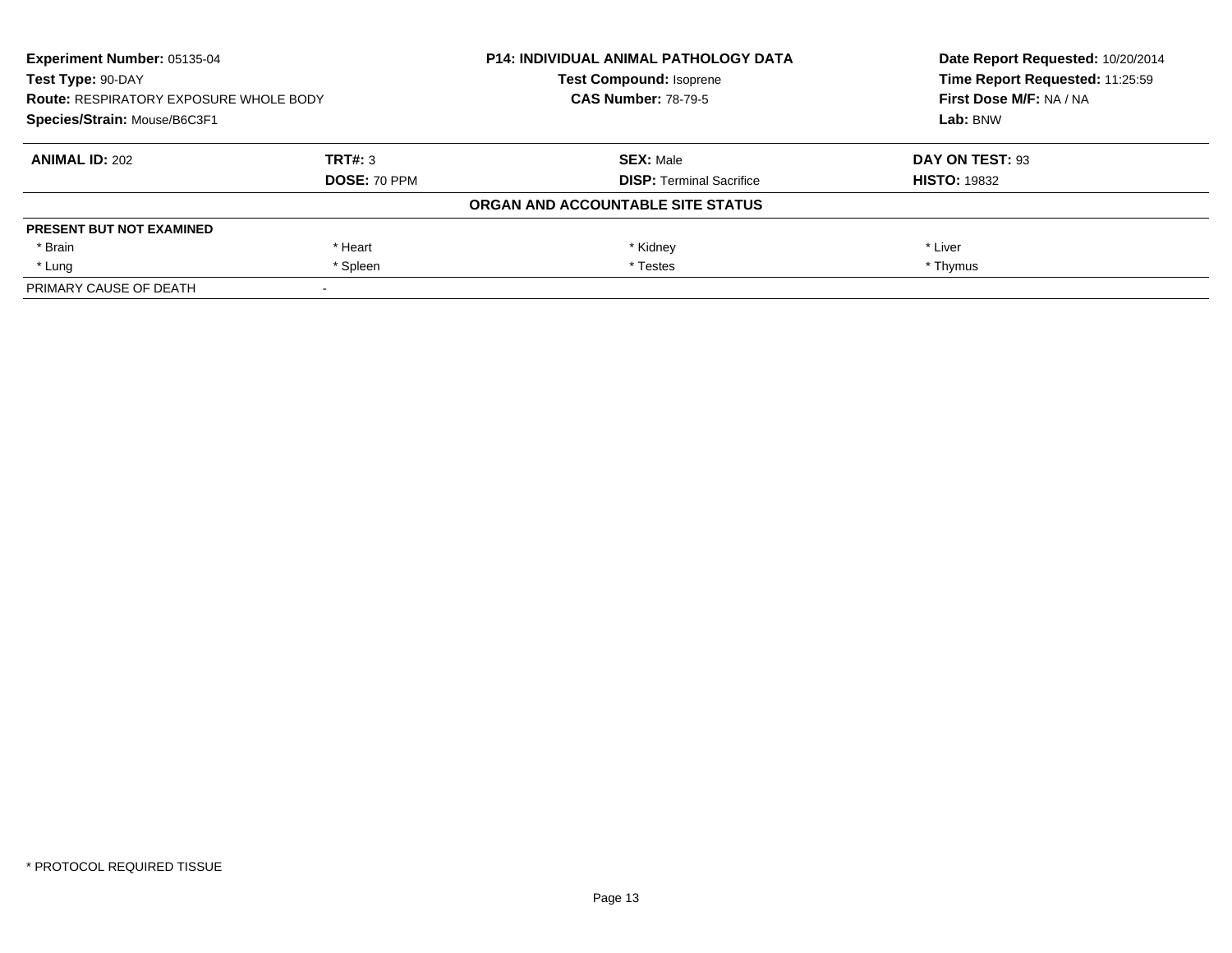| **Experiment Number:** 05135-04 | | **P14: INDIVIDUAL ANIMAL PATHOLOGY DATA** | **Date Report Requested:** 10/20/2014 |
|---|---|---|---|
| **Test Type:** 90-DAY | | **Test Compound:** Isoprene | **Time Report Requested:** 11:25:59 |
| **Route:** RESPIRATORY EXPOSURE WHOLE BODY | | **CAS Number:** 78-79-5 | **First Dose M/F:** NA / NA |
| **Species/Strain:** Mouse/B6C3F1 | | | **Lab:** BNW |

| **ANIMAL ID:** 202 | **TRT#:** 3 | **SEX:** Male | **DAY ON TEST:** 93 |
|---|---|---|---|
| | **DOSE:** 70 PPM | **DISP:** Terminal Sacrifice | **HISTO:** 19832 |

**ORGAN AND ACCOUNTABLE SITE STATUS**

| **PRESENT BUT NOT EXAMINED** | | | |
|---|---|---|---|
| * Brain | * Heart | * Kidney | * Liver |
| * Lung | * Spleen | * Testes | * Thymus |
| PRIMARY CAUSE OF DEATH | - | | |

* PROTOCOL REQUIRED TISSUE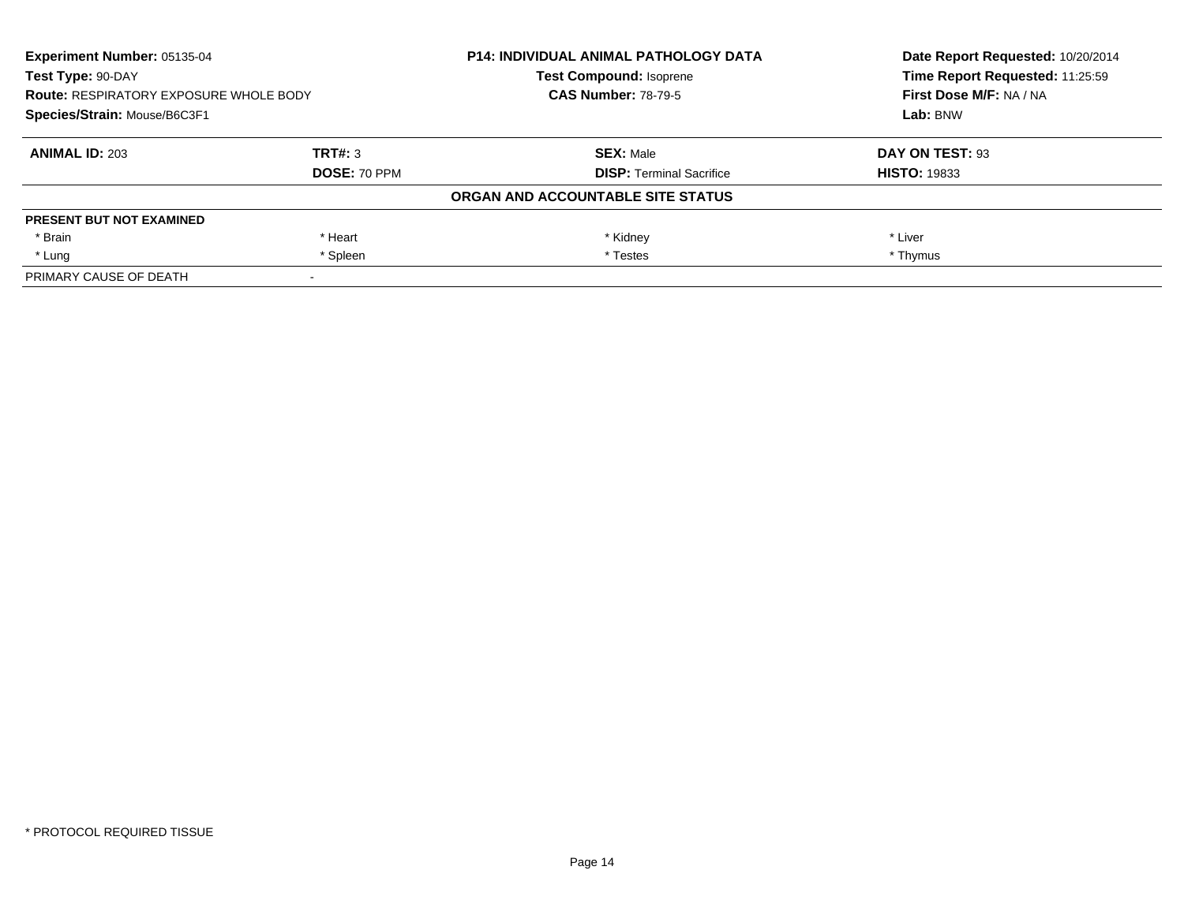**Experiment Number:** 05135-04
**Test Type:** 90-DAY
**Route:** RESPIRATORY EXPOSURE WHOLE BODY
**Species/Strain:** Mouse/B6C3F1

**P14: INDIVIDUAL ANIMAL PATHOLOGY DATA**
**Test Compound:** Isoprene
**CAS Number:** 78-79-5

**Date Report Requested:** 10/20/2014
**Time Report Requested:** 11:25:59
**First Dose M/F:** NA / NA
**Lab:** BNW

| **ANIMAL ID:** 203 | **TRT#:** 3 | **SEX:** Male | **DAY ON TEST:** 93 |
|---|---|---|---|
| | **DOSE:** 70 PPM | **DISP:** Terminal Sacrifice | **HISTO:** 19833 |

**ORGAN AND ACCOUNTABLE SITE STATUS**

| **PRESENT BUT NOT EXAMINED** | | | |
|---|---|---|---|
| * Brain | * Heart | * Kidney | * Liver |
| * Lung | * Spleen | * Testes | * Thymus |
| PRIMARY CAUSE OF DEATH | - | | |

* PROTOCOL REQUIRED TISSUE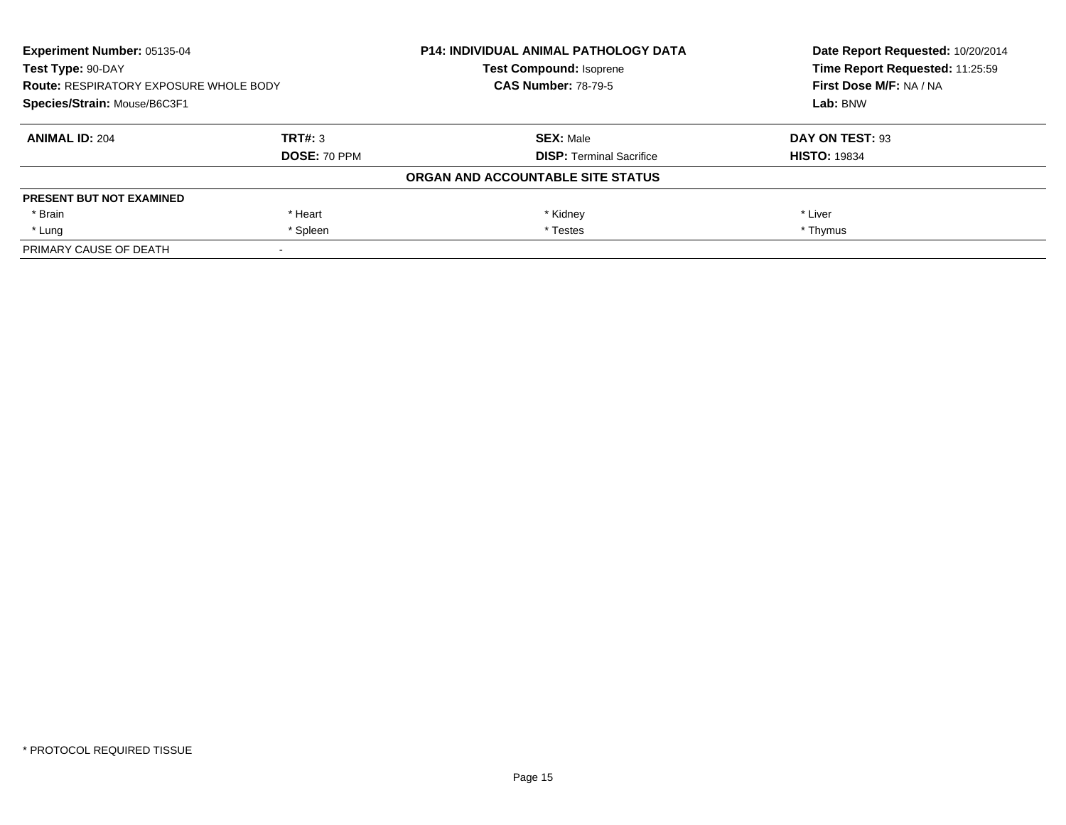**Experiment Number:** 05135-04
**Test Type:** 90-DAY
**Route:** RESPIRATORY EXPOSURE WHOLE BODY
**Species/Strain:** Mouse/B6C3F1

**P14: INDIVIDUAL ANIMAL PATHOLOGY DATA**
**Test Compound:** Isoprene
**CAS Number:** 78-79-5

**Date Report Requested:** 10/20/2014
**Time Report Requested:** 11:25:59
**First Dose M/F:** NA / NA
**Lab:** BNW

| **ANIMAL ID:** 204 | **TRT#:** 3 | **SEX:** Male | **DAY ON TEST:** 93 |
|---|---|---|---|
| | **DOSE:** 70 PPM | **DISP:** Terminal Sacrifice | **HISTO:** 19834 |

**ORGAN AND ACCOUNTABLE SITE STATUS**

| **PRESENT BUT NOT EXAMINED** | | | |
|---|---|---|---|
| * Brain | * Heart | * Kidney | * Liver |
| * Lung | * Spleen | * Testes | * Thymus |
| PRIMARY CAUSE OF DEATH | - | | |

\* PROTOCOL REQUIRED TISSUE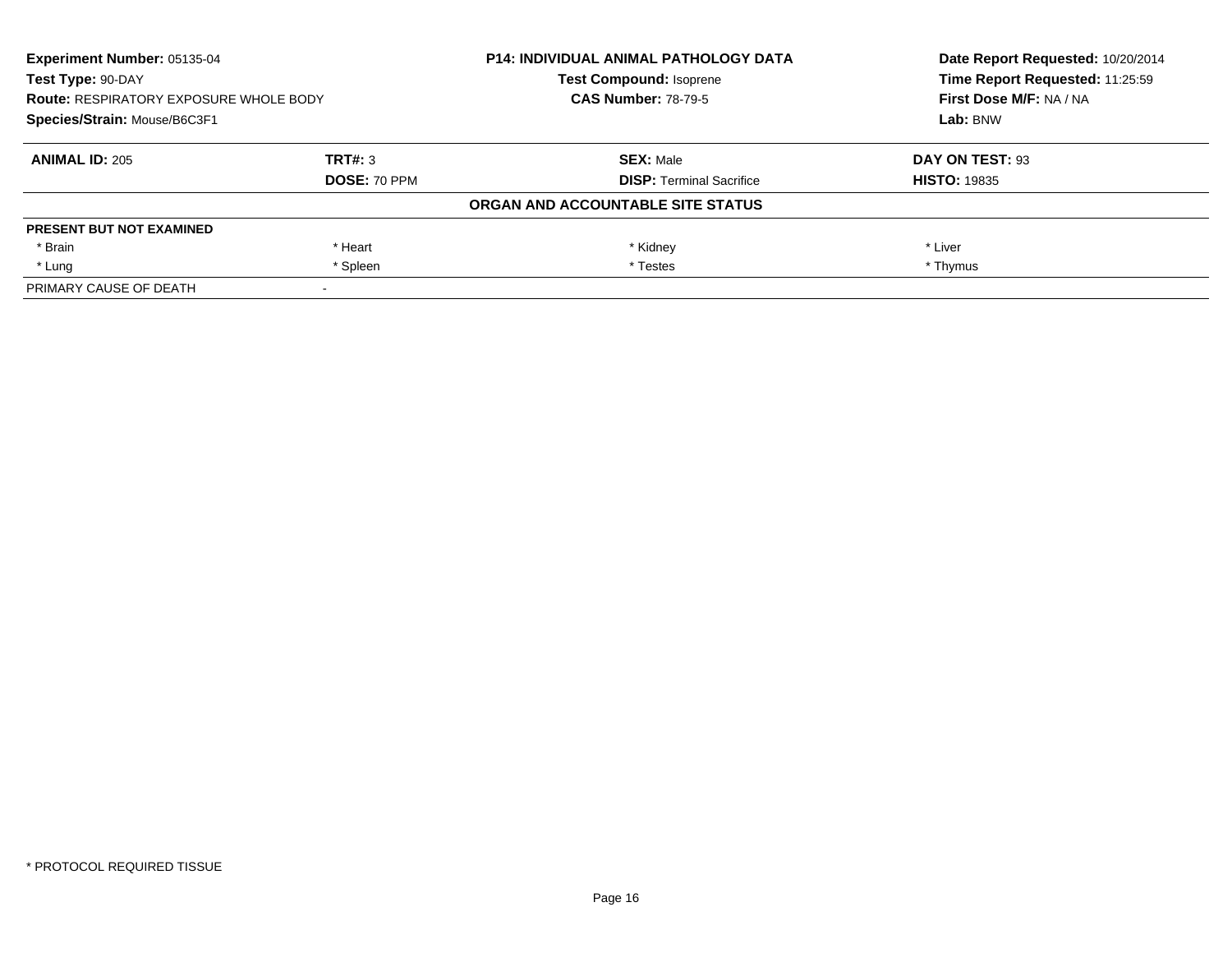**Experiment Number:** 05135-04
**Test Type:** 90-DAY
**Route:** RESPIRATORY EXPOSURE WHOLE BODY
**Species/Strain:** Mouse/B6C3F1

**P14: INDIVIDUAL ANIMAL PATHOLOGY DATA**
**Test Compound:** Isoprene
**CAS Number:** 78-79-5

**Date Report Requested:** 10/20/2014
**Time Report Requested:** 11:25:59
**First Dose M/F:** NA / NA
**Lab:** BNW

| **ANIMAL ID:** 205 | **TRT#:** 3 | **SEX:** Male | **DAY ON TEST:** 93 |
|---|---|---|---|
| | **DOSE:** 70 PPM | **DISP:** Terminal Sacrifice | **HISTO:** 19835 |

**ORGAN AND ACCOUNTABLE SITE STATUS**

| **PRESENT BUT NOT EXAMINED** | | | |
|---|---|---|---|
| * Brain | * Heart | * Kidney | * Liver |
| * Lung | * Spleen | * Testes | * Thymus |
| PRIMARY CAUSE OF DEATH | - | | |

* PROTOCOL REQUIRED TISSUE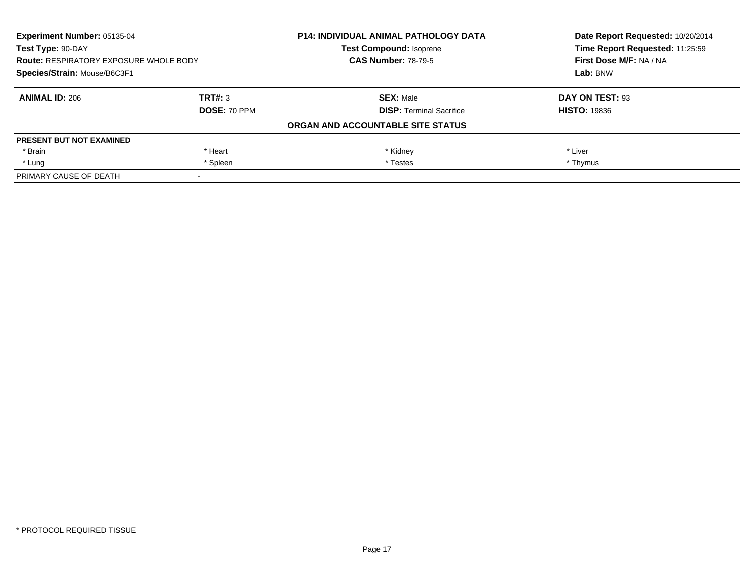**Experiment Number:** 05135-04
**Test Type:** 90-DAY
**Route:** RESPIRATORY EXPOSURE WHOLE BODY
**Species/Strain:** Mouse/B6C3F1

**P14: INDIVIDUAL ANIMAL PATHOLOGY DATA**
**Test Compound:** Isoprene
**CAS Number:** 78-79-5

**Date Report Requested:** 10/20/2014
**Time Report Requested:** 11:25:59
**First Dose M/F:** NA / NA
**Lab:** BNW

| **ANIMAL ID:** 206 | **TRT#:** 3 | **SEX:** Male | **DAY ON TEST:** 93 |
|---|---|---|---|
| | **DOSE:** 70 PPM | **DISP:** Terminal Sacrifice | **HISTO:** 19836 |

**ORGAN AND ACCOUNTABLE SITE STATUS**

| **PRESENT BUT NOT EXAMINED** | | | |
|---|---|---|---|
| * Brain | * Heart | * Kidney | * Liver |
| * Lung | * Spleen | * Testes | * Thymus |
| PRIMARY CAUSE OF DEATH | - | | |

* PROTOCOL REQUIRED TISSUE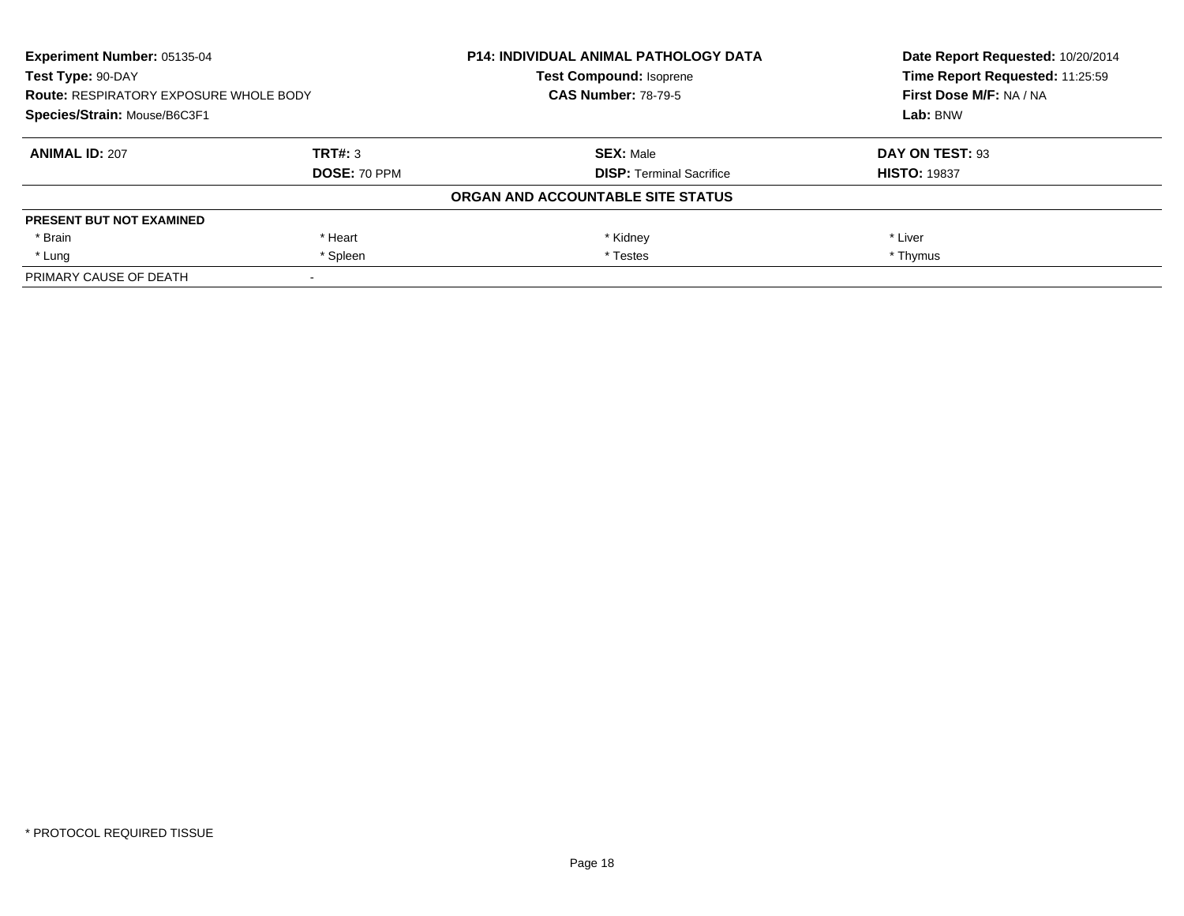| **Experiment Number:** 05135-04 | **P14: INDIVIDUAL ANIMAL PATHOLOGY DATA** | **Date Report Requested:** 10/20/2014 |
|---|---|---|
| **Test Type:** 90-DAY | **Test Compound:** Isoprene | **Time Report Requested:** 11:25:59 |
| **Route:** RESPIRATORY EXPOSURE WHOLE BODY | **CAS Number:** 78-79-5 | **First Dose M/F:** NA / NA |
| **Species/Strain:** Mouse/B6C3F1 | | **Lab:** BNW |

| **ANIMAL ID:** 207 | **TRT#:** 3 | **SEX:** Male | **DAY ON TEST:** 93 |
|---|---|---|---|
| | **DOSE:** 70 PPM | **DISP:** Terminal Sacrifice | **HISTO:** 19837 |
| | | **ORGAN AND ACCOUNTABLE SITE STATUS** | |
| **PRESENT BUT NOT EXAMINED** | | | |
| * Brain | * Heart | * Kidney | * Liver |
| * Lung | * Spleen | * Testes | * Thymus |
| PRIMARY CAUSE OF DEATH | - | | |

* PROTOCOL REQUIRED TISSUE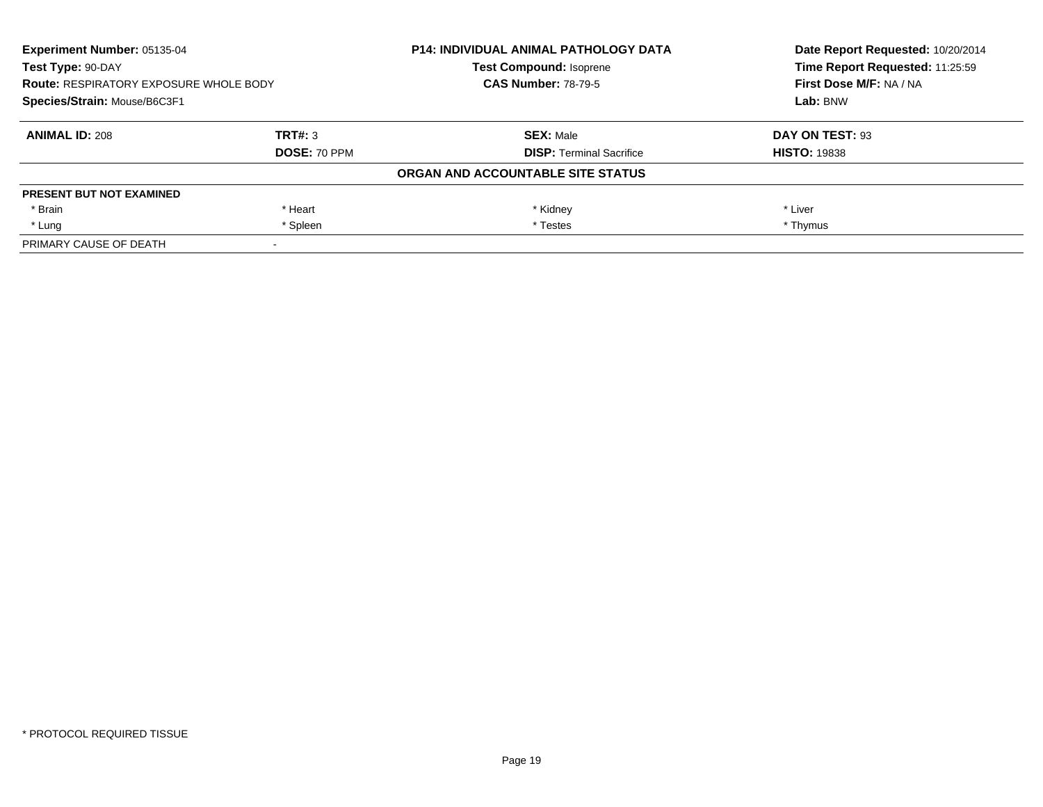| **Experiment Number:** 05135-04 | **P14: INDIVIDUAL ANIMAL PATHOLOGY DATA** | **Date Report Requested:** 10/20/2014 |
|---|---|---|
| **Test Type:** 90-DAY | **Test Compound:** Isoprene | **Time Report Requested:** 11:25:59 |
| **Route:** RESPIRATORY EXPOSURE WHOLE BODY | **CAS Number:** 78-79-5 | **First Dose M/F:** NA / NA |
| **Species/Strain:** Mouse/B6C3F1 | | **Lab:** BNW |

| **ANIMAL ID:** 208 | **TRT#:** 3 | **SEX:** Male | **DAY ON TEST:** 93 |
|---|---|---|---|
| | **DOSE:** 70 PPM | **DISP:** Terminal Sacrifice | **HISTO:** 19838 |

**ORGAN AND ACCOUNTABLE SITE STATUS**

| **PRESENT BUT NOT EXAMINED** | | | |
|---|---|---|---|
| * Brain | * Heart | * Kidney | * Liver |
| * Lung | * Spleen | * Testes | * Thymus |
| PRIMARY CAUSE OF DEATH | - | | |

* PROTOCOL REQUIRED TISSUE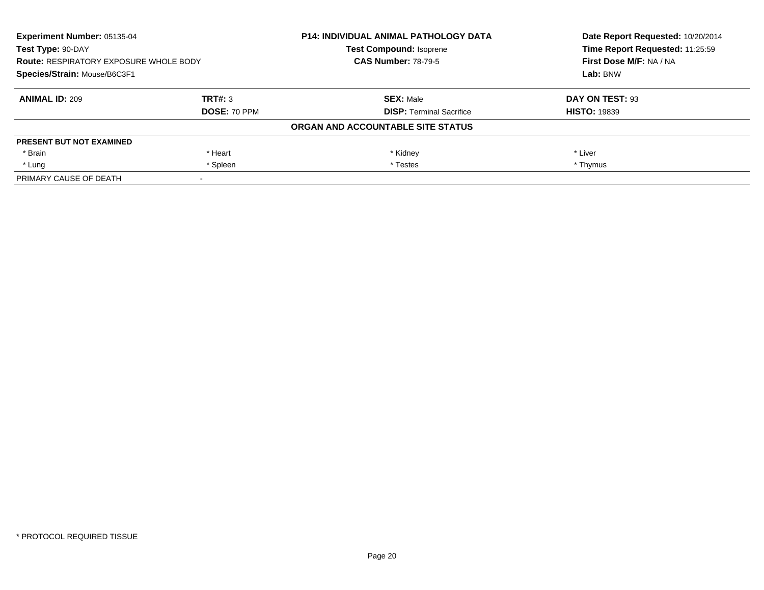**Experiment Number:** 05135-04
**Test Type:** 90-DAY
**Route:** RESPIRATORY EXPOSURE WHOLE BODY
**Species/Strain:** Mouse/B6C3F1

**P14: INDIVIDUAL ANIMAL PATHOLOGY DATA**
**Test Compound:** Isoprene
**CAS Number:** 78-79-5

**Date Report Requested:** 10/20/2014
**Time Report Requested:** 11:25:59
**First Dose M/F:** NA / NA
**Lab:** BNW

| **ANIMAL ID:** 209 | **TRT#:** 3 | **SEX:** Male | **DAY ON TEST:** 93 |
|---|---|---|---|
| | **DOSE:** 70 PPM | **DISP:** Terminal Sacrifice | **HISTO:** 19839 |

**ORGAN AND ACCOUNTABLE SITE STATUS**

| **PRESENT BUT NOT EXAMINED** | | | |
|---|---|---|---|
| * Brain | * Heart | * Kidney | * Liver |
| * Lung | * Spleen | * Testes | * Thymus |
| PRIMARY CAUSE OF DEATH | - | | |

* PROTOCOL REQUIRED TISSUE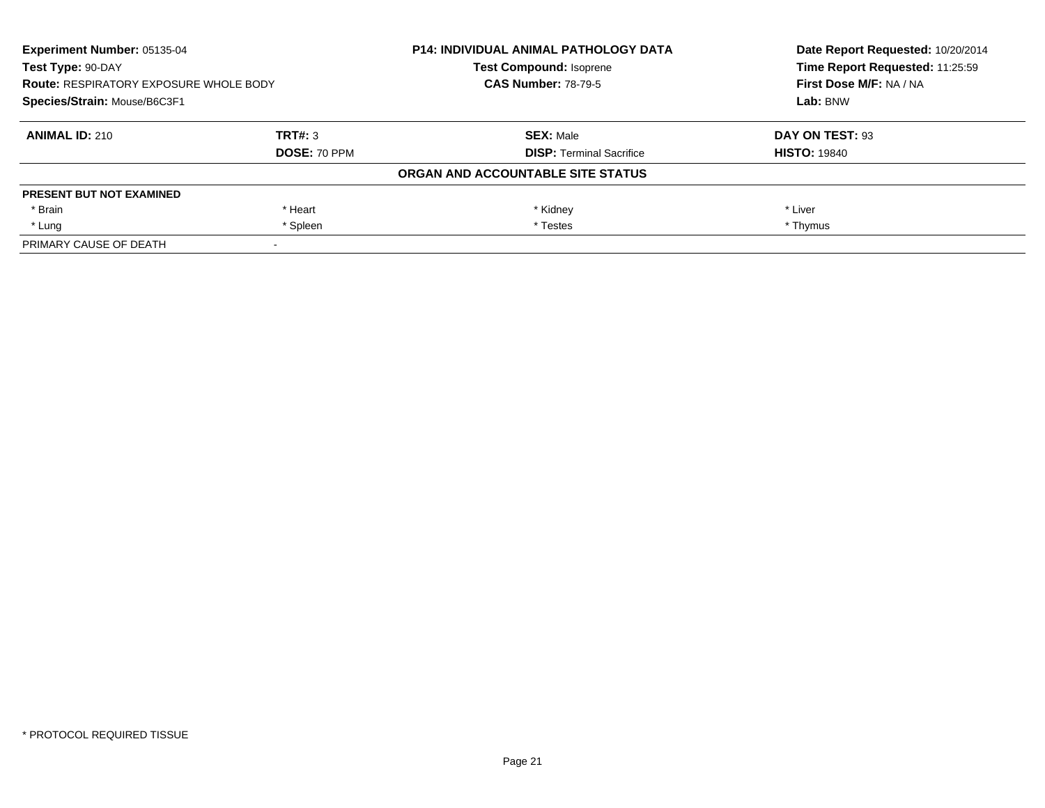**Experiment Number:** 05135-04
**Test Type:** 90-DAY
**Route:** RESPIRATORY EXPOSURE WHOLE BODY
**Species/Strain:** Mouse/B6C3F1

**P14: INDIVIDUAL ANIMAL PATHOLOGY DATA**
**Test Compound:** Isoprene
**CAS Number:** 78-79-5

**Date Report Requested:** 10/20/2014
**Time Report Requested:** 11:25:59
**First Dose M/F:** NA / NA
**Lab:** BNW

| **ANIMAL ID:** 210 | **TRT#:** 3 | **SEX:** Male | **DAY ON TEST:** 93 |
|---|---|---|---|
| | **DOSE:** 70 PPM | **DISP:** Terminal Sacrifice | **HISTO:** 19840 |

**ORGAN AND ACCOUNTABLE SITE STATUS**

| **PRESENT BUT NOT EXAMINED** | | | |
|---|---|---|---|
| * Brain | * Heart | * Kidney | * Liver |
| * Lung | * Spleen | * Testes | * Thymus |
| PRIMARY CAUSE OF DEATH | - | | |

\* PROTOCOL REQUIRED TISSUE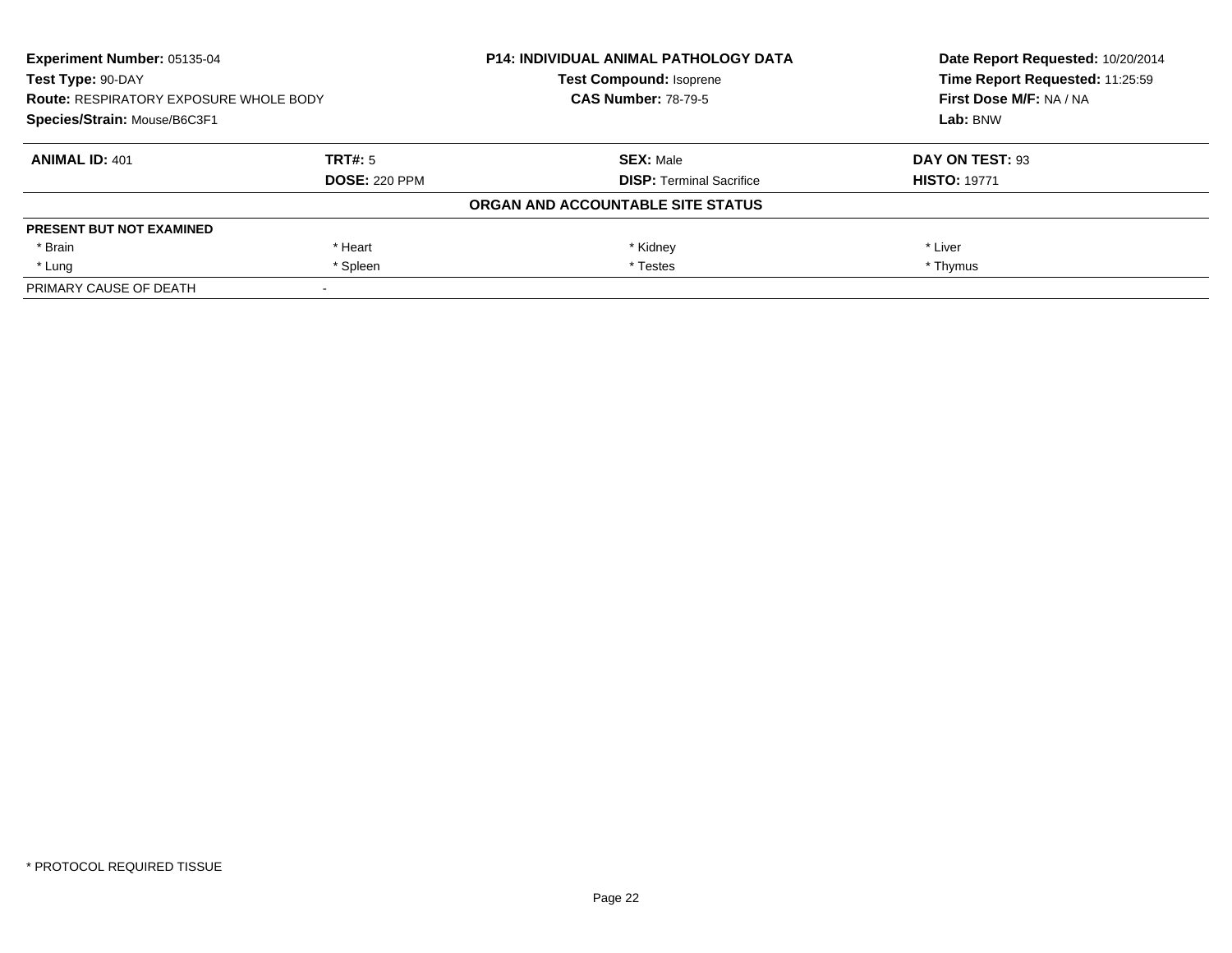| **Experiment Number:** 05135-04 | **P14: INDIVIDUAL ANIMAL PATHOLOGY DATA** | **Date Report Requested:** 10/20/2014 |
|---|---|---|
| **Test Type:** 90-DAY | **Test Compound:** Isoprene | **Time Report Requested:** 11:25:59 |
| **Route:** RESPIRATORY EXPOSURE WHOLE BODY | **CAS Number:** 78-79-5 | **First Dose M/F:** NA / NA |
| **Species/Strain:** Mouse/B6C3F1 | | **Lab:** BNW |

| **ANIMAL ID:** 401 | **TRT#:** 5 | **SEX:** Male | **DAY ON TEST:** 93 |
|---|---|---|---|
| | **DOSE:** 220 PPM | **DISP:** Terminal Sacrifice | **HISTO:** 19771 |

**ORGAN AND ACCOUNTABLE SITE STATUS**

| **PRESENT BUT NOT EXAMINED** | | | |
|---|---|---|---|
| * Brain | * Heart | * Kidney | * Liver |
| * Lung | * Spleen | * Testes | * Thymus |
| PRIMARY CAUSE OF DEATH | - | | |

* PROTOCOL REQUIRED TISSUE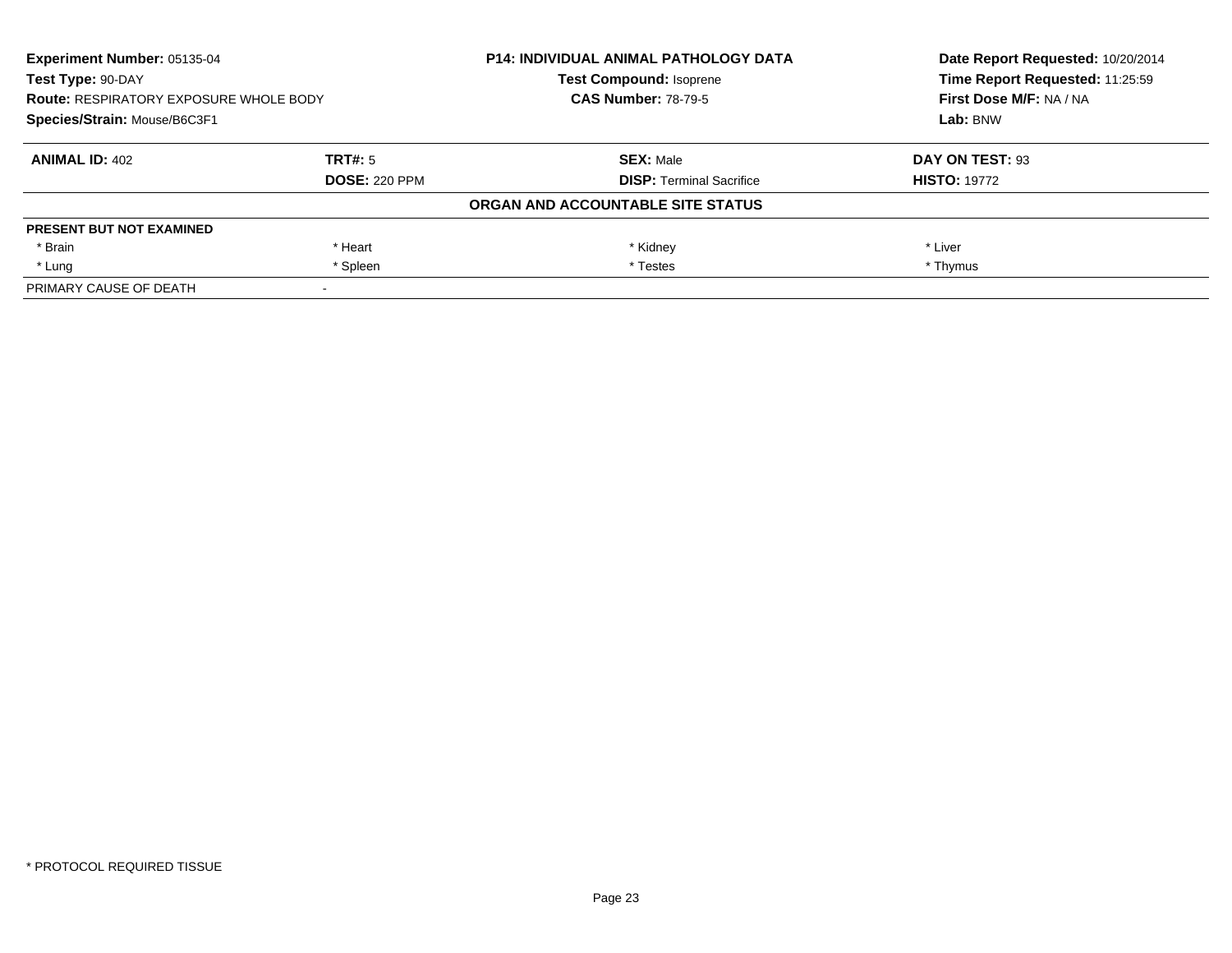**Experiment Number:** 05135-04
**Test Type:** 90-DAY
**Route:** RESPIRATORY EXPOSURE WHOLE BODY
**Species/Strain:** Mouse/B6C3F1

**P14: INDIVIDUAL ANIMAL PATHOLOGY DATA**
**Test Compound:** Isoprene
**CAS Number:** 78-79-5

**Date Report Requested:** 10/20/2014
**Time Report Requested:** 11:25:59
**First Dose M/F:** NA / NA
**Lab:** BNW

| **ANIMAL ID:** 402 | **TRT#:** 5 | **SEX:** Male | **DAY ON TEST:** 93 |
|---|---|---|---|
| | **DOSE:** 220 PPM | **DISP:** Terminal Sacrifice | **HISTO:** 19772 |

**ORGAN AND ACCOUNTABLE SITE STATUS**

| **PRESENT BUT NOT EXAMINED** | | | |
|---|---|---|---|
| * Brain | * Heart | * Kidney | * Liver |
| * Lung | * Spleen | * Testes | * Thymus |
| PRIMARY CAUSE OF DEATH | - | | |

* PROTOCOL REQUIRED TISSUE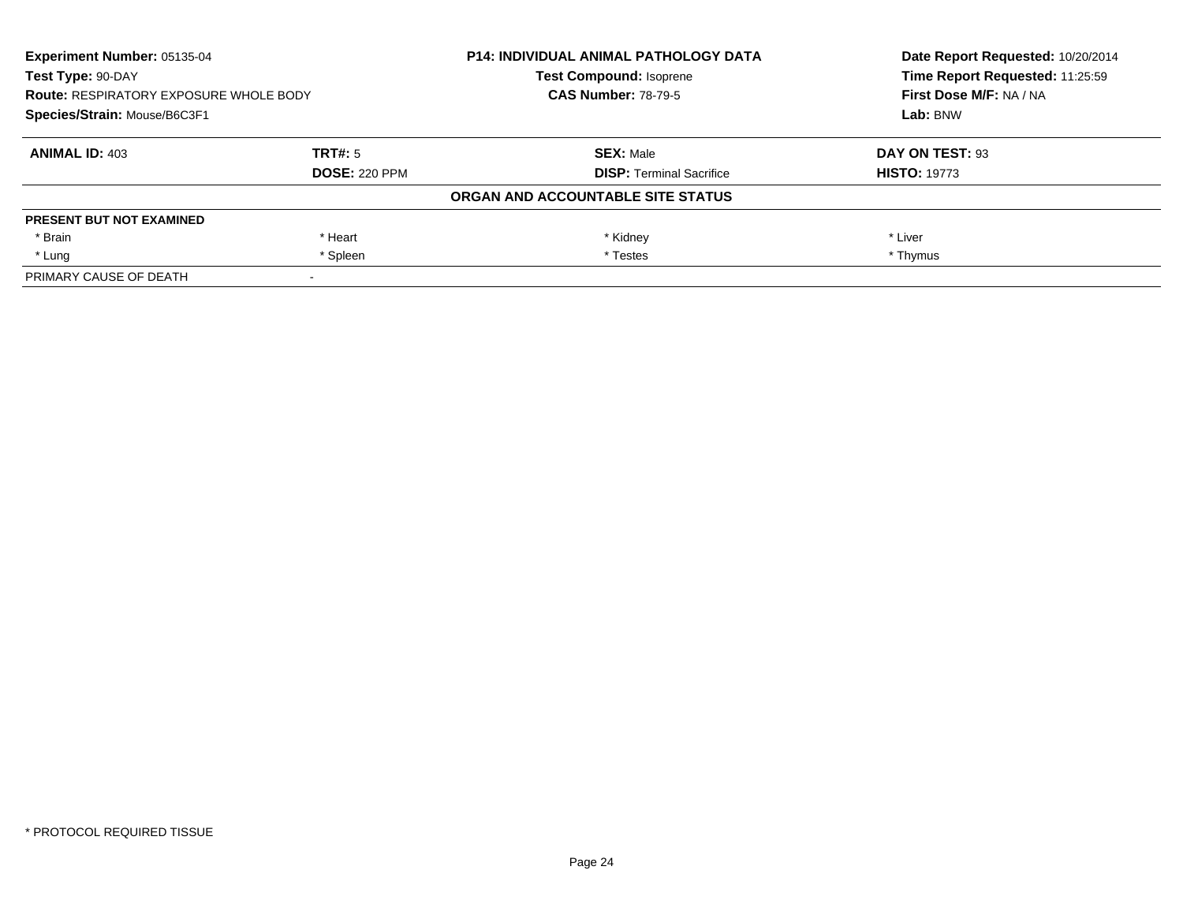| Experiment Number: 05135-04 | P14: INDIVIDUAL ANIMAL PATHOLOGY DATA | Date Report Requested: 10/20/2014 |
|---|---|---|
| Test Type: 90-DAY | Test Compound: Isoprene | Time Report Requested: 11:25:59 |
| Route: RESPIRATORY EXPOSURE WHOLE BODY | CAS Number: 78-79-5 | First Dose M/F: NA / NA |
| Species/Strain: Mouse/B6C3F1 | | Lab: BNW |

| ANIMAL ID: 403 | TRT#: 5 | SEX: Male | DAY ON TEST: 93 |
|---|---|---|---|
| | DOSE: 220 PPM | DISP: Terminal Sacrifice | HISTO: 19773 |

**ORGAN AND ACCOUNTABLE SITE STATUS**

| PRESENT BUT NOT EXAMINED | | | |
|---|---|---|---|
| * Brain | * Heart | * Kidney | * Liver |
| * Lung | * Spleen | * Testes | * Thymus |
| PRIMARY CAUSE OF DEATH | - | | |

* PROTOCOL REQUIRED TISSUE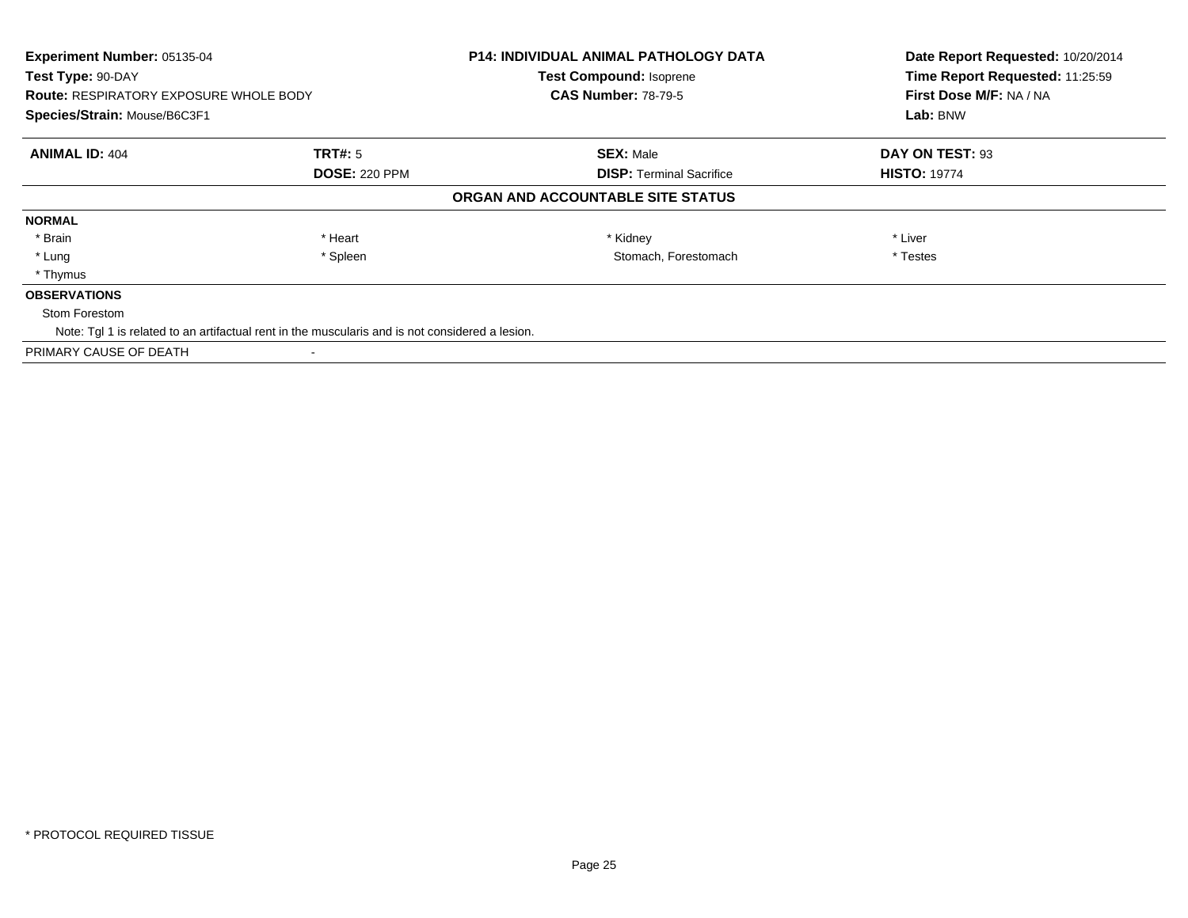| | | | |
|---|---|---|---|
| **Experiment Number:** 05135-04 | | **P14: INDIVIDUAL ANIMAL PATHOLOGY DATA** | **Date Report Requested:** 10/20/2014 |
| **Test Type:** 90-DAY | | **Test Compound:** Isoprene | **Time Report Requested:** 11:25:59 |
| **Route:** RESPIRATORY EXPOSURE WHOLE BODY | | **CAS Number:** 78-79-5 | **First Dose M/F:** NA / NA |
| **Species/Strain:** Mouse/B6C3F1 | | | **Lab:** BNW |

| | | | |
|---|---|---|---|
| **ANIMAL ID:** 404 | **TRT#:** 5 | **SEX:** Male | **DAY ON TEST:** 93 |
| | **DOSE:** 220 PPM | **DISP:** Terminal Sacrifice | **HISTO:** 19774 |

**ORGAN AND ACCOUNTABLE SITE STATUS**

**NORMAL**

| | | | |
|---|---|---|---|
| * Brain | * Heart | * Kidney | * Liver |
| * Lung | * Spleen | Stomach, Forestomach | * Testes |
| * Thymus | | | |

**OBSERVATIONS**

Stom Forestom

Note: Tgl 1 is related to an artifactual rent in the muscularis and is not considered a lesion.

PRIMARY CAUSE OF DEATH -

* PROTOCOL REQUIRED TISSUE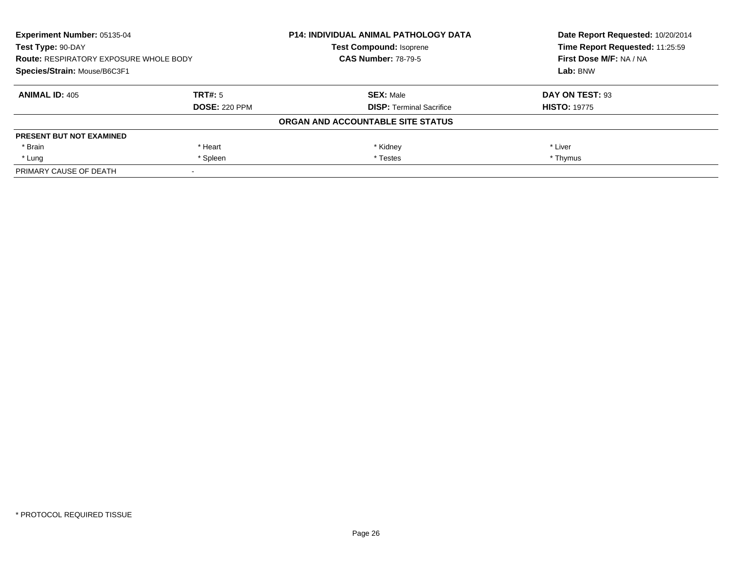| **Experiment Number:** 05135-04 | **P14: INDIVIDUAL ANIMAL PATHOLOGY DATA** | **Date Report Requested:** 10/20/2014 |
|---|---|---|
| **Test Type:** 90-DAY | **Test Compound:** Isoprene | **Time Report Requested:** 11:25:59 |
| **Route:** RESPIRATORY EXPOSURE WHOLE BODY | **CAS Number:** 78-79-5 | **First Dose M/F:** NA / NA |
| **Species/Strain:** Mouse/B6C3F1 | | **Lab:** BNW |

| **ANIMAL ID:** 405 | **TRT#:** 5 | **SEX:** Male | **DAY ON TEST:** 93 |
|---|---|---|---|
| | **DOSE:** 220 PPM | **DISP:** Terminal Sacrifice | **HISTO:** 19775 |
| | | **ORGAN AND ACCOUNTABLE SITE STATUS** | |
| **PRESENT BUT NOT EXAMINED** | | | |
| * Brain | * Heart | * Kidney | * Liver |
| * Lung | * Spleen | * Testes | * Thymus |
| PRIMARY CAUSE OF DEATH | - | | |

* PROTOCOL REQUIRED TISSUE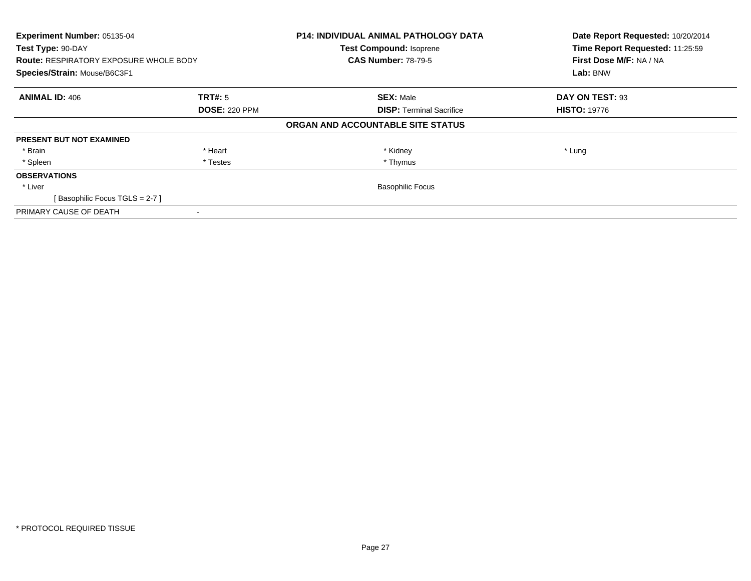**Experiment Number:** 05135-04
**Test Type:** 90-DAY
**Route:** RESPIRATORY EXPOSURE WHOLE BODY
**Species/Strain:** Mouse/B6C3F1

**P14: INDIVIDUAL ANIMAL PATHOLOGY DATA**
**Test Compound:** Isoprene
**CAS Number:** 78-79-5

**Date Report Requested:** 10/20/2014
**Time Report Requested:** 11:25:59
**First Dose M/F:** NA / NA
**Lab:** BNW

| **ANIMAL ID:** 406 | **TRT#:** 5 | **SEX:** Male | **DAY ON TEST:** 93 |
|---|---|---|---|
| | **DOSE:** 220 PPM | **DISP:** Terminal Sacrifice | **HISTO:** 19776 |

**ORGAN AND ACCOUNTABLE SITE STATUS**

| | | | |
|---|---|---|---|
| **PRESENT BUT NOT EXAMINED** | | | |
| * Brain | * Heart | * Kidney | * Lung |
| * Spleen | * Testes | * Thymus | |
| **OBSERVATIONS** | | | |
| * Liver | | Basophilic Focus | |
| [ Basophilic Focus TGLS = 2-7 ] | | | |
| PRIMARY CAUSE OF DEATH | - | | |

* PROTOCOL REQUIRED TISSUE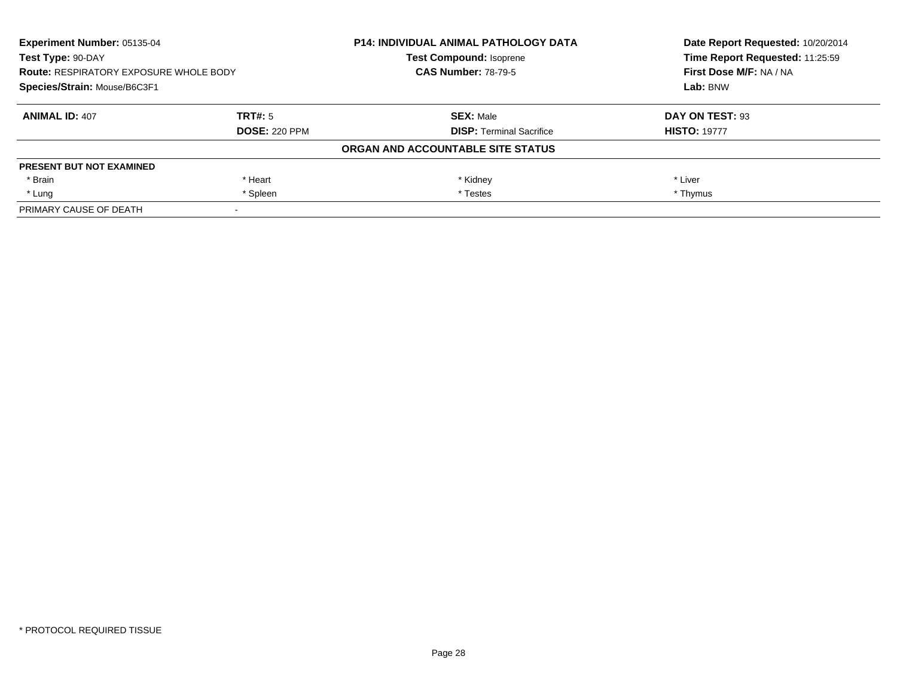**Experiment Number:** 05135-04
**Test Type:** 90-DAY
**Route:** RESPIRATORY EXPOSURE WHOLE BODY
**Species/Strain:** Mouse/B6C3F1

**P14: INDIVIDUAL ANIMAL PATHOLOGY DATA**
**Test Compound:** Isoprene
**CAS Number:** 78-79-5

**Date Report Requested:** 10/20/2014
**Time Report Requested:** 11:25:59
**First Dose M/F:** NA / NA
**Lab:** BNW

| **ANIMAL ID:** 407 | **TRT#:** 5 | **SEX:** Male | **DAY ON TEST:** 93 |
|---|---|---|---|
| | **DOSE:** 220 PPM | **DISP:** Terminal Sacrifice | **HISTO:** 19777 |

**ORGAN AND ACCOUNTABLE SITE STATUS**

| **PRESENT BUT NOT EXAMINED** | | | |
|---|---|---|---|
| * Brain | * Heart | * Kidney | * Liver |
| * Lung | * Spleen | * Testes | * Thymus |
| PRIMARY CAUSE OF DEATH | - | | |

* PROTOCOL REQUIRED TISSUE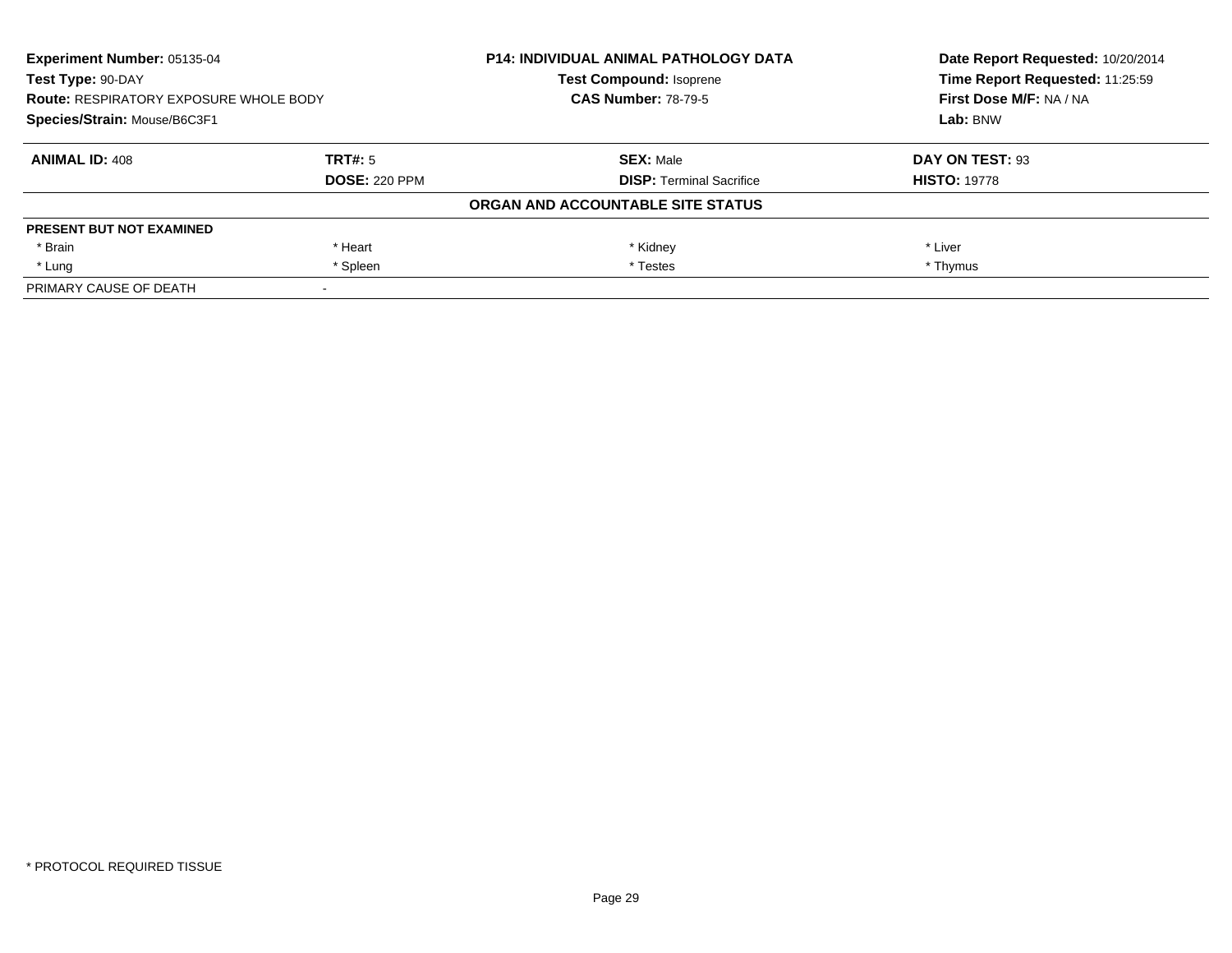**Experiment Number:** 05135-04
**Test Type:** 90-DAY
**Route:** RESPIRATORY EXPOSURE WHOLE BODY
**Species/Strain:** Mouse/B6C3F1

**P14: INDIVIDUAL ANIMAL PATHOLOGY DATA**
**Test Compound:** Isoprene
**CAS Number:** 78-79-5

**Date Report Requested:** 10/20/2014
**Time Report Requested:** 11:25:59
**First Dose M/F:** NA / NA
**Lab:** BNW

| **ANIMAL ID:** 408 | **TRT#:** 5 | **SEX:** Male | **DAY ON TEST:** 93 |
|---|---|---|---|
| | **DOSE:** 220 PPM | **DISP:** Terminal Sacrifice | **HISTO:** 19778 |

**ORGAN AND ACCOUNTABLE SITE STATUS**

| **PRESENT BUT NOT EXAMINED** | | | |
|---|---|---|---|
| * Brain | * Heart | * Kidney | * Liver |
| * Lung | * Spleen | * Testes | * Thymus |
| PRIMARY CAUSE OF DEATH | - | | |

* PROTOCOL REQUIRED TISSUE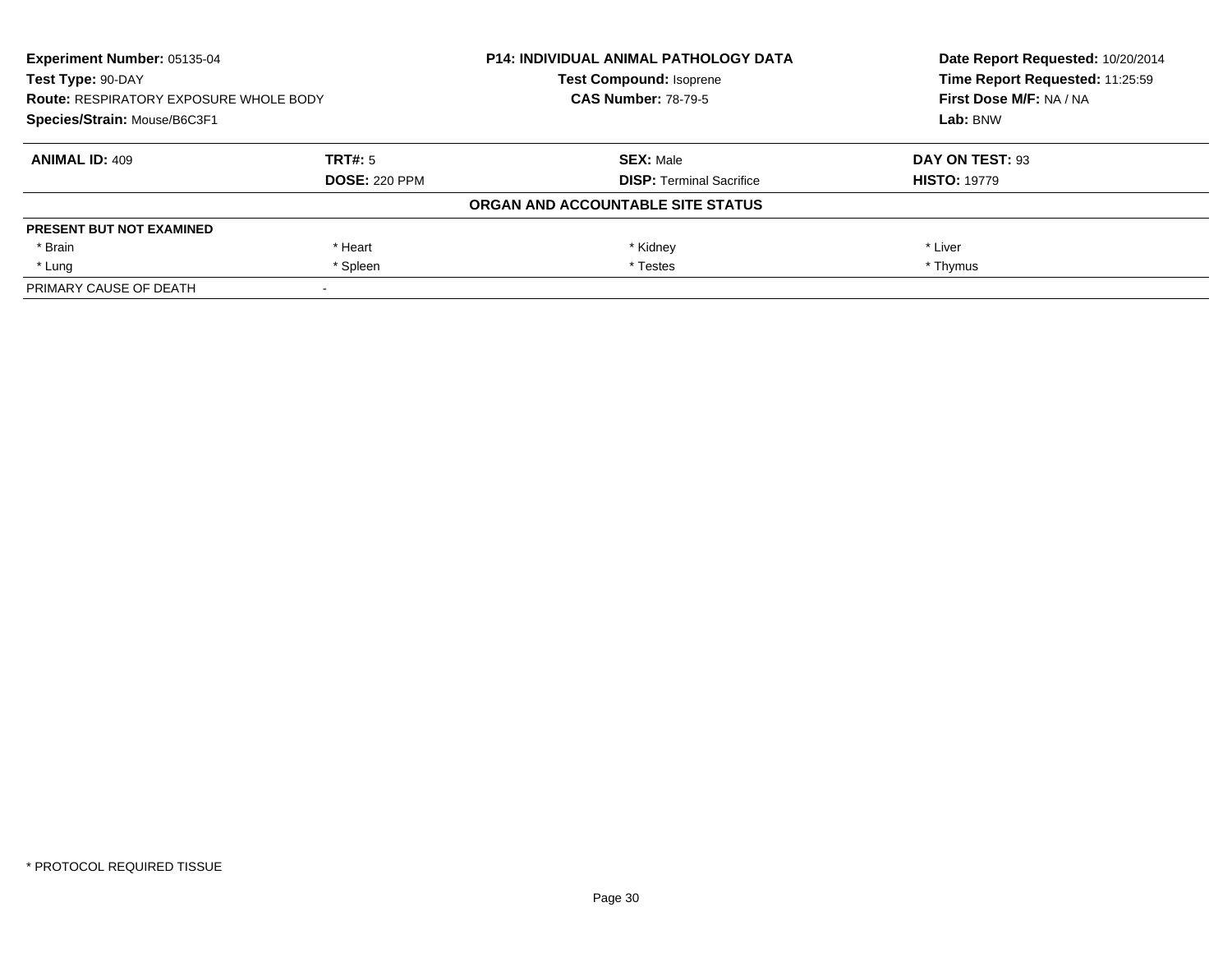| **Experiment Number:** 05135-04 | **P14: INDIVIDUAL ANIMAL PATHOLOGY DATA** | **Date Report Requested:** 10/20/2014 |
|---|---|---|
| **Test Type:** 90-DAY | **Test Compound:** Isoprene | **Time Report Requested:** 11:25:59 |
| **Route:** RESPIRATORY EXPOSURE WHOLE BODY | **CAS Number:** 78-79-5 | **First Dose M/F:** NA / NA |
| **Species/Strain:** Mouse/B6C3F1 | | **Lab:** BNW |

| **ANIMAL ID:** 409 | **TRT#:** 5 | **SEX:** Male | **DAY ON TEST:** 93 |
|---|---|---|---|
| | **DOSE:** 220 PPM | **DISP:** Terminal Sacrifice | **HISTO:** 19779 |

**ORGAN AND ACCOUNTABLE SITE STATUS**

| **PRESENT BUT NOT EXAMINED** | | | |
|---|---|---|---|
| * Brain | * Heart | * Kidney | * Liver |
| * Lung | * Spleen | * Testes | * Thymus |
| PRIMARY CAUSE OF DEATH | - | | |

* PROTOCOL REQUIRED TISSUE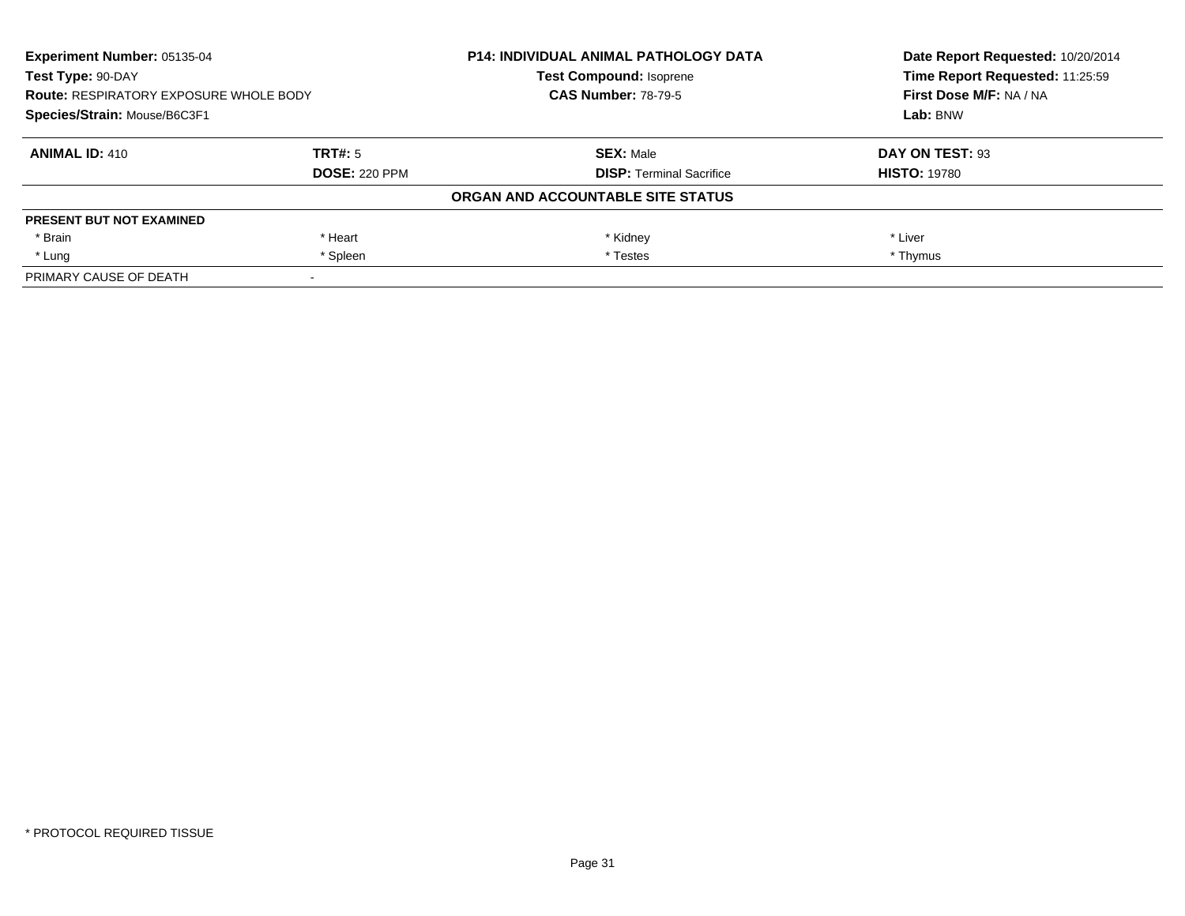| **Experiment Number:** 05135-04 | **P14: INDIVIDUAL ANIMAL PATHOLOGY DATA** | **Date Report Requested:** 10/20/2014 |
|---|---|---|
| **Test Type:** 90-DAY | **Test Compound:** Isoprene | **Time Report Requested:** 11:25:59 |
| **Route:** RESPIRATORY EXPOSURE WHOLE BODY | **CAS Number:** 78-79-5 | **First Dose M/F:** NA / NA |
| **Species/Strain:** Mouse/B6C3F1 | | **Lab:** BNW |

| **ANIMAL ID:** 410 | **TRT#:** 5 | **SEX:** Male | **DAY ON TEST:** 93 |
|---|---|---|---|
| | **DOSE:** 220 PPM | **DISP:** Terminal Sacrifice | **HISTO:** 19780 |

**ORGAN AND ACCOUNTABLE SITE STATUS**

| **PRESENT BUT NOT EXAMINED** | | | |
|---|---|---|---|
| * Brain | * Heart | * Kidney | * Liver |
| * Lung | * Spleen | * Testes | * Thymus |
| PRIMARY CAUSE OF DEATH | - | | |

* PROTOCOL REQUIRED TISSUE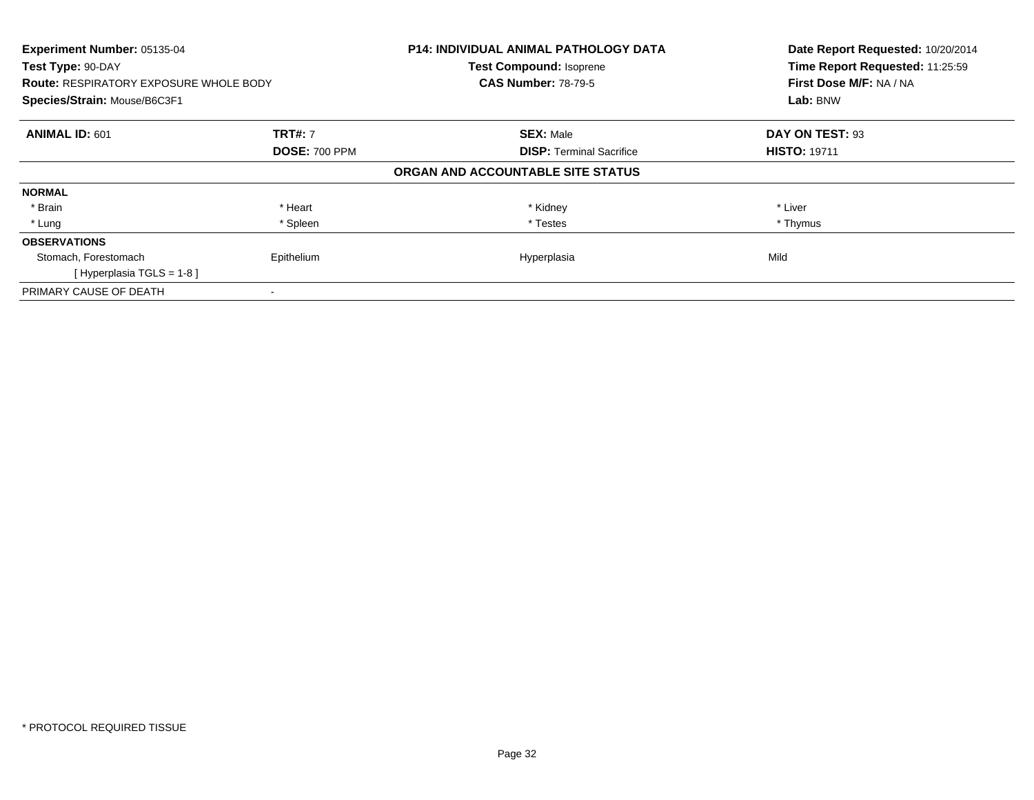**Experiment Number:** 05135-04
**Test Type:** 90-DAY
**Route:** RESPIRATORY EXPOSURE WHOLE BODY
**Species/Strain:** Mouse/B6C3F1

**P14: INDIVIDUAL ANIMAL PATHOLOGY DATA**
**Test Compound:** Isoprene
**CAS Number:** 78-79-5

**Date Report Requested:** 10/20/2014
**Time Report Requested:** 11:25:59
**First Dose M/F:** NA / NA
**Lab:** BNW

| **ANIMAL ID:** 601 | **TRT#:** 7 | **SEX:** Male | **DAY ON TEST:** 93 |
|---|---|---|---|
| | **DOSE:** 700 PPM | **DISP:** Terminal Sacrifice | **HISTO:** 19711 |

**ORGAN AND ACCOUNTABLE SITE STATUS**

| | | | |
|---|---|---|---|
| **NORMAL** | | | |
| * Brain | * Heart | * Kidney | * Liver |
| * Lung | * Spleen | * Testes | * Thymus |
| **OBSERVATIONS** | | | |
| Stomach, Forestomach | Epithelium | Hyperplasia | Mild |
| [ Hyperplasia TGLS = 1-8 ] | | | |
| PRIMARY CAUSE OF DEATH | - | | |

* PROTOCOL REQUIRED TISSUE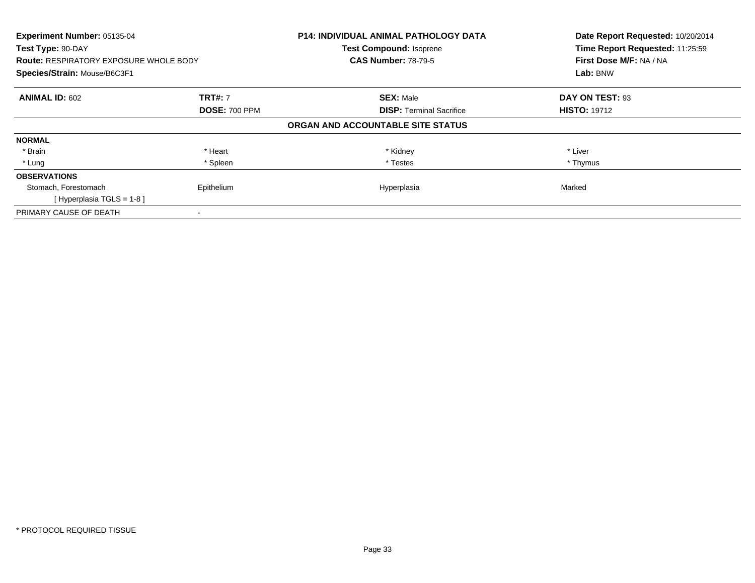**Experiment Number:** 05135-04
**Test Type:** 90-DAY
**Route:** RESPIRATORY EXPOSURE WHOLE BODY
**Species/Strain:** Mouse/B6C3F1

**P14: INDIVIDUAL ANIMAL PATHOLOGY DATA**
**Test Compound:** Isoprene
**CAS Number:** 78-79-5

**Date Report Requested:** 10/20/2014
**Time Report Requested:** 11:25:59
**First Dose M/F:** NA / NA
**Lab:** BNW

| **ANIMAL ID:** 602 | **TRT#:** 7 | **SEX:** Male | **DAY ON TEST:** 93 |
|---|---|---|---|
| | **DOSE:** 700 PPM | **DISP:** Terminal Sacrifice | **HISTO:** 19712 |

**ORGAN AND ACCOUNTABLE SITE STATUS**

| | | | |
|---|---|---|---|
| **NORMAL** | | | |
| * Brain | * Heart | * Kidney | * Liver |
| * Lung | * Spleen | * Testes | * Thymus |
| **OBSERVATIONS** | | | |
| Stomach, Forestomach | Epithelium | Hyperplasia | Marked |
| [ Hyperplasia TGLS = 1-8 ] | | | |
| PRIMARY CAUSE OF DEATH | - | | |

* PROTOCOL REQUIRED TISSUE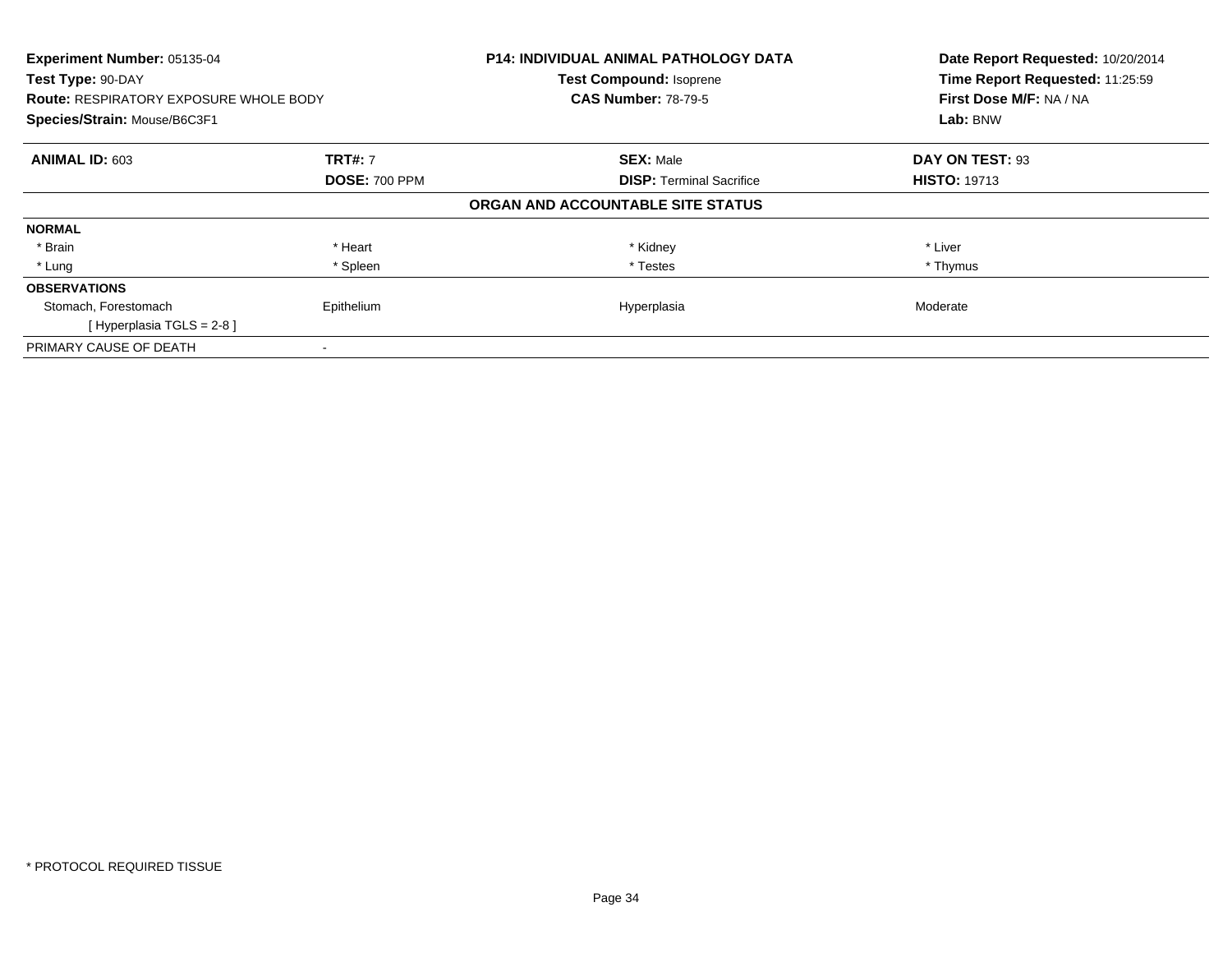| **Experiment Number:** 05135-04 | **P14: INDIVIDUAL ANIMAL PATHOLOGY DATA** | **Date Report Requested:** 10/20/2014 |
|---|---|---|
| **Test Type:** 90-DAY | **Test Compound:** Isoprene | **Time Report Requested:** 11:25:59 |
| **Route:** RESPIRATORY EXPOSURE WHOLE BODY | **CAS Number:** 78-79-5 | **First Dose M/F:** NA / NA |
| **Species/Strain:** Mouse/B6C3F1 | | **Lab:** BNW |

| **ANIMAL ID:** 603 | **TRT#:** 7 | **SEX:** Male | **DAY ON TEST:** 93 |
|---|---|---|---|
| | **DOSE:** 700 PPM | **DISP:** Terminal Sacrifice | **HISTO:** 19713 |

**ORGAN AND ACCOUNTABLE SITE STATUS**

| **NORMAL** | | | |
|---|---|---|---|
| * Brain | * Heart | * Kidney | * Liver |
| * Lung | * Spleen | * Testes | * Thymus |
| **OBSERVATIONS** | | | |
| Stomach, Forestomach | Epithelium | Hyperplasia | Moderate |
| [ Hyperplasia TGLS = 2-8 ] | | | |
| PRIMARY CAUSE OF DEATH | - | | |

* PROTOCOL REQUIRED TISSUE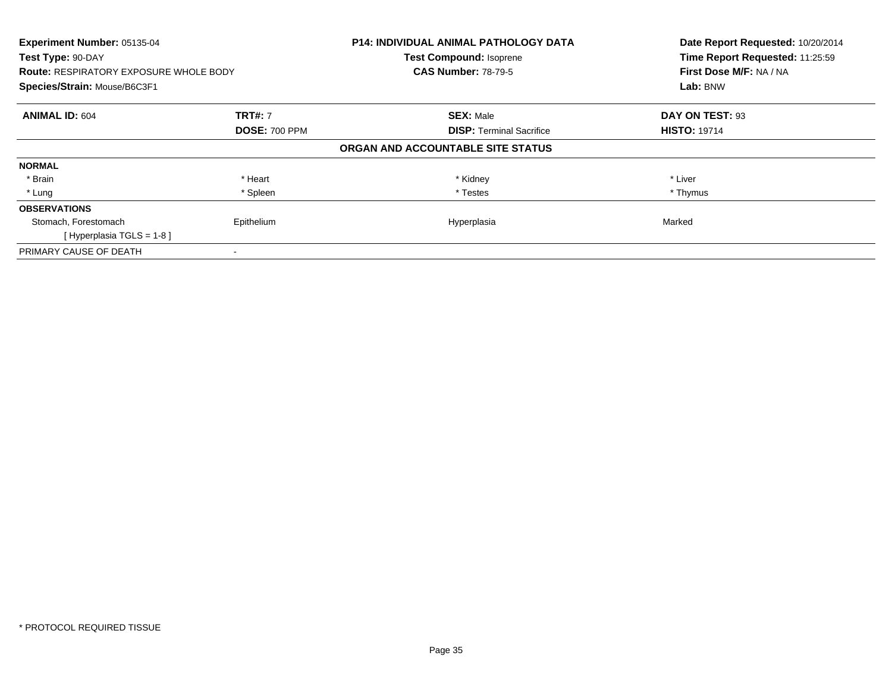**Experiment Number:** 05135-04
**Test Type:** 90-DAY
**Route:** RESPIRATORY EXPOSURE WHOLE BODY
**Species/Strain:** Mouse/B6C3F1

**P14: INDIVIDUAL ANIMAL PATHOLOGY DATA**
**Test Compound:** Isoprene
**CAS Number:** 78-79-5

**Date Report Requested:** 10/20/2014
**Time Report Requested:** 11:25:59
**First Dose M/F:** NA / NA
**Lab:** BNW

| **ANIMAL ID:** 604 | **TRT#:** 7 | **SEX:** Male | **DAY ON TEST:** 93 |
|---|---|---|---|
| | **DOSE:** 700 PPM | **DISP:** Terminal Sacrifice | **HISTO:** 19714 |

**ORGAN AND ACCOUNTABLE SITE STATUS**

| | | | |
|---|---|---|---|
| **NORMAL** | | | |
| * Brain | * Heart | * Kidney | * Liver |
| * Lung | * Spleen | * Testes | * Thymus |
| **OBSERVATIONS** | | | |
| Stomach, Forestomach | Epithelium | Hyperplasia | Marked |
| [ Hyperplasia TGLS = 1-8 ] | | | |
| PRIMARY CAUSE OF DEATH | - | | |

* PROTOCOL REQUIRED TISSUE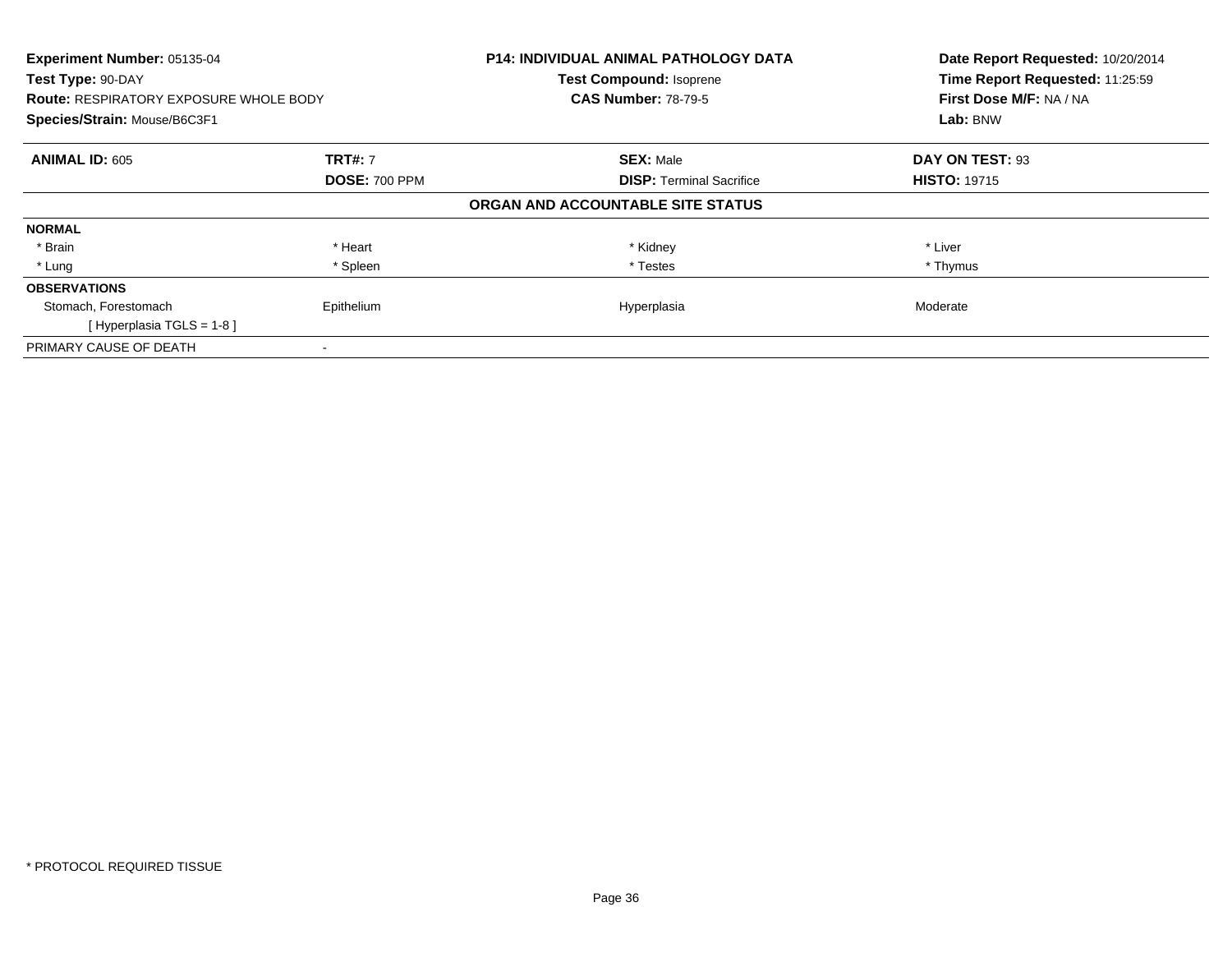**Experiment Number:** 05135-04
**Test Type:** 90-DAY
**Route:** RESPIRATORY EXPOSURE WHOLE BODY
**Species/Strain:** Mouse/B6C3F1

**P14: INDIVIDUAL ANIMAL PATHOLOGY DATA**
**Test Compound:** Isoprene
**CAS Number:** 78-79-5

**Date Report Requested:** 10/20/2014
**Time Report Requested:** 11:25:59
**First Dose M/F:** NA / NA
**Lab:** BNW

| **ANIMAL ID:** 605 | **TRT#:** 7 | **SEX:** Male | **DAY ON TEST:** 93 |
|---|---|---|---|
| | **DOSE:** 700 PPM | **DISP:** Terminal Sacrifice | **HISTO:** 19715 |

**ORGAN AND ACCOUNTABLE SITE STATUS**

| | | | |
|---|---|---|---|
| **NORMAL** | | | |
| * Brain | * Heart | * Kidney | * Liver |
| * Lung | * Spleen | * Testes | * Thymus |
| **OBSERVATIONS** | | | |
| Stomach, Forestomach | Epithelium | Hyperplasia | Moderate |
| [ Hyperplasia TGLS = 1-8 ] | | | |
| PRIMARY CAUSE OF DEATH | - | | |

* PROTOCOL REQUIRED TISSUE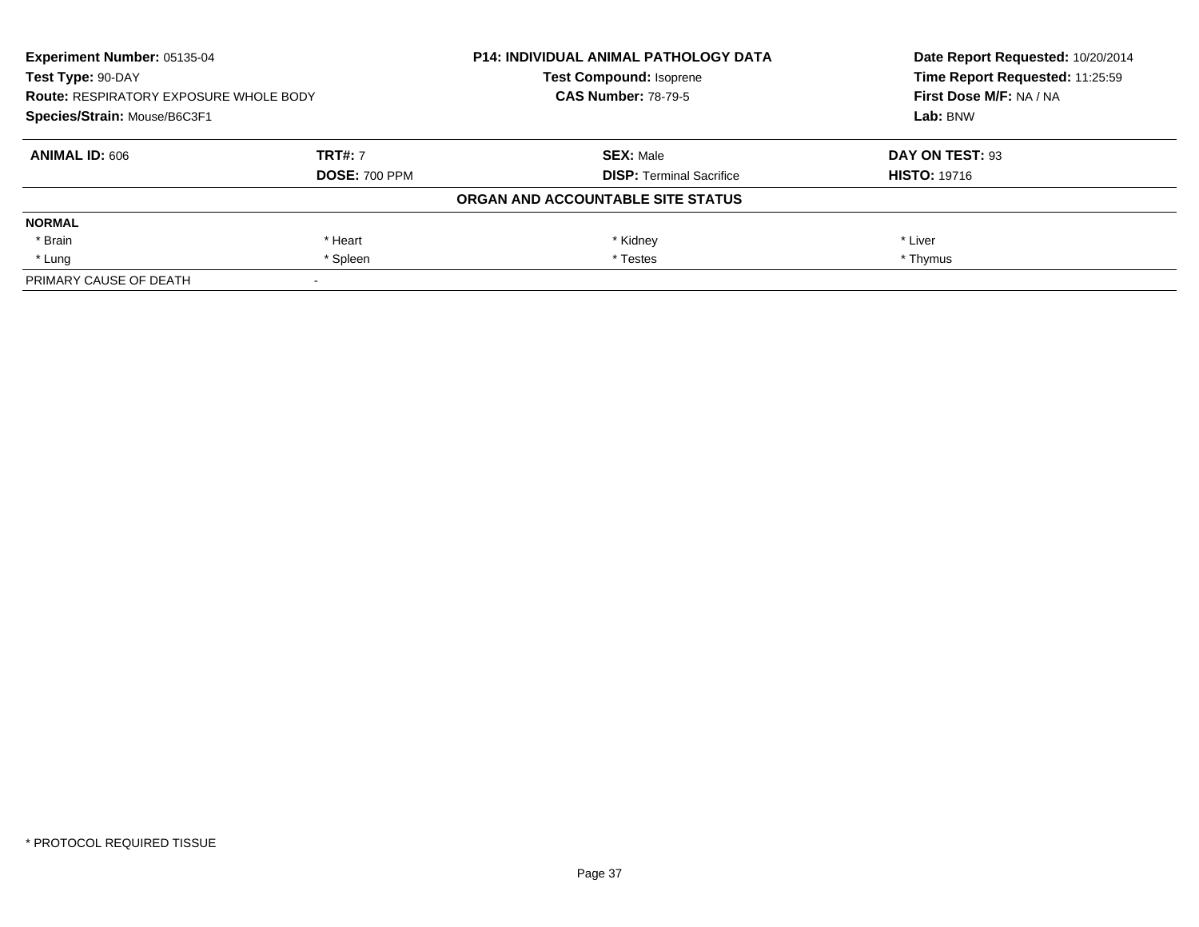**Experiment Number:** 05135-04
**Test Type:** 90-DAY
**Route:** RESPIRATORY EXPOSURE WHOLE BODY
**Species/Strain:** Mouse/B6C3F1

**P14: INDIVIDUAL ANIMAL PATHOLOGY DATA**
**Test Compound:** Isoprene
**CAS Number:** 78-79-5

**Date Report Requested:** 10/20/2014
**Time Report Requested:** 11:25:59
**First Dose M/F:** NA / NA
**Lab:** BNW

| **ANIMAL ID:** 606 | **TRT#:** 7 | **SEX:** Male | **DAY ON TEST:** 93 |
|---|---|---|---|
| | **DOSE:** 700 PPM | **DISP:** Terminal Sacrifice | **HISTO:** 19716 |

**ORGAN AND ACCOUNTABLE SITE STATUS**

| **NORMAL** | | | |
|---|---|---|---|
| * Brain | * Heart | * Kidney | * Liver |
| * Lung | * Spleen | * Testes | * Thymus |
| PRIMARY CAUSE OF DEATH | - | | |

* PROTOCOL REQUIRED TISSUE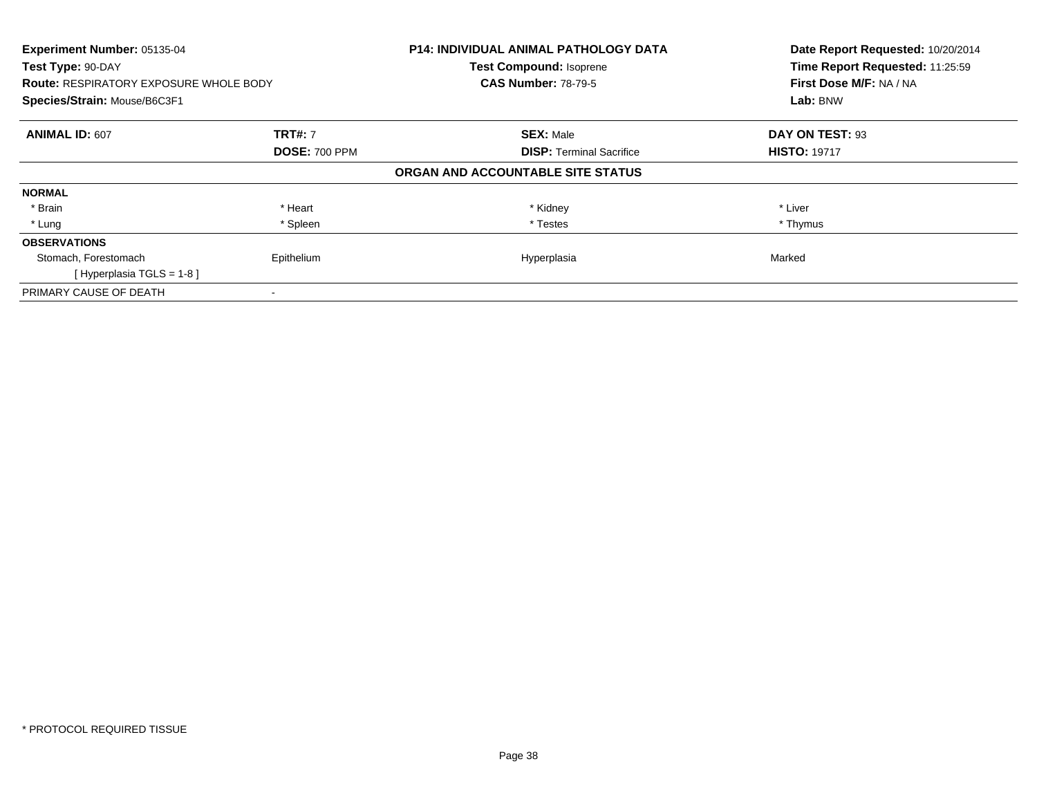**Experiment Number:** 05135-04
**Test Type:** 90-DAY
**Route:** RESPIRATORY EXPOSURE WHOLE BODY
**Species/Strain:** Mouse/B6C3F1

**P14: INDIVIDUAL ANIMAL PATHOLOGY DATA**
**Test Compound:** Isoprene
**CAS Number:** 78-79-5

**Date Report Requested:** 10/20/2014
**Time Report Requested:** 11:25:59
**First Dose M/F:** NA / NA
**Lab:** BNW

| **ANIMAL ID:** 607 | **TRT#:** 7 | **SEX:** Male | **DAY ON TEST:** 93 |
|---|---|---|---|
| | **DOSE:** 700 PPM | **DISP:** Terminal Sacrifice | **HISTO:** 19717 |

**ORGAN AND ACCOUNTABLE SITE STATUS**

| | | | |
|---|---|---|---|
| **NORMAL** | | | |
| * Brain | * Heart | * Kidney | * Liver |
| * Lung | * Spleen | * Testes | * Thymus |
| **OBSERVATIONS** | | | |
| Stomach, Forestomach | Epithelium | Hyperplasia | Marked |
| [ Hyperplasia TGLS = 1-8 ] | | | |
| PRIMARY CAUSE OF DEATH | - | | |

* PROTOCOL REQUIRED TISSUE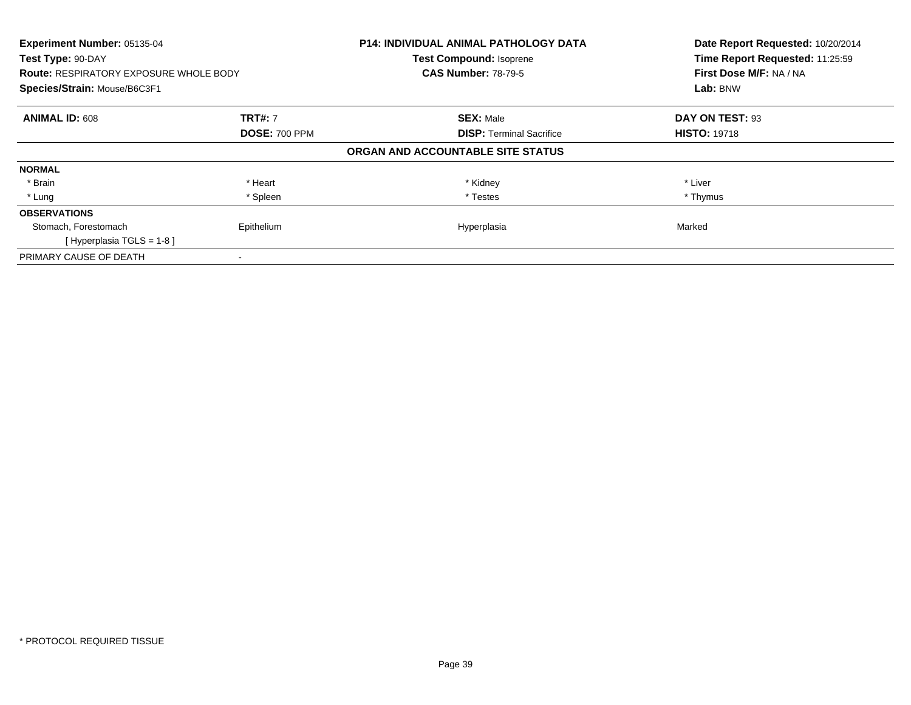**Experiment Number:** 05135-04
**Test Type:** 90-DAY
**Route:** RESPIRATORY EXPOSURE WHOLE BODY
**Species/Strain:** Mouse/B6C3F1

**P14: INDIVIDUAL ANIMAL PATHOLOGY DATA**
**Test Compound:** Isoprene
**CAS Number:** 78-79-5

**Date Report Requested:** 10/20/2014
**Time Report Requested:** 11:25:59
**First Dose M/F:** NA / NA
**Lab:** BNW

| **ANIMAL ID:** 608 | **TRT#:** 7 | **SEX:** Male | **DAY ON TEST:** 93 |
|---|---|---|---|
| | **DOSE:** 700 PPM | **DISP:** Terminal Sacrifice | **HISTO:** 19718 |

**ORGAN AND ACCOUNTABLE SITE STATUS**

| | | | |
|---|---|---|---|
| **NORMAL** | | | |
| * Brain | * Heart | * Kidney | * Liver |
| * Lung | * Spleen | * Testes | * Thymus |
| **OBSERVATIONS** | | | |
| Stomach, Forestomach | Epithelium | Hyperplasia | Marked |
| [ Hyperplasia TGLS = 1-8 ] | | | |
| PRIMARY CAUSE OF DEATH | - | | |

* PROTOCOL REQUIRED TISSUE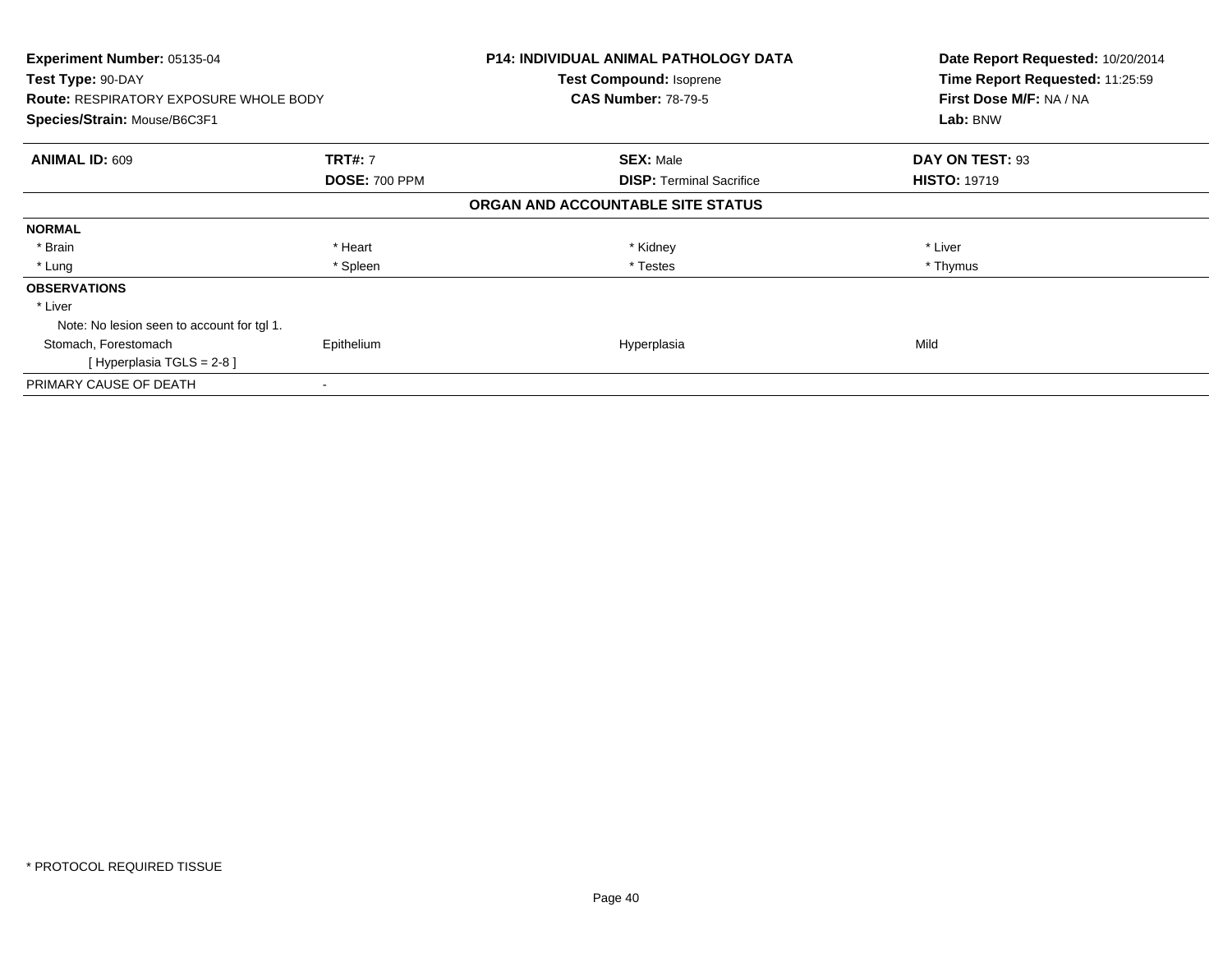**Experiment Number:** 05135-04
**Test Type:** 90-DAY
**Route:** RESPIRATORY EXPOSURE WHOLE BODY
**Species/Strain:** Mouse/B6C3F1

**P14: INDIVIDUAL ANIMAL PATHOLOGY DATA**
**Test Compound:** Isoprene
**CAS Number:** 78-79-5

**Date Report Requested:** 10/20/2014
**Time Report Requested:** 11:25:59
**First Dose M/F:** NA / NA
**Lab:** BNW

| **ANIMAL ID:** 609 | **TRT#:** 7 | **SEX:** Male | **DAY ON TEST:** 93 |
|---|---|---|---|
| | **DOSE:** 700 PPM | **DISP:** Terminal Sacrifice | **HISTO:** 19719 |

**ORGAN AND ACCOUNTABLE SITE STATUS**

| | | | |
|---|---|---|---|
| **NORMAL** | | | |
| * Brain | * Heart | * Kidney | * Liver |
| * Lung | * Spleen | * Testes | * Thymus |
| **OBSERVATIONS** | | | |
| * Liver | | | |
| Note: No lesion seen to account for tgl 1. | | | |
| Stomach, Forestomach | Epithelium | Hyperplasia | Mild |
| [ Hyperplasia TGLS = 2-8 ] | | | |
| PRIMARY CAUSE OF DEATH | - | | |

* PROTOCOL REQUIRED TISSUE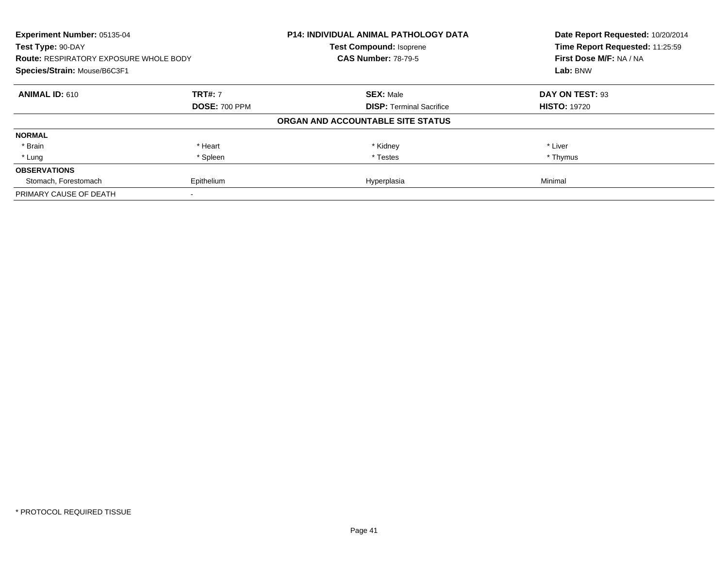**Experiment Number:** 05135-04
**Test Type:** 90-DAY
**Route:** RESPIRATORY EXPOSURE WHOLE BODY
**Species/Strain:** Mouse/B6C3F1

**P14: INDIVIDUAL ANIMAL PATHOLOGY DATA**
**Test Compound:** Isoprene
**CAS Number:** 78-79-5

**Date Report Requested:** 10/20/2014
**Time Report Requested:** 11:25:59
**First Dose M/F:** NA / NA
**Lab:** BNW

| **ANIMAL ID:** 610 | **TRT#:** 7 | **SEX:** Male | **DAY ON TEST:** 93 |
|---|---|---|---|
| | **DOSE:** 700 PPM | **DISP:** Terminal Sacrifice | **HISTO:** 19720 |

**ORGAN AND ACCOUNTABLE SITE STATUS**

| | | | |
|---|---|---|---|
| **NORMAL** | | | |
| * Brain | * Heart | * Kidney | * Liver |
| * Lung | * Spleen | * Testes | * Thymus |
| **OBSERVATIONS** | | | |
| Stomach, Forestomach | Epithelium | Hyperplasia | Minimal |
| PRIMARY CAUSE OF DEATH | - | | |

* PROTOCOL REQUIRED TISSUE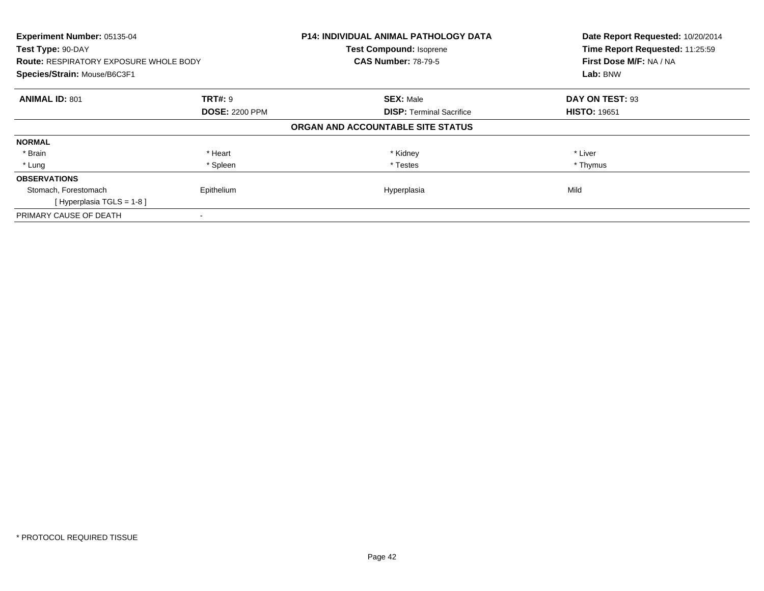**Experiment Number:** 05135-04
**Test Type:** 90-DAY
**Route:** RESPIRATORY EXPOSURE WHOLE BODY
**Species/Strain:** Mouse/B6C3F1

**P14: INDIVIDUAL ANIMAL PATHOLOGY DATA**
**Test Compound:** Isoprene
**CAS Number:** 78-79-5

**Date Report Requested:** 10/20/2014
**Time Report Requested:** 11:25:59
**First Dose M/F:** NA / NA
**Lab:** BNW

| **ANIMAL ID:** 801 | **TRT#:** 9 | **SEX:** Male | **DAY ON TEST:** 93 |
|---|---|---|---|
| | **DOSE:** 2200 PPM | **DISP:** Terminal Sacrifice | **HISTO:** 19651 |

**ORGAN AND ACCOUNTABLE SITE STATUS**

| | | | |
|---|---|---|---|
| **NORMAL** | | | |
| * Brain | * Heart | * Kidney | * Liver |
| * Lung | * Spleen | * Testes | * Thymus |
| **OBSERVATIONS** | | | |
| Stomach, Forestomach | Epithelium | Hyperplasia | Mild |
| [ Hyperplasia TGLS = 1-8 ] | | | |
| PRIMARY CAUSE OF DEATH | - | | |

* PROTOCOL REQUIRED TISSUE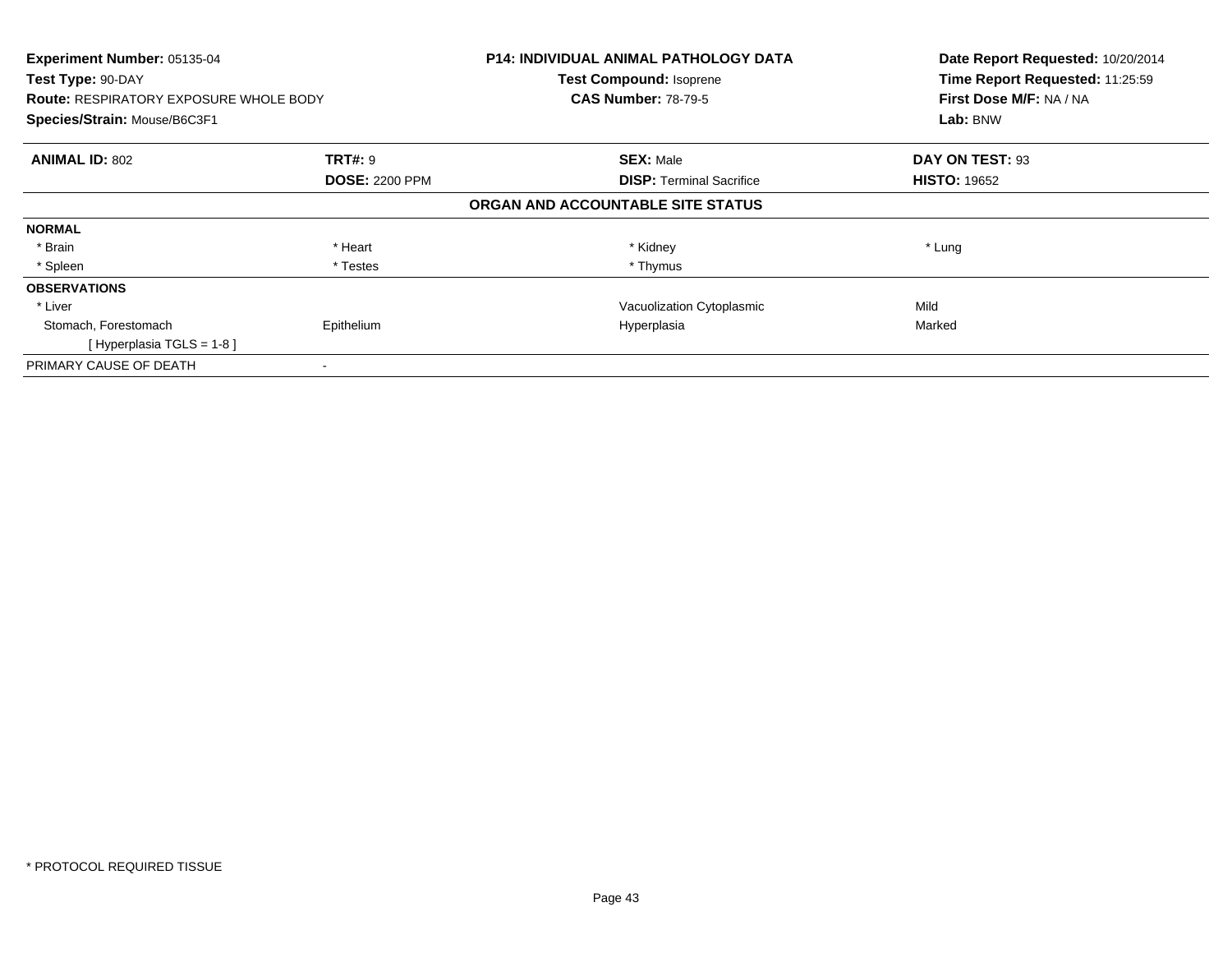**Experiment Number:** 05135-04
**Test Type:** 90-DAY
**Route:** RESPIRATORY EXPOSURE WHOLE BODY
**Species/Strain:** Mouse/B6C3F1

**P14: INDIVIDUAL ANIMAL PATHOLOGY DATA**
**Test Compound:** Isoprene
**CAS Number:** 78-79-5

**Date Report Requested:** 10/20/2014
**Time Report Requested:** 11:25:59
**First Dose M/F:** NA / NA
**Lab:** BNW

| **ANIMAL ID:** 802 | **TRT#:** 9 | **SEX:** Male | **DAY ON TEST:** 93 |
|---|---|---|---|
| | **DOSE:** 2200 PPM | **DISP:** Terminal Sacrifice | **HISTO:** 19652 |

**ORGAN AND ACCOUNTABLE SITE STATUS**

| | | | |
|---|---|---|---|
| **NORMAL** | | | |
| * Brain | * Heart | * Kidney | * Lung |
| * Spleen | * Testes | * Thymus | |
| **OBSERVATIONS** | | | |
| * Liver | | Vacuolization Cytoplasmic | Mild |
| Stomach, Forestomach | Epithelium | Hyperplasia | Marked |
| [ Hyperplasia TGLS = 1-8 ] | | | |
| PRIMARY CAUSE OF DEATH | - | | |

* PROTOCOL REQUIRED TISSUE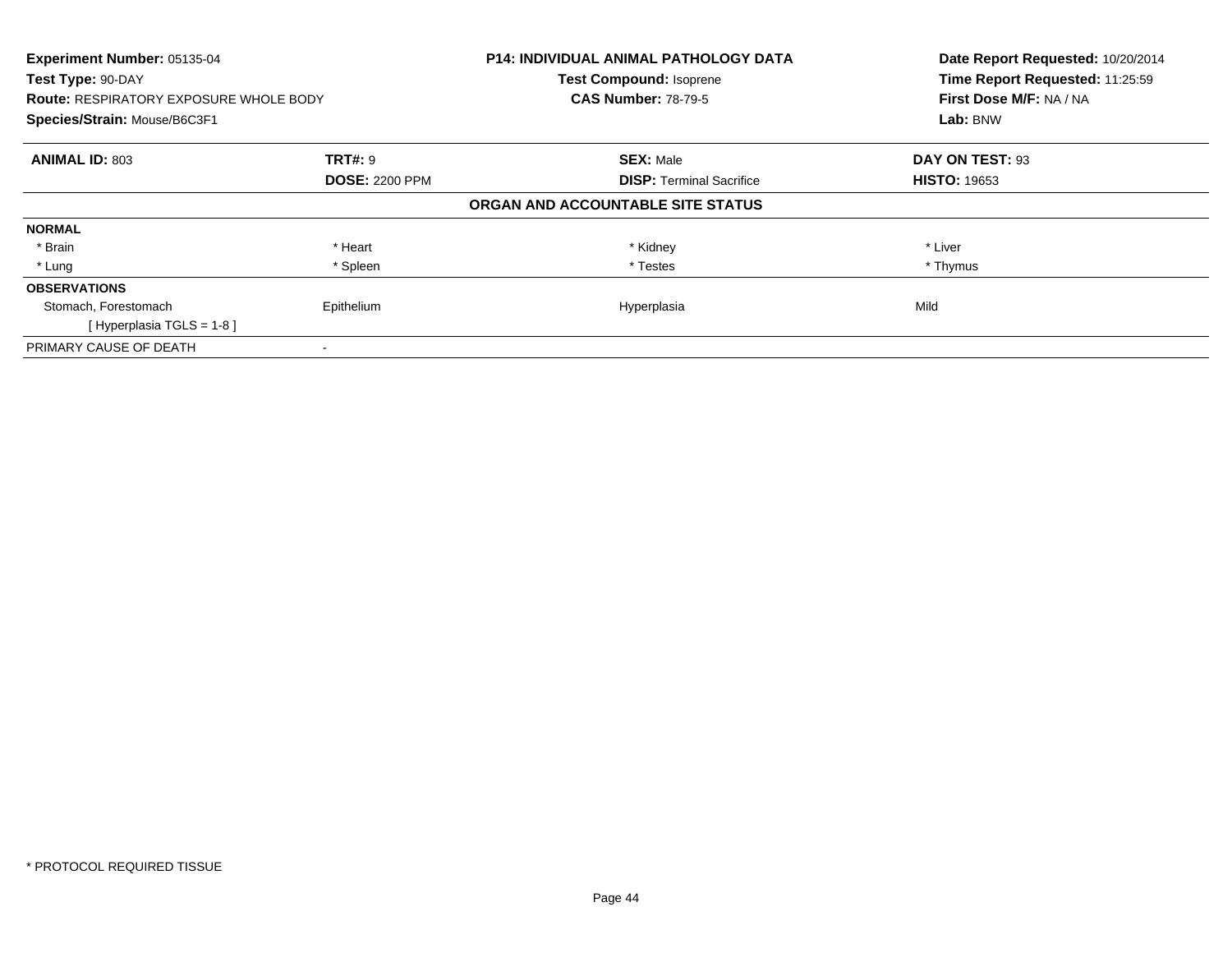| **Experiment Number:** 05135-04 | **P14: INDIVIDUAL ANIMAL PATHOLOGY DATA** | **Date Report Requested:** 10/20/2014 |
|---|---|---|
| **Test Type:** 90-DAY | **Test Compound:** Isoprene | **Time Report Requested:** 11:25:59 |
| **Route:** RESPIRATORY EXPOSURE WHOLE BODY | **CAS Number:** 78-79-5 | **First Dose M/F:** NA / NA |
| **Species/Strain:** Mouse/B6C3F1 | | **Lab:** BNW |

| **ANIMAL ID:** 803 | **TRT#:** 9 | **SEX:** Male | **DAY ON TEST:** 93 |
|---|---|---|---|
| | **DOSE:** 2200 PPM | **DISP:** Terminal Sacrifice | **HISTO:** 19653 |

**ORGAN AND ACCOUNTABLE SITE STATUS**

| | | | |
|---|---|---|---|
| **NORMAL** | | | |
| * Brain | * Heart | * Kidney | * Liver |
| * Lung | * Spleen | * Testes | * Thymus |
| **OBSERVATIONS** | | | |
| Stomach, Forestomach | Epithelium | Hyperplasia | Mild |
| [ Hyperplasia TGLS = 1-8 ] | | | |
| PRIMARY CAUSE OF DEATH | - | | |

* PROTOCOL REQUIRED TISSUE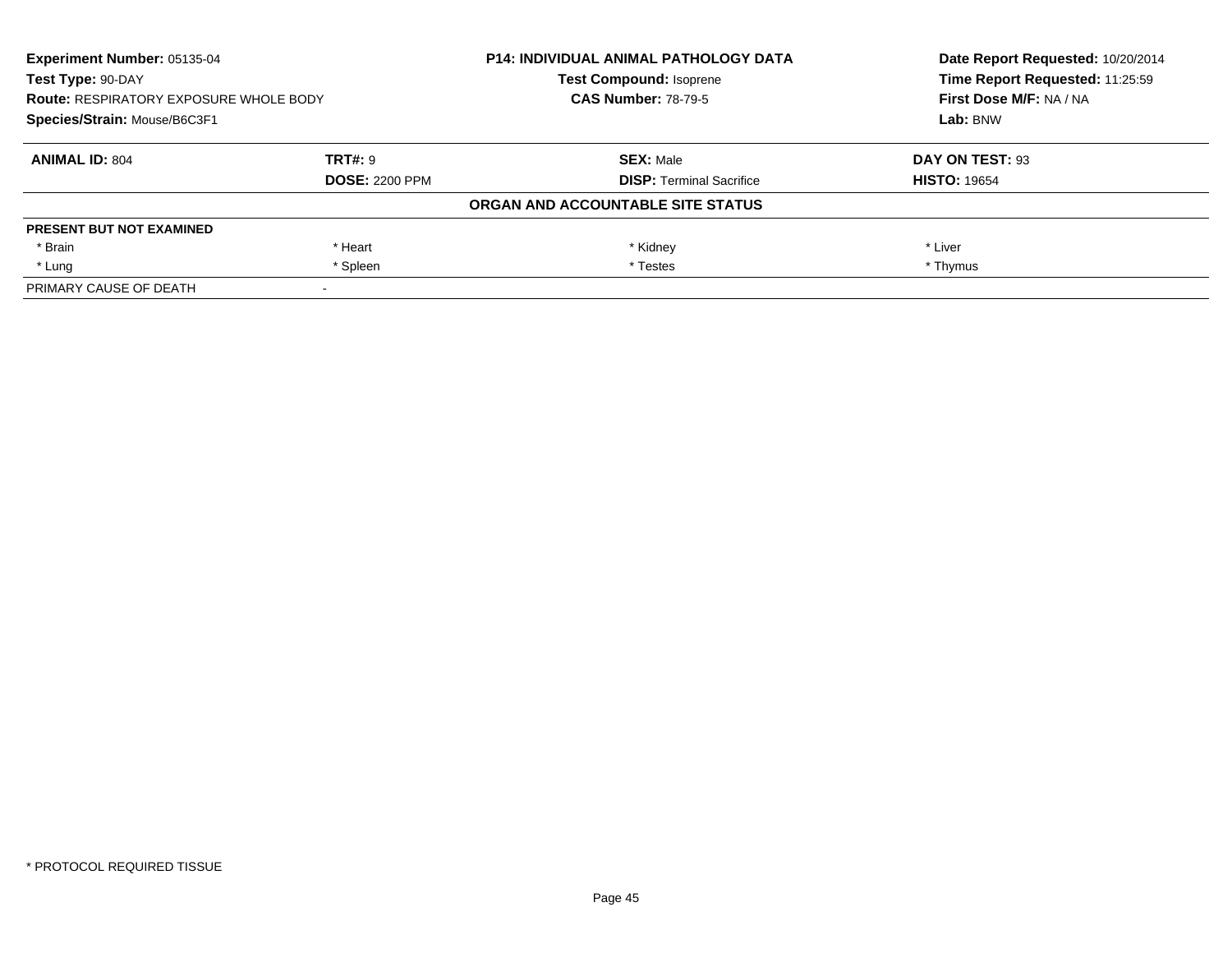**Experiment Number:** 05135-04
**Test Type:** 90-DAY
**Route:** RESPIRATORY EXPOSURE WHOLE BODY
**Species/Strain:** Mouse/B6C3F1

**P14: INDIVIDUAL ANIMAL PATHOLOGY DATA**
**Test Compound:** Isoprene
**CAS Number:** 78-79-5

**Date Report Requested:** 10/20/2014
**Time Report Requested:** 11:25:59
**First Dose M/F:** NA / NA
**Lab:** BNW

| **ANIMAL ID:** 804 | **TRT#:** 9 | **SEX:** Male | **DAY ON TEST:** 93 |
|---|---|---|---|
| | **DOSE:** 2200 PPM | **DISP:** Terminal Sacrifice | **HISTO:** 19654 |

**ORGAN AND ACCOUNTABLE SITE STATUS**

| **PRESENT BUT NOT EXAMINED** | | | |
|---|---|---|---|
| * Brain | * Heart | * Kidney | * Liver |
| * Lung | * Spleen | * Testes | * Thymus |
| PRIMARY CAUSE OF DEATH | - | | |

* PROTOCOL REQUIRED TISSUE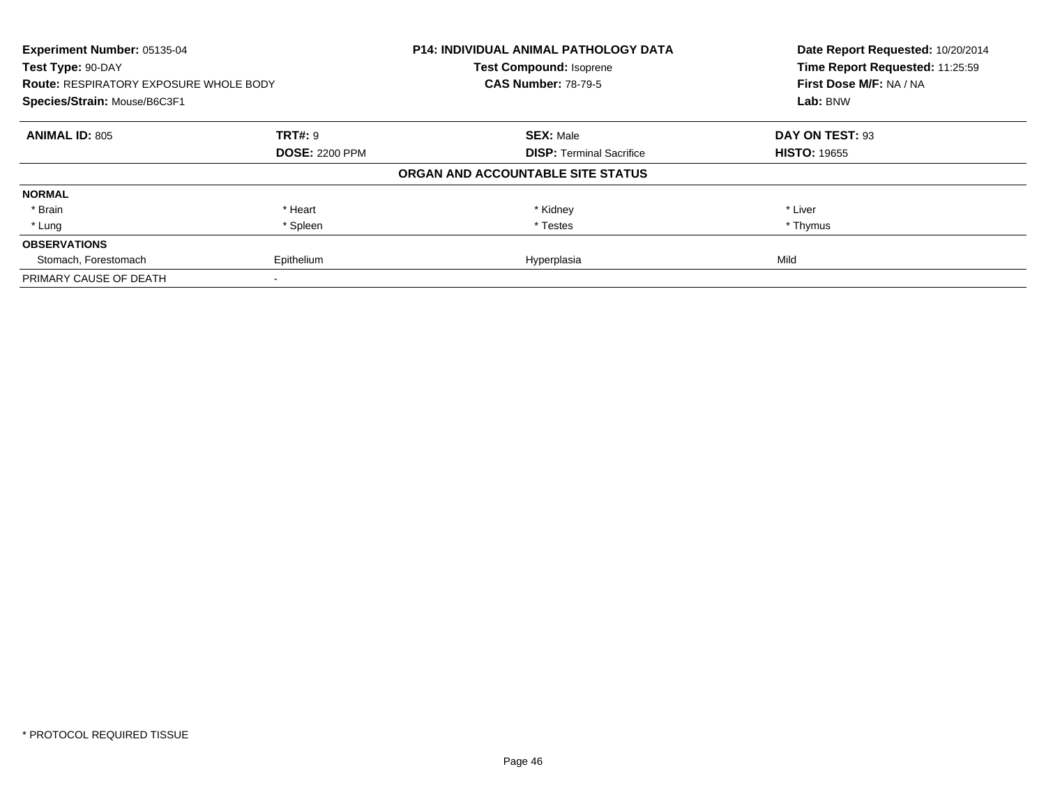**Experiment Number:** 05135-04
**Test Type:** 90-DAY
**Route:** RESPIRATORY EXPOSURE WHOLE BODY
**Species/Strain:** Mouse/B6C3F1

**P14: INDIVIDUAL ANIMAL PATHOLOGY DATA**
**Test Compound:** Isoprene
**CAS Number:** 78-79-5

**Date Report Requested:** 10/20/2014
**Time Report Requested:** 11:25:59
**First Dose M/F:** NA / NA
**Lab:** BNW

| **ANIMAL ID:** 805 | **TRT#:** 9 | **SEX:** Male | **DAY ON TEST:** 93 |
|---|---|---|---|
| | **DOSE:** 2200 PPM | **DISP:** Terminal Sacrifice | **HISTO:** 19655 |

**ORGAN AND ACCOUNTABLE SITE STATUS**

| | | | |
|---|---|---|---|
| **NORMAL** | | | |
| * Brain | * Heart | * Kidney | * Liver |
| * Lung | * Spleen | * Testes | * Thymus |
| **OBSERVATIONS** | | | |
| Stomach, Forestomach | Epithelium | Hyperplasia | Mild |
| PRIMARY CAUSE OF DEATH | - | | |

\* PROTOCOL REQUIRED TISSUE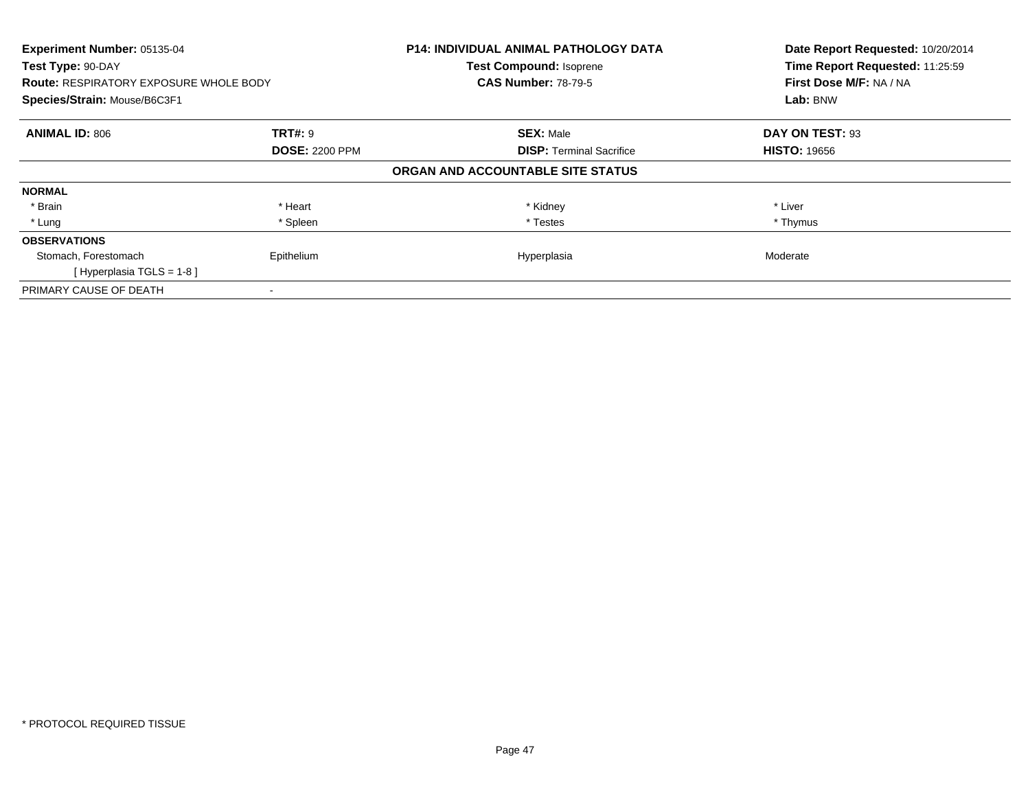**Experiment Number:** 05135-04
**Test Type:** 90-DAY
**Route:** RESPIRATORY EXPOSURE WHOLE BODY
**Species/Strain:** Mouse/B6C3F1

**P14: INDIVIDUAL ANIMAL PATHOLOGY DATA**
**Test Compound:** Isoprene
**CAS Number:** 78-79-5

**Date Report Requested:** 10/20/2014
**Time Report Requested:** 11:25:59
**First Dose M/F:** NA / NA
**Lab:** BNW

| **ANIMAL ID:** 806 | **TRT#:** 9 | **SEX:** Male | **DAY ON TEST:** 93 |
|---|---|---|---|
| | **DOSE:** 2200 PPM | **DISP:** Terminal Sacrifice | **HISTO:** 19656 |

**ORGAN AND ACCOUNTABLE SITE STATUS**

| | | | |
|---|---|---|---|
| **NORMAL** | | | |
| * Brain | * Heart | * Kidney | * Liver |
| * Lung | * Spleen | * Testes | * Thymus |
| **OBSERVATIONS** | | | |
| Stomach, Forestomach | Epithelium | Hyperplasia | Moderate |
| [ Hyperplasia TGLS = 1-8 ] | | | |
| PRIMARY CAUSE OF DEATH | - | | |

* PROTOCOL REQUIRED TISSUE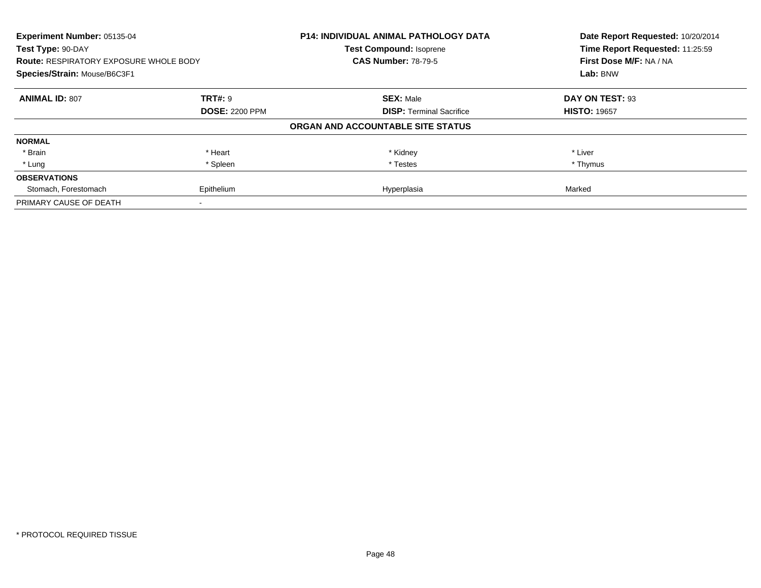**Experiment Number:** 05135-04
**Test Type:** 90-DAY
**Route:** RESPIRATORY EXPOSURE WHOLE BODY
**Species/Strain:** Mouse/B6C3F1

**P14: INDIVIDUAL ANIMAL PATHOLOGY DATA**
**Test Compound:** Isoprene
**CAS Number:** 78-79-5

**Date Report Requested:** 10/20/2014
**Time Report Requested:** 11:25:59
**First Dose M/F:** NA / NA
**Lab:** BNW

| **ANIMAL ID:** 807 | **TRT#:** 9 | **SEX:** Male | **DAY ON TEST:** 93 |
|---|---|---|---|
| | **DOSE:** 2200 PPM | **DISP:** Terminal Sacrifice | **HISTO:** 19657 |

**ORGAN AND ACCOUNTABLE SITE STATUS**

| | | | |
|---|---|---|---|
| **NORMAL** | | | |
| * Brain | * Heart | * Kidney | * Liver |
| * Lung | * Spleen | * Testes | * Thymus |
| **OBSERVATIONS** | | | |
| Stomach, Forestomach | Epithelium | Hyperplasia | Marked |
| PRIMARY CAUSE OF DEATH | - | | |

* PROTOCOL REQUIRED TISSUE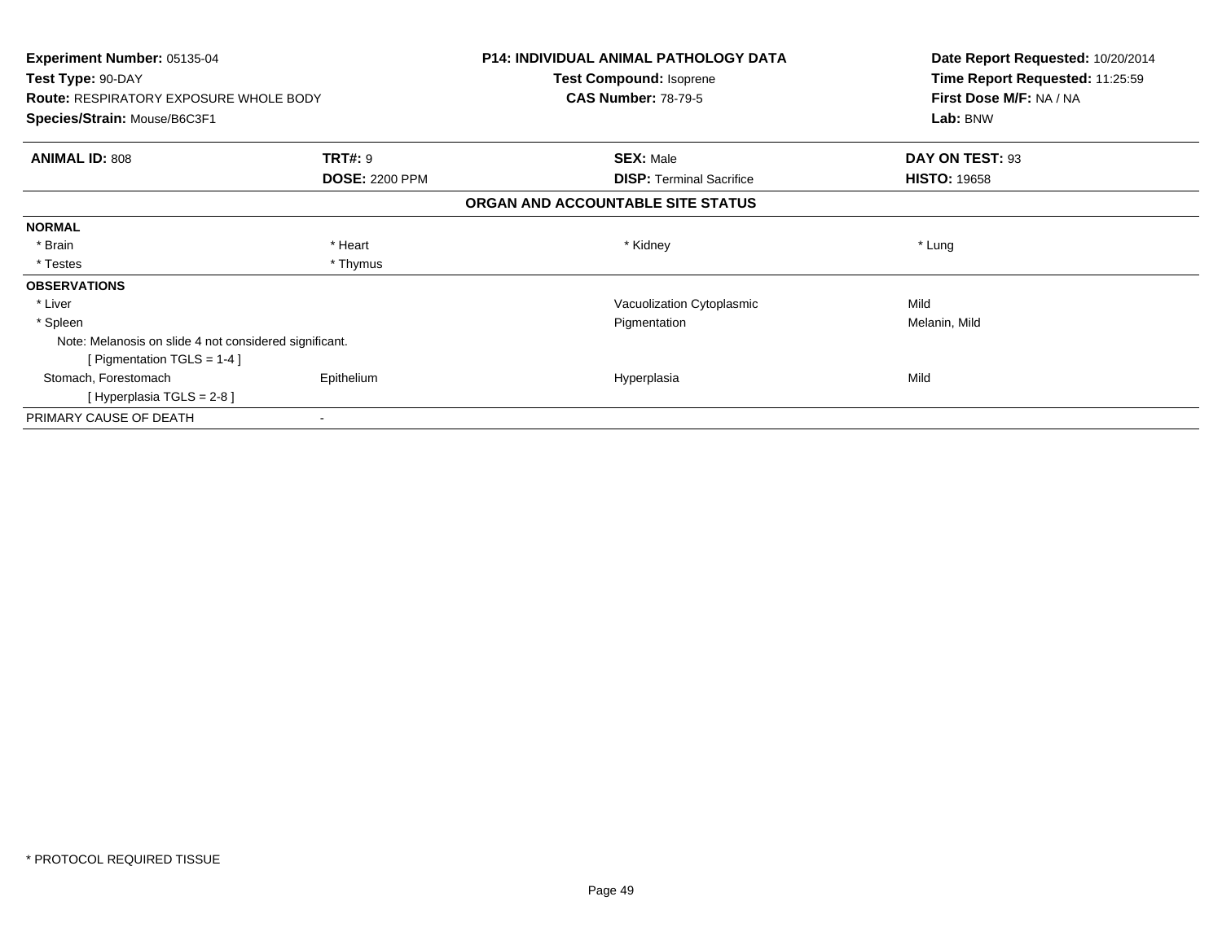**Experiment Number:** 05135-04
**Test Type:** 90-DAY
**Route:** RESPIRATORY EXPOSURE WHOLE BODY
**Species/Strain:** Mouse/B6C3F1

**P14: INDIVIDUAL ANIMAL PATHOLOGY DATA**
**Test Compound:** Isoprene
**CAS Number:** 78-79-5

**Date Report Requested:** 10/20/2014
**Time Report Requested:** 11:25:59
**First Dose M/F:** NA / NA
**Lab:** BNW

| **ANIMAL ID:** 808 | **TRT#:** 9 | **SEX:** Male | **DAY ON TEST:** 93 |
|---|---|---|---|
| | **DOSE:** 2200 PPM | **DISP:** Terminal Sacrifice | **HISTO:** 19658 |

### ORGAN AND ACCOUNTABLE SITE STATUS

| | | | |
|---|---|---|---|
| **NORMAL** | | | |
| * Brain | * Heart | * Kidney | * Lung |
| * Testes | * Thymus | | |
| **OBSERVATIONS** | | | |
| * Liver | | Vacuolization Cytoplasmic | Mild |
| * Spleen | | Pigmentation | Melanin, Mild |
| Note: Melanosis on slide 4 not considered significant. | | | |
| [ Pigmentation TGLS = 1-4 ] | | | |
| Stomach, Forestomach | Epithelium | Hyperplasia | Mild |
| [ Hyperplasia TGLS = 2-8 ] | | | |
| PRIMARY CAUSE OF DEATH | - | | |

* PROTOCOL REQUIRED TISSUE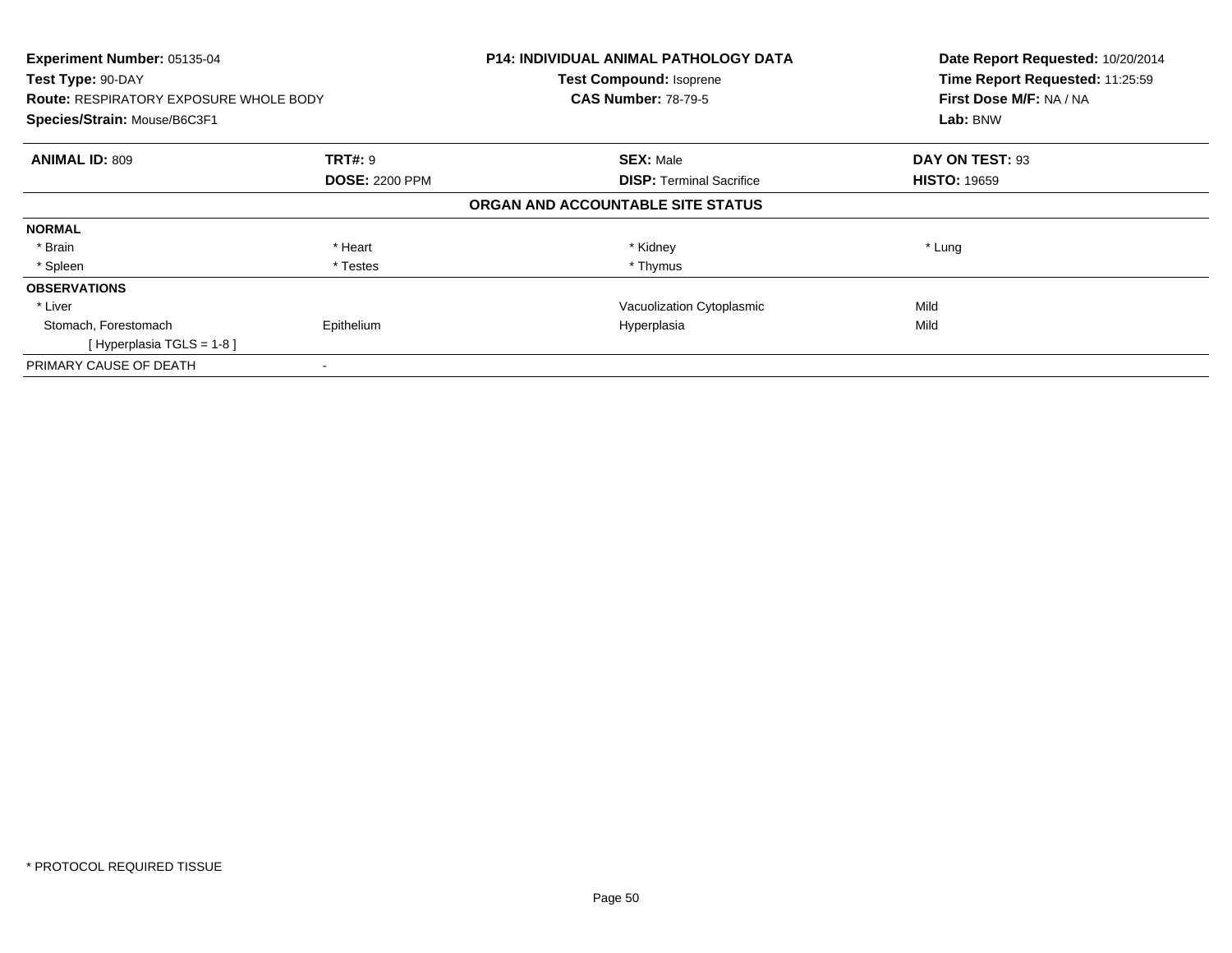**Experiment Number:** 05135-04
**Test Type:** 90-DAY
**Route:** RESPIRATORY EXPOSURE WHOLE BODY
**Species/Strain:** Mouse/B6C3F1

**P14: INDIVIDUAL ANIMAL PATHOLOGY DATA**
**Test Compound:** Isoprene
**CAS Number:** 78-79-5

**Date Report Requested:** 10/20/2014
**Time Report Requested:** 11:25:59
**First Dose M/F:** NA / NA
**Lab:** BNW

| **ANIMAL ID:** 809 | **TRT#:** 9 | **SEX:** Male | **DAY ON TEST:** 93 |
|---|---|---|---|
| | **DOSE:** 2200 PPM | **DISP:** Terminal Sacrifice | **HISTO:** 19659 |

**ORGAN AND ACCOUNTABLE SITE STATUS**

| | | | |
|---|---|---|---|
| **NORMAL** | | | |
| * Brain | * Heart | * Kidney | * Lung |
| * Spleen | * Testes | * Thymus | |
| **OBSERVATIONS** | | | |
| * Liver | | Vacuolization Cytoplasmic | Mild |
| Stomach, Forestomach | Epithelium | Hyperplasia | Mild |
| [ Hyperplasia TGLS = 1-8 ] | | | |
| PRIMARY CAUSE OF DEATH | - | | |

* PROTOCOL REQUIRED TISSUE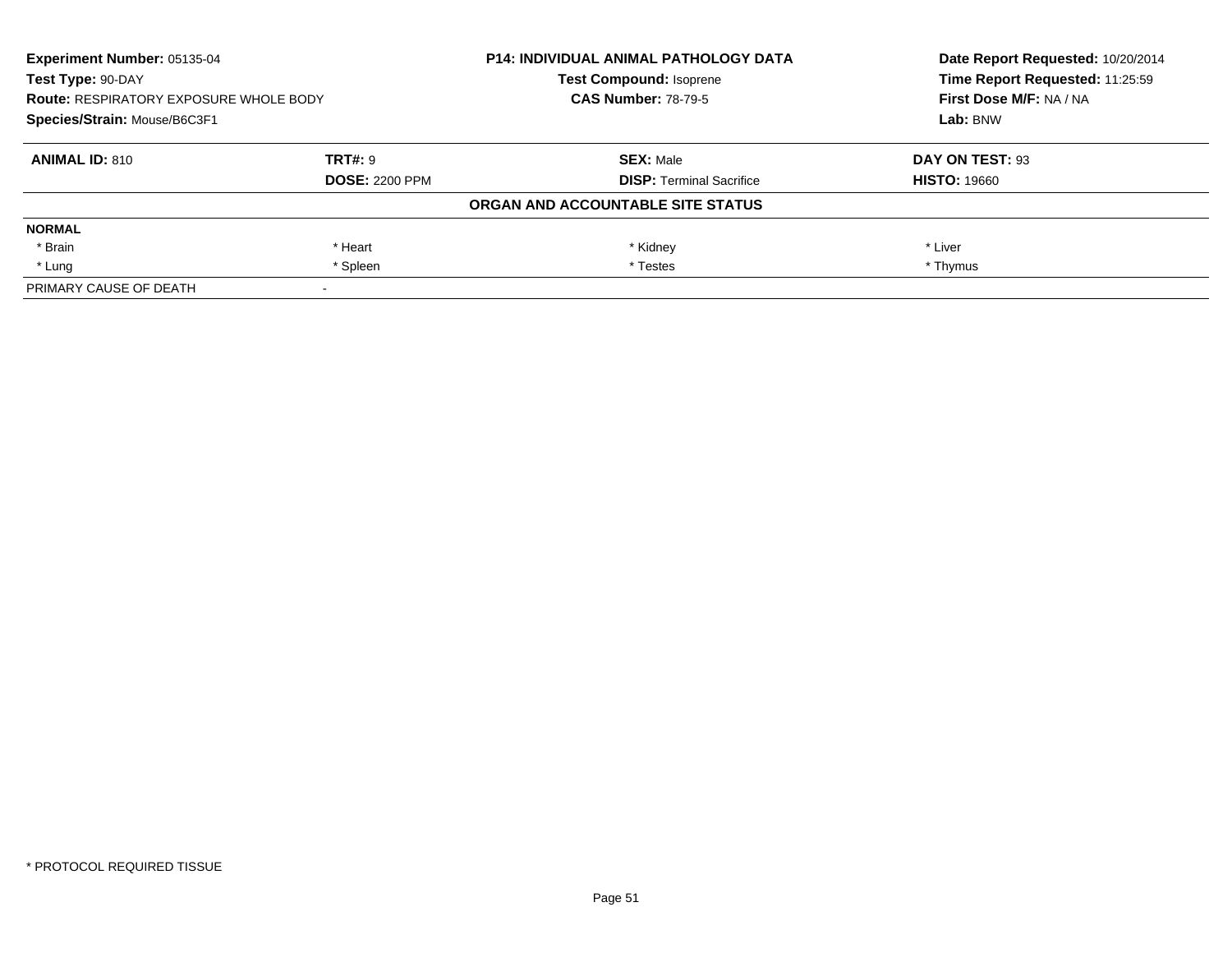| **Experiment Number:** 05135-04 | **P14: INDIVIDUAL ANIMAL PATHOLOGY DATA** | **Date Report Requested:** 10/20/2014 |
|---|---|---|
| **Test Type:** 90-DAY | **Test Compound:** Isoprene | **Time Report Requested:** 11:25:59 |
| **Route:** RESPIRATORY EXPOSURE WHOLE BODY | **CAS Number:** 78-79-5 | **First Dose M/F:** NA / NA |
| **Species/Strain:** Mouse/B6C3F1 | | **Lab:** BNW |

| **ANIMAL ID:** 810 | **TRT#:** 9 | **SEX:** Male | **DAY ON TEST:** 93 |
|---|---|---|---|
| | **DOSE:** 2200 PPM | **DISP:** Terminal Sacrifice | **HISTO:** 19660 |

**ORGAN AND ACCOUNTABLE SITE STATUS**

| **NORMAL** | | | |
|---|---|---|---|
| * Brain | * Heart | * Kidney | * Liver |
| * Lung | * Spleen | * Testes | * Thymus |
| PRIMARY CAUSE OF DEATH | - | | |

* PROTOCOL REQUIRED TISSUE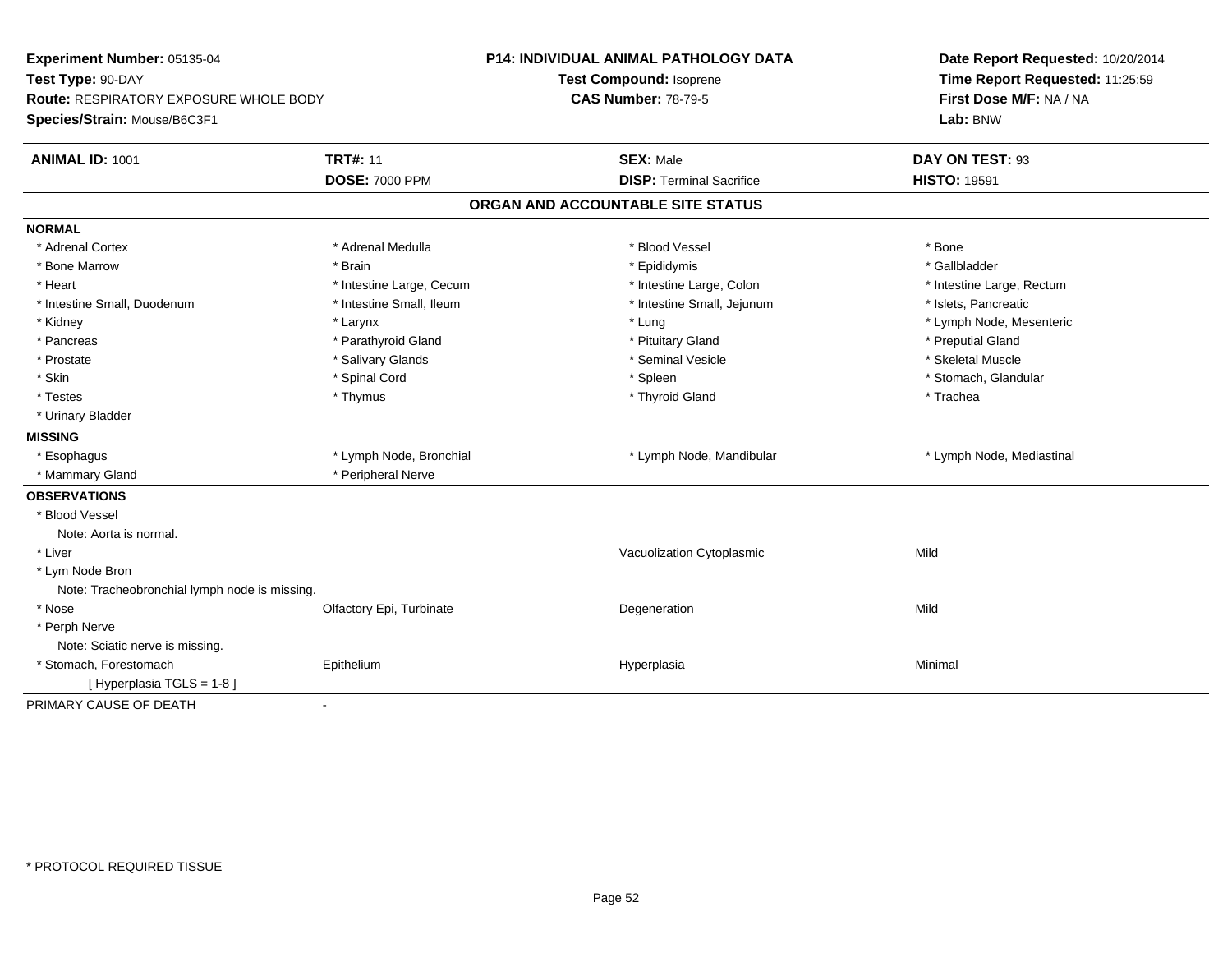**Experiment Number:** 05135-04
**Test Type:** 90-DAY
**Route:** RESPIRATORY EXPOSURE WHOLE BODY
**Species/Strain:** Mouse/B6C3F1

**P14: INDIVIDUAL ANIMAL PATHOLOGY DATA**
**Test Compound:** Isoprene
**CAS Number:** 78-79-5

**Date Report Requested:** 10/20/2014
**Time Report Requested:** 11:25:59
**First Dose M/F:** NA / NA
**Lab:** BNW

| **ANIMAL ID:** 1001 | **TRT#:** 11 | **SEX:** Male | **DAY ON TEST:** 93 |
|---|---|---|---|
| | **DOSE:** 7000 PPM | **DISP:** Terminal Sacrifice | **HISTO:** 19591 |

## ORGAN AND ACCOUNTABLE SITE STATUS

**NORMAL**

| | | | |
|---|---|---|---|
| * Adrenal Cortex | * Adrenal Medulla | * Blood Vessel | * Bone |
| * Bone Marrow | * Brain | * Epididymis | * Gallbladder |
| * Heart | * Intestine Large, Cecum | * Intestine Large, Colon | * Intestine Large, Rectum |
| * Intestine Small, Duodenum | * Intestine Small, Ileum | * Intestine Small, Jejunum | * Islets, Pancreatic |
| * Kidney | * Larynx | * Lung | * Lymph Node, Mesenteric |
| * Pancreas | * Parathyroid Gland | * Pituitary Gland | * Preputial Gland |
| * Prostate | * Salivary Glands | * Seminal Vesicle | * Skeletal Muscle |
| * Skin | * Spinal Cord | * Spleen | * Stomach, Glandular |
| * Testes | * Thymus | * Thyroid Gland | * Trachea |
| * Urinary Bladder | | | |

**MISSING**

| | | | |
|---|---|---|---|
| * Esophagus | * Lymph Node, Bronchial | * Lymph Node, Mandibular | * Lymph Node, Mediastinal |
| * Mammary Gland | * Peripheral Nerve | | |

**OBSERVATIONS**

| | | | |
|---|---|---|---|
| * Blood Vessel | | | |
| Note: Aorta is normal. | | | |
| * Liver | | Vacuolization Cytoplasmic | Mild |
| * Lym Node Bron | | | |
| Note: Tracheobronchial lymph node is missing. | | | |
| * Nose | Olfactory Epi, Turbinate | Degeneration | Mild |
| * Perph Nerve | | | |
| Note: Sciatic nerve is missing. | | | |
| * Stomach, Forestomach | Epithelium | Hyperplasia | Minimal |
| [ Hyperplasia TGLS = 1-8 ] | | | |

PRIMARY CAUSE OF DEATH -

* PROTOCOL REQUIRED TISSUE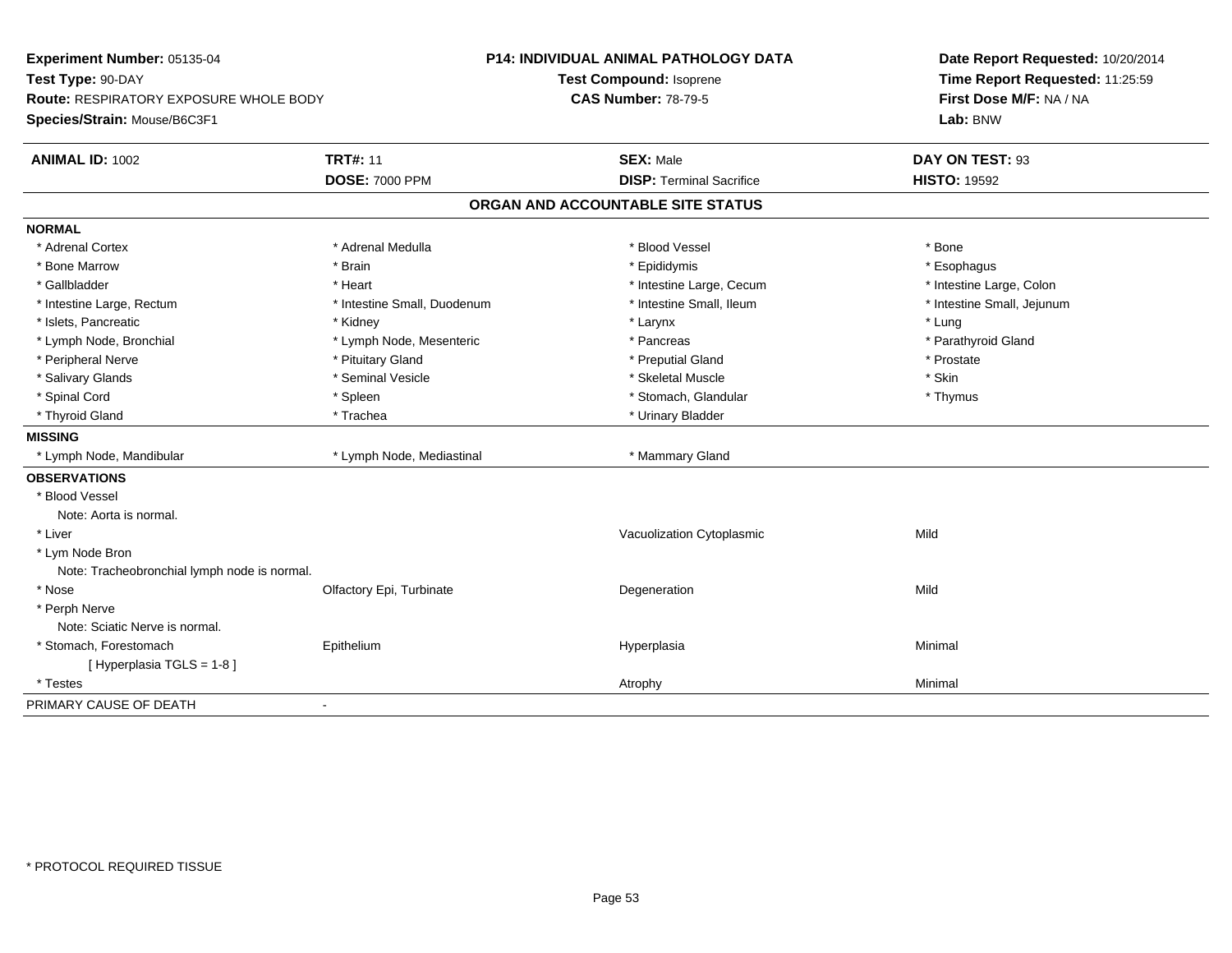**Experiment Number:** 05135-04
**Test Type:** 90-DAY
**Route:** RESPIRATORY EXPOSURE WHOLE BODY
**Species/Strain:** Mouse/B6C3F1

**P14: INDIVIDUAL ANIMAL PATHOLOGY DATA**
**Test Compound:** Isoprene
**CAS Number:** 78-79-5

**Date Report Requested:** 10/20/2014
**Time Report Requested:** 11:25:59
**First Dose M/F:** NA / NA
**Lab:** BNW

| **ANIMAL ID:** 1002 | **TRT#:** 11 | **SEX:** Male | **DAY ON TEST:** 93 |
|---|---|---|---|
| | **DOSE:** 7000 PPM | **DISP:** Terminal Sacrifice | **HISTO:** 19592 |

## ORGAN AND ACCOUNTABLE SITE STATUS

**NORMAL**

| | | | |
|---|---|---|---|
| * Adrenal Cortex | * Adrenal Medulla | * Blood Vessel | * Bone |
| * Bone Marrow | * Brain | * Epididymis | * Esophagus |
| * Gallbladder | * Heart | * Intestine Large, Cecum | * Intestine Large, Colon |
| * Intestine Large, Rectum | * Intestine Small, Duodenum | * Intestine Small, Ileum | * Intestine Small, Jejunum |
| * Islets, Pancreatic | * Kidney | * Larynx | * Lung |
| * Lymph Node, Bronchial | * Lymph Node, Mesenteric | * Pancreas | * Parathyroid Gland |
| * Peripheral Nerve | * Pituitary Gland | * Preputial Gland | * Prostate |
| * Salivary Glands | * Seminal Vesicle | * Skeletal Muscle | * Skin |
| * Spinal Cord | * Spleen | * Stomach, Glandular | * Thymus |
| * Thyroid Gland | * Trachea | * Urinary Bladder | |

**MISSING**

| | | | |
|---|---|---|---|
| * Lymph Node, Mandibular | * Lymph Node, Mediastinal | * Mammary Gland | |

**OBSERVATIONS**

| | | | |
|---|---|---|---|
| * Blood Vessel | | | |
| Note: Aorta is normal. | | | |
| * Liver | | Vacuolization Cytoplasmic | Mild |
| * Lym Node Bron | | | |
| Note: Tracheobronchial lymph node is normal. | | | |
| * Nose | Olfactory Epi, Turbinate | Degeneration | Mild |
| * Perph Nerve | | | |
| Note: Sciatic Nerve is normal. | | | |
| * Stomach, Forestomach | Epithelium | Hyperplasia | Minimal |
| [ Hyperplasia TGLS = 1-8 ] | | | |
| * Testes | | Atrophy | Minimal |

PRIMARY CAUSE OF DEATH -

\* PROTOCOL REQUIRED TISSUE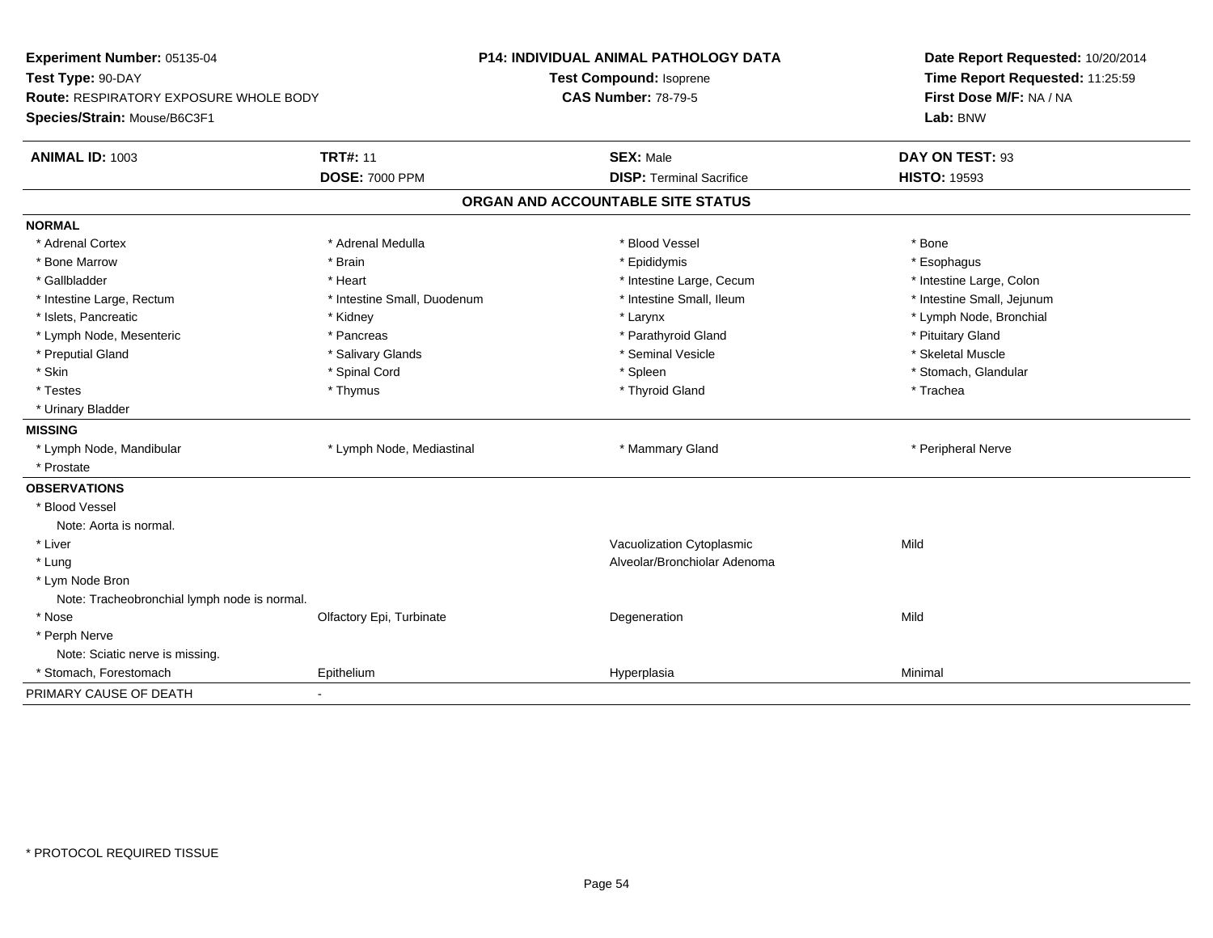**Experiment Number:** 05135-04
**Test Type:** 90-DAY
**Route:** RESPIRATORY EXPOSURE WHOLE BODY
**Species/Strain:** Mouse/B6C3F1

**P14: INDIVIDUAL ANIMAL PATHOLOGY DATA**
**Test Compound:** Isoprene
**CAS Number:** 78-79-5

**Date Report Requested:** 10/20/2014
**Time Report Requested:** 11:25:59
**First Dose M/F:** NA / NA
**Lab:** BNW

| **ANIMAL ID:** 1003 | **TRT#:** 11 | **SEX:** Male | **DAY ON TEST:** 93 |
|---|---|---|---|
| | **DOSE:** 7000 PPM | **DISP:** Terminal Sacrifice | **HISTO:** 19593 |

## ORGAN AND ACCOUNTABLE SITE STATUS

**NORMAL**

| | | | |
|---|---|---|---|
| * Adrenal Cortex | * Adrenal Medulla | * Blood Vessel | * Bone |
| * Bone Marrow | * Brain | * Epididymis | * Esophagus |
| * Gallbladder | * Heart | * Intestine Large, Cecum | * Intestine Large, Colon |
| * Intestine Large, Rectum | * Intestine Small, Duodenum | * Intestine Small, Ileum | * Intestine Small, Jejunum |
| * Islets, Pancreatic | * Kidney | * Larynx | * Lymph Node, Bronchial |
| * Lymph Node, Mesenteric | * Pancreas | * Parathyroid Gland | * Pituitary Gland |
| * Preputial Gland | * Salivary Glands | * Seminal Vesicle | * Skeletal Muscle |
| * Skin | * Spinal Cord | * Spleen | * Stomach, Glandular |
| * Testes | * Thymus | * Thyroid Gland | * Trachea |
| * Urinary Bladder | | | |

**MISSING**

| | | | |
|---|---|---|---|
| * Lymph Node, Mandibular | * Lymph Node, Mediastinal | * Mammary Gland | * Peripheral Nerve |
| * Prostate | | | |

**OBSERVATIONS**

| | | | |
|---|---|---|---|
| * Blood Vessel | | | |
| Note: Aorta is normal. | | | |
| * Liver | | Vacuolization Cytoplasmic | Mild |
| * Lung | | Alveolar/Bronchiolar Adenoma | |
| * Lym Node Bron | | | |
| Note: Tracheobronchial lymph node is normal. | | | |
| * Nose | Olfactory Epi, Turbinate | Degeneration | Mild |
| * Perph Nerve | | | |
| Note: Sciatic nerve is missing. | | | |
| * Stomach, Forestomach | Epithelium | Hyperplasia | Minimal |

PRIMARY CAUSE OF DEATH -

* PROTOCOL REQUIRED TISSUE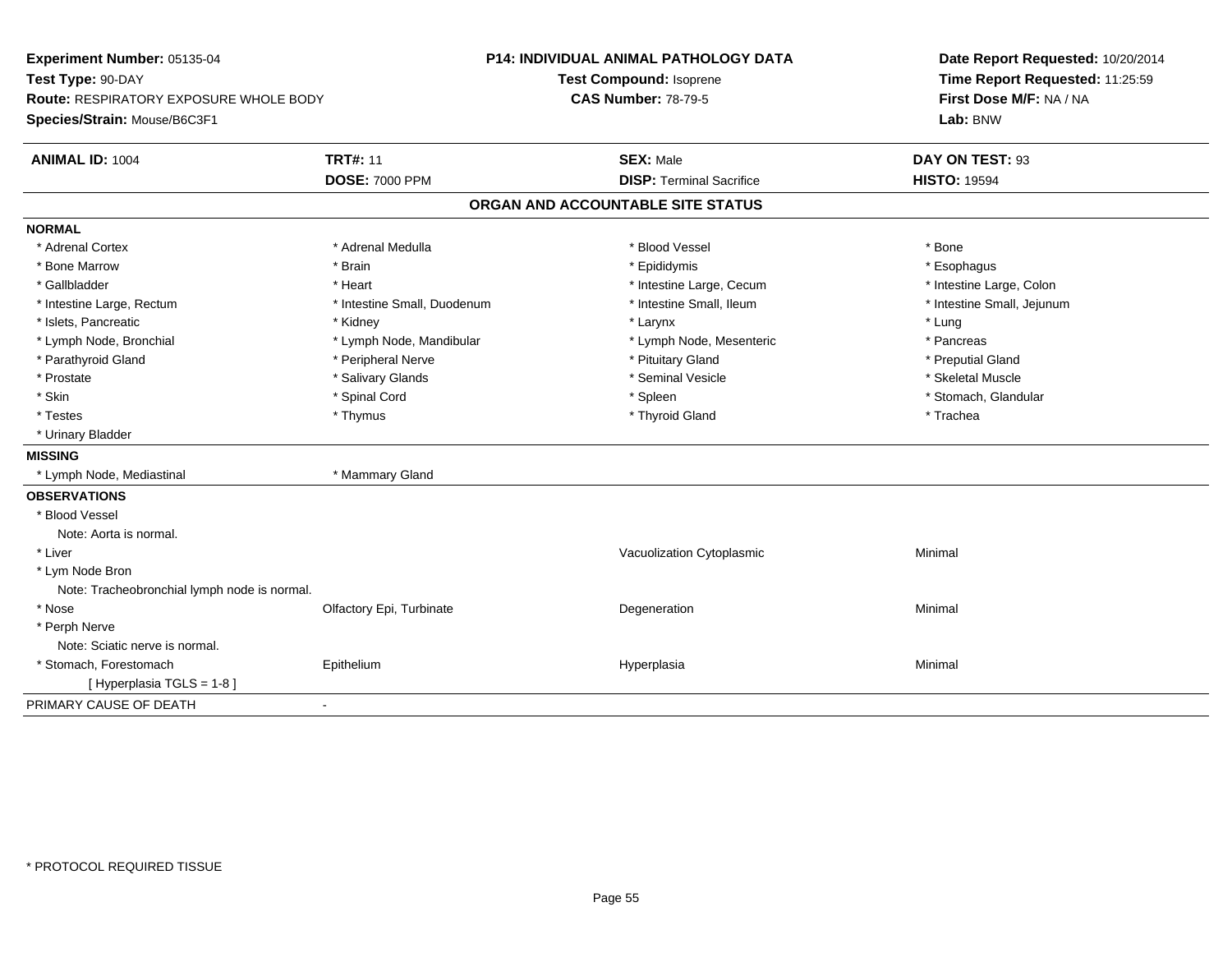**Experiment Number:** 05135-04
**Test Type:** 90-DAY
**Route:** RESPIRATORY EXPOSURE WHOLE BODY
**Species/Strain:** Mouse/B6C3F1

**P14: INDIVIDUAL ANIMAL PATHOLOGY DATA**
**Test Compound:** Isoprene
**CAS Number:** 78-79-5

**Date Report Requested:** 10/20/2014
**Time Report Requested:** 11:25:59
**First Dose M/F:** NA / NA
**Lab:** BNW

| **ANIMAL ID:** 1004 | **TRT#:** 11 | **SEX:** Male | **DAY ON TEST:** 93 |
|---|---|---|---|
| | **DOSE:** 7000 PPM | **DISP:** Terminal Sacrifice | **HISTO:** 19594 |

## ORGAN AND ACCOUNTABLE SITE STATUS

**NORMAL**

| | | | |
|---|---|---|---|
| * Adrenal Cortex | * Adrenal Medulla | * Blood Vessel | * Bone |
| * Bone Marrow | * Brain | * Epididymis | * Esophagus |
| * Gallbladder | * Heart | * Intestine Large, Cecum | * Intestine Large, Colon |
| * Intestine Large, Rectum | * Intestine Small, Duodenum | * Intestine Small, Ileum | * Intestine Small, Jejunum |
| * Islets, Pancreatic | * Kidney | * Larynx | * Lung |
| * Lymph Node, Bronchial | * Lymph Node, Mandibular | * Lymph Node, Mesenteric | * Pancreas |
| * Parathyroid Gland | * Peripheral Nerve | * Pituitary Gland | * Preputial Gland |
| * Prostate | * Salivary Glands | * Seminal Vesicle | * Skeletal Muscle |
| * Skin | * Spinal Cord | * Spleen | * Stomach, Glandular |
| * Testes | * Thymus | * Thyroid Gland | * Trachea |
| * Urinary Bladder | | | |

**MISSING**

| | |
|---|---|
| * Lymph Node, Mediastinal | * Mammary Gland |

**OBSERVATIONS**

| | | | |
|---|---|---|---|
| * Blood Vessel | | | |
| Note: Aorta is normal. | | | |
| * Liver | | Vacuolization Cytoplasmic | Minimal |
| * Lym Node Bron | | | |
| Note: Tracheobronchial lymph node is normal. | | | |
| * Nose | Olfactory Epi, Turbinate | Degeneration | Minimal |
| * Perph Nerve | | | |
| Note: Sciatic nerve is normal. | | | |
| * Stomach, Forestomach | Epithelium | Hyperplasia | Minimal |
| [ Hyperplasia TGLS = 1-8 ] | | | |

PRIMARY CAUSE OF DEATH -

* PROTOCOL REQUIRED TISSUE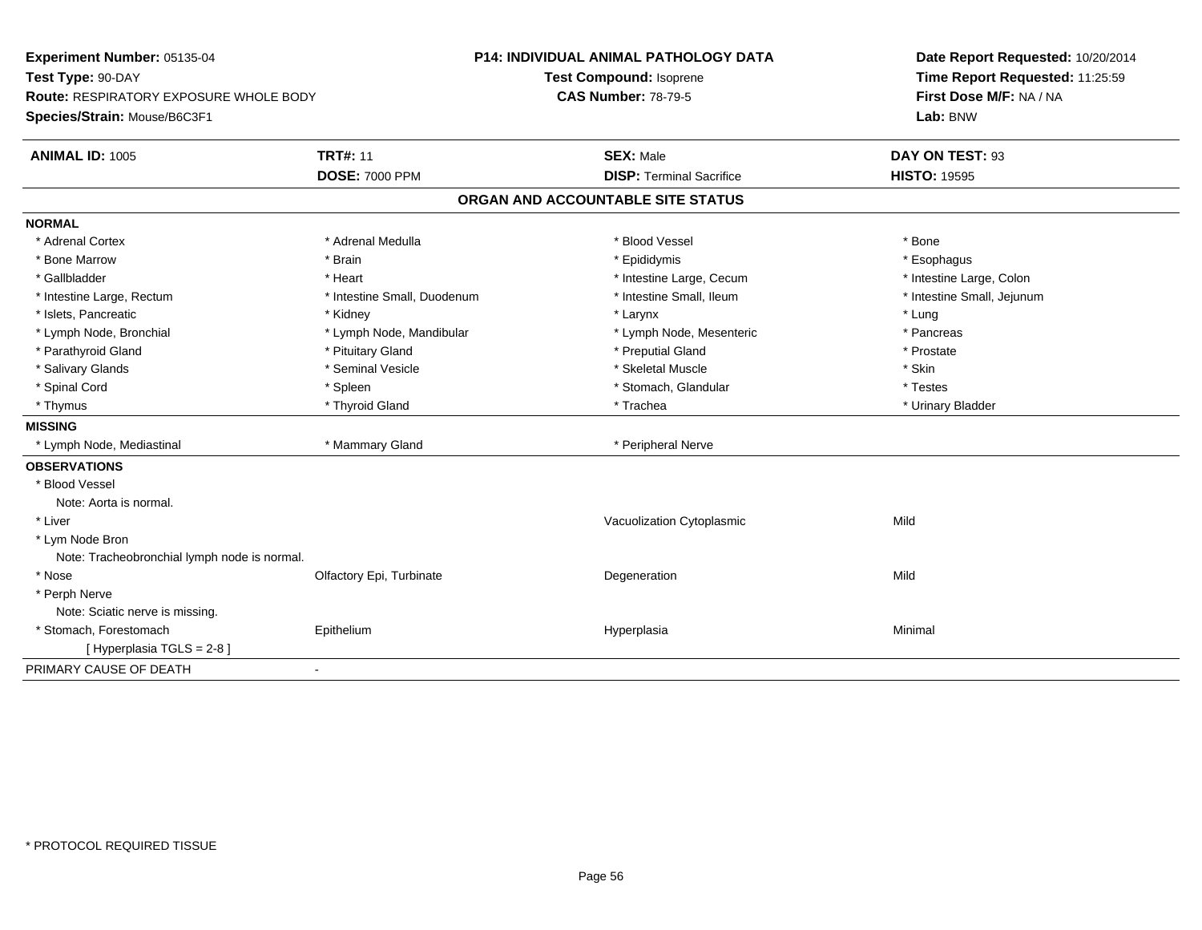**Experiment Number:** 05135-04
**Test Type:** 90-DAY
**Route:** RESPIRATORY EXPOSURE WHOLE BODY
**Species/Strain:** Mouse/B6C3F1

**P14: INDIVIDUAL ANIMAL PATHOLOGY DATA**
**Test Compound:** Isoprene
**CAS Number:** 78-79-5

**Date Report Requested:** 10/20/2014
**Time Report Requested:** 11:25:59
**First Dose M/F:** NA / NA
**Lab:** BNW

| **ANIMAL ID:** 1005 | **TRT#:** 11 | **SEX:** Male | **DAY ON TEST:** 93 |
|---|---|---|---|
| | **DOSE:** 7000 PPM | **DISP:** Terminal Sacrifice | **HISTO:** 19595 |

## ORGAN AND ACCOUNTABLE SITE STATUS

**NORMAL**

| | | | |
|---|---|---|---|
| * Adrenal Cortex | * Adrenal Medulla | * Blood Vessel | * Bone |
| * Bone Marrow | * Brain | * Epididymis | * Esophagus |
| * Gallbladder | * Heart | * Intestine Large, Cecum | * Intestine Large, Colon |
| * Intestine Large, Rectum | * Intestine Small, Duodenum | * Intestine Small, Ileum | * Intestine Small, Jejunum |
| * Islets, Pancreatic | * Kidney | * Larynx | * Lung |
| * Lymph Node, Bronchial | * Lymph Node, Mandibular | * Lymph Node, Mesenteric | * Pancreas |
| * Parathyroid Gland | * Pituitary Gland | * Preputial Gland | * Prostate |
| * Salivary Glands | * Seminal Vesicle | * Skeletal Muscle | * Skin |
| * Spinal Cord | * Spleen | * Stomach, Glandular | * Testes |
| * Thymus | * Thyroid Gland | * Trachea | * Urinary Bladder |

**MISSING**

| | | | |
|---|---|---|---|
| * Lymph Node, Mediastinal | * Mammary Gland | * Peripheral Nerve | |

**OBSERVATIONS**

| | | | |
|---|---|---|---|
| * Blood Vessel | | | |
| Note: Aorta is normal. | | | |
| * Liver | | Vacuolization Cytoplasmic | Mild |
| * Lym Node Bron | | | |
| Note: Tracheobronchial lymph node is normal. | | | |
| * Nose | Olfactory Epi, Turbinate | Degeneration | Mild |
| * Perph Nerve | | | |
| Note: Sciatic nerve is missing. | | | |
| * Stomach, Forestomach | Epithelium | Hyperplasia | Minimal |
| [ Hyperplasia TGLS = 2-8 ] | | | |

PRIMARY CAUSE OF DEATH -

* PROTOCOL REQUIRED TISSUE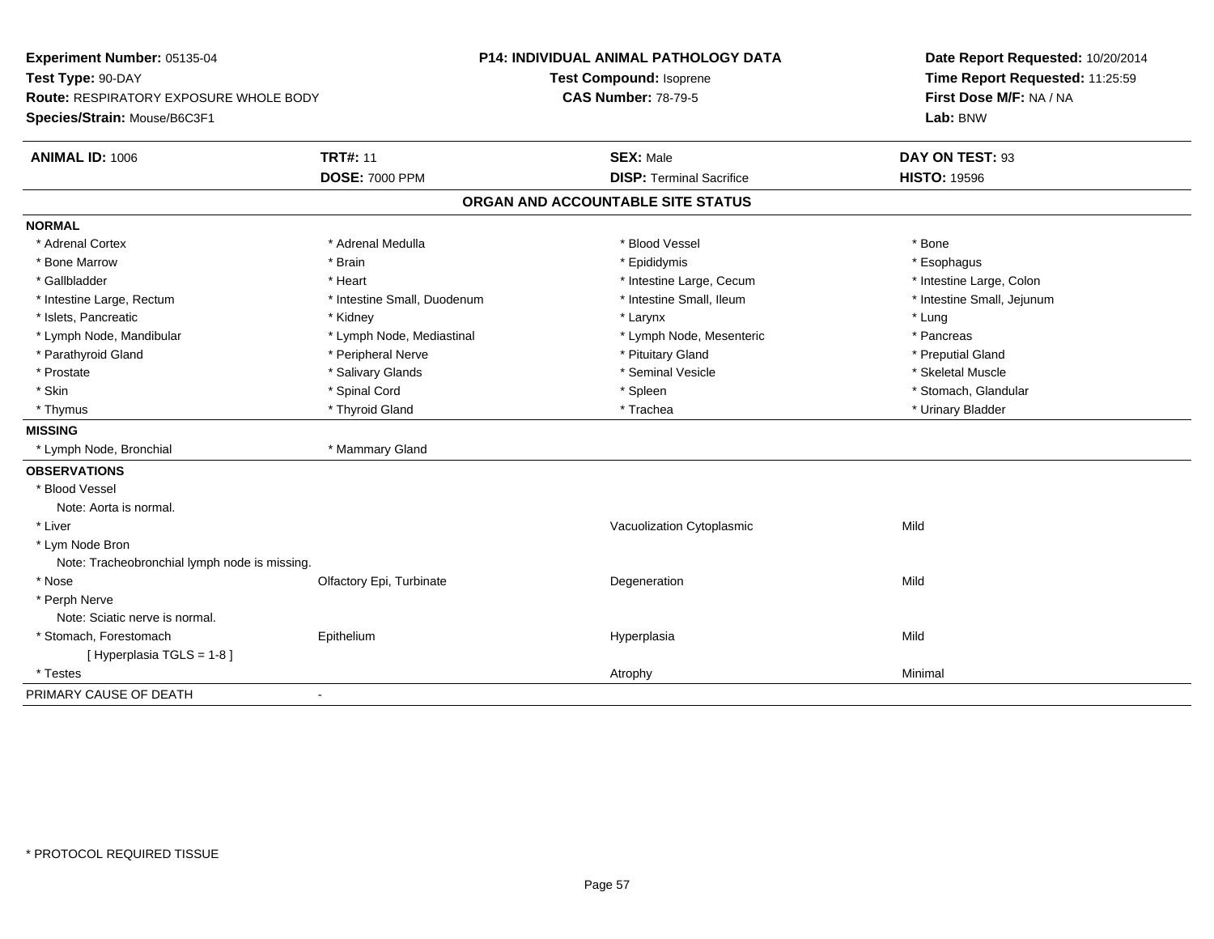**Experiment Number:** 05135-04
**Test Type:** 90-DAY
**Route:** RESPIRATORY EXPOSURE WHOLE BODY
**Species/Strain:** Mouse/B6C3F1

**P14: INDIVIDUAL ANIMAL PATHOLOGY DATA**
**Test Compound:** Isoprene
**CAS Number:** 78-79-5

**Date Report Requested:** 10/20/2014
**Time Report Requested:** 11:25:59
**First Dose M/F:** NA / NA
**Lab:** BNW

| **ANIMAL ID:** 1006 | **TRT#:** 11 | **SEX:** Male | **DAY ON TEST:** 93 |
|---|---|---|---|
| | **DOSE:** 7000 PPM | **DISP:** Terminal Sacrifice | **HISTO:** 19596 |

## ORGAN AND ACCOUNTABLE SITE STATUS

**NORMAL**

| | | | |
|---|---|---|---|
| * Adrenal Cortex | * Adrenal Medulla | * Blood Vessel | * Bone |
| * Bone Marrow | * Brain | * Epididymis | * Esophagus |
| * Gallbladder | * Heart | * Intestine Large, Cecum | * Intestine Large, Colon |
| * Intestine Large, Rectum | * Intestine Small, Duodenum | * Intestine Small, Ileum | * Intestine Small, Jejunum |
| * Islets, Pancreatic | * Kidney | * Larynx | * Lung |
| * Lymph Node, Mandibular | * Lymph Node, Mediastinal | * Lymph Node, Mesenteric | * Pancreas |
| * Parathyroid Gland | * Peripheral Nerve | * Pituitary Gland | * Preputial Gland |
| * Prostate | * Salivary Glands | * Seminal Vesicle | * Skeletal Muscle |
| * Skin | * Spinal Cord | * Spleen | * Stomach, Glandular |
| * Thymus | * Thyroid Gland | * Trachea | * Urinary Bladder |

**MISSING**

| | |
|---|---|
| * Lymph Node, Bronchial | * Mammary Gland |

**OBSERVATIONS**

| | | | |
|---|---|---|---|
| * Blood Vessel | | | |
| Note: Aorta is normal. | | | |
| * Liver | | Vacuolization Cytoplasmic | Mild |
| * Lym Node Bron | | | |
| Note: Tracheobronchial lymph node is missing. | | | |
| * Nose | Olfactory Epi, Turbinate | Degeneration | Mild |
| * Perph Nerve | | | |
| Note: Sciatic nerve is normal. | | | |
| * Stomach, Forestomach | Epithelium | Hyperplasia | Mild |
| [ Hyperplasia TGLS = 1-8 ] | | | |
| * Testes | | Atrophy | Minimal |

PRIMARY CAUSE OF DEATH -

\* PROTOCOL REQUIRED TISSUE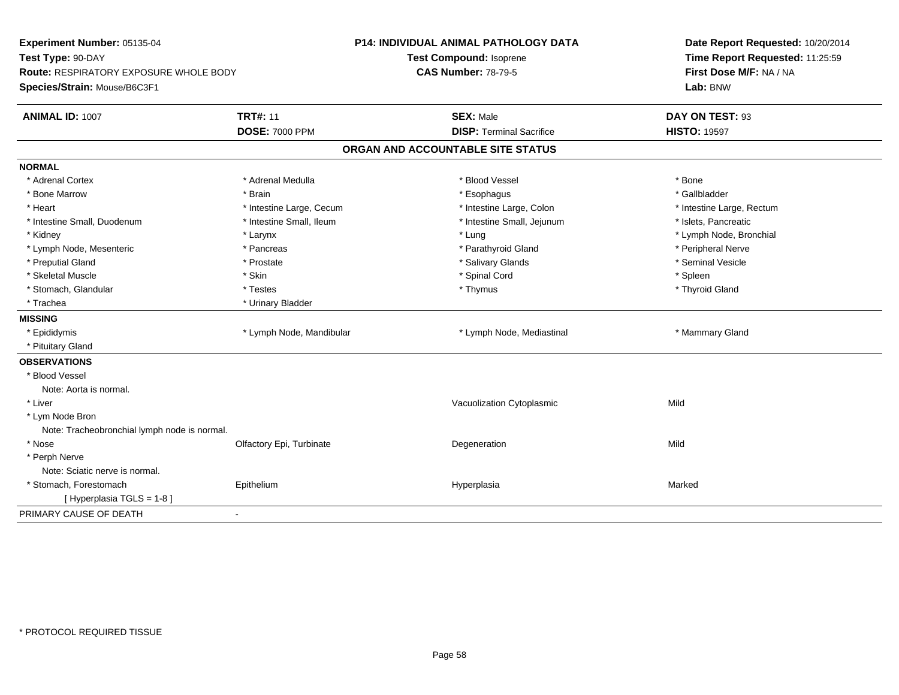**Experiment Number:** 05135-04
**Test Type:** 90-DAY
**Route:** RESPIRATORY EXPOSURE WHOLE BODY
**Species/Strain:** Mouse/B6C3F1

**P14: INDIVIDUAL ANIMAL PATHOLOGY DATA**
**Test Compound:** Isoprene
**CAS Number:** 78-79-5

**Date Report Requested:** 10/20/2014
**Time Report Requested:** 11:25:59
**First Dose M/F:** NA / NA
**Lab:** BNW

| **ANIMAL ID:** 1007 | **TRT#:** 11 | **SEX:** Male | **DAY ON TEST:** 93 |
|---|---|---|---|
| | **DOSE:** 7000 PPM | **DISP:** Terminal Sacrifice | **HISTO:** 19597 |

## ORGAN AND ACCOUNTABLE SITE STATUS

**NORMAL**

| | | | |
|---|---|---|---|
| * Adrenal Cortex | * Adrenal Medulla | * Blood Vessel | * Bone |
| * Bone Marrow | * Brain | * Esophagus | * Gallbladder |
| * Heart | * Intestine Large, Cecum | * Intestine Large, Colon | * Intestine Large, Rectum |
| * Intestine Small, Duodenum | * Intestine Small, Ileum | * Intestine Small, Jejunum | * Islets, Pancreatic |
| * Kidney | * Larynx | * Lung | * Lymph Node, Bronchial |
| * Lymph Node, Mesenteric | * Pancreas | * Parathyroid Gland | * Peripheral Nerve |
| * Preputial Gland | * Prostate | * Salivary Glands | * Seminal Vesicle |
| * Skeletal Muscle | * Skin | * Spinal Cord | * Spleen |
| * Stomach, Glandular | * Testes | * Thymus | * Thyroid Gland |
| * Trachea | * Urinary Bladder | | |

**MISSING**

| | | | |
|---|---|---|---|
| * Epididymis | * Lymph Node, Mandibular | * Lymph Node, Mediastinal | * Mammary Gland |
| * Pituitary Gland | | | |

**OBSERVATIONS**

| | | | |
|---|---|---|---|
| * Blood Vessel | | | |
| Note: Aorta is normal. | | | |
| * Liver | | Vacuolization Cytoplasmic | Mild |
| * Lym Node Bron | | | |
| Note: Tracheobronchial lymph node is normal. | | | |
| * Nose | Olfactory Epi, Turbinate | Degeneration | Mild |
| * Perph Nerve | | | |
| Note: Sciatic nerve is normal. | | | |
| * Stomach, Forestomach | Epithelium | Hyperplasia | Marked |
| [ Hyperplasia TGLS = 1-8 ] | | | |

PRIMARY CAUSE OF DEATH -

* PROTOCOL REQUIRED TISSUE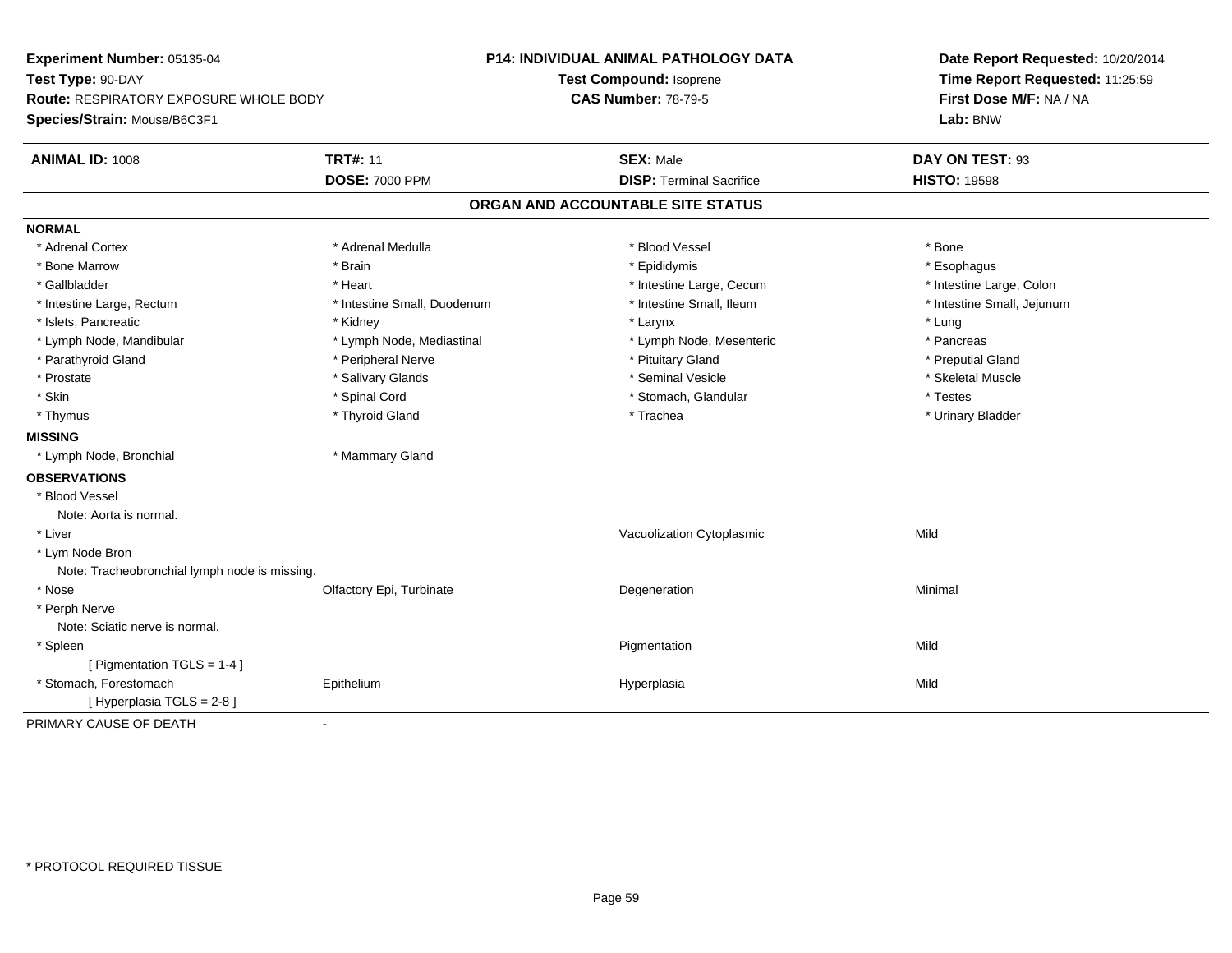**Experiment Number:** 05135-04
**Test Type:** 90-DAY
**Route:** RESPIRATORY EXPOSURE WHOLE BODY
**Species/Strain:** Mouse/B6C3F1

**P14: INDIVIDUAL ANIMAL PATHOLOGY DATA**
**Test Compound:** Isoprene
**CAS Number:** 78-79-5

**Date Report Requested:** 10/20/2014
**Time Report Requested:** 11:25:59
**First Dose M/F:** NA / NA
**Lab:** BNW

| **ANIMAL ID:** 1008 | **TRT#:** 11 | **SEX:** Male | **DAY ON TEST:** 93 |
|---|---|---|---|
| | **DOSE:** 7000 PPM | **DISP:** Terminal Sacrifice | **HISTO:** 19598 |

## ORGAN AND ACCOUNTABLE SITE STATUS

**NORMAL**

| | | | |
|---|---|---|---|
| * Adrenal Cortex | * Adrenal Medulla | * Blood Vessel | * Bone |
| * Bone Marrow | * Brain | * Epididymis | * Esophagus |
| * Gallbladder | * Heart | * Intestine Large, Cecum | * Intestine Large, Colon |
| * Intestine Large, Rectum | * Intestine Small, Duodenum | * Intestine Small, Ileum | * Intestine Small, Jejunum |
| * Islets, Pancreatic | * Kidney | * Larynx | * Lung |
| * Lymph Node, Mandibular | * Lymph Node, Mediastinal | * Lymph Node, Mesenteric | * Pancreas |
| * Parathyroid Gland | * Peripheral Nerve | * Pituitary Gland | * Preputial Gland |
| * Prostate | * Salivary Glands | * Seminal Vesicle | * Skeletal Muscle |
| * Skin | * Spinal Cord | * Stomach, Glandular | * Testes |
| * Thymus | * Thyroid Gland | * Trachea | * Urinary Bladder |

**MISSING**

| | |
|---|---|
| * Lymph Node, Bronchial | * Mammary Gland |

**OBSERVATIONS**

| | | | |
|---|---|---|---|
| * Blood Vessel | | | |
| Note: Aorta is normal. | | | |
| * Liver | | Vacuolization Cytoplasmic | Mild |
| * Lym Node Bron | | | |
| Note: Tracheobronchial lymph node is missing. | | | |
| * Nose | Olfactory Epi, Turbinate | Degeneration | Minimal |
| * Perph Nerve | | | |
| Note: Sciatic nerve is normal. | | | |
| * Spleen | | Pigmentation | Mild |
| [ Pigmentation TGLS = 1-4 ] | | | |
| * Stomach, Forestomach | Epithelium | Hyperplasia | Mild |
| [ Hyperplasia TGLS = 2-8 ] | | | |

PRIMARY CAUSE OF DEATH -

* PROTOCOL REQUIRED TISSUE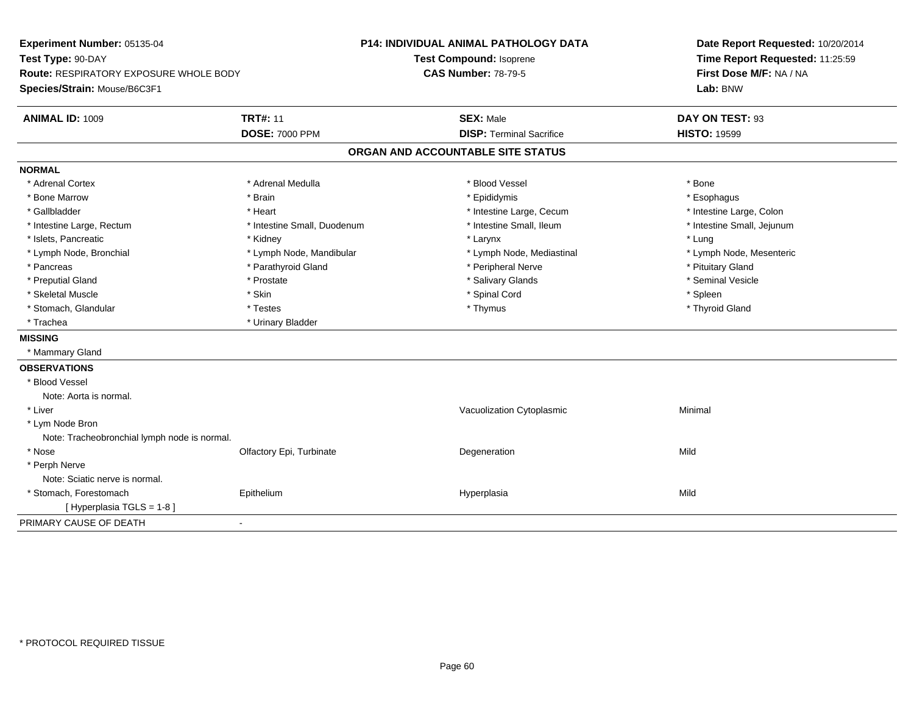**Experiment Number:** 05135-04
**Test Type:** 90-DAY
**Route:** RESPIRATORY EXPOSURE WHOLE BODY
**Species/Strain:** Mouse/B6C3F1

**P14: INDIVIDUAL ANIMAL PATHOLOGY DATA**
**Test Compound:** Isoprene
**CAS Number:** 78-79-5

**Date Report Requested:** 10/20/2014
**Time Report Requested:** 11:25:59
**First Dose M/F:** NA / NA
**Lab:** BNW

| **ANIMAL ID:** 1009 | **TRT#:** 11 | **SEX:** Male | **DAY ON TEST:** 93 |
|---|---|---|---|
| | **DOSE:** 7000 PPM | **DISP:** Terminal Sacrifice | **HISTO:** 19599 |

## ORGAN AND ACCOUNTABLE SITE STATUS

**NORMAL**

| | | | |
|---|---|---|---|
| * Adrenal Cortex | * Adrenal Medulla | * Blood Vessel | * Bone |
| * Bone Marrow | * Brain | * Epididymis | * Esophagus |
| * Gallbladder | * Heart | * Intestine Large, Cecum | * Intestine Large, Colon |
| * Intestine Large, Rectum | * Intestine Small, Duodenum | * Intestine Small, Ileum | * Intestine Small, Jejunum |
| * Islets, Pancreatic | * Kidney | * Larynx | * Lung |
| * Lymph Node, Bronchial | * Lymph Node, Mandibular | * Lymph Node, Mediastinal | * Lymph Node, Mesenteric |
| * Pancreas | * Parathyroid Gland | * Peripheral Nerve | * Pituitary Gland |
| * Preputial Gland | * Prostate | * Salivary Glands | * Seminal Vesicle |
| * Skeletal Muscle | * Skin | * Spinal Cord | * Spleen |
| * Stomach, Glandular | * Testes | * Thymus | * Thyroid Gland |
| * Trachea | * Urinary Bladder | | |

**MISSING**

* Mammary Gland

**OBSERVATIONS**

| | | | |
|---|---|---|---|
| * Blood Vessel | | | |
| Note: Aorta is normal. | | | |
| * Liver | | Vacuolization Cytoplasmic | Minimal |
| * Lym Node Bron | | | |
| Note: Tracheobronchial lymph node is normal. | | | |
| * Nose | Olfactory Epi, Turbinate | Degeneration | Mild |
| * Perph Nerve | | | |
| Note: Sciatic nerve is normal. | | | |
| * Stomach, Forestomach | Epithelium | Hyperplasia | Mild |
| [ Hyperplasia TGLS = 1-8 ] | | | |

PRIMARY CAUSE OF DEATH -

* PROTOCOL REQUIRED TISSUE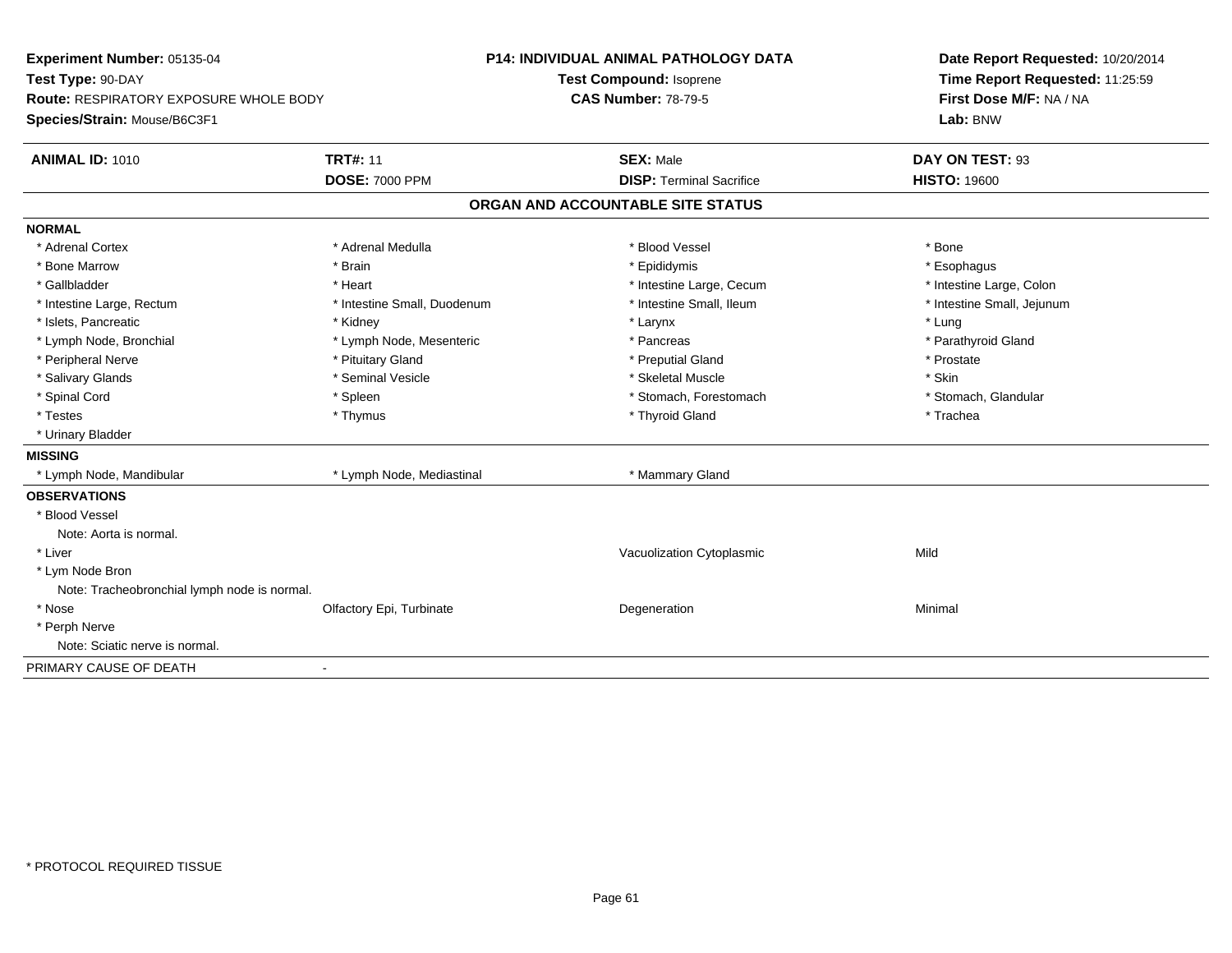**Experiment Number:** 05135-04
**Test Type:** 90-DAY
**Route:** RESPIRATORY EXPOSURE WHOLE BODY
**Species/Strain:** Mouse/B6C3F1

**P14: INDIVIDUAL ANIMAL PATHOLOGY DATA**
**Test Compound:** Isoprene
**CAS Number:** 78-79-5

**Date Report Requested:** 10/20/2014
**Time Report Requested:** 11:25:59
**First Dose M/F:** NA / NA
**Lab:** BNW

| **ANIMAL ID:** 1010 | **TRT#:** 11 | **SEX:** Male | **DAY ON TEST:** 93 |
|---|---|---|---|
| | **DOSE:** 7000 PPM | **DISP:** Terminal Sacrifice | **HISTO:** 19600 |

## ORGAN AND ACCOUNTABLE SITE STATUS

**NORMAL**

| | | | |
|---|---|---|---|
| * Adrenal Cortex | * Adrenal Medulla | * Blood Vessel | * Bone |
| * Bone Marrow | * Brain | * Epididymis | * Esophagus |
| * Gallbladder | * Heart | * Intestine Large, Cecum | * Intestine Large, Colon |
| * Intestine Large, Rectum | * Intestine Small, Duodenum | * Intestine Small, Ileum | * Intestine Small, Jejunum |
| * Islets, Pancreatic | * Kidney | * Larynx | * Lung |
| * Lymph Node, Bronchial | * Lymph Node, Mesenteric | * Pancreas | * Parathyroid Gland |
| * Peripheral Nerve | * Pituitary Gland | * Preputial Gland | * Prostate |
| * Salivary Glands | * Seminal Vesicle | * Skeletal Muscle | * Skin |
| * Spinal Cord | * Spleen | * Stomach, Forestomach | * Stomach, Glandular |
| * Testes | * Thymus | * Thyroid Gland | * Trachea |
| * Urinary Bladder | | | |

**MISSING**

| | | | |
|---|---|---|---|
| * Lymph Node, Mandibular | * Lymph Node, Mediastinal | * Mammary Gland | |

**OBSERVATIONS**

| | | | |
|---|---|---|---|
| * Blood Vessel | | | |
| Note: Aorta is normal. | | | |
| * Liver | | Vacuolization Cytoplasmic | Mild |
| * Lym Node Bron | | | |
| Note: Tracheobronchial lymph node is normal. | | | |
| * Nose | Olfactory Epi, Turbinate | Degeneration | Minimal |
| * Perph Nerve | | | |
| Note: Sciatic nerve is normal. | | | |

PRIMARY CAUSE OF DEATH -

* PROTOCOL REQUIRED TISSUE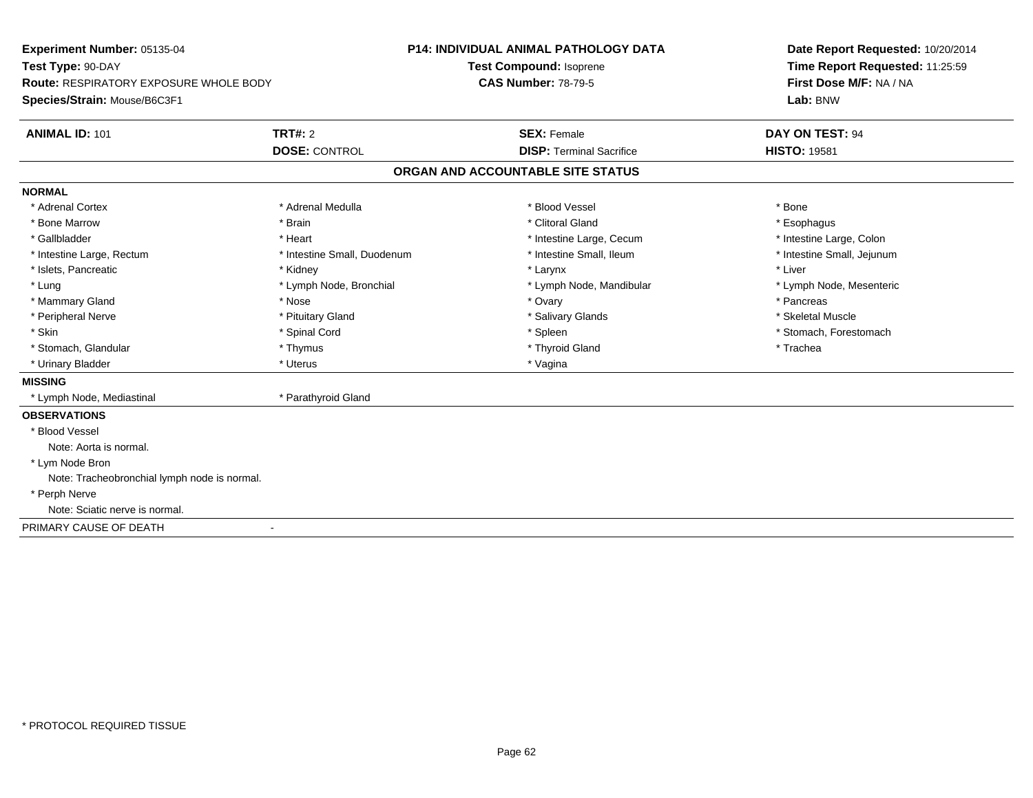**Experiment Number:** 05135-04
**Test Type:** 90-DAY
**Route:** RESPIRATORY EXPOSURE WHOLE BODY
**Species/Strain:** Mouse/B6C3F1

**P14: INDIVIDUAL ANIMAL PATHOLOGY DATA**
**Test Compound:** Isoprene
**CAS Number:** 78-79-5

**Date Report Requested:** 10/20/2014
**Time Report Requested:** 11:25:59
**First Dose M/F:** NA / NA
**Lab:** BNW

| **ANIMAL ID:** 101 | **TRT#:** 2 | **SEX:** Female | **DAY ON TEST:** 94 |
|---|---|---|---|
| | **DOSE:** CONTROL | **DISP:** Terminal Sacrifice | **HISTO:** 19581 |

## ORGAN AND ACCOUNTABLE SITE STATUS

**NORMAL**

| | | | |
|---|---|---|---|
| * Adrenal Cortex | * Adrenal Medulla | * Blood Vessel | * Bone |
| * Bone Marrow | * Brain | * Clitoral Gland | * Esophagus |
| * Gallbladder | * Heart | * Intestine Large, Cecum | * Intestine Large, Colon |
| * Intestine Large, Rectum | * Intestine Small, Duodenum | * Intestine Small, Ileum | * Intestine Small, Jejunum |
| * Islets, Pancreatic | * Kidney | * Larynx | * Liver |
| * Lung | * Lymph Node, Bronchial | * Lymph Node, Mandibular | * Lymph Node, Mesenteric |
| * Mammary Gland | * Nose | * Ovary | * Pancreas |
| * Peripheral Nerve | * Pituitary Gland | * Salivary Glands | * Skeletal Muscle |
| * Skin | * Spinal Cord | * Spleen | * Stomach, Forestomach |
| * Stomach, Glandular | * Thymus | * Thyroid Gland | * Trachea |
| * Urinary Bladder | * Uterus | * Vagina | |

**MISSING**

* Lymph Node, Mediastinal
* Parathyroid Gland

**OBSERVATIONS**

* Blood Vessel
  Note: Aorta is normal.
* Lym Node Bron
  Note: Tracheobronchial lymph node is normal.
* Perph Nerve
  Note: Sciatic nerve is normal.

PRIMARY CAUSE OF DEATH -

\* PROTOCOL REQUIRED TISSUE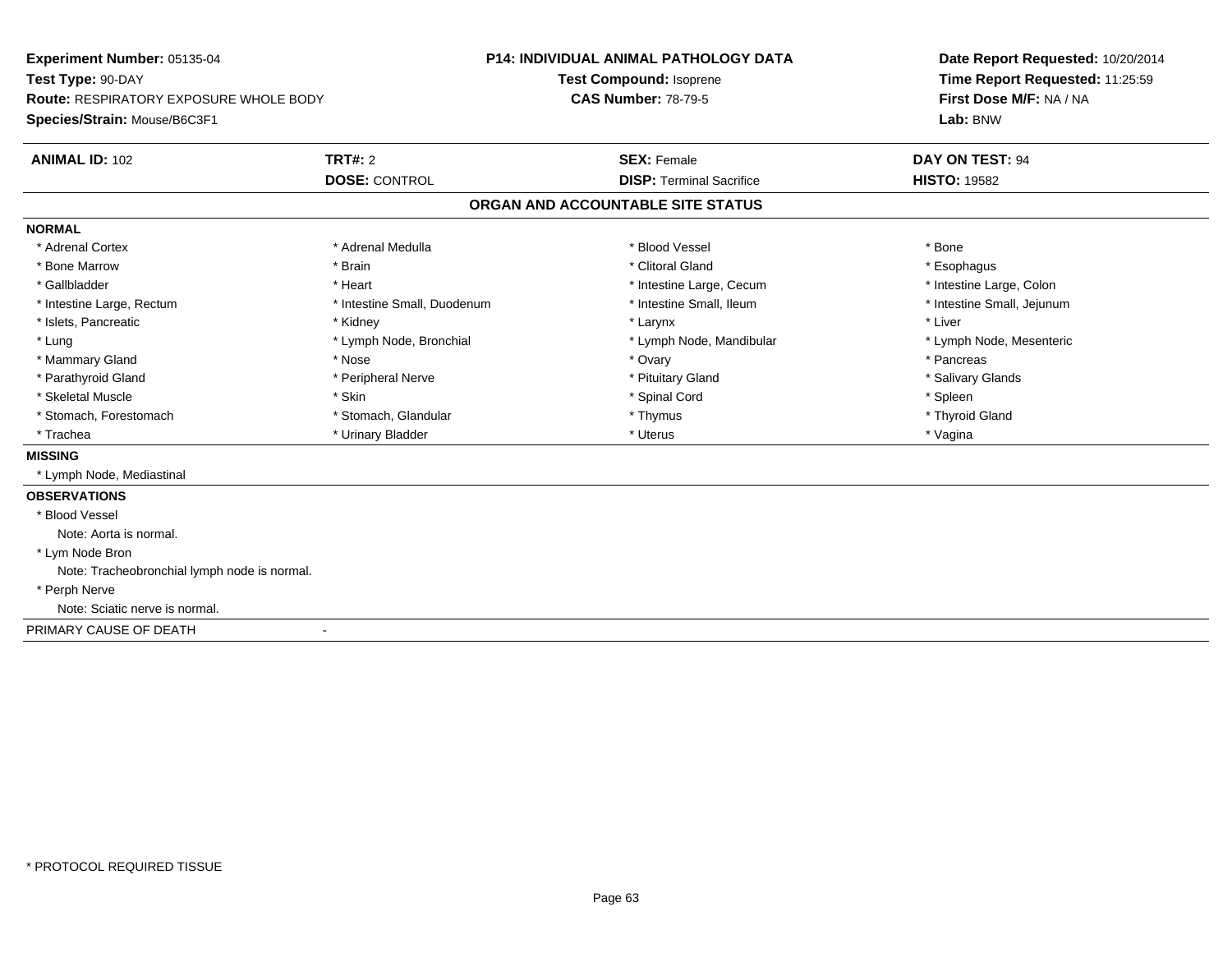**Experiment Number:** 05135-04
**Test Type:** 90-DAY
**Route:** RESPIRATORY EXPOSURE WHOLE BODY
**Species/Strain:** Mouse/B6C3F1

**P14: INDIVIDUAL ANIMAL PATHOLOGY DATA**
**Test Compound:** Isoprene
**CAS Number:** 78-79-5

**Date Report Requested:** 10/20/2014
**Time Report Requested:** 11:25:59
**First Dose M/F:** NA / NA
**Lab:** BNW

| **ANIMAL ID:** 102 | **TRT#:** 2 | **SEX:** Female | **DAY ON TEST:** 94 |
|---|---|---|---|
| | **DOSE:** CONTROL | **DISP:** Terminal Sacrifice | **HISTO:** 19582 |

## ORGAN AND ACCOUNTABLE SITE STATUS

**NORMAL**

| | | | |
|---|---|---|---|
| * Adrenal Cortex | * Adrenal Medulla | * Blood Vessel | * Bone |
| * Bone Marrow | * Brain | * Clitoral Gland | * Esophagus |
| * Gallbladder | * Heart | * Intestine Large, Cecum | * Intestine Large, Colon |
| * Intestine Large, Rectum | * Intestine Small, Duodenum | * Intestine Small, Ileum | * Intestine Small, Jejunum |
| * Islets, Pancreatic | * Kidney | * Larynx | * Liver |
| * Lung | * Lymph Node, Bronchial | * Lymph Node, Mandibular | * Lymph Node, Mesenteric |
| * Mammary Gland | * Nose | * Ovary | * Pancreas |
| * Parathyroid Gland | * Peripheral Nerve | * Pituitary Gland | * Salivary Glands |
| * Skeletal Muscle | * Skin | * Spinal Cord | * Spleen |
| * Stomach, Forestomach | * Stomach, Glandular | * Thymus | * Thyroid Gland |
| * Trachea | * Urinary Bladder | * Uterus | * Vagina |

**MISSING**

* Lymph Node, Mediastinal

**OBSERVATIONS**

* Blood Vessel
  Note: Aorta is normal.
* Lym Node Bron
  Note: Tracheobronchial lymph node is normal.
* Perph Nerve
  Note: Sciatic nerve is normal.

PRIMARY CAUSE OF DEATH -

* PROTOCOL REQUIRED TISSUE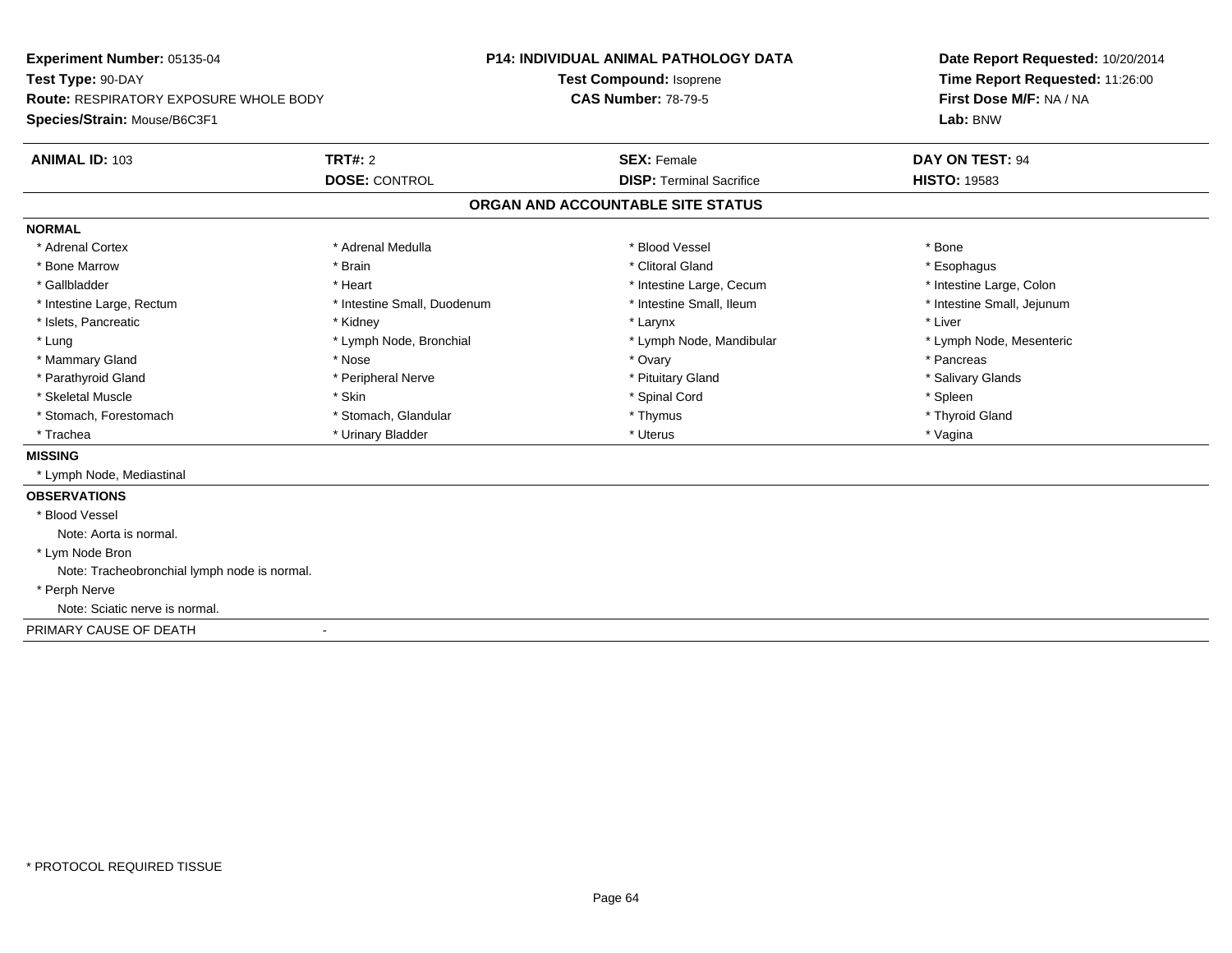**Experiment Number:** 05135-04
**Test Type:** 90-DAY
**Route:** RESPIRATORY EXPOSURE WHOLE BODY
**Species/Strain:** Mouse/B6C3F1

**P14: INDIVIDUAL ANIMAL PATHOLOGY DATA**
**Test Compound:** Isoprene
**CAS Number:** 78-79-5

**Date Report Requested:** 10/20/2014
**Time Report Requested:** 11:26:00
**First Dose M/F:** NA / NA
**Lab:** BNW

| **ANIMAL ID:** 103 | **TRT#:** 2 | **SEX:** Female | **DAY ON TEST:** 94 |
|---|---|---|---|
| | **DOSE:** CONTROL | **DISP:** Terminal Sacrifice | **HISTO:** 19583 |

## ORGAN AND ACCOUNTABLE SITE STATUS

**NORMAL**

| | | | |
|---|---|---|---|
| * Adrenal Cortex | * Adrenal Medulla | * Blood Vessel | * Bone |
| * Bone Marrow | * Brain | * Clitoral Gland | * Esophagus |
| * Gallbladder | * Heart | * Intestine Large, Cecum | * Intestine Large, Colon |
| * Intestine Large, Rectum | * Intestine Small, Duodenum | * Intestine Small, Ileum | * Intestine Small, Jejunum |
| * Islets, Pancreatic | * Kidney | * Larynx | * Liver |
| * Lung | * Lymph Node, Bronchial | * Lymph Node, Mandibular | * Lymph Node, Mesenteric |
| * Mammary Gland | * Nose | * Ovary | * Pancreas |
| * Parathyroid Gland | * Peripheral Nerve | * Pituitary Gland | * Salivary Glands |
| * Skeletal Muscle | * Skin | * Spinal Cord | * Spleen |
| * Stomach, Forestomach | * Stomach, Glandular | * Thymus | * Thyroid Gland |
| * Trachea | * Urinary Bladder | * Uterus | * Vagina |

**MISSING**

* Lymph Node, Mediastinal

**OBSERVATIONS**

* Blood Vessel
  Note: Aorta is normal.
* Lym Node Bron
  Note: Tracheobronchial lymph node is normal.
* Perph Nerve
  Note: Sciatic nerve is normal.

PRIMARY CAUSE OF DEATH -

* PROTOCOL REQUIRED TISSUE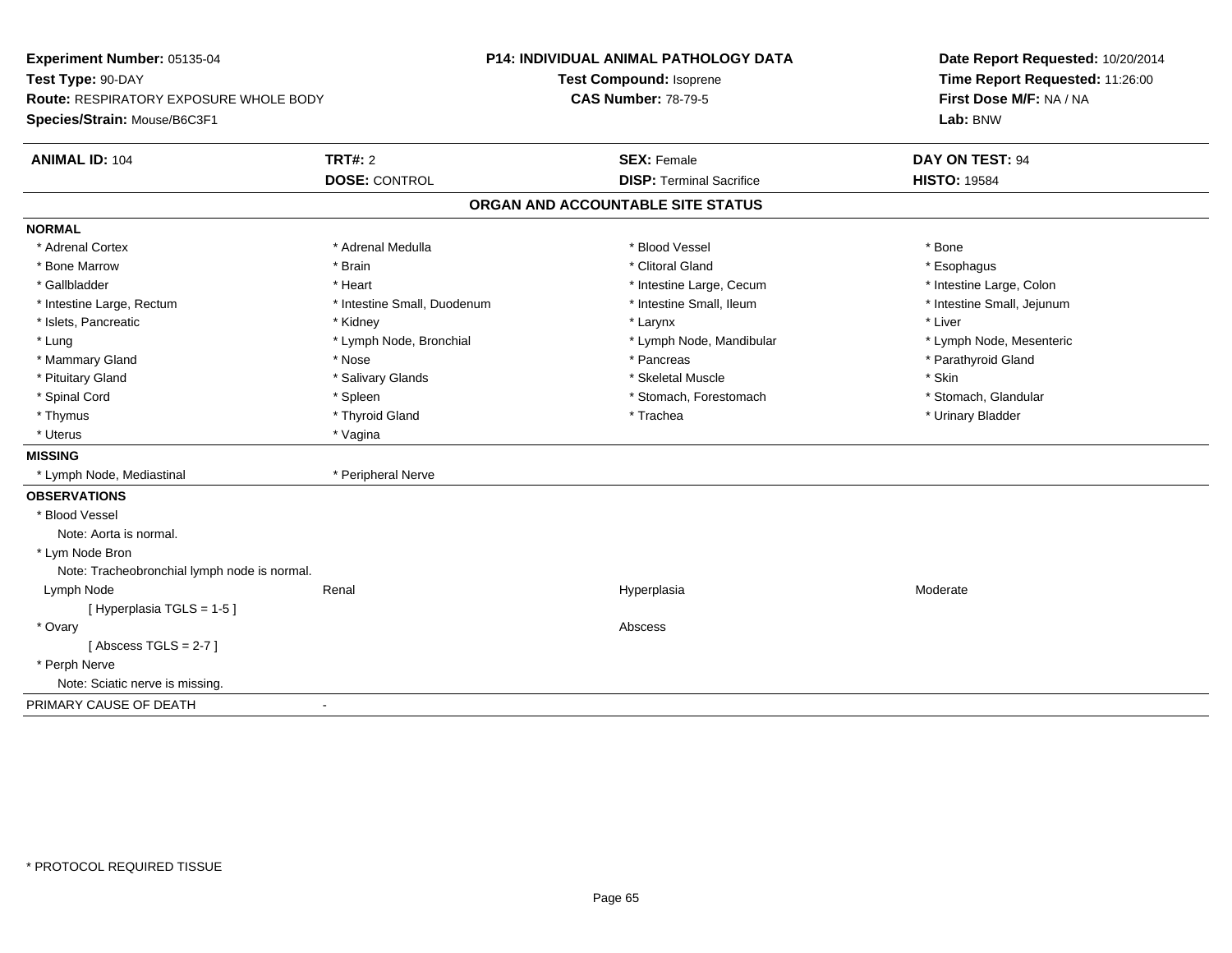**Experiment Number:** 05135-04
**Test Type:** 90-DAY
**Route:** RESPIRATORY EXPOSURE WHOLE BODY
**Species/Strain:** Mouse/B6C3F1

**P14: INDIVIDUAL ANIMAL PATHOLOGY DATA**
**Test Compound:** Isoprene
**CAS Number:** 78-79-5

**Date Report Requested:** 10/20/2014
**Time Report Requested:** 11:26:00
**First Dose M/F:** NA / NA
**Lab:** BNW

| **ANIMAL ID:** 104 | **TRT#:** 2 | **SEX:** Female | **DAY ON TEST:** 94 |
|---|---|---|---|
| | **DOSE:** CONTROL | **DISP:** Terminal Sacrifice | **HISTO:** 19584 |

## ORGAN AND ACCOUNTABLE SITE STATUS

**NORMAL**

| | | | |
|---|---|---|---|
| * Adrenal Cortex | * Adrenal Medulla | * Blood Vessel | * Bone |
| * Bone Marrow | * Brain | * Clitoral Gland | * Esophagus |
| * Gallbladder | * Heart | * Intestine Large, Cecum | * Intestine Large, Colon |
| * Intestine Large, Rectum | * Intestine Small, Duodenum | * Intestine Small, Ileum | * Intestine Small, Jejunum |
| * Islets, Pancreatic | * Kidney | * Larynx | * Liver |
| * Lung | * Lymph Node, Bronchial | * Lymph Node, Mandibular | * Lymph Node, Mesenteric |
| * Mammary Gland | * Nose | * Pancreas | * Parathyroid Gland |
| * Pituitary Gland | * Salivary Glands | * Skeletal Muscle | * Skin |
| * Spinal Cord | * Spleen | * Stomach, Forestomach | * Stomach, Glandular |
| * Thymus | * Thyroid Gland | * Trachea | * Urinary Bladder |
| * Uterus | * Vagina | | |

**MISSING**

| | |
|---|---|
| * Lymph Node, Mediastinal | * Peripheral Nerve |

**OBSERVATIONS**

* Blood Vessel
  Note: Aorta is normal.
* Lym Node Bron
  Note: Tracheobronchial lymph node is normal.

| | | | |
|---|---|---|---|
| Lymph Node | Renal | Hyperplasia | Moderate |
| [ Hyperplasia TGLS = 1-5 ] | | | |
| * Ovary | | Abscess | |
| [ Abscess TGLS = 2-7 ] | | | |

* Perph Nerve
  Note: Sciatic nerve is missing.

PRIMARY CAUSE OF DEATH -

* PROTOCOL REQUIRED TISSUE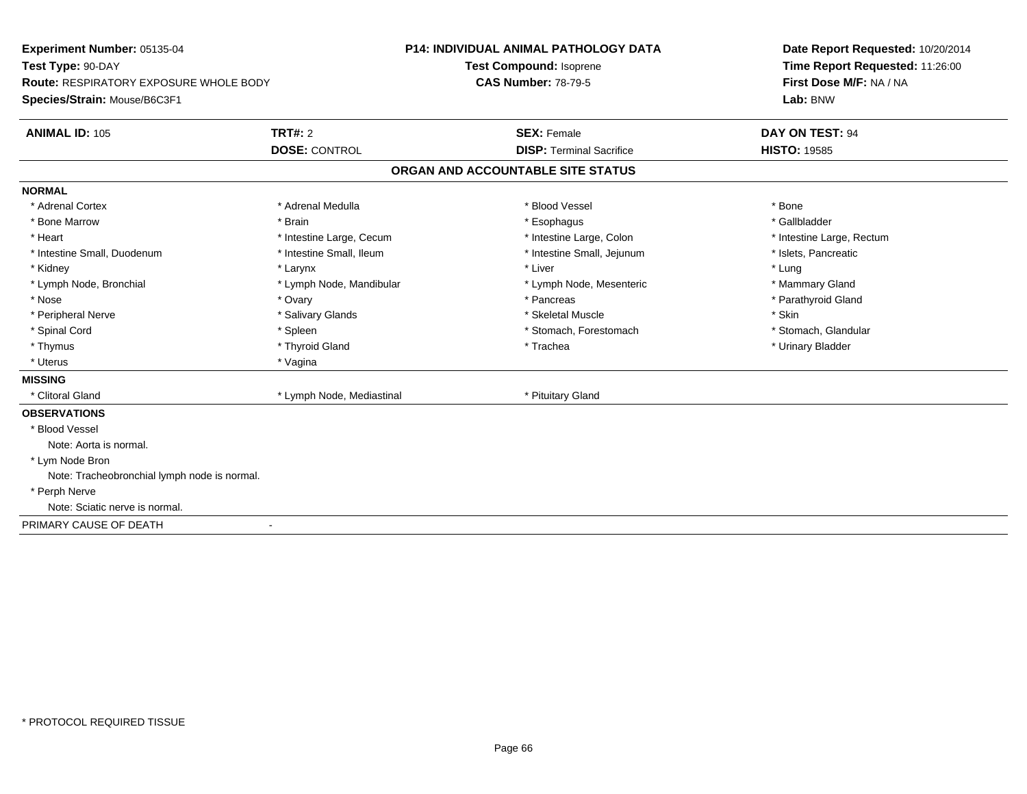**Experiment Number:** 05135-04
**Test Type:** 90-DAY
**Route:** RESPIRATORY EXPOSURE WHOLE BODY
**Species/Strain:** Mouse/B6C3F1

**P14: INDIVIDUAL ANIMAL PATHOLOGY DATA**
**Test Compound:** Isoprene
**CAS Number:** 78-79-5

**Date Report Requested:** 10/20/2014
**Time Report Requested:** 11:26:00
**First Dose M/F:** NA / NA
**Lab:** BNW

| **ANIMAL ID:** 105 | **TRT#:** 2 | **SEX:** Female | **DAY ON TEST:** 94 |
|---|---|---|---|
| | **DOSE:** CONTROL | **DISP:** Terminal Sacrifice | **HISTO:** 19585 |

**ORGAN AND ACCOUNTABLE SITE STATUS**

**NORMAL**

| | | | |
|---|---|---|---|
| * Adrenal Cortex | * Adrenal Medulla | * Blood Vessel | * Bone |
| * Bone Marrow | * Brain | * Esophagus | * Gallbladder |
| * Heart | * Intestine Large, Cecum | * Intestine Large, Colon | * Intestine Large, Rectum |
| * Intestine Small, Duodenum | * Intestine Small, Ileum | * Intestine Small, Jejunum | * Islets, Pancreatic |
| * Kidney | * Larynx | * Liver | * Lung |
| * Lymph Node, Bronchial | * Lymph Node, Mandibular | * Lymph Node, Mesenteric | * Mammary Gland |
| * Nose | * Ovary | * Pancreas | * Parathyroid Gland |
| * Peripheral Nerve | * Salivary Glands | * Skeletal Muscle | * Skin |
| * Spinal Cord | * Spleen | * Stomach, Forestomach | * Stomach, Glandular |
| * Thymus | * Thyroid Gland | * Trachea | * Urinary Bladder |
| * Uterus | * Vagina | | |

**MISSING**

| | | |
|---|---|---|
| * Clitoral Gland | * Lymph Node, Mediastinal | * Pituitary Gland |

**OBSERVATIONS**

* Blood Vessel
  Note: Aorta is normal.
* Lym Node Bron
  Note: Tracheobronchial lymph node is normal.
* Perph Nerve
  Note: Sciatic nerve is normal.

PRIMARY CAUSE OF DEATH -

* PROTOCOL REQUIRED TISSUE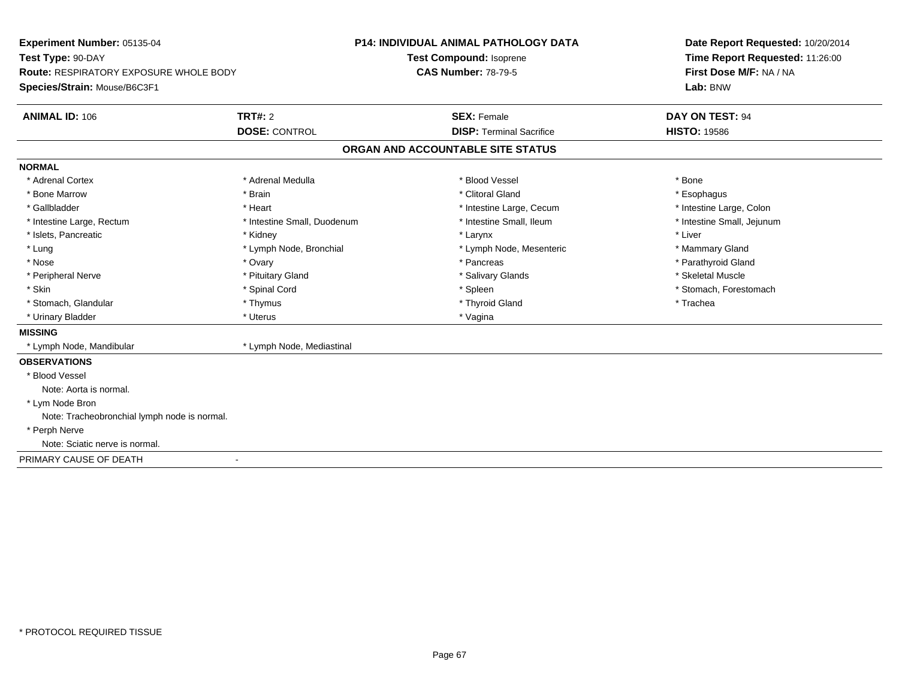**Experiment Number:** 05135-04
**Test Type:** 90-DAY
**Route:** RESPIRATORY EXPOSURE WHOLE BODY
**Species/Strain:** Mouse/B6C3F1

**P14: INDIVIDUAL ANIMAL PATHOLOGY DATA**
**Test Compound:** Isoprene
**CAS Number:** 78-79-5

**Date Report Requested:** 10/20/2014
**Time Report Requested:** 11:26:00
**First Dose M/F:** NA / NA
**Lab:** BNW

| **ANIMAL ID:** 106 | **TRT#:** 2 | **SEX:** Female | **DAY ON TEST:** 94 |
|---|---|---|---|
| | **DOSE:** CONTROL | **DISP:** Terminal Sacrifice | **HISTO:** 19586 |

## ORGAN AND ACCOUNTABLE SITE STATUS

**NORMAL**

| | | | |
|---|---|---|---|
| * Adrenal Cortex | * Adrenal Medulla | * Blood Vessel | * Bone |
| * Bone Marrow | * Brain | * Clitoral Gland | * Esophagus |
| * Gallbladder | * Heart | * Intestine Large, Cecum | * Intestine Large, Colon |
| * Intestine Large, Rectum | * Intestine Small, Duodenum | * Intestine Small, Ileum | * Intestine Small, Jejunum |
| * Islets, Pancreatic | * Kidney | * Larynx | * Liver |
| * Lung | * Lymph Node, Bronchial | * Lymph Node, Mesenteric | * Mammary Gland |
| * Nose | * Ovary | * Pancreas | * Parathyroid Gland |
| * Peripheral Nerve | * Pituitary Gland | * Salivary Glands | * Skeletal Muscle |
| * Skin | * Spinal Cord | * Spleen | * Stomach, Forestomach |
| * Stomach, Glandular | * Thymus | * Thyroid Gland | * Trachea |
| * Urinary Bladder | * Uterus | * Vagina | |

**MISSING**

* Lymph Node, Mandibular
* Lymph Node, Mediastinal

**OBSERVATIONS**

* Blood Vessel
  Note: Aorta is normal.
* Lym Node Bron
  Note: Tracheobronchial lymph node is normal.
* Perph Nerve
  Note: Sciatic nerve is normal.

PRIMARY CAUSE OF DEATH -

* PROTOCOL REQUIRED TISSUE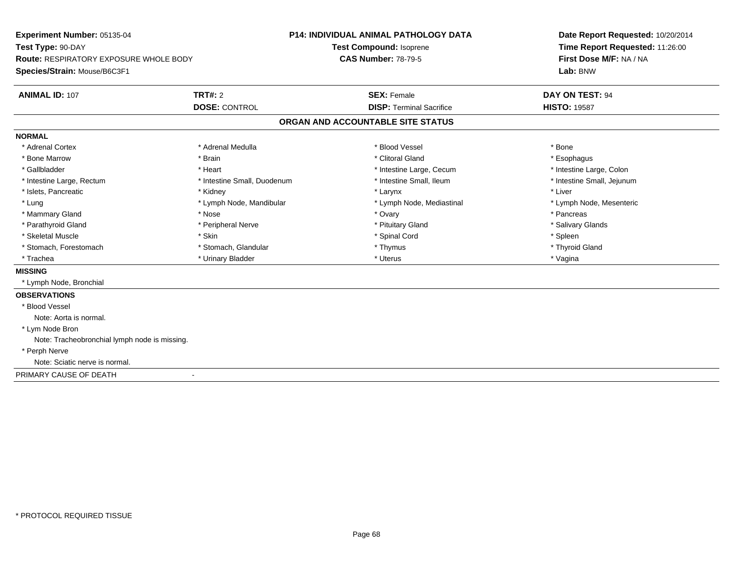**Experiment Number:** 05135-04
**Test Type:** 90-DAY
**Route:** RESPIRATORY EXPOSURE WHOLE BODY
**Species/Strain:** Mouse/B6C3F1

**P14: INDIVIDUAL ANIMAL PATHOLOGY DATA**
**Test Compound:** Isoprene
**CAS Number:** 78-79-5

**Date Report Requested:** 10/20/2014
**Time Report Requested:** 11:26:00
**First Dose M/F:** NA / NA
**Lab:** BNW

| **ANIMAL ID:** 107 | **TRT#:** 2 | **SEX:** Female | **DAY ON TEST:** 94 |
|---|---|---|---|
| | **DOSE:** CONTROL | **DISP:** Terminal Sacrifice | **HISTO:** 19587 |

## ORGAN AND ACCOUNTABLE SITE STATUS

**NORMAL**

| | | | |
|---|---|---|---|
| * Adrenal Cortex | * Adrenal Medulla | * Blood Vessel | * Bone |
| * Bone Marrow | * Brain | * Clitoral Gland | * Esophagus |
| * Gallbladder | * Heart | * Intestine Large, Cecum | * Intestine Large, Colon |
| * Intestine Large, Rectum | * Intestine Small, Duodenum | * Intestine Small, Ileum | * Intestine Small, Jejunum |
| * Islets, Pancreatic | * Kidney | * Larynx | * Liver |
| * Lung | * Lymph Node, Mandibular | * Lymph Node, Mediastinal | * Lymph Node, Mesenteric |
| * Mammary Gland | * Nose | * Ovary | * Pancreas |
| * Parathyroid Gland | * Peripheral Nerve | * Pituitary Gland | * Salivary Glands |
| * Skeletal Muscle | * Skin | * Spinal Cord | * Spleen |
| * Stomach, Forestomach | * Stomach, Glandular | * Thymus | * Thyroid Gland |
| * Trachea | * Urinary Bladder | * Uterus | * Vagina |

**MISSING**

* Lymph Node, Bronchial

**OBSERVATIONS**

* Blood Vessel
  Note: Aorta is normal.
* Lym Node Bron
  Note: Tracheobronchial lymph node is missing.
* Perph Nerve
  Note: Sciatic nerve is normal.

PRIMARY CAUSE OF DEATH -

* PROTOCOL REQUIRED TISSUE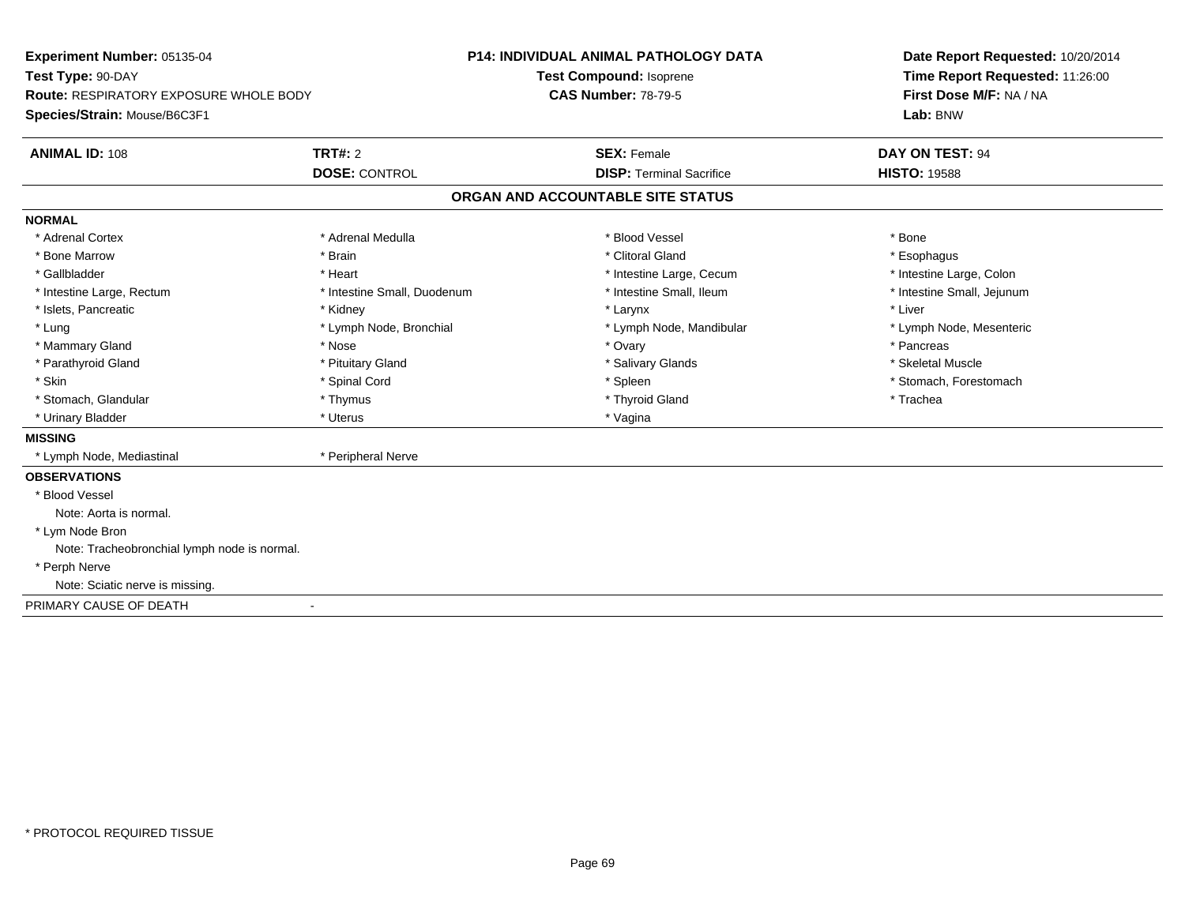**Experiment Number:** 05135-04
**Test Type:** 90-DAY
**Route:** RESPIRATORY EXPOSURE WHOLE BODY
**Species/Strain:** Mouse/B6C3F1

**P14: INDIVIDUAL ANIMAL PATHOLOGY DATA**
**Test Compound:** Isoprene
**CAS Number:** 78-79-5

**Date Report Requested:** 10/20/2014
**Time Report Requested:** 11:26:00
**First Dose M/F:** NA / NA
**Lab:** BNW

| **ANIMAL ID:** 108 | **TRT#:** 2 | **SEX:** Female | **DAY ON TEST:** 94 |
|---|---|---|---|
| | **DOSE:** CONTROL | **DISP:** Terminal Sacrifice | **HISTO:** 19588 |

## ORGAN AND ACCOUNTABLE SITE STATUS

**NORMAL**

| | | | |
|---|---|---|---|
| * Adrenal Cortex | * Adrenal Medulla | * Blood Vessel | * Bone |
| * Bone Marrow | * Brain | * Clitoral Gland | * Esophagus |
| * Gallbladder | * Heart | * Intestine Large, Cecum | * Intestine Large, Colon |
| * Intestine Large, Rectum | * Intestine Small, Duodenum | * Intestine Small, Ileum | * Intestine Small, Jejunum |
| * Islets, Pancreatic | * Kidney | * Larynx | * Liver |
| * Lung | * Lymph Node, Bronchial | * Lymph Node, Mandibular | * Lymph Node, Mesenteric |
| * Mammary Gland | * Nose | * Ovary | * Pancreas |
| * Parathyroid Gland | * Pituitary Gland | * Salivary Glands | * Skeletal Muscle |
| * Skin | * Spinal Cord | * Spleen | * Stomach, Forestomach |
| * Stomach, Glandular | * Thymus | * Thyroid Gland | * Trachea |
| * Urinary Bladder | * Uterus | * Vagina | |

**MISSING**

* Lymph Node, Mediastinal
* Peripheral Nerve

**OBSERVATIONS**

* Blood Vessel
  Note: Aorta is normal.
* Lym Node Bron
  Note: Tracheobronchial lymph node is normal.
* Perph Nerve
  Note: Sciatic nerve is missing.

PRIMARY CAUSE OF DEATH -

* PROTOCOL REQUIRED TISSUE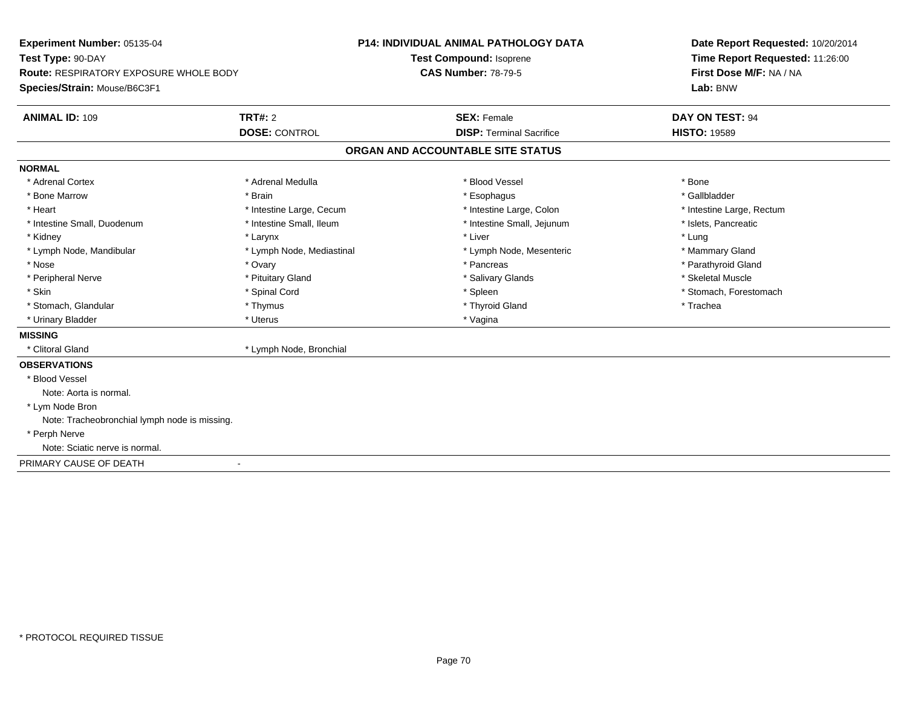**Experiment Number:** 05135-04
**Test Type:** 90-DAY
**Route:** RESPIRATORY EXPOSURE WHOLE BODY
**Species/Strain:** Mouse/B6C3F1

**P14: INDIVIDUAL ANIMAL PATHOLOGY DATA**
**Test Compound:** Isoprene
**CAS Number:** 78-79-5

**Date Report Requested:** 10/20/2014
**Time Report Requested:** 11:26:00
**First Dose M/F:** NA / NA
**Lab:** BNW

| **ANIMAL ID:** 109 | **TRT#:** 2 | **SEX:** Female | **DAY ON TEST:** 94 |
|---|---|---|---|
| | **DOSE:** CONTROL | **DISP:** Terminal Sacrifice | **HISTO:** 19589 |

## ORGAN AND ACCOUNTABLE SITE STATUS

**NORMAL**

| | | | |
|---|---|---|---|
| * Adrenal Cortex | * Adrenal Medulla | * Blood Vessel | * Bone |
| * Bone Marrow | * Brain | * Esophagus | * Gallbladder |
| * Heart | * Intestine Large, Cecum | * Intestine Large, Colon | * Intestine Large, Rectum |
| * Intestine Small, Duodenum | * Intestine Small, Ileum | * Intestine Small, Jejunum | * Islets, Pancreatic |
| * Kidney | * Larynx | * Liver | * Lung |
| * Lymph Node, Mandibular | * Lymph Node, Mediastinal | * Lymph Node, Mesenteric | * Mammary Gland |
| * Nose | * Ovary | * Pancreas | * Parathyroid Gland |
| * Peripheral Nerve | * Pituitary Gland | * Salivary Glands | * Skeletal Muscle |
| * Skin | * Spinal Cord | * Spleen | * Stomach, Forestomach |
| * Stomach, Glandular | * Thymus | * Thyroid Gland | * Trachea |
| * Urinary Bladder | * Uterus | * Vagina | |

**MISSING**

* Clitoral Gland
* Lymph Node, Bronchial

**OBSERVATIONS**

* Blood Vessel
  Note: Aorta is normal.
* Lym Node Bron
  Note: Tracheobronchial lymph node is missing.
* Perph Nerve
  Note: Sciatic nerve is normal.

PRIMARY CAUSE OF DEATH -

* PROTOCOL REQUIRED TISSUE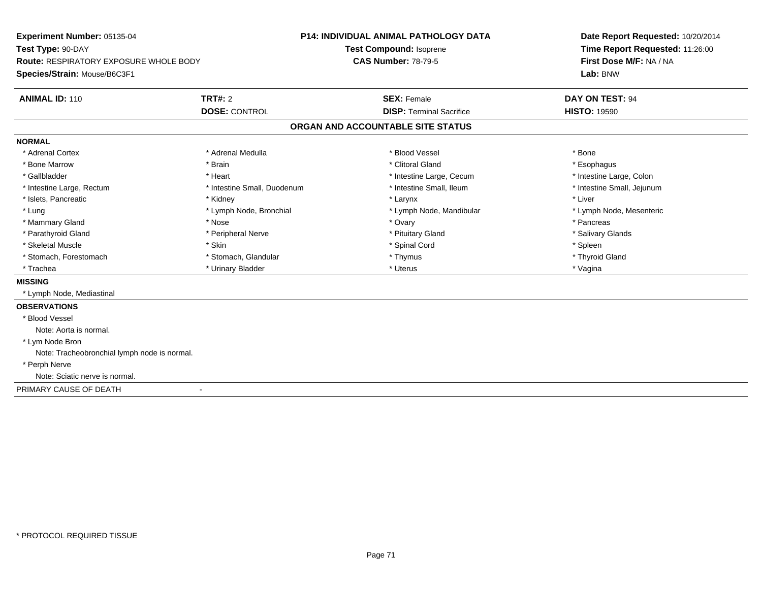**Experiment Number:** 05135-04
**Test Type:** 90-DAY
**Route:** RESPIRATORY EXPOSURE WHOLE BODY
**Species/Strain:** Mouse/B6C3F1

**P14: INDIVIDUAL ANIMAL PATHOLOGY DATA**
**Test Compound:** Isoprene
**CAS Number:** 78-79-5

**Date Report Requested:** 10/20/2014
**Time Report Requested:** 11:26:00
**First Dose M/F:** NA / NA
**Lab:** BNW

| **ANIMAL ID:** 110 | **TRT#:** 2 | **SEX:** Female | **DAY ON TEST:** 94 |
|---|---|---|---|
| | **DOSE:** CONTROL | **DISP:** Terminal Sacrifice | **HISTO:** 19590 |

## ORGAN AND ACCOUNTABLE SITE STATUS

**NORMAL**

| | | | |
|---|---|---|---|
| * Adrenal Cortex | * Adrenal Medulla | * Blood Vessel | * Bone |
| * Bone Marrow | * Brain | * Clitoral Gland | * Esophagus |
| * Gallbladder | * Heart | * Intestine Large, Cecum | * Intestine Large, Colon |
| * Intestine Large, Rectum | * Intestine Small, Duodenum | * Intestine Small, Ileum | * Intestine Small, Jejunum |
| * Islets, Pancreatic | * Kidney | * Larynx | * Liver |
| * Lung | * Lymph Node, Bronchial | * Lymph Node, Mandibular | * Lymph Node, Mesenteric |
| * Mammary Gland | * Nose | * Ovary | * Pancreas |
| * Parathyroid Gland | * Peripheral Nerve | * Pituitary Gland | * Salivary Glands |
| * Skeletal Muscle | * Skin | * Spinal Cord | * Spleen |
| * Stomach, Forestomach | * Stomach, Glandular | * Thymus | * Thyroid Gland |
| * Trachea | * Urinary Bladder | * Uterus | * Vagina |

**MISSING**

* Lymph Node, Mediastinal

**OBSERVATIONS**

* Blood Vessel
  Note: Aorta is normal.
* Lym Node Bron
  Note: Tracheobronchial lymph node is normal.
* Perph Nerve
  Note: Sciatic nerve is normal.

PRIMARY CAUSE OF DEATH -

* PROTOCOL REQUIRED TISSUE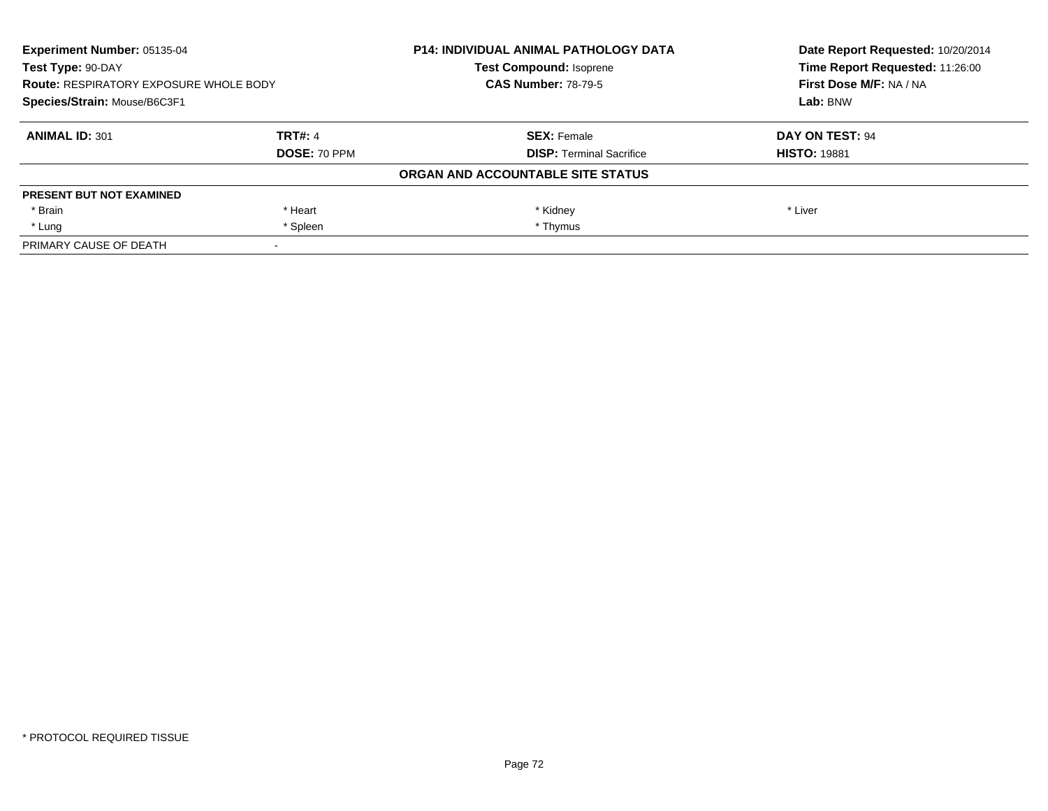**Experiment Number:** 05135-04
**Test Type:** 90-DAY
**Route:** RESPIRATORY EXPOSURE WHOLE BODY
**Species/Strain:** Mouse/B6C3F1

**P14: INDIVIDUAL ANIMAL PATHOLOGY DATA**
**Test Compound:** Isoprene
**CAS Number:** 78-79-5

**Date Report Requested:** 10/20/2014
**Time Report Requested:** 11:26:00
**First Dose M/F:** NA / NA
**Lab:** BNW

| **ANIMAL ID:** 301 | **TRT#:** 4 | **SEX:** Female | **DAY ON TEST:** 94 |
|---|---|---|---|
| | **DOSE:** 70 PPM | **DISP:** Terminal Sacrifice | **HISTO:** 19881 |

**ORGAN AND ACCOUNTABLE SITE STATUS**

| **PRESENT BUT NOT EXAMINED** | | | |
|---|---|---|---|
| * Brain | * Heart | * Kidney | * Liver |
| * Lung | * Spleen | * Thymus | |
| PRIMARY CAUSE OF DEATH | - | | |

\* PROTOCOL REQUIRED TISSUE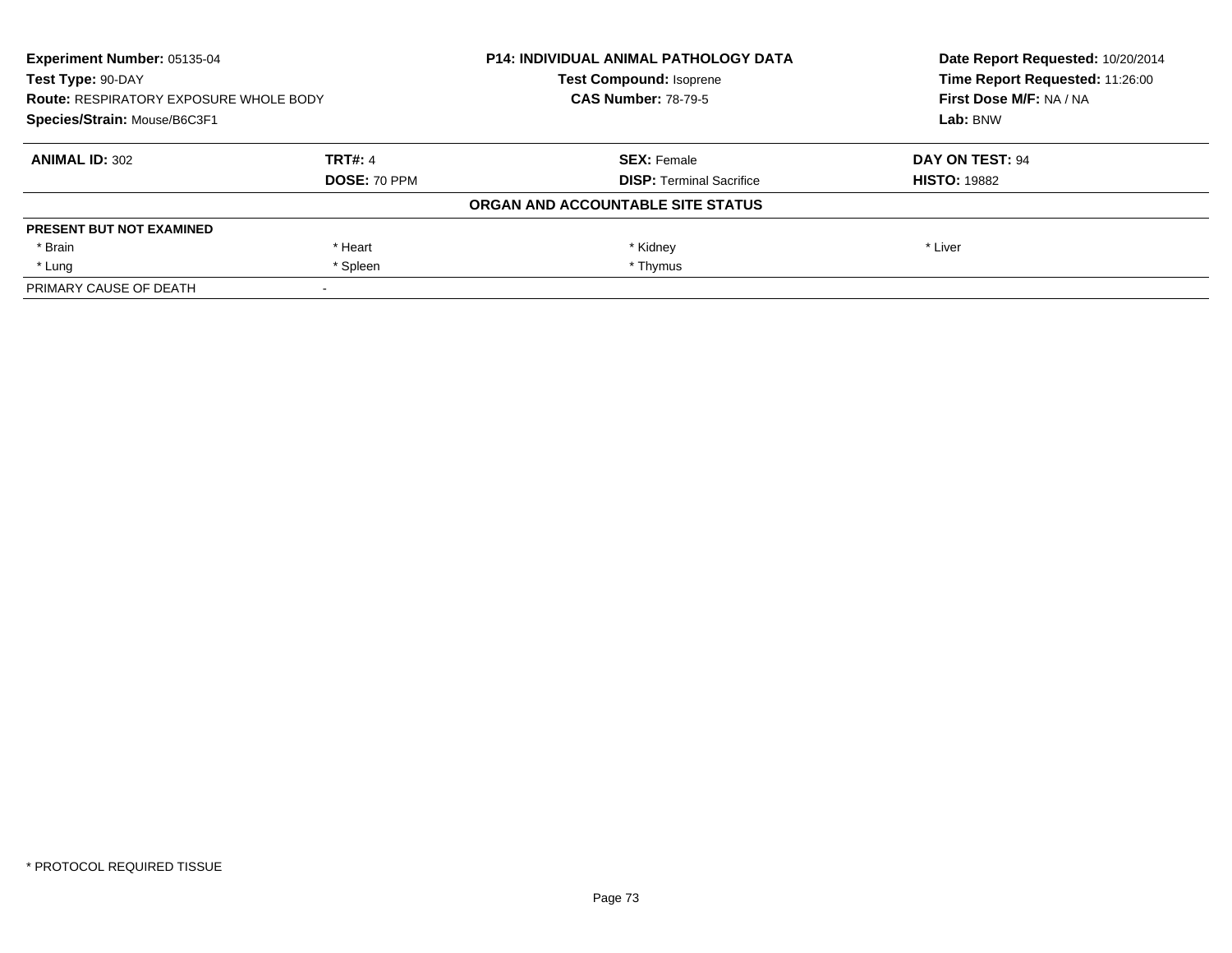**Experiment Number:** 05135-04
**Test Type:** 90-DAY
**Route:** RESPIRATORY EXPOSURE WHOLE BODY
**Species/Strain:** Mouse/B6C3F1

**P14: INDIVIDUAL ANIMAL PATHOLOGY DATA**
**Test Compound:** Isoprene
**CAS Number:** 78-79-5

**Date Report Requested:** 10/20/2014
**Time Report Requested:** 11:26:00
**First Dose M/F:** NA / NA
**Lab:** BNW

| **ANIMAL ID:** 302 | **TRT#:** 4 | **SEX:** Female | **DAY ON TEST:** 94 |
|---|---|---|---|
| | **DOSE:** 70 PPM | **DISP:** Terminal Sacrifice | **HISTO:** 19882 |

**ORGAN AND ACCOUNTABLE SITE STATUS**

| **PRESENT BUT NOT EXAMINED** | | | |
|---|---|---|---|
| * Brain | * Heart | * Kidney | * Liver |
| * Lung | * Spleen | * Thymus | |
| PRIMARY CAUSE OF DEATH | - | | |

* PROTOCOL REQUIRED TISSUE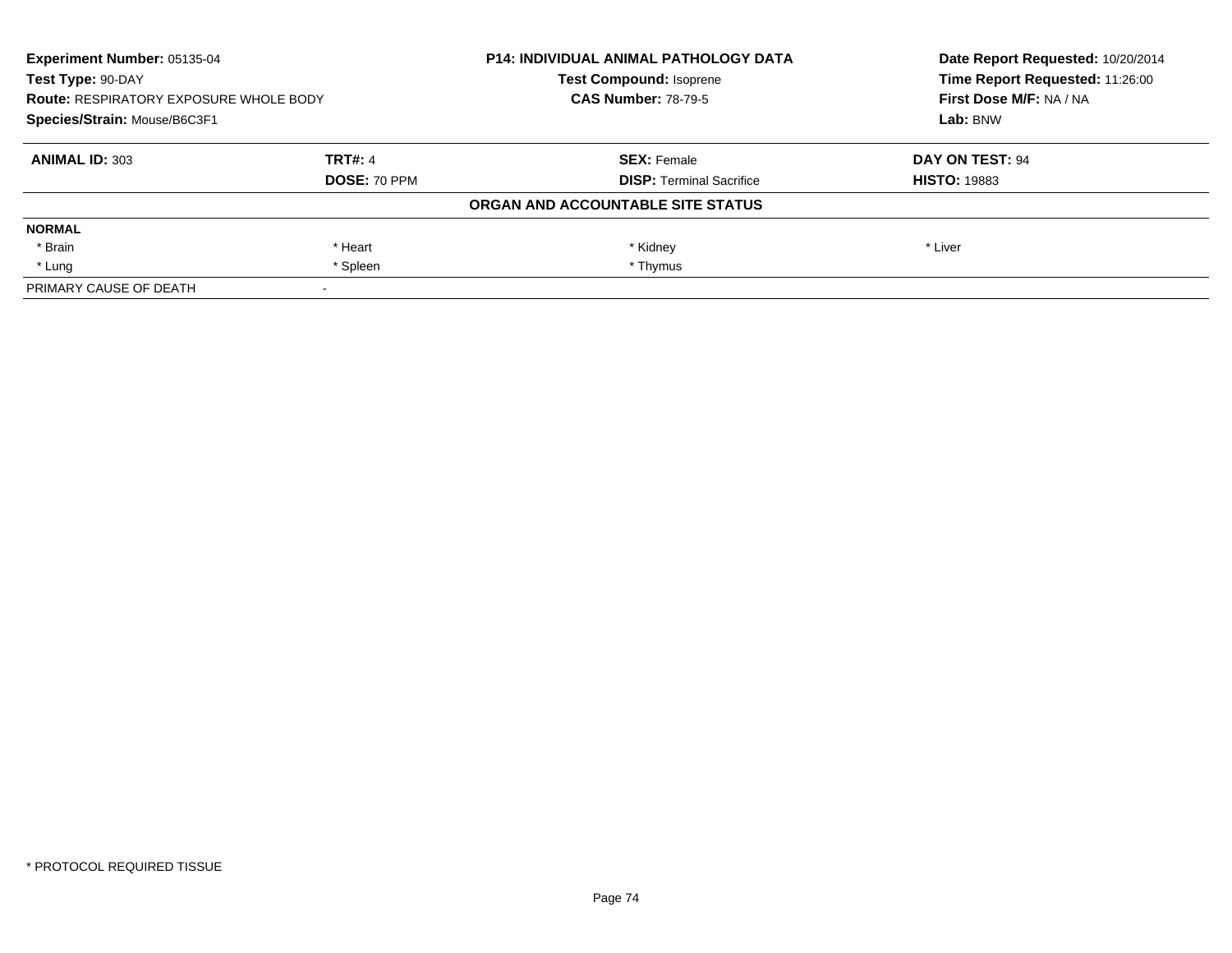**Experiment Number:** 05135-04
**Test Type:** 90-DAY
**Route:** RESPIRATORY EXPOSURE WHOLE BODY
**Species/Strain:** Mouse/B6C3F1

**P14: INDIVIDUAL ANIMAL PATHOLOGY DATA**
**Test Compound:** Isoprene
**CAS Number:** 78-79-5

**Date Report Requested:** 10/20/2014
**Time Report Requested:** 11:26:00
**First Dose M/F:** NA / NA
**Lab:** BNW

| **ANIMAL ID:** 303 | **TRT#:** 4 | **SEX:** Female | **DAY ON TEST:** 94 |
|---|---|---|---|
| | **DOSE:** 70 PPM | **DISP:** Terminal Sacrifice | **HISTO:** 19883 |

**ORGAN AND ACCOUNTABLE SITE STATUS**

| **NORMAL** | | | |
|---|---|---|---|
| * Brain | * Heart | * Kidney | * Liver |
| * Lung | * Spleen | * Thymus | |
| PRIMARY CAUSE OF DEATH | - | | |

* PROTOCOL REQUIRED TISSUE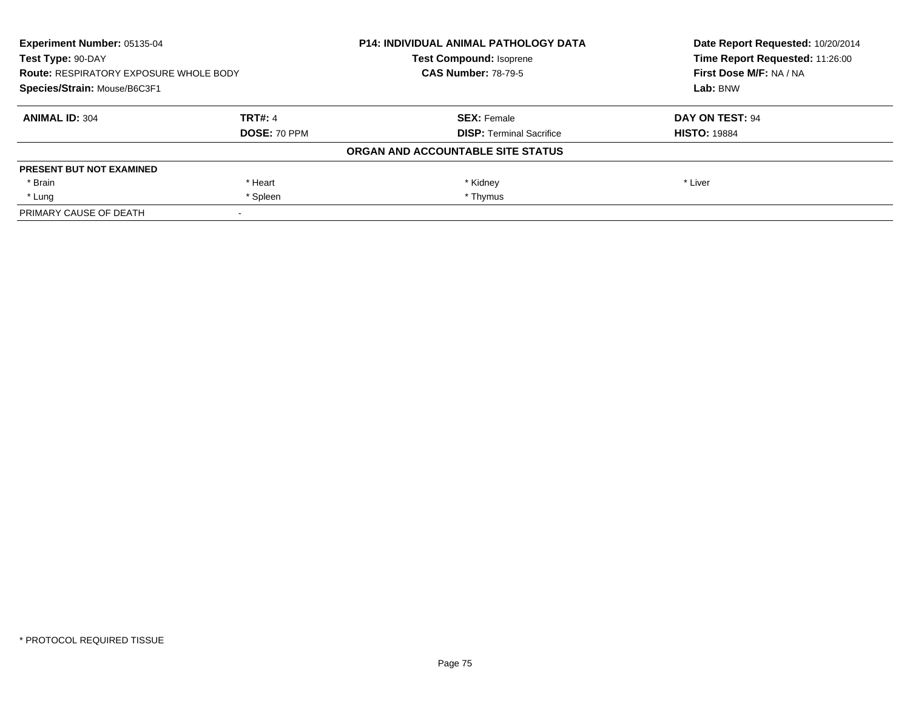**Experiment Number:** 05135-04
**Test Type:** 90-DAY
**Route:** RESPIRATORY EXPOSURE WHOLE BODY
**Species/Strain:** Mouse/B6C3F1

**P14: INDIVIDUAL ANIMAL PATHOLOGY DATA**
**Test Compound:** Isoprene
**CAS Number:** 78-79-5

**Date Report Requested:** 10/20/2014
**Time Report Requested:** 11:26:00
**First Dose M/F:** NA / NA
**Lab:** BNW

| **ANIMAL ID:** 304 | **TRT#:** 4 | **SEX:** Female | **DAY ON TEST:** 94 |
|---|---|---|---|
| | **DOSE:** 70 PPM | **DISP:** Terminal Sacrifice | **HISTO:** 19884 |

**ORGAN AND ACCOUNTABLE SITE STATUS**

| **PRESENT BUT NOT EXAMINED** | | | |
|---|---|---|---|
| * Brain | * Heart | * Kidney | * Liver |
| * Lung | * Spleen | * Thymus | |
| PRIMARY CAUSE OF DEATH | - | | |

* PROTOCOL REQUIRED TISSUE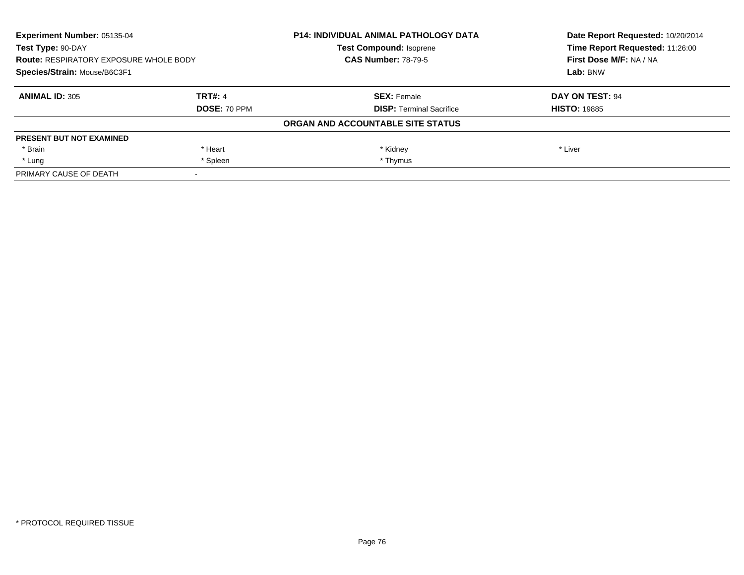| **Experiment Number:** 05135-04 | **P14: INDIVIDUAL ANIMAL PATHOLOGY DATA** | **Date Report Requested:** 10/20/2014 |
|---|---|---|
| **Test Type:** 90-DAY | **Test Compound:** Isoprene | **Time Report Requested:** 11:26:00 |
| **Route:** RESPIRATORY EXPOSURE WHOLE BODY | **CAS Number:** 78-79-5 | **First Dose M/F:** NA / NA |
| **Species/Strain:** Mouse/B6C3F1 | | **Lab:** BNW |

| **ANIMAL ID:** 305 | **TRT#:** 4 | **SEX:** Female | **DAY ON TEST:** 94 |
|---|---|---|---|
| | **DOSE:** 70 PPM | **DISP:** Terminal Sacrifice | **HISTO:** 19885 |

**ORGAN AND ACCOUNTABLE SITE STATUS**

| **PRESENT BUT NOT EXAMINED** | | | |
|---|---|---|---|
| * Brain | * Heart | * Kidney | * Liver |
| * Lung | * Spleen | * Thymus | |
| PRIMARY CAUSE OF DEATH | - | | |

* PROTOCOL REQUIRED TISSUE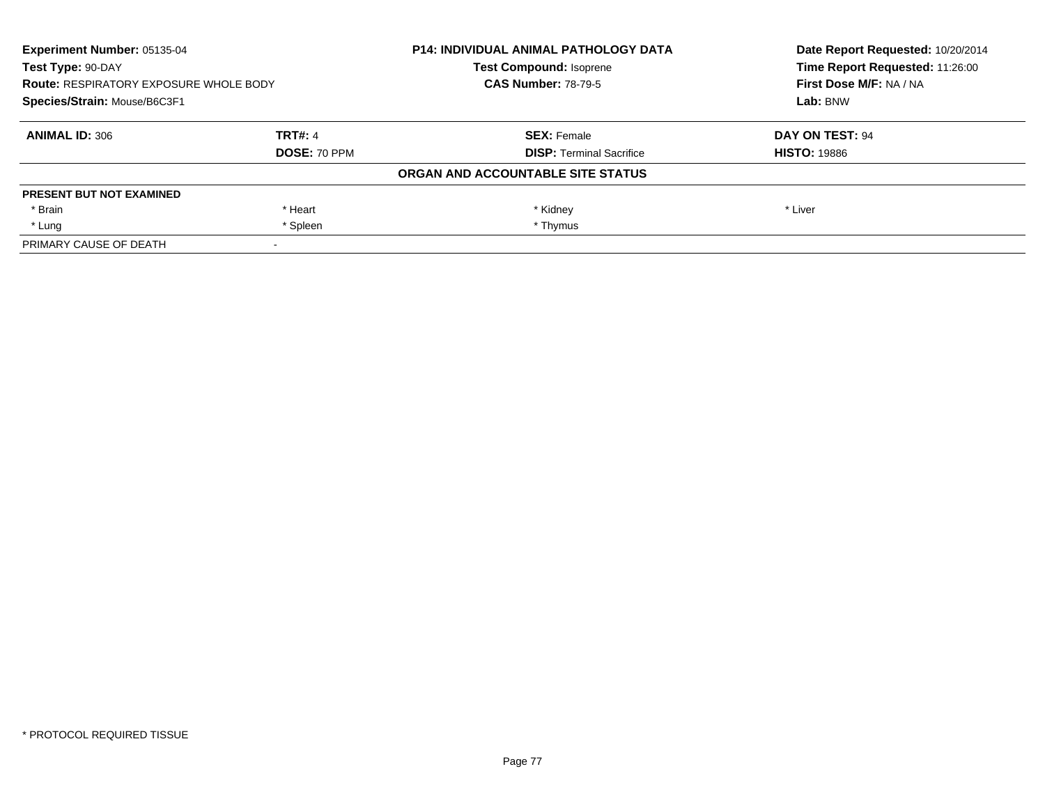| **Experiment Number:** 05135-04 | **P14: INDIVIDUAL ANIMAL PATHOLOGY DATA** | **Date Report Requested:** 10/20/2014 |
|---|---|---|
| **Test Type:** 90-DAY | **Test Compound:** Isoprene | **Time Report Requested:** 11:26:00 |
| **Route:** RESPIRATORY EXPOSURE WHOLE BODY | **CAS Number:** 78-79-5 | **First Dose M/F:** NA / NA |
| **Species/Strain:** Mouse/B6C3F1 | | **Lab:** BNW |

| **ANIMAL ID:** 306 | **TRT#:** 4 | **SEX:** Female | **DAY ON TEST:** 94 |
|---|---|---|---|
| | **DOSE:** 70 PPM | **DISP:** Terminal Sacrifice | **HISTO:** 19886 |

**ORGAN AND ACCOUNTABLE SITE STATUS**

| **PRESENT BUT NOT EXAMINED** | | | |
|---|---|---|---|
| * Brain | * Heart | * Kidney | * Liver |
| * Lung | * Spleen | * Thymus | |
| PRIMARY CAUSE OF DEATH | - | | |

* PROTOCOL REQUIRED TISSUE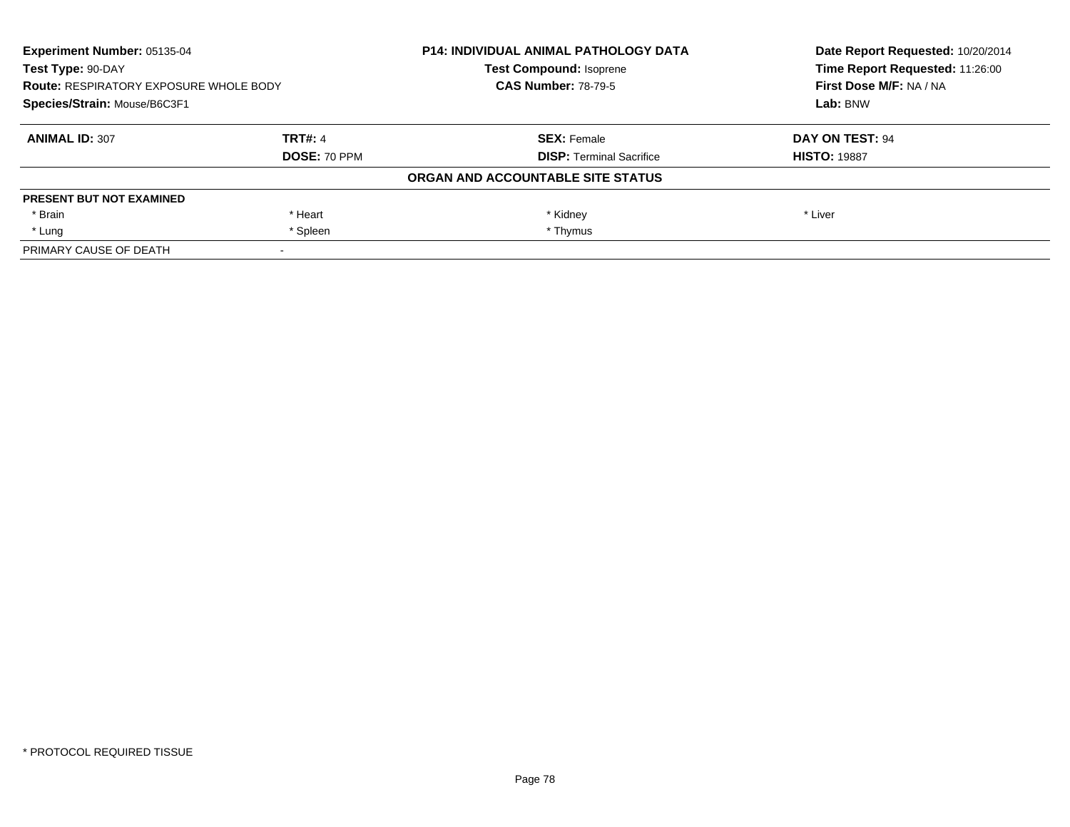| **Experiment Number:** 05135-04 | **P14: INDIVIDUAL ANIMAL PATHOLOGY DATA** | **Date Report Requested:** 10/20/2014 |
|---|---|---|
| **Test Type:** 90-DAY | **Test Compound:** Isoprene | **Time Report Requested:** 11:26:00 |
| **Route:** RESPIRATORY EXPOSURE WHOLE BODY | **CAS Number:** 78-79-5 | **First Dose M/F:** NA / NA |
| **Species/Strain:** Mouse/B6C3F1 | | **Lab:** BNW |

| **ANIMAL ID:** 307 | **TRT#:** 4 | **SEX:** Female | **DAY ON TEST:** 94 |
|---|---|---|---|
| | **DOSE:** 70 PPM | **DISP:** Terminal Sacrifice | **HISTO:** 19887 |

**ORGAN AND ACCOUNTABLE SITE STATUS**

| **PRESENT BUT NOT EXAMINED** | | | |
|---|---|---|---|
| * Brain | * Heart | * Kidney | * Liver |
| * Lung | * Spleen | * Thymus | |
| PRIMARY CAUSE OF DEATH | - | | |

* PROTOCOL REQUIRED TISSUE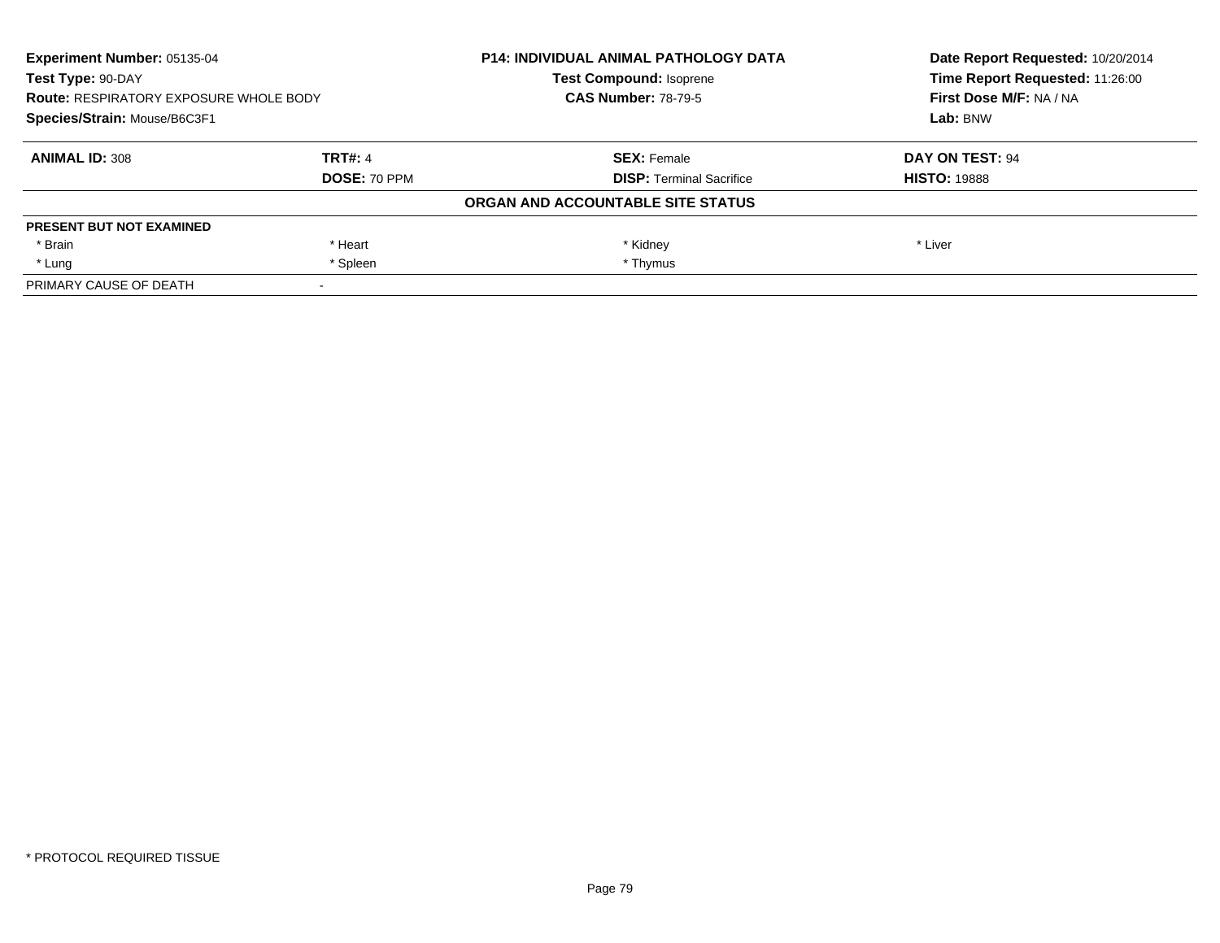**Experiment Number:** 05135-04
**Test Type:** 90-DAY
**Route:** RESPIRATORY EXPOSURE WHOLE BODY
**Species/Strain:** Mouse/B6C3F1

**P14: INDIVIDUAL ANIMAL PATHOLOGY DATA**
**Test Compound:** Isoprene
**CAS Number:** 78-79-5

**Date Report Requested:** 10/20/2014
**Time Report Requested:** 11:26:00
**First Dose M/F:** NA / NA
**Lab:** BNW

| **ANIMAL ID:** 308 | **TRT#:** 4 | **SEX:** Female | **DAY ON TEST:** 94 |
|---|---|---|---|
| | **DOSE:** 70 PPM | **DISP:** Terminal Sacrifice | **HISTO:** 19888 |

**ORGAN AND ACCOUNTABLE SITE STATUS**

| **PRESENT BUT NOT EXAMINED** | | | |
|---|---|---|---|
| * Brain | * Heart | * Kidney | * Liver |
| * Lung | * Spleen | * Thymus | |
| PRIMARY CAUSE OF DEATH | - | | |

* PROTOCOL REQUIRED TISSUE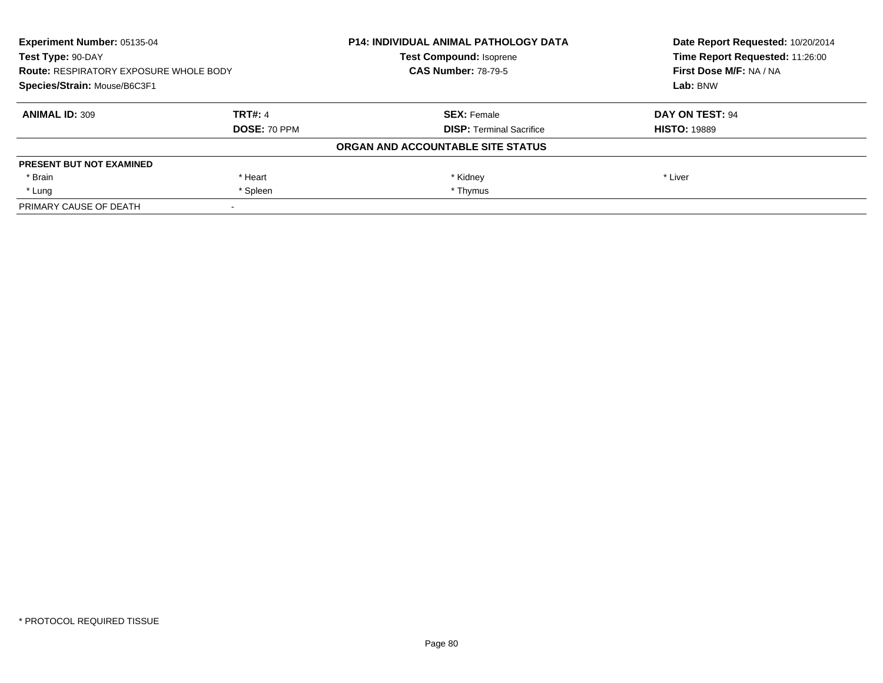| Experiment Number: 05135-04 | P14: INDIVIDUAL ANIMAL PATHOLOGY DATA | Date Report Requested: 10/20/2014 |
|---|---|---|
| Test Type: 90-DAY | Test Compound: Isoprene | Time Report Requested: 11:26:00 |
| Route: RESPIRATORY EXPOSURE WHOLE BODY | CAS Number: 78-79-5 | First Dose M/F: NA / NA |
| Species/Strain: Mouse/B6C3F1 | | Lab: BNW |

| ANIMAL ID: 309 | TRT#: 4 | SEX: Female | DAY ON TEST: 94 |
|---|---|---|---|
| | DOSE: 70 PPM | DISP: Terminal Sacrifice | HISTO: 19889 |

**ORGAN AND ACCOUNTABLE SITE STATUS**

| PRESENT BUT NOT EXAMINED | | | |
|---|---|---|---|
| * Brain | * Heart | * Kidney | * Liver |
| * Lung | * Spleen | * Thymus | |
| PRIMARY CAUSE OF DEATH | - | | |

* PROTOCOL REQUIRED TISSUE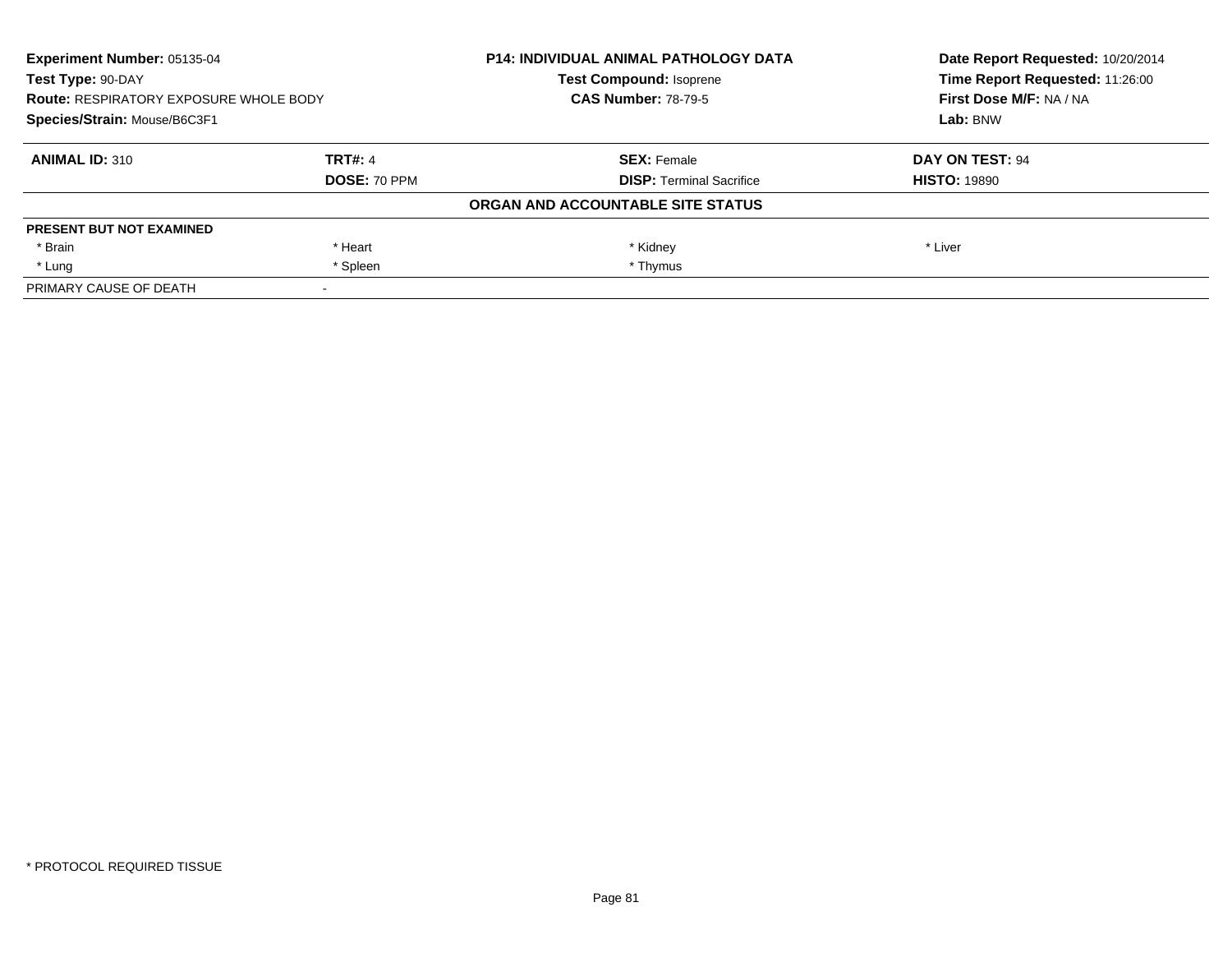**Experiment Number:** 05135-04
**Test Type:** 90-DAY
**Route:** RESPIRATORY EXPOSURE WHOLE BODY
**Species/Strain:** Mouse/B6C3F1

**P14: INDIVIDUAL ANIMAL PATHOLOGY DATA**
**Test Compound:** Isoprene
**CAS Number:** 78-79-5

**Date Report Requested:** 10/20/2014
**Time Report Requested:** 11:26:00
**First Dose M/F:** NA / NA
**Lab:** BNW

| **ANIMAL ID:** 310 | **TRT#:** 4 | **SEX:** Female | **DAY ON TEST:** 94 |
|---|---|---|---|
| | **DOSE:** 70 PPM | **DISP:** Terminal Sacrifice | **HISTO:** 19890 |

**ORGAN AND ACCOUNTABLE SITE STATUS**

| PRESENT BUT NOT EXAMINED | | | |
|---|---|---|---|
| * Brain | * Heart | * Kidney | * Liver |
| * Lung | * Spleen | * Thymus | |
| PRIMARY CAUSE OF DEATH | - | | |

* PROTOCOL REQUIRED TISSUE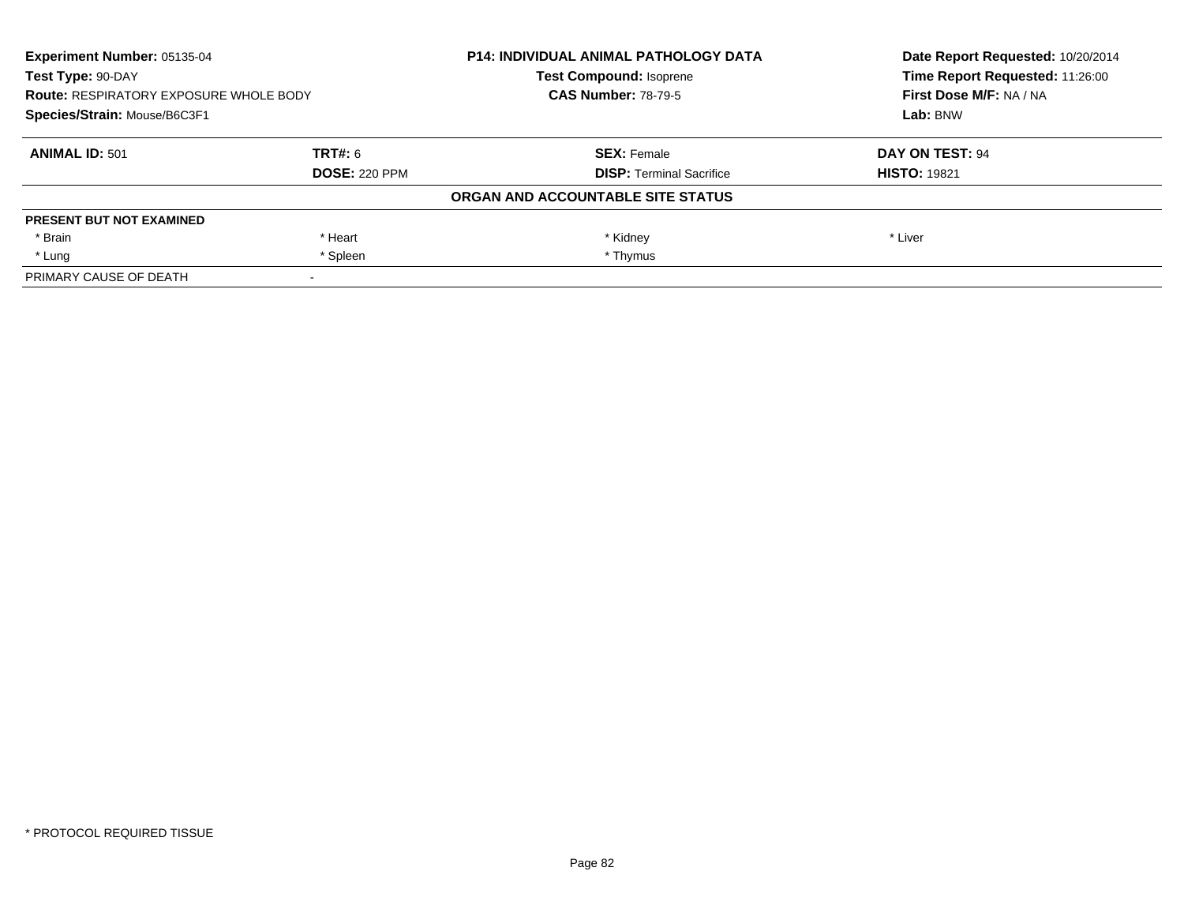**Experiment Number:** 05135-04
**Test Type:** 90-DAY
**Route:** RESPIRATORY EXPOSURE WHOLE BODY
**Species/Strain:** Mouse/B6C3F1

**P14: INDIVIDUAL ANIMAL PATHOLOGY DATA**
**Test Compound:** Isoprene
**CAS Number:** 78-79-5

**Date Report Requested:** 10/20/2014
**Time Report Requested:** 11:26:00
**First Dose M/F:** NA / NA
**Lab:** BNW

| **ANIMAL ID:** 501 | **TRT#:** 6 | **SEX:** Female | **DAY ON TEST:** 94 |
|---|---|---|---|
| | **DOSE:** 220 PPM | **DISP:** Terminal Sacrifice | **HISTO:** 19821 |

**ORGAN AND ACCOUNTABLE SITE STATUS**

| **PRESENT BUT NOT EXAMINED** | | | |
|---|---|---|---|
| * Brain | * Heart | * Kidney | * Liver |
| * Lung | * Spleen | * Thymus | |
| PRIMARY CAUSE OF DEATH | - | | |

* PROTOCOL REQUIRED TISSUE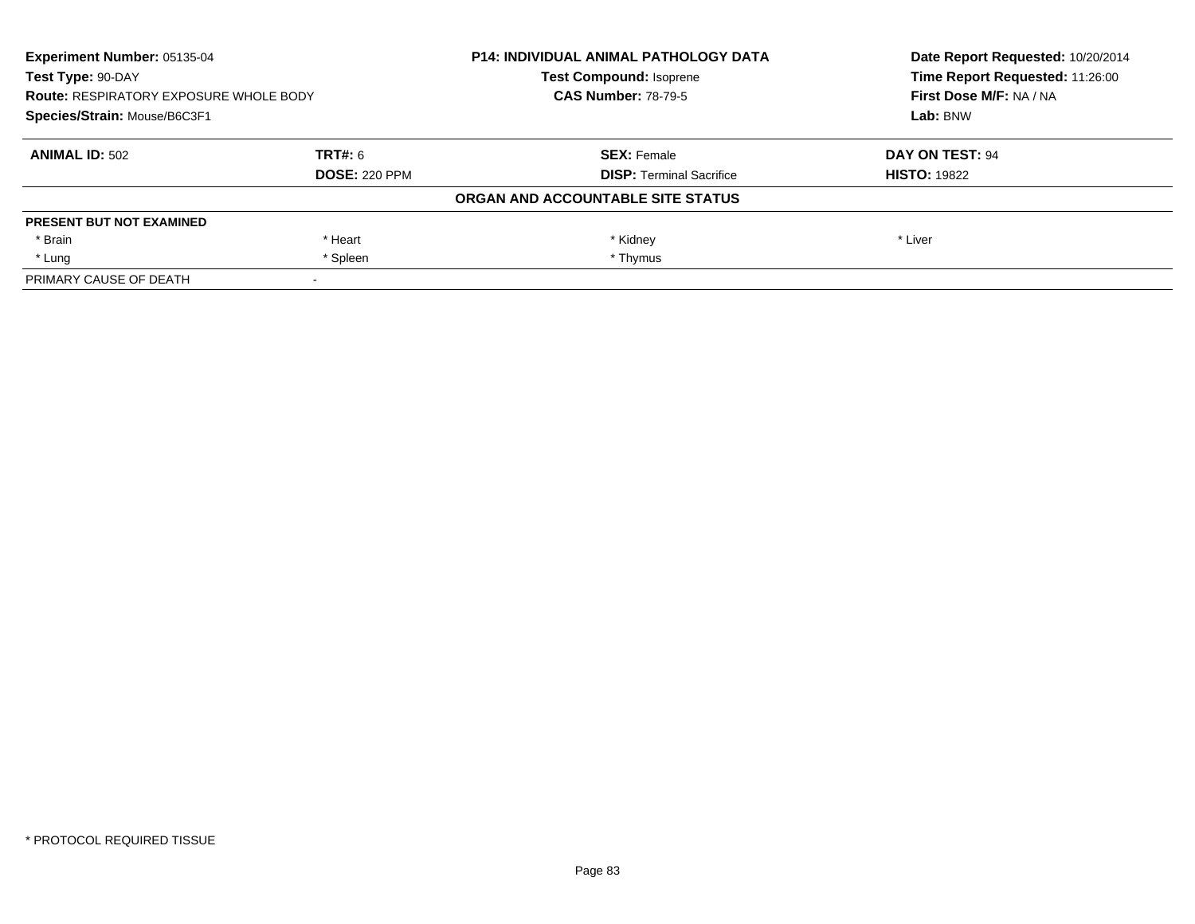**Experiment Number:** 05135-04
**Test Type:** 90-DAY
**Route:** RESPIRATORY EXPOSURE WHOLE BODY
**Species/Strain:** Mouse/B6C3F1

**P14: INDIVIDUAL ANIMAL PATHOLOGY DATA**
**Test Compound:** Isoprene
**CAS Number:** 78-79-5

**Date Report Requested:** 10/20/2014
**Time Report Requested:** 11:26:00
**First Dose M/F:** NA / NA
**Lab:** BNW

| **ANIMAL ID:** 502 | **TRT#:** 6 | **SEX:** Female | **DAY ON TEST:** 94 |
|---|---|---|---|
| | **DOSE:** 220 PPM | **DISP:** Terminal Sacrifice | **HISTO:** 19822 |

**ORGAN AND ACCOUNTABLE SITE STATUS**

| **PRESENT BUT NOT EXAMINED** | | | |
|---|---|---|---|
| * Brain | * Heart | * Kidney | * Liver |
| * Lung | * Spleen | * Thymus | |
| PRIMARY CAUSE OF DEATH | - | | |

* PROTOCOL REQUIRED TISSUE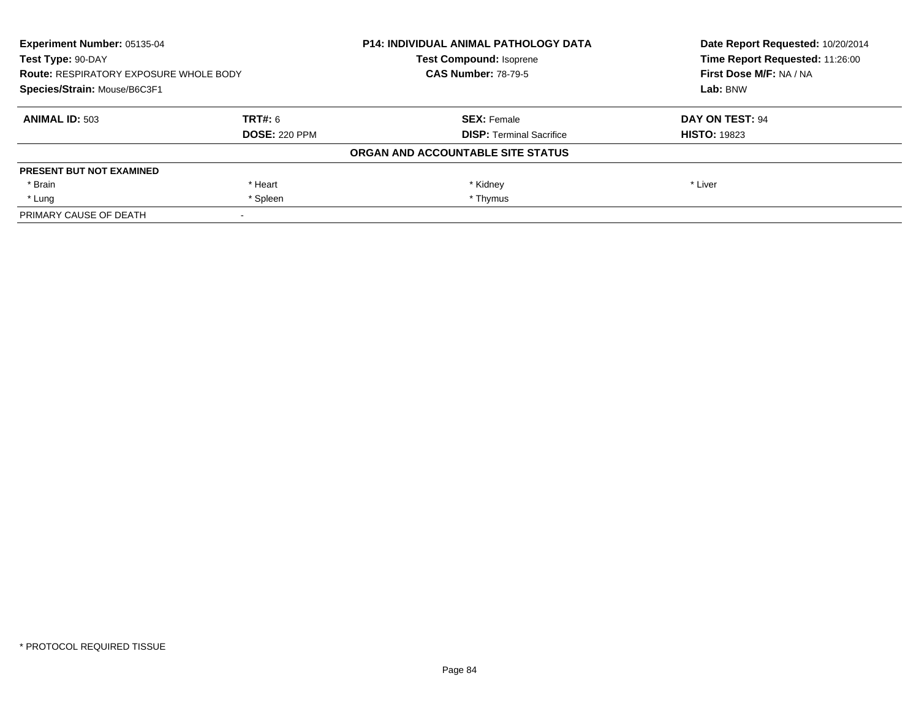| **Experiment Number:** 05135-04 | **P14: INDIVIDUAL ANIMAL PATHOLOGY DATA** | **Date Report Requested:** 10/20/2014 |
|---|---|---|
| **Test Type:** 90-DAY | **Test Compound:** Isoprene | **Time Report Requested:** 11:26:00 |
| **Route:** RESPIRATORY EXPOSURE WHOLE BODY | **CAS Number:** 78-79-5 | **First Dose M/F:** NA / NA |
| **Species/Strain:** Mouse/B6C3F1 | | **Lab:** BNW |

| **ANIMAL ID:** 503 | **TRT#:** 6 | **SEX:** Female | **DAY ON TEST:** 94 |
|---|---|---|---|
| | **DOSE:** 220 PPM | **DISP:** Terminal Sacrifice | **HISTO:** 19823 |

**ORGAN AND ACCOUNTABLE SITE STATUS**

| **PRESENT BUT NOT EXAMINED** | | | |
|---|---|---|---|
| * Brain | * Heart | * Kidney | * Liver |
| * Lung | * Spleen | * Thymus | |
| PRIMARY CAUSE OF DEATH | - | | |

* PROTOCOL REQUIRED TISSUE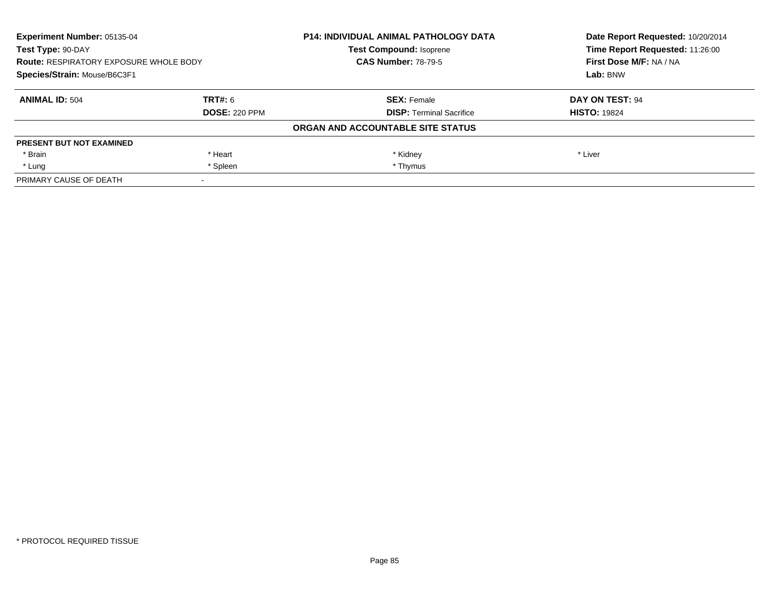| **Experiment Number:** 05135-04 | **P14: INDIVIDUAL ANIMAL PATHOLOGY DATA** | **Date Report Requested:** 10/20/2014 |
|---|---|---|
| **Test Type:** 90-DAY | **Test Compound:** Isoprene | **Time Report Requested:** 11:26:00 |
| **Route:** RESPIRATORY EXPOSURE WHOLE BODY | **CAS Number:** 78-79-5 | **First Dose M/F:** NA / NA |
| **Species/Strain:** Mouse/B6C3F1 | | **Lab:** BNW |

| **ANIMAL ID:** 504 | **TRT#:** 6 | **SEX:** Female | **DAY ON TEST:** 94 |
|---|---|---|---|
| | **DOSE:** 220 PPM | **DISP:** Terminal Sacrifice | **HISTO:** 19824 |

**ORGAN AND ACCOUNTABLE SITE STATUS**

| | | | |
|---|---|---|---|
| **PRESENT BUT NOT EXAMINED** | | | |
| * Brain | * Heart | * Kidney | * Liver |
| * Lung | * Spleen | * Thymus | |
| PRIMARY CAUSE OF DEATH | - | | |

* PROTOCOL REQUIRED TISSUE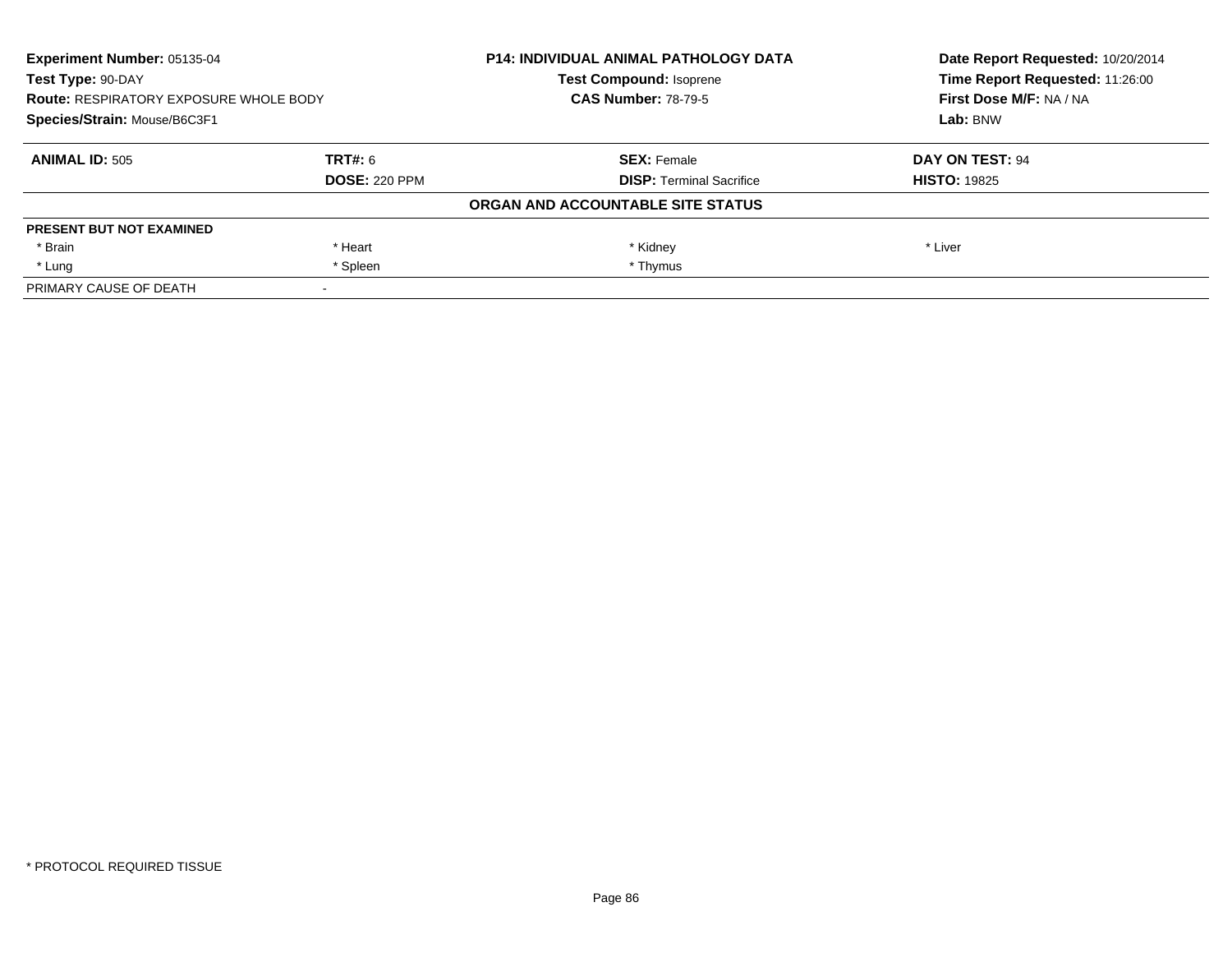**Experiment Number:** 05135-04
**Test Type:** 90-DAY
**Route:** RESPIRATORY EXPOSURE WHOLE BODY
**Species/Strain:** Mouse/B6C3F1

**P14: INDIVIDUAL ANIMAL PATHOLOGY DATA**
**Test Compound:** Isoprene
**CAS Number:** 78-79-5

**Date Report Requested:** 10/20/2014
**Time Report Requested:** 11:26:00
**First Dose M/F:** NA / NA
**Lab:** BNW

| **ANIMAL ID:** 505 | **TRT#:** 6 | **SEX:** Female | **DAY ON TEST:** 94 |
|---|---|---|---|
| | **DOSE:** 220 PPM | **DISP:** Terminal Sacrifice | **HISTO:** 19825 |

**ORGAN AND ACCOUNTABLE SITE STATUS**

| **PRESENT BUT NOT EXAMINED** | | | |
|---|---|---|---|
| * Brain | * Heart | * Kidney | * Liver |
| * Lung | * Spleen | * Thymus | |
| PRIMARY CAUSE OF DEATH | - | | |

\* PROTOCOL REQUIRED TISSUE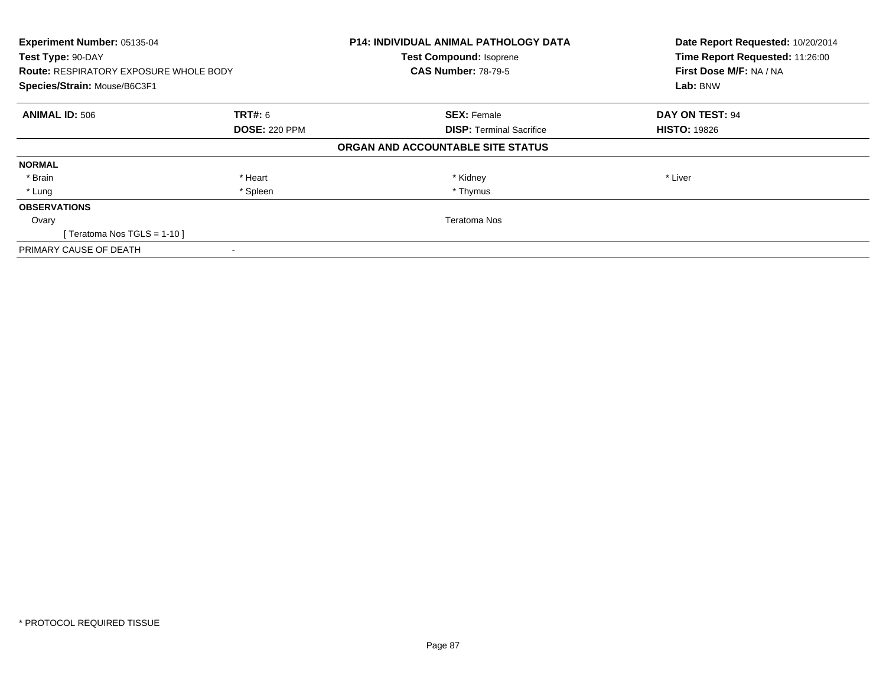**Experiment Number:** 05135-04
**Test Type:** 90-DAY
**Route:** RESPIRATORY EXPOSURE WHOLE BODY
**Species/Strain:** Mouse/B6C3F1

**P14: INDIVIDUAL ANIMAL PATHOLOGY DATA**
**Test Compound:** Isoprene
**CAS Number:** 78-79-5

**Date Report Requested:** 10/20/2014
**Time Report Requested:** 11:26:00
**First Dose M/F:** NA / NA
**Lab:** BNW

| **ANIMAL ID:** 506 | **TRT#:** 6 | **SEX:** Female | **DAY ON TEST:** 94 |
|---|---|---|---|
| | **DOSE:** 220 PPM | **DISP:** Terminal Sacrifice | **HISTO:** 19826 |

**ORGAN AND ACCOUNTABLE SITE STATUS**

| | | | |
|---|---|---|---|
| **NORMAL** | | | |
| * Brain | * Heart | * Kidney | * Liver |
| * Lung | * Spleen | * Thymus | |
| **OBSERVATIONS** | | | |
| Ovary | | Teratoma Nos | |
| [ Teratoma Nos TGLS = 1-10 ] | | | |
| PRIMARY CAUSE OF DEATH | - | | |

* PROTOCOL REQUIRED TISSUE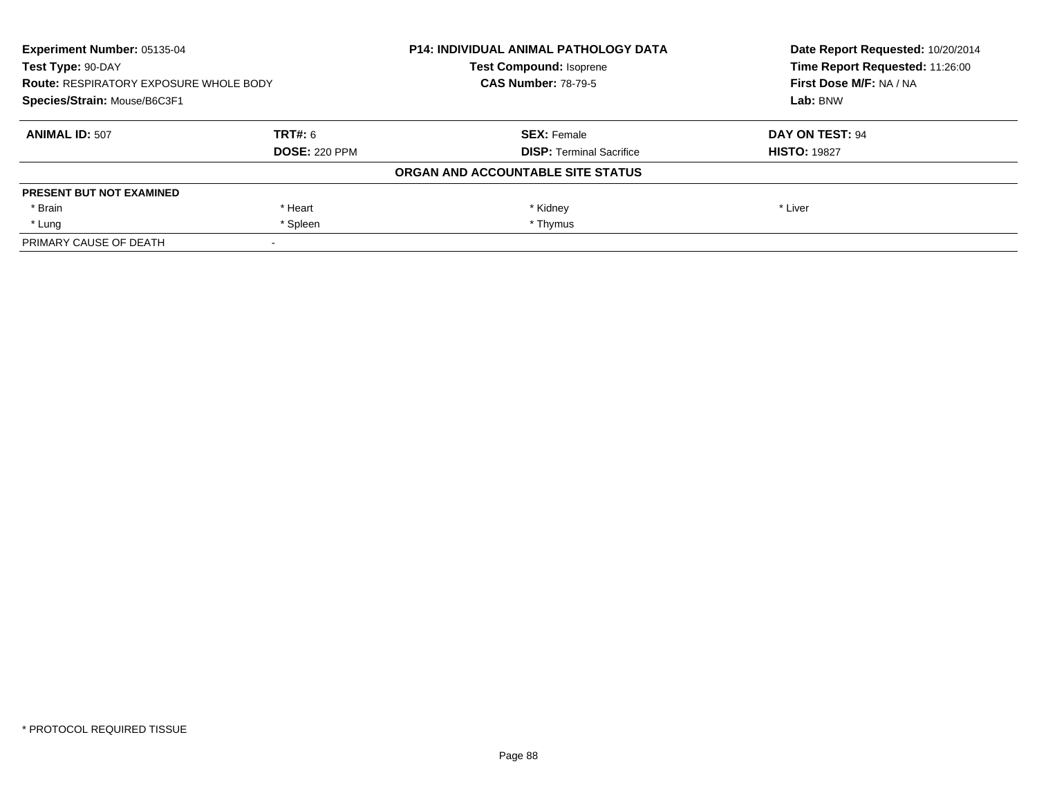**Experiment Number:** 05135-04
**Test Type:** 90-DAY
**Route:** RESPIRATORY EXPOSURE WHOLE BODY
**Species/Strain:** Mouse/B6C3F1

**P14: INDIVIDUAL ANIMAL PATHOLOGY DATA**
**Test Compound:** Isoprene
**CAS Number:** 78-79-5

**Date Report Requested:** 10/20/2014
**Time Report Requested:** 11:26:00
**First Dose M/F:** NA / NA
**Lab:** BNW

| **ANIMAL ID:** 507 | **TRT#:** 6 | **SEX:** Female | **DAY ON TEST:** 94 |
|---|---|---|---|
| | **DOSE:** 220 PPM | **DISP:** Terminal Sacrifice | **HISTO:** 19827 |

**ORGAN AND ACCOUNTABLE SITE STATUS**

| **PRESENT BUT NOT EXAMINED** | | | |
|---|---|---|---|
| * Brain | * Heart | * Kidney | * Liver |
| * Lung | * Spleen | * Thymus | |
| PRIMARY CAUSE OF DEATH | - | | |

* PROTOCOL REQUIRED TISSUE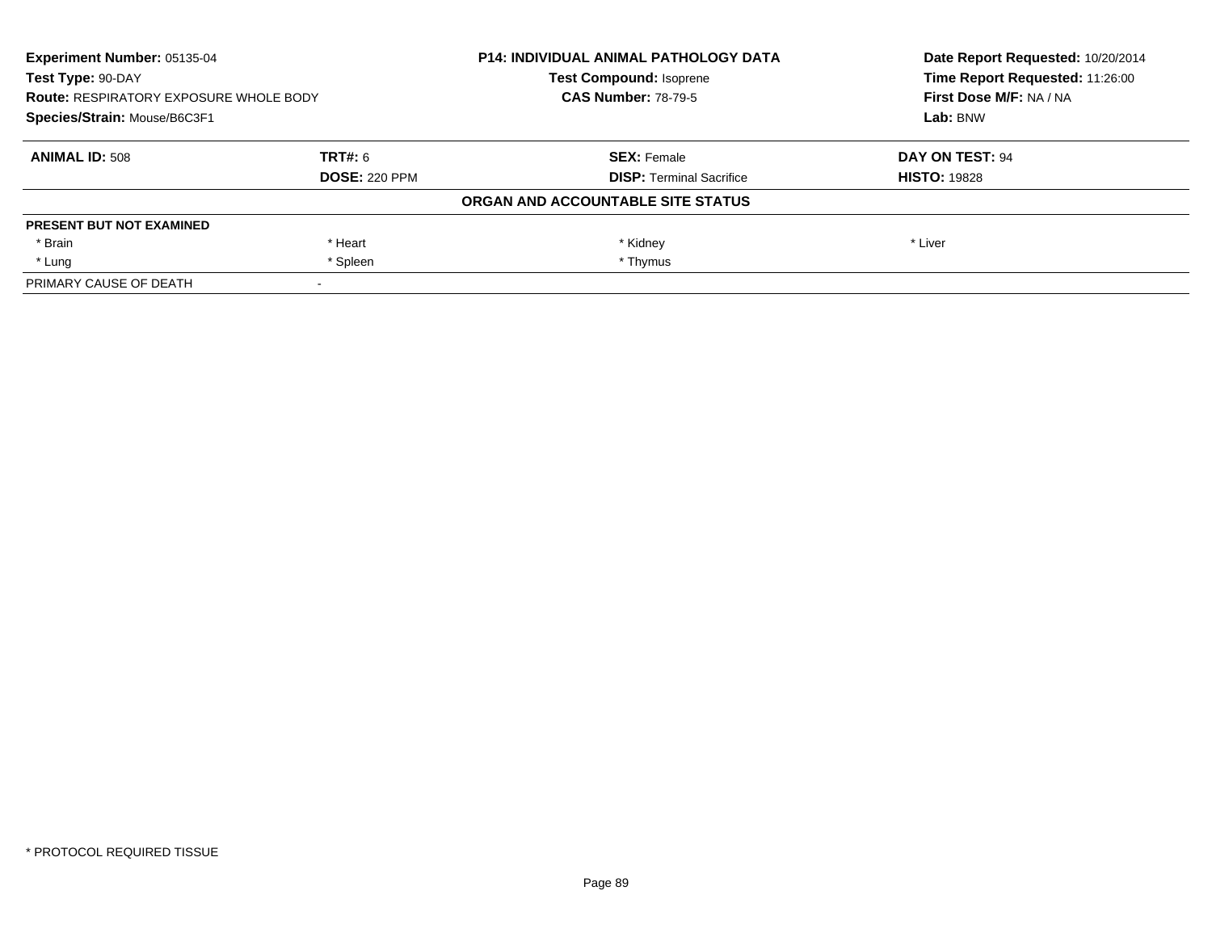| **Experiment Number:** 05135-04 | **P14: INDIVIDUAL ANIMAL PATHOLOGY DATA** | **Date Report Requested:** 10/20/2014 |
|---|---|---|
| **Test Type:** 90-DAY | **Test Compound:** Isoprene | **Time Report Requested:** 11:26:00 |
| **Route:** RESPIRATORY EXPOSURE WHOLE BODY | **CAS Number:** 78-79-5 | **First Dose M/F:** NA / NA |
| **Species/Strain:** Mouse/B6C3F1 | | **Lab:** BNW |

| **ANIMAL ID:** 508 | **TRT#:** 6 | **SEX:** Female | **DAY ON TEST:** 94 |
|---|---|---|---|
| | **DOSE:** 220 PPM | **DISP:** Terminal Sacrifice | **HISTO:** 19828 |

**ORGAN AND ACCOUNTABLE SITE STATUS**

| **PRESENT BUT NOT EXAMINED** | | | |
|---|---|---|---|
| * Brain | * Heart | * Kidney | * Liver |
| * Lung | * Spleen | * Thymus | |
| PRIMARY CAUSE OF DEATH | - | | |

* PROTOCOL REQUIRED TISSUE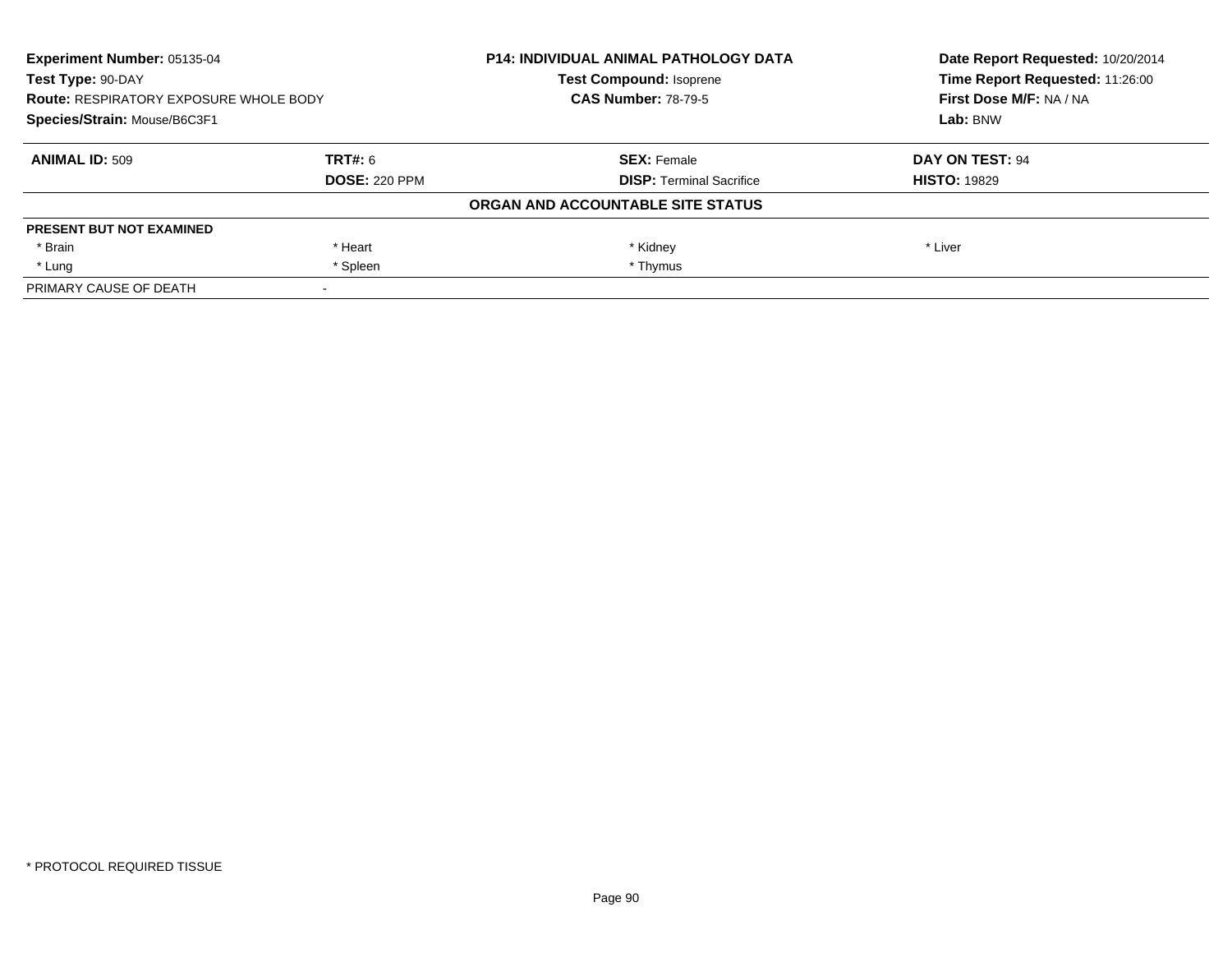| **Experiment Number:** 05135-04 | **P14: INDIVIDUAL ANIMAL PATHOLOGY DATA** | **Date Report Requested:** 10/20/2014 |
| --- | --- | --- |
| **Test Type:** 90-DAY | **Test Compound:** Isoprene | **Time Report Requested:** 11:26:00 |
| **Route:** RESPIRATORY EXPOSURE WHOLE BODY | **CAS Number:** 78-79-5 | **First Dose M/F:** NA / NA |
| **Species/Strain:** Mouse/B6C3F1 | | **Lab:** BNW |

| **ANIMAL ID:** 509 | **TRT#:** 6 | **SEX:** Female | **DAY ON TEST:** 94 |
| --- | --- | --- | --- |
| | **DOSE:** 220 PPM | **DISP:** Terminal Sacrifice | **HISTO:** 19829 |

**ORGAN AND ACCOUNTABLE SITE STATUS**

| **PRESENT BUT NOT EXAMINED** | | | |
| --- | --- | --- | --- |
| * Brain | * Heart | * Kidney | * Liver |
| * Lung | * Spleen | * Thymus | |
| PRIMARY CAUSE OF DEATH | - | | |

* PROTOCOL REQUIRED TISSUE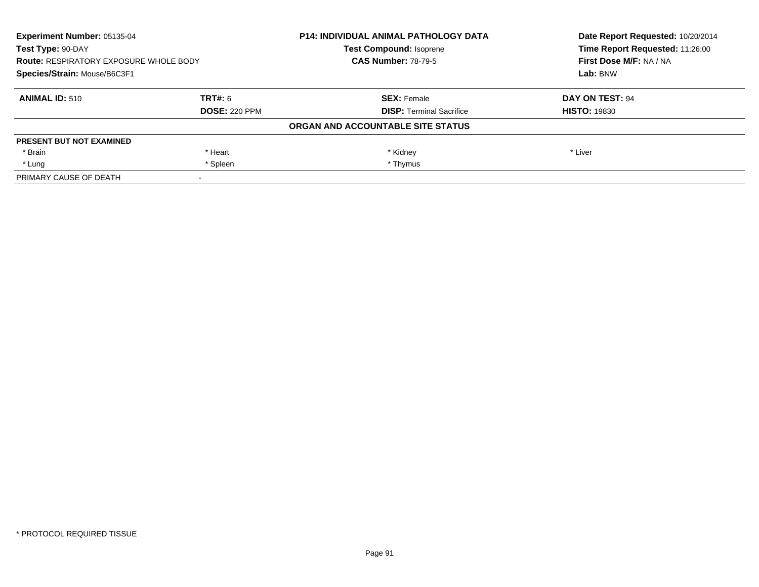**Experiment Number:** 05135-04
**Test Type:** 90-DAY
**Route:** RESPIRATORY EXPOSURE WHOLE BODY
**Species/Strain:** Mouse/B6C3F1

**P14: INDIVIDUAL ANIMAL PATHOLOGY DATA**
**Test Compound:** Isoprene
**CAS Number:** 78-79-5

**Date Report Requested:** 10/20/2014
**Time Report Requested:** 11:26:00
**First Dose M/F:** NA / NA
**Lab:** BNW

| **ANIMAL ID:** 510 | **TRT#:** 6 | **SEX:** Female | **DAY ON TEST:** 94 |
|---|---|---|---|
| | **DOSE:** 220 PPM | **DISP:** Terminal Sacrifice | **HISTO:** 19830 |

**ORGAN AND ACCOUNTABLE SITE STATUS**

| **PRESENT BUT NOT EXAMINED** | | | |
|---|---|---|---|
| * Brain | * Heart | * Kidney | * Liver |
| * Lung | * Spleen | * Thymus | |
| PRIMARY CAUSE OF DEATH | - | | |

* PROTOCOL REQUIRED TISSUE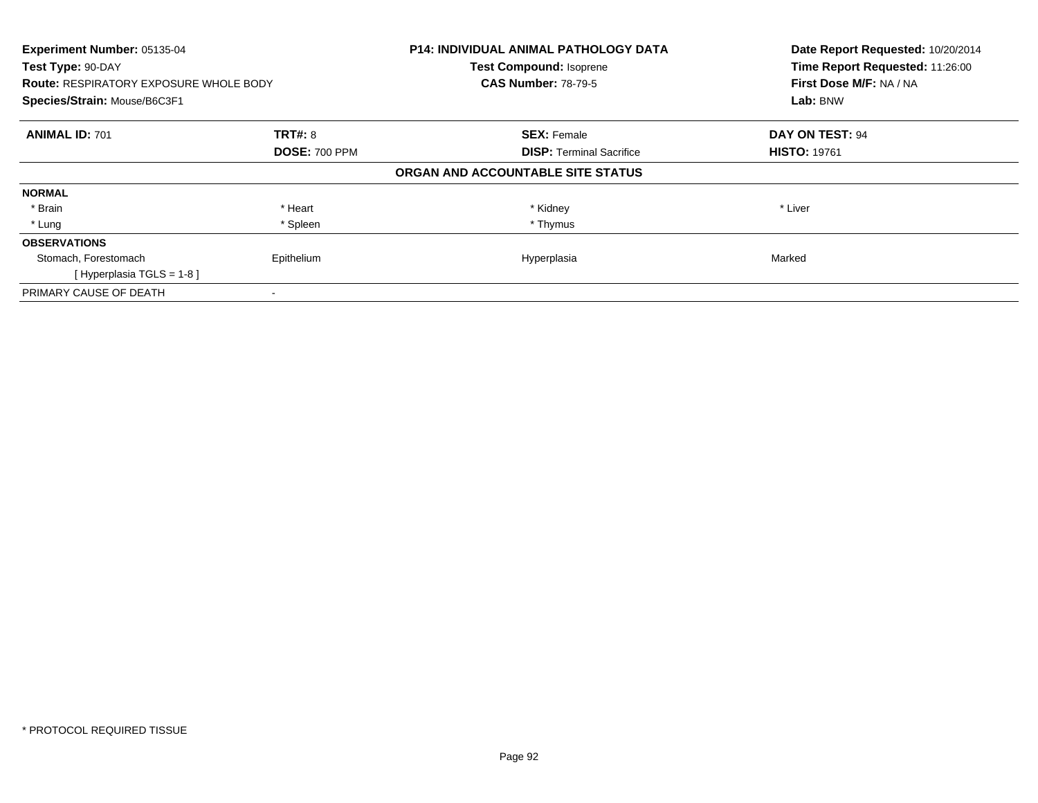**Experiment Number:** 05135-04
**Test Type:** 90-DAY
**Route:** RESPIRATORY EXPOSURE WHOLE BODY
**Species/Strain:** Mouse/B6C3F1

**P14: INDIVIDUAL ANIMAL PATHOLOGY DATA**
**Test Compound:** Isoprene
**CAS Number:** 78-79-5

**Date Report Requested:** 10/20/2014
**Time Report Requested:** 11:26:00
**First Dose M/F:** NA / NA
**Lab:** BNW

| **ANIMAL ID:** 701 | **TRT#:** 8 | **SEX:** Female | **DAY ON TEST:** 94 |
|---|---|---|---|
| | **DOSE:** 700 PPM | **DISP:** Terminal Sacrifice | **HISTO:** 19761 |

**ORGAN AND ACCOUNTABLE SITE STATUS**

| | | | |
|---|---|---|---|
| **NORMAL** | | | |
| * Brain | * Heart | * Kidney | * Liver |
| * Lung | * Spleen | * Thymus | |
| **OBSERVATIONS** | | | |
| Stomach, Forestomach | Epithelium | Hyperplasia | Marked |
| [ Hyperplasia TGLS = 1-8 ] | | | |
| PRIMARY CAUSE OF DEATH | - | | |

* PROTOCOL REQUIRED TISSUE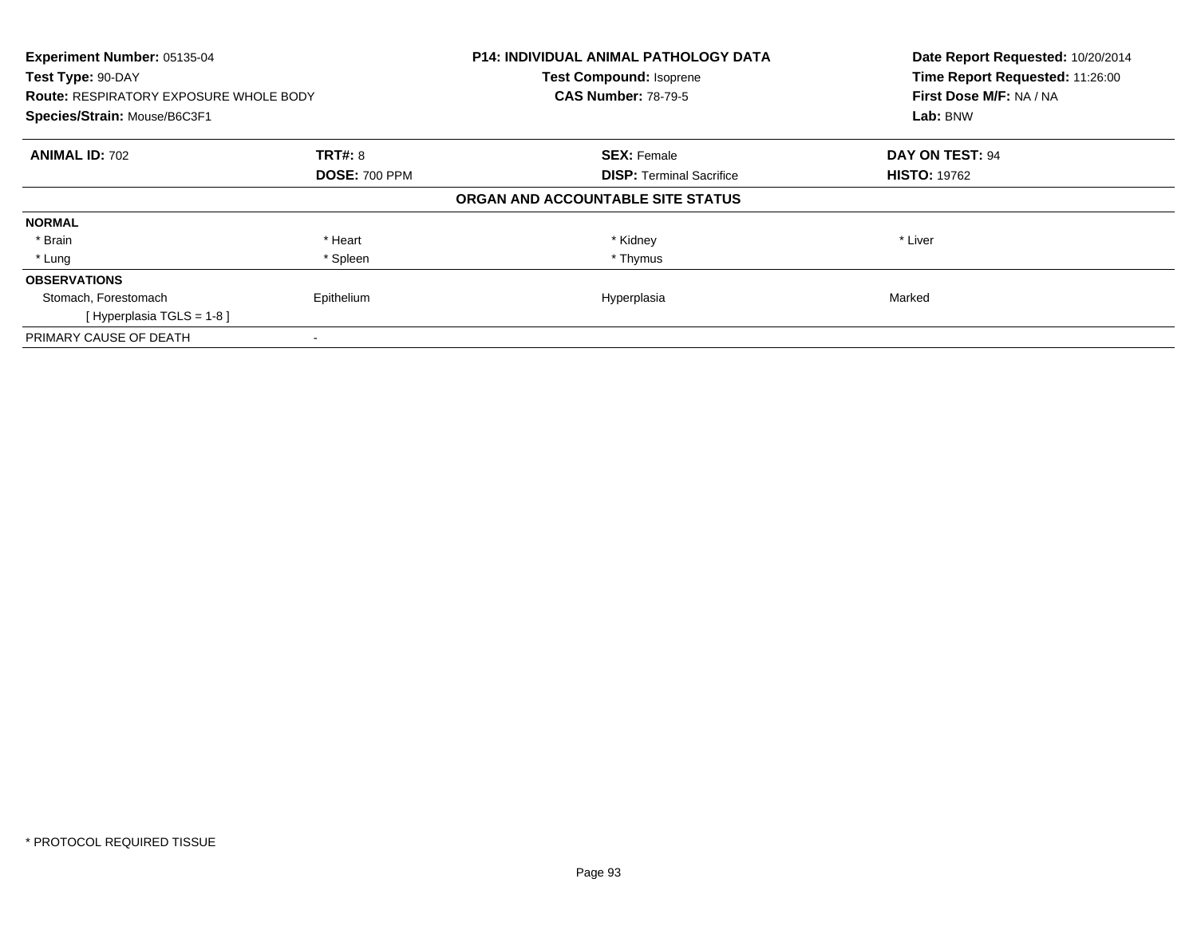**Experiment Number:** 05135-04
**Test Type:** 90-DAY
**Route:** RESPIRATORY EXPOSURE WHOLE BODY
**Species/Strain:** Mouse/B6C3F1

**P14: INDIVIDUAL ANIMAL PATHOLOGY DATA**
**Test Compound:** Isoprene
**CAS Number:** 78-79-5

**Date Report Requested:** 10/20/2014
**Time Report Requested:** 11:26:00
**First Dose M/F:** NA / NA
**Lab:** BNW

| **ANIMAL ID:** 702 | **TRT#:** 8 | **SEX:** Female | **DAY ON TEST:** 94 |
|---|---|---|---|
| | **DOSE:** 700 PPM | **DISP:** Terminal Sacrifice | **HISTO:** 19762 |

**ORGAN AND ACCOUNTABLE SITE STATUS**

| | | | |
|---|---|---|---|
| **NORMAL** | | | |
| * Brain | * Heart | * Kidney | * Liver |
| * Lung | * Spleen | * Thymus | |
| **OBSERVATIONS** | | | |
| Stomach, Forestomach | Epithelium | Hyperplasia | Marked |
| [ Hyperplasia TGLS = 1-8 ] | | | |
| PRIMARY CAUSE OF DEATH | - | | |

* PROTOCOL REQUIRED TISSUE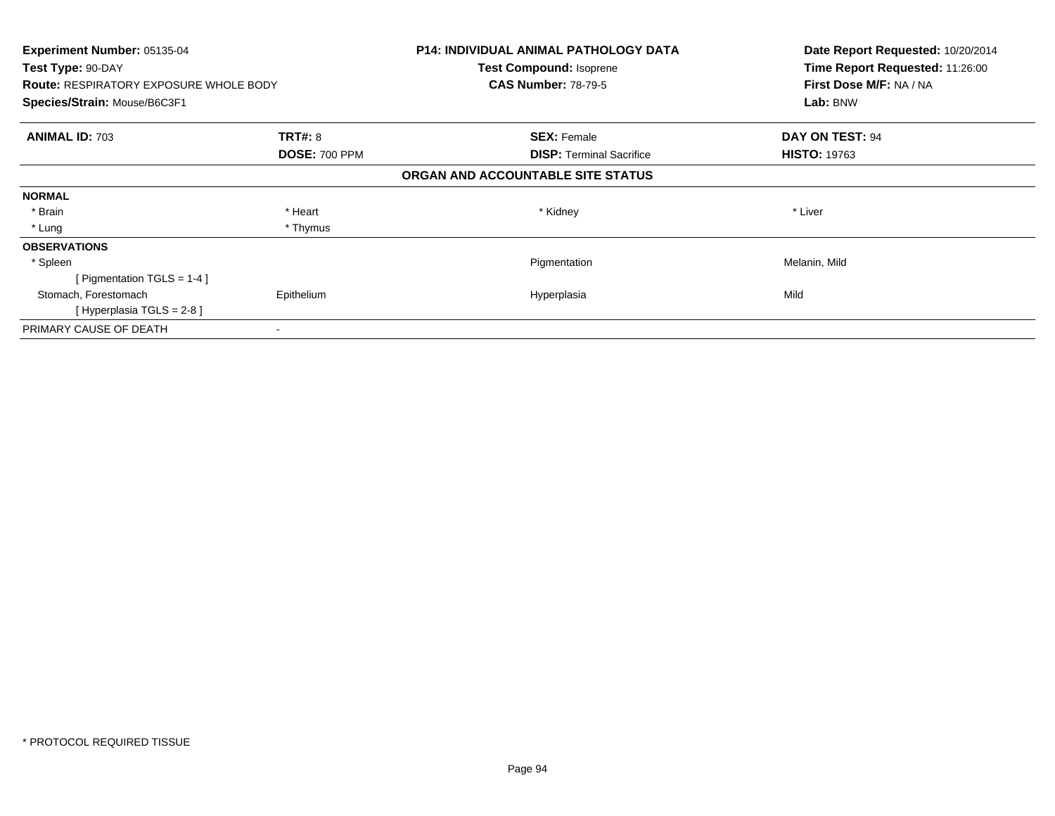**Experiment Number:** 05135-04
**Test Type:** 90-DAY
**Route:** RESPIRATORY EXPOSURE WHOLE BODY
**Species/Strain:** Mouse/B6C3F1

**P14: INDIVIDUAL ANIMAL PATHOLOGY DATA**
**Test Compound:** Isoprene
**CAS Number:** 78-79-5

**Date Report Requested:** 10/20/2014
**Time Report Requested:** 11:26:00
**First Dose M/F:** NA / NA
**Lab:** BNW

| **ANIMAL ID:** 703 | **TRT#:** 8 | **SEX:** Female | **DAY ON TEST:** 94 |
|---|---|---|---|
| | **DOSE:** 700 PPM | **DISP:** Terminal Sacrifice | **HISTO:** 19763 |

**ORGAN AND ACCOUNTABLE SITE STATUS**

| | | | |
|---|---|---|---|
| **NORMAL** | | | |
| * Brain | * Heart | * Kidney | * Liver |
| * Lung | * Thymus | | |
| **OBSERVATIONS** | | | |
| * Spleen | | Pigmentation | Melanin, Mild |
| [ Pigmentation TGLS = 1-4 ] | | | |
| Stomach, Forestomach | Epithelium | Hyperplasia | Mild |
| [ Hyperplasia TGLS = 2-8 ] | | | |
| PRIMARY CAUSE OF DEATH | - | | |

* PROTOCOL REQUIRED TISSUE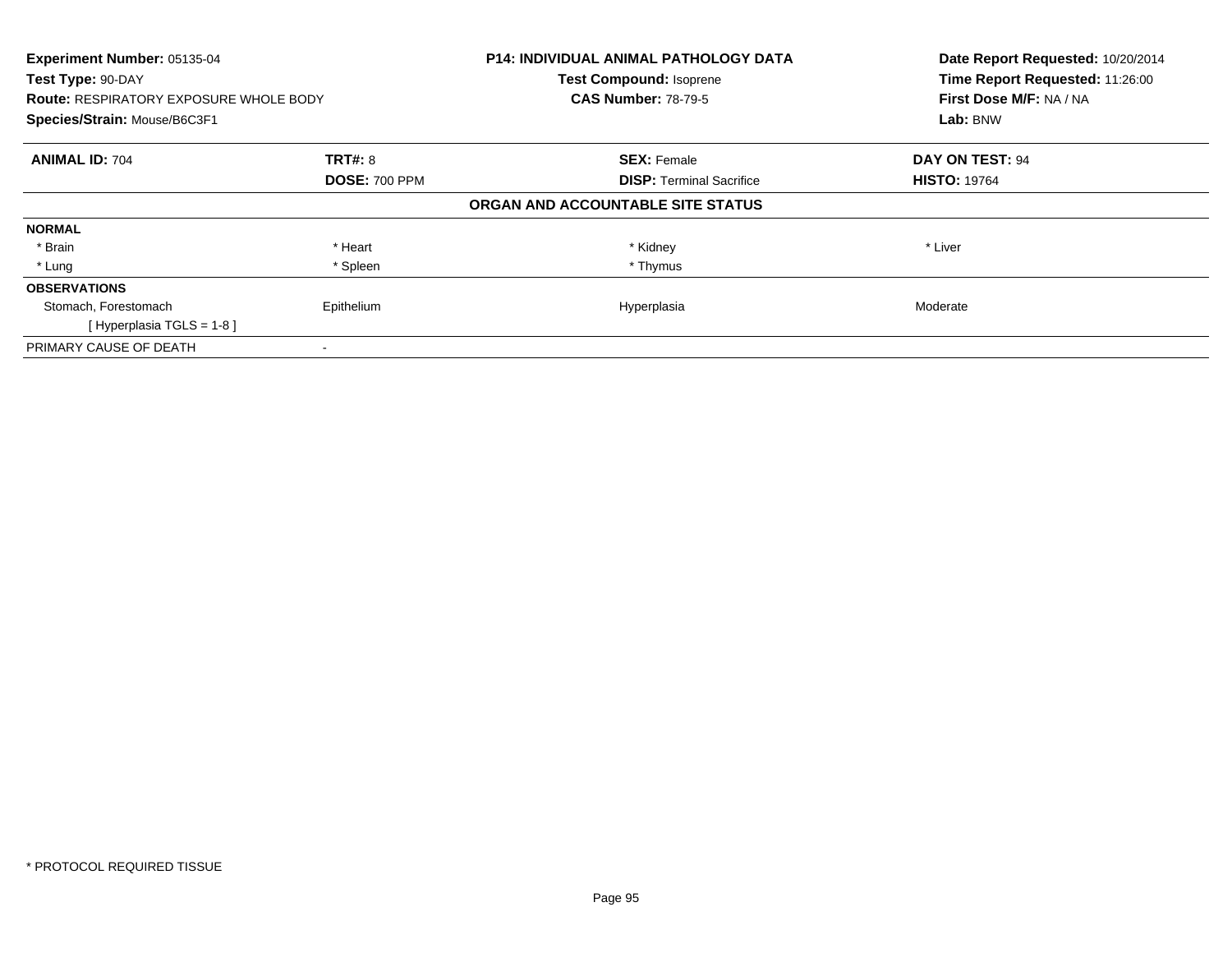**Experiment Number:** 05135-04
**Test Type:** 90-DAY
**Route:** RESPIRATORY EXPOSURE WHOLE BODY
**Species/Strain:** Mouse/B6C3F1

**P14: INDIVIDUAL ANIMAL PATHOLOGY DATA**
**Test Compound:** Isoprene
**CAS Number:** 78-79-5

**Date Report Requested:** 10/20/2014
**Time Report Requested:** 11:26:00
**First Dose M/F:** NA / NA
**Lab:** BNW

| **ANIMAL ID:** 704 | **TRT#:** 8 | **SEX:** Female | **DAY ON TEST:** 94 |
|---|---|---|---|
| | **DOSE:** 700 PPM | **DISP:** Terminal Sacrifice | **HISTO:** 19764 |

### ORGAN AND ACCOUNTABLE SITE STATUS

| | | | |
|---|---|---|---|
| **NORMAL** | | | |
| * Brain | * Heart | * Kidney | * Liver |
| * Lung | * Spleen | * Thymus | |
| **OBSERVATIONS** | | | |
| Stomach, Forestomach | Epithelium | Hyperplasia | Moderate |
| [ Hyperplasia TGLS = 1-8 ] | | | |
| PRIMARY CAUSE OF DEATH | - | | |

* PROTOCOL REQUIRED TISSUE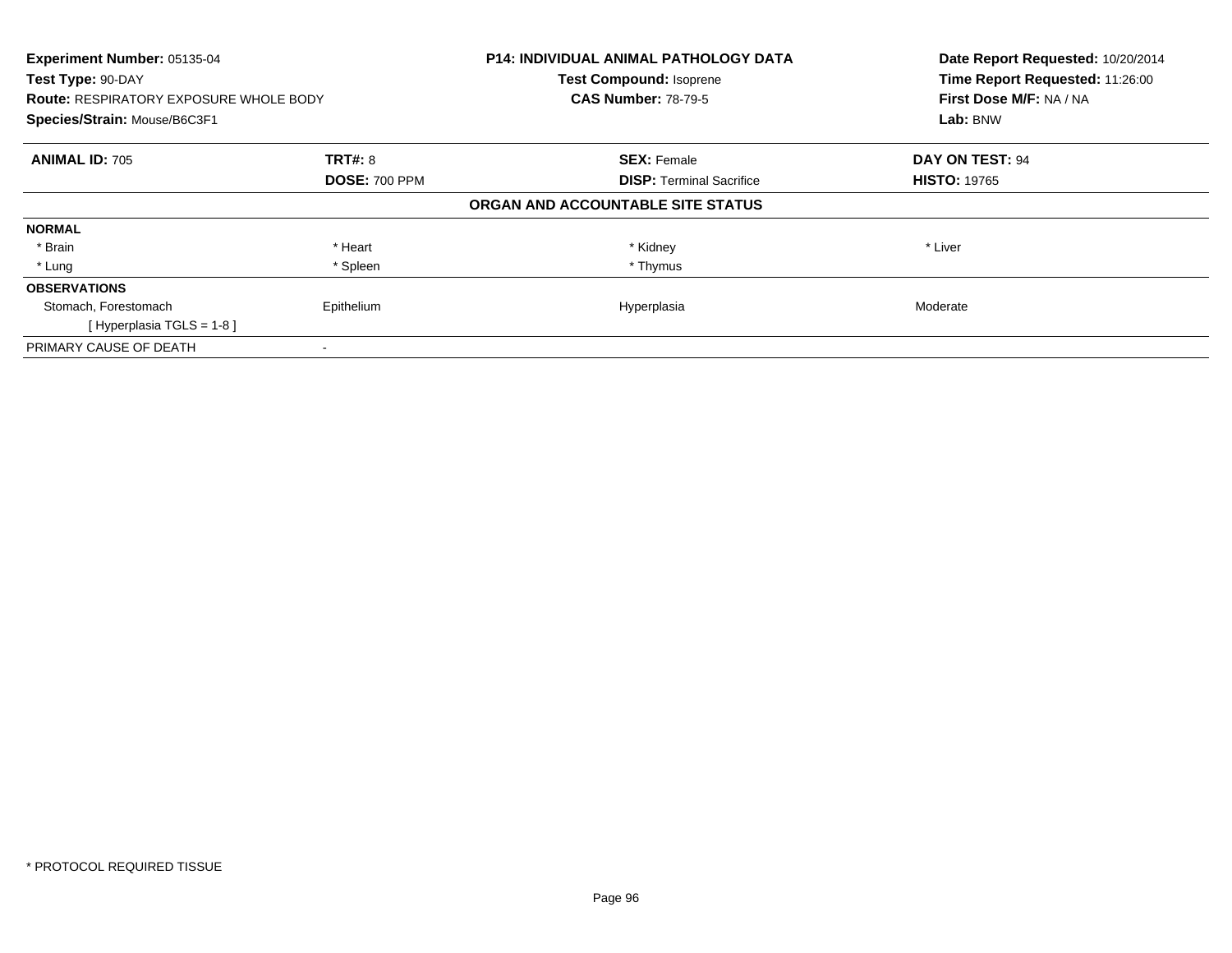**Experiment Number:** 05135-04
**Test Type:** 90-DAY
**Route:** RESPIRATORY EXPOSURE WHOLE BODY
**Species/Strain:** Mouse/B6C3F1

**P14: INDIVIDUAL ANIMAL PATHOLOGY DATA**
**Test Compound:** Isoprene
**CAS Number:** 78-79-5

**Date Report Requested:** 10/20/2014
**Time Report Requested:** 11:26:00
**First Dose M/F:** NA / NA
**Lab:** BNW

| **ANIMAL ID:** 705 | **TRT#:** 8 | **SEX:** Female | **DAY ON TEST:** 94 |
|---|---|---|---|
| | **DOSE:** 700 PPM | **DISP:** Terminal Sacrifice | **HISTO:** 19765 |

**ORGAN AND ACCOUNTABLE SITE STATUS**

| | | | |
|---|---|---|---|
| **NORMAL** | | | |
| * Brain | * Heart | * Kidney | * Liver |
| * Lung | * Spleen | * Thymus | |
| **OBSERVATIONS** | | | |
| Stomach, Forestomach | Epithelium | Hyperplasia | Moderate |
| [ Hyperplasia TGLS = 1-8 ] | | | |
| PRIMARY CAUSE OF DEATH | - | | |

* PROTOCOL REQUIRED TISSUE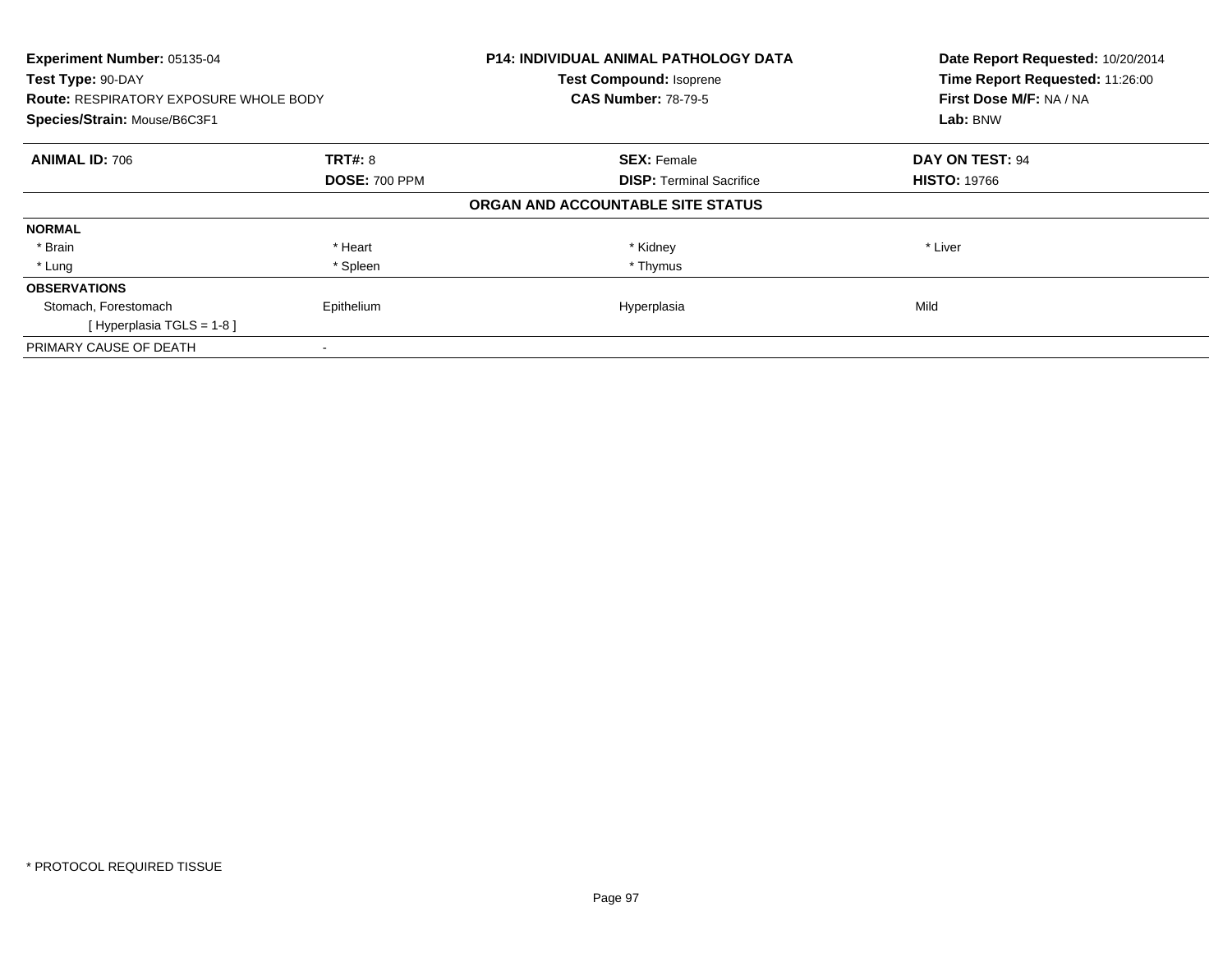**Experiment Number:** 05135-04
**Test Type:** 90-DAY
**Route:** RESPIRATORY EXPOSURE WHOLE BODY
**Species/Strain:** Mouse/B6C3F1

**P14: INDIVIDUAL ANIMAL PATHOLOGY DATA**
**Test Compound:** Isoprene
**CAS Number:** 78-79-5

**Date Report Requested:** 10/20/2014
**Time Report Requested:** 11:26:00
**First Dose M/F:** NA / NA
**Lab:** BNW

| **ANIMAL ID:** 706 | **TRT#:** 8 | **SEX:** Female | **DAY ON TEST:** 94 |
|---|---|---|---|
| | **DOSE:** 700 PPM | **DISP:** Terminal Sacrifice | **HISTO:** 19766 |

**ORGAN AND ACCOUNTABLE SITE STATUS**

| | | | |
|---|---|---|---|
| **NORMAL** | | | |
| * Brain | * Heart | * Kidney | * Liver |
| * Lung | * Spleen | * Thymus | |
| **OBSERVATIONS** | | | |
| Stomach, Forestomach | Epithelium | Hyperplasia | Mild |
| [ Hyperplasia TGLS = 1-8 ] | | | |
| PRIMARY CAUSE OF DEATH | - | | |

* PROTOCOL REQUIRED TISSUE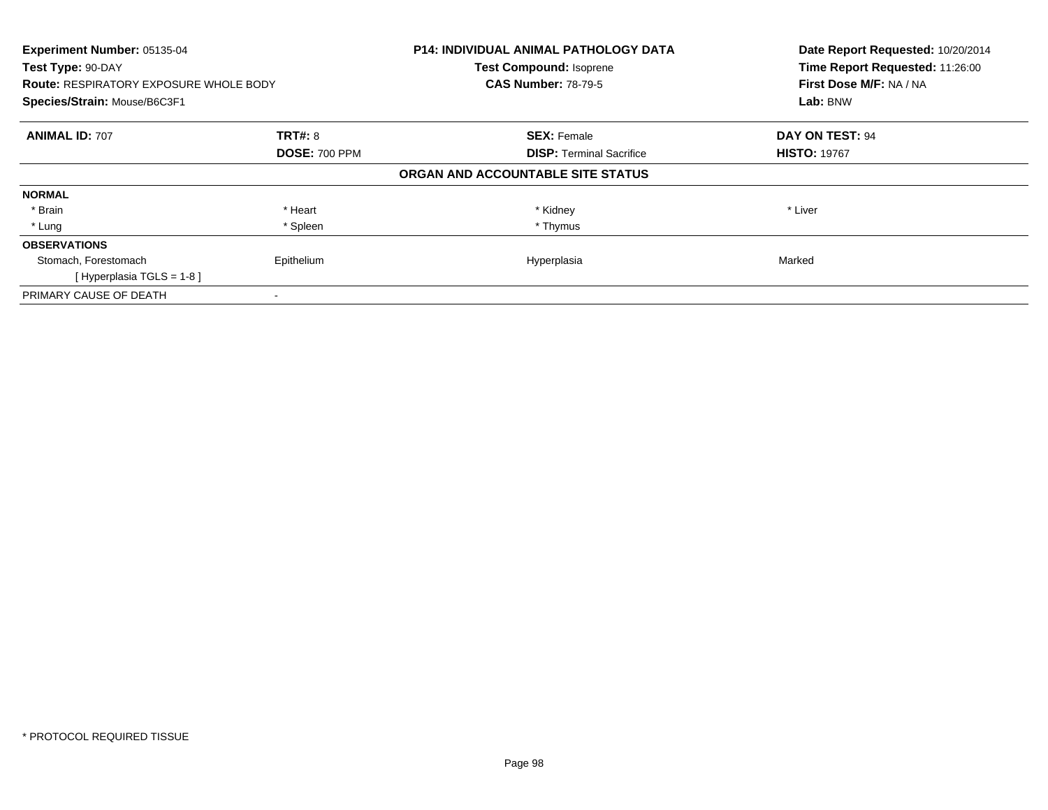**Experiment Number:** 05135-04
**Test Type:** 90-DAY
**Route:** RESPIRATORY EXPOSURE WHOLE BODY
**Species/Strain:** Mouse/B6C3F1

**P14: INDIVIDUAL ANIMAL PATHOLOGY DATA**
**Test Compound:** Isoprene
**CAS Number:** 78-79-5

**Date Report Requested:** 10/20/2014
**Time Report Requested:** 11:26:00
**First Dose M/F:** NA / NA
**Lab:** BNW

| **ANIMAL ID:** 707 | **TRT#:** 8 | **SEX:** Female | **DAY ON TEST:** 94 |
|---|---|---|---|
| | **DOSE:** 700 PPM | **DISP:** Terminal Sacrifice | **HISTO:** 19767 |

**ORGAN AND ACCOUNTABLE SITE STATUS**

| | | | |
|---|---|---|---|
| **NORMAL** | | | |
| * Brain | * Heart | * Kidney | * Liver |
| * Lung | * Spleen | * Thymus | |
| **OBSERVATIONS** | | | |
| Stomach, Forestomach | Epithelium | Hyperplasia | Marked |
| [ Hyperplasia TGLS = 1-8 ] | | | |
| PRIMARY CAUSE OF DEATH | - | | |

* PROTOCOL REQUIRED TISSUE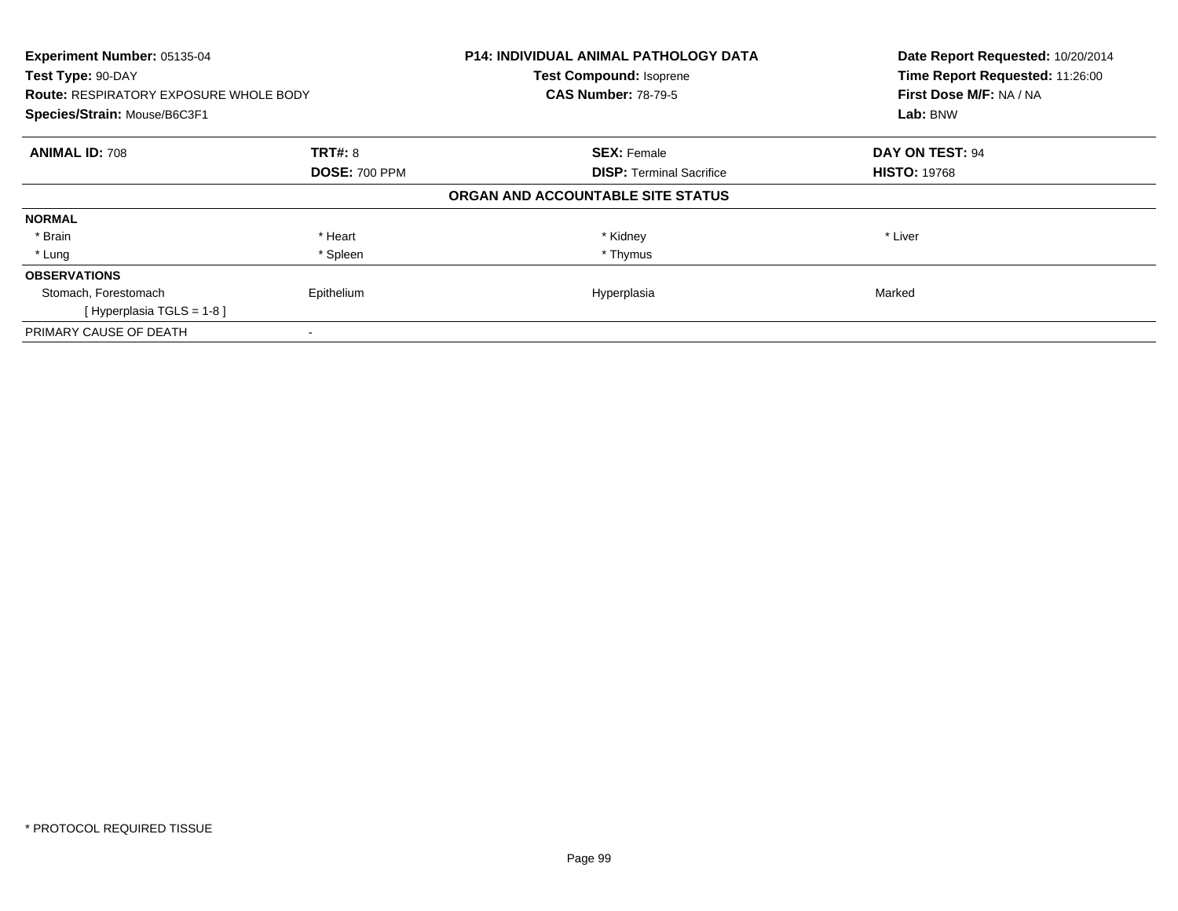**Experiment Number:** 05135-04
**Test Type:** 90-DAY
**Route:** RESPIRATORY EXPOSURE WHOLE BODY
**Species/Strain:** Mouse/B6C3F1

**P14: INDIVIDUAL ANIMAL PATHOLOGY DATA**
**Test Compound:** Isoprene
**CAS Number:** 78-79-5

**Date Report Requested:** 10/20/2014
**Time Report Requested:** 11:26:00
**First Dose M/F:** NA / NA
**Lab:** BNW

| **ANIMAL ID:** 708 | **TRT#:** 8 | **SEX:** Female | **DAY ON TEST:** 94 |
|---|---|---|---|
| | **DOSE:** 700 PPM | **DISP:** Terminal Sacrifice | **HISTO:** 19768 |

**ORGAN AND ACCOUNTABLE SITE STATUS**

| | | | |
|---|---|---|---|
| **NORMAL** | | | |
| * Brain | * Heart | * Kidney | * Liver |
| * Lung | * Spleen | * Thymus | |
| **OBSERVATIONS** | | | |
| Stomach, Forestomach | Epithelium | Hyperplasia | Marked |
| [ Hyperplasia TGLS = 1-8 ] | | | |
| PRIMARY CAUSE OF DEATH | - | | |

* PROTOCOL REQUIRED TISSUE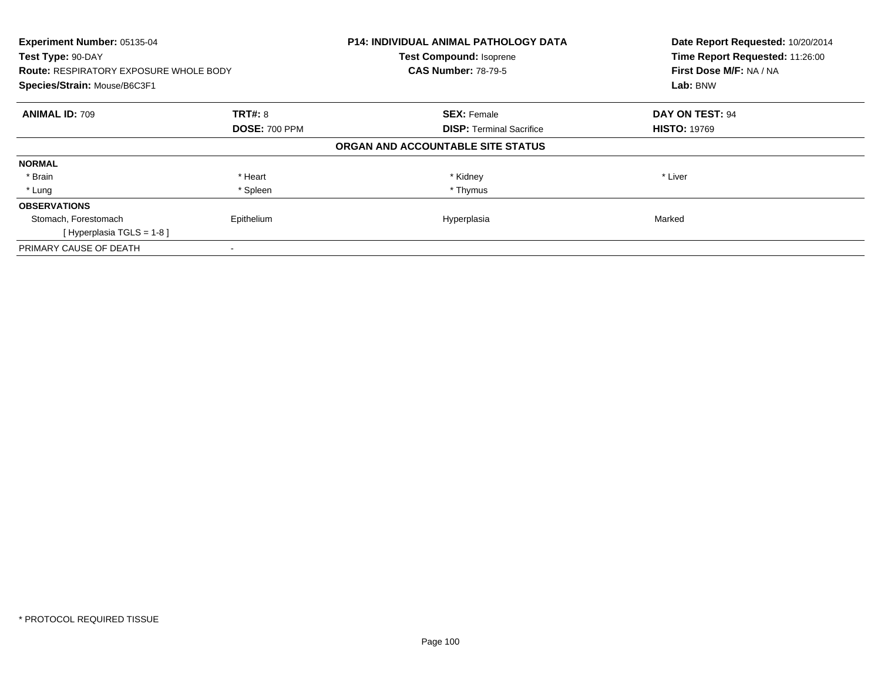| **Experiment Number:** 05135-04 | **P14: INDIVIDUAL ANIMAL PATHOLOGY DATA** | **Date Report Requested:** 10/20/2014 |
|---|---|---|
| **Test Type:** 90-DAY | **Test Compound:** Isoprene | **Time Report Requested:** 11:26:00 |
| **Route:** RESPIRATORY EXPOSURE WHOLE BODY | **CAS Number:** 78-79-5 | **First Dose M/F:** NA / NA |
| **Species/Strain:** Mouse/B6C3F1 | | **Lab:** BNW |

| **ANIMAL ID:** 709 | **TRT#:** 8 | **SEX:** Female | **DAY ON TEST:** 94 |
|---|---|---|---|
| | **DOSE:** 700 PPM | **DISP:** Terminal Sacrifice | **HISTO:** 19769 |

**ORGAN AND ACCOUNTABLE SITE STATUS**

| | | | |
|---|---|---|---|
| **NORMAL** | | | |
| * Brain | * Heart | * Kidney | * Liver |
| * Lung | * Spleen | * Thymus | |
| **OBSERVATIONS** | | | |
| Stomach, Forestomach | Epithelium | Hyperplasia | Marked |
| [ Hyperplasia TGLS = 1-8 ] | | | |
| PRIMARY CAUSE OF DEATH | - | | |

* PROTOCOL REQUIRED TISSUE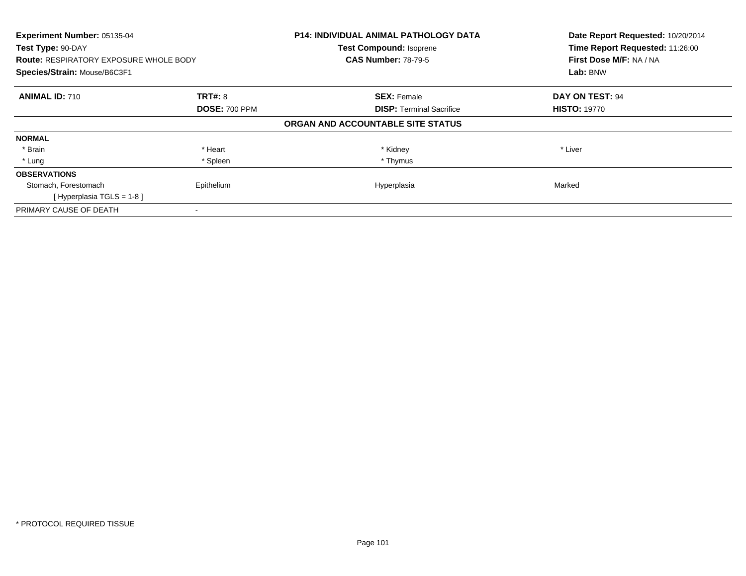**Experiment Number:** 05135-04
**Test Type:** 90-DAY
**Route:** RESPIRATORY EXPOSURE WHOLE BODY
**Species/Strain:** Mouse/B6C3F1

**P14: INDIVIDUAL ANIMAL PATHOLOGY DATA**
**Test Compound:** Isoprene
**CAS Number:** 78-79-5

**Date Report Requested:** 10/20/2014
**Time Report Requested:** 11:26:00
**First Dose M/F:** NA / NA
**Lab:** BNW

| **ANIMAL ID:** 710 | **TRT#:** 8 | **SEX:** Female | **DAY ON TEST:** 94 |
|---|---|---|---|
| | **DOSE:** 700 PPM | **DISP:** Terminal Sacrifice | **HISTO:** 19770 |

**ORGAN AND ACCOUNTABLE SITE STATUS**

| | | | |
|---|---|---|---|
| **NORMAL** | | | |
| * Brain | * Heart | * Kidney | * Liver |
| * Lung | * Spleen | * Thymus | |
| **OBSERVATIONS** | | | |
| Stomach, Forestomach | Epithelium | Hyperplasia | Marked |
| [ Hyperplasia TGLS = 1-8 ] | | | |
| PRIMARY CAUSE OF DEATH | - | | |

* PROTOCOL REQUIRED TISSUE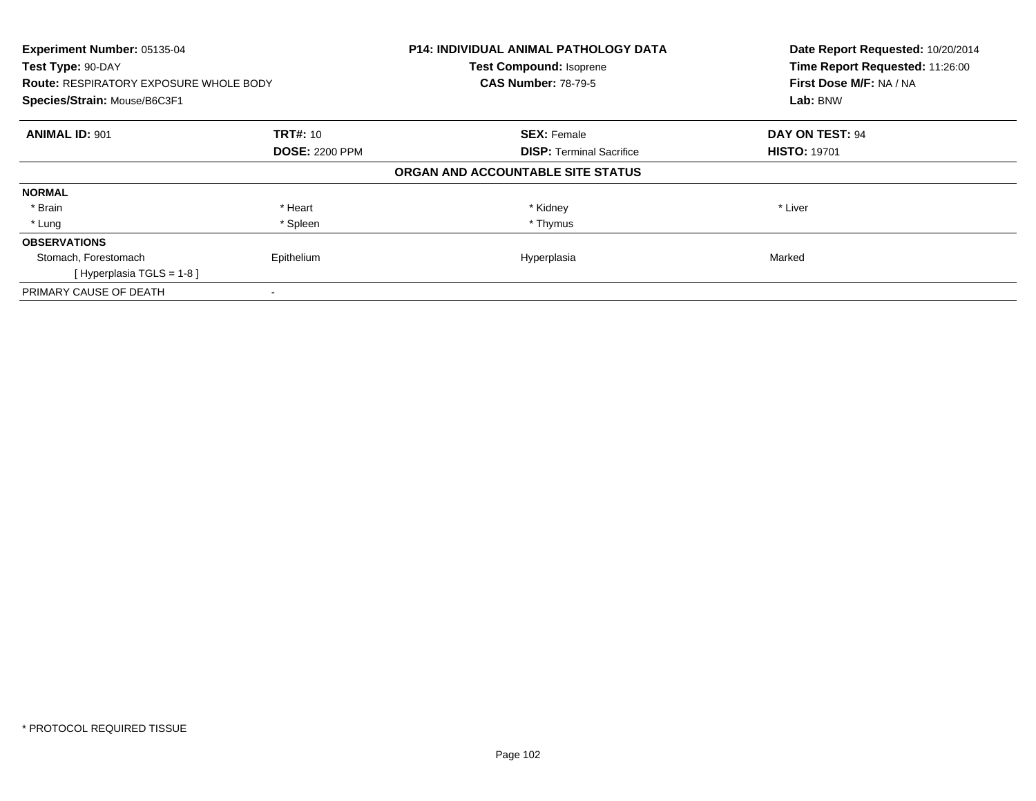**Experiment Number:** 05135-04
**Test Type:** 90-DAY
**Route:** RESPIRATORY EXPOSURE WHOLE BODY
**Species/Strain:** Mouse/B6C3F1

**P14: INDIVIDUAL ANIMAL PATHOLOGY DATA**
**Test Compound:** Isoprene
**CAS Number:** 78-79-5

**Date Report Requested:** 10/20/2014
**Time Report Requested:** 11:26:00
**First Dose M/F:** NA / NA
**Lab:** BNW

| **ANIMAL ID:** 901 | **TRT#:** 10 | **SEX:** Female | **DAY ON TEST:** 94 |
|---|---|---|---|
| | **DOSE:** 2200 PPM | **DISP:** Terminal Sacrifice | **HISTO:** 19701 |

**ORGAN AND ACCOUNTABLE SITE STATUS**

| | | | |
|---|---|---|---|
| **NORMAL** | | | |
| * Brain | * Heart | * Kidney | * Liver |
| * Lung | * Spleen | * Thymus | |
| **OBSERVATIONS** | | | |
| Stomach, Forestomach | Epithelium | Hyperplasia | Marked |
| [ Hyperplasia TGLS = 1-8 ] | | | |
| PRIMARY CAUSE OF DEATH | - | | |

* PROTOCOL REQUIRED TISSUE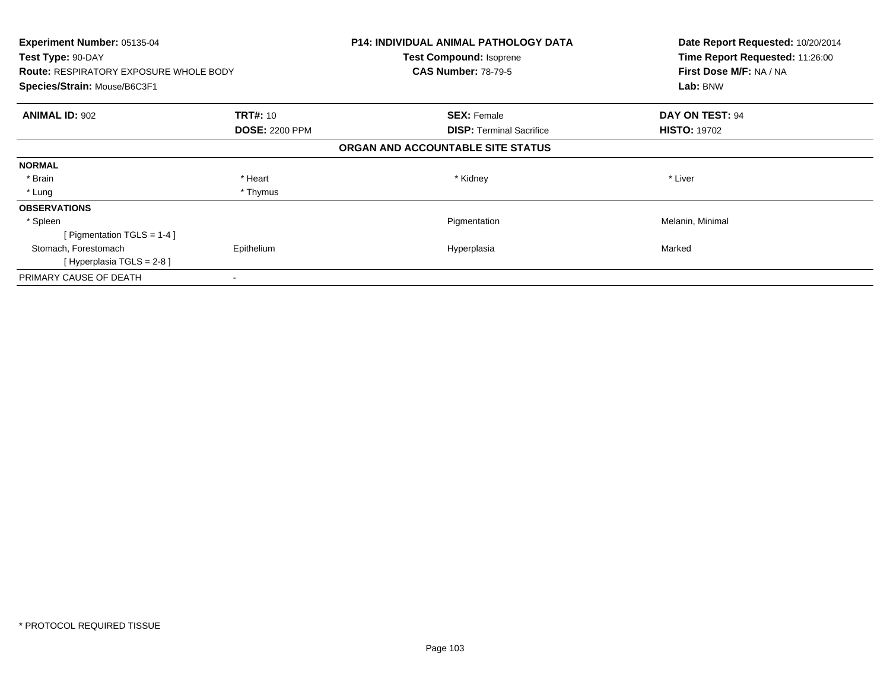**Experiment Number:** 05135-04
**Test Type:** 90-DAY
**Route:** RESPIRATORY EXPOSURE WHOLE BODY
**Species/Strain:** Mouse/B6C3F1

**P14: INDIVIDUAL ANIMAL PATHOLOGY DATA**
**Test Compound:** Isoprene
**CAS Number:** 78-79-5

**Date Report Requested:** 10/20/2014
**Time Report Requested:** 11:26:00
**First Dose M/F:** NA / NA
**Lab:** BNW

| **ANIMAL ID:** 902 | **TRT#:** 10 | **SEX:** Female | **DAY ON TEST:** 94 |
|---|---|---|---|
| | **DOSE:** 2200 PPM | **DISP:** Terminal Sacrifice | **HISTO:** 19702 |

**ORGAN AND ACCOUNTABLE SITE STATUS**

| | | | |
|---|---|---|---|
| **NORMAL** | | | |
| * Brain | * Heart | * Kidney | * Liver |
| * Lung | * Thymus | | |
| **OBSERVATIONS** | | | |
| * Spleen | | Pigmentation | Melanin, Minimal |
| [ Pigmentation TGLS = 1-4 ] | | | |
| Stomach, Forestomach | Epithelium | Hyperplasia | Marked |
| [ Hyperplasia TGLS = 2-8 ] | | | |
| PRIMARY CAUSE OF DEATH | - | | |

* PROTOCOL REQUIRED TISSUE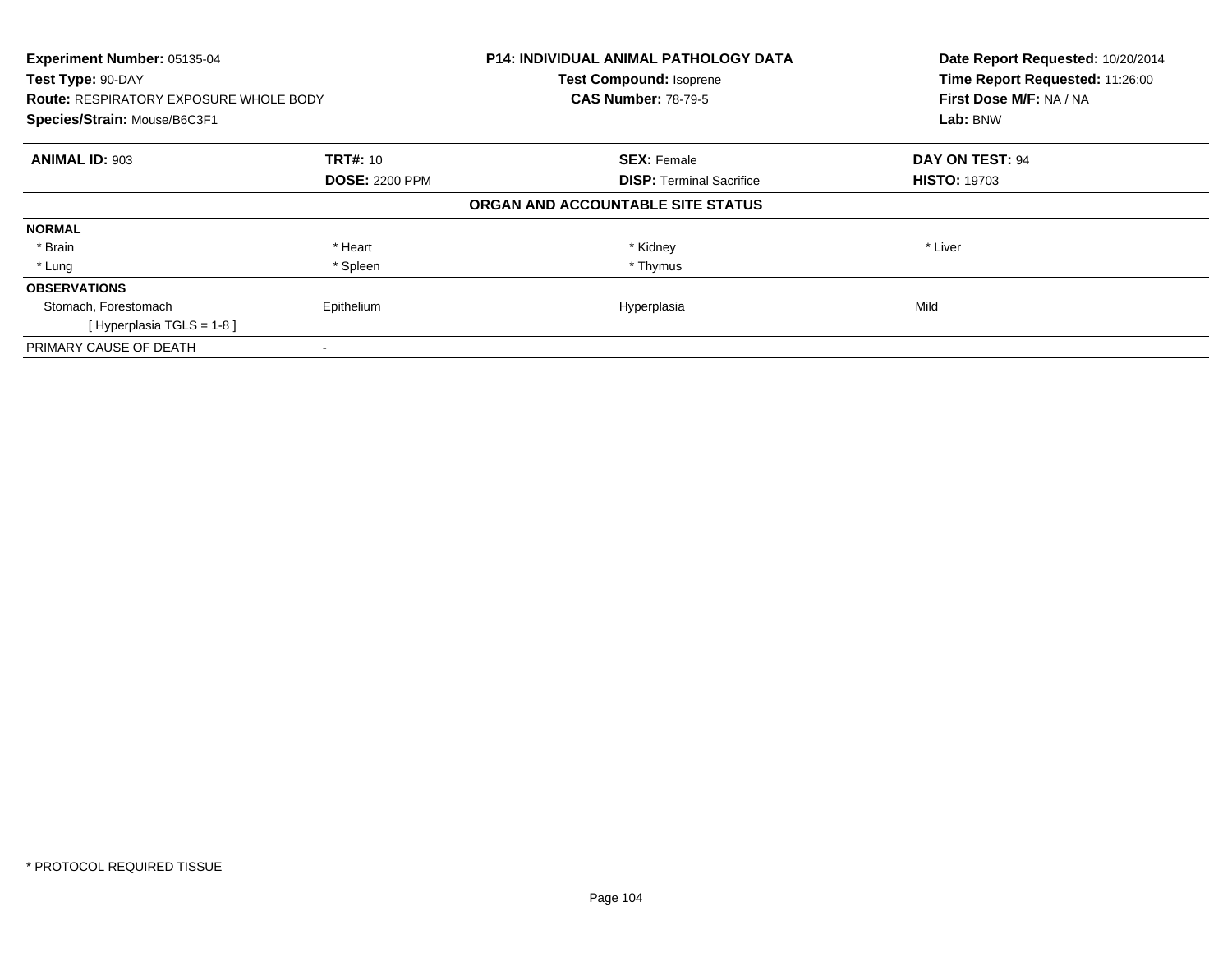**Experiment Number:** 05135-04
**Test Type:** 90-DAY
**Route:** RESPIRATORY EXPOSURE WHOLE BODY
**Species/Strain:** Mouse/B6C3F1

**P14: INDIVIDUAL ANIMAL PATHOLOGY DATA**
**Test Compound:** Isoprene
**CAS Number:** 78-79-5

**Date Report Requested:** 10/20/2014
**Time Report Requested:** 11:26:00
**First Dose M/F:** NA / NA
**Lab:** BNW

| **ANIMAL ID:** 903 | **TRT#:** 10 | **SEX:** Female | **DAY ON TEST:** 94 |
|---|---|---|---|
| | **DOSE:** 2200 PPM | **DISP:** Terminal Sacrifice | **HISTO:** 19703 |

**ORGAN AND ACCOUNTABLE SITE STATUS**

| | | | |
|---|---|---|---|
| **NORMAL** | | | |
| * Brain | * Heart | * Kidney | * Liver |
| * Lung | * Spleen | * Thymus | |
| **OBSERVATIONS** | | | |
| Stomach, Forestomach | Epithelium | Hyperplasia | Mild |
| [ Hyperplasia TGLS = 1-8 ] | | | |
| PRIMARY CAUSE OF DEATH | - | | |

* PROTOCOL REQUIRED TISSUE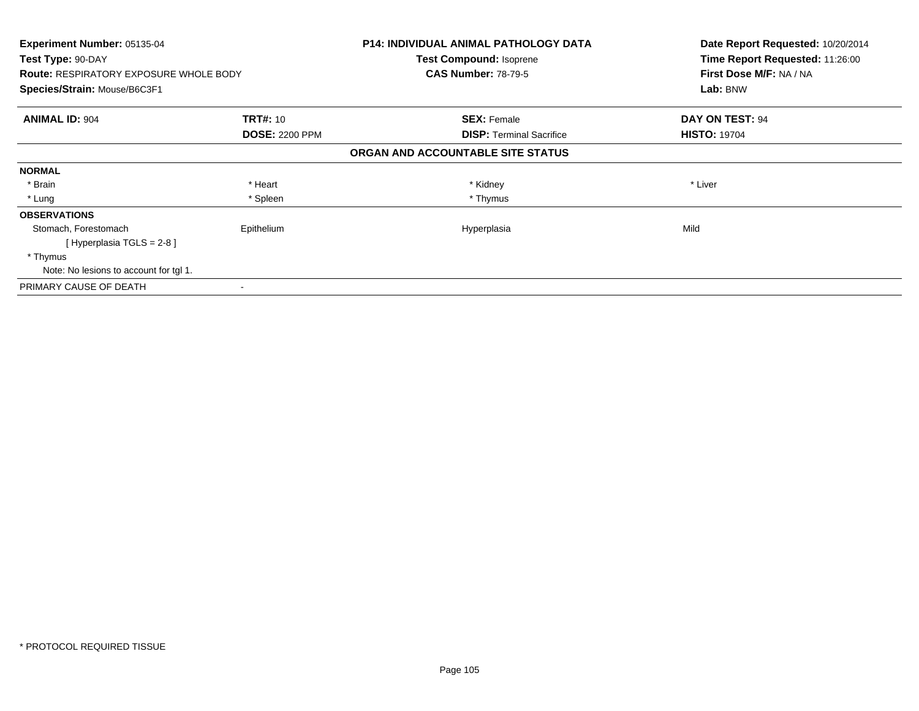**Experiment Number:** 05135-04
**Test Type:** 90-DAY
**Route:** RESPIRATORY EXPOSURE WHOLE BODY
**Species/Strain:** Mouse/B6C3F1

**P14: INDIVIDUAL ANIMAL PATHOLOGY DATA**
**Test Compound:** Isoprene
**CAS Number:** 78-79-5

**Date Report Requested:** 10/20/2014
**Time Report Requested:** 11:26:00
**First Dose M/F:** NA / NA
**Lab:** BNW

| **ANIMAL ID:** 904 | **TRT#:** 10 | **SEX:** Female | **DAY ON TEST:** 94 |
|---|---|---|---|
| | **DOSE:** 2200 PPM | **DISP:** Terminal Sacrifice | **HISTO:** 19704 |

**ORGAN AND ACCOUNTABLE SITE STATUS**

| | | | |
|---|---|---|---|
| **NORMAL** | | | |
| * Brain | * Heart | * Kidney | * Liver |
| * Lung | * Spleen | * Thymus | |
| **OBSERVATIONS** | | | |
| Stomach, Forestomach | Epithelium | Hyperplasia | Mild |
| [ Hyperplasia TGLS = 2-8 ] | | | |
| * Thymus | | | |
| Note: No lesions to account for tgl 1. | | | |
| PRIMARY CAUSE OF DEATH | - | | |

* PROTOCOL REQUIRED TISSUE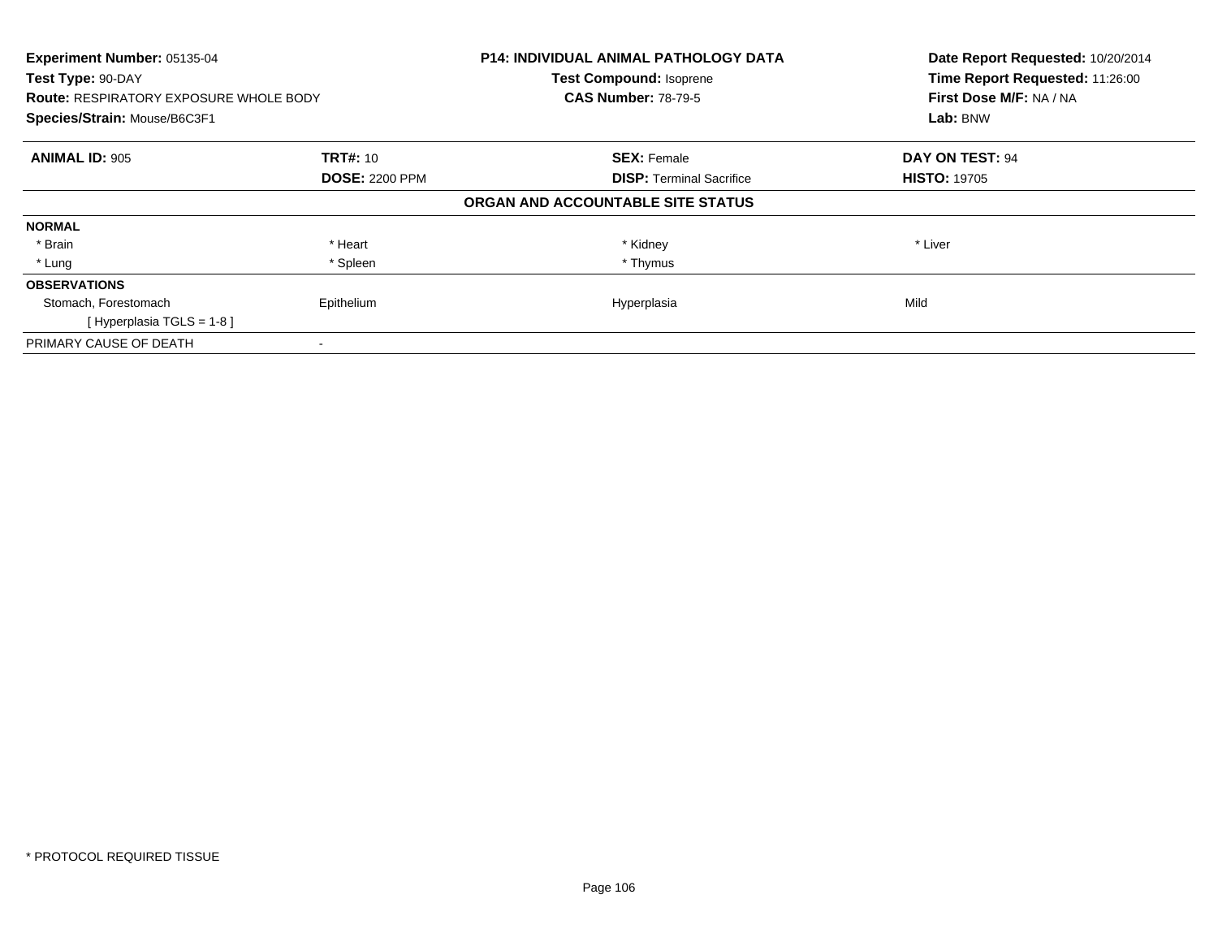**Experiment Number:** 05135-04
**Test Type:** 90-DAY
**Route:** RESPIRATORY EXPOSURE WHOLE BODY
**Species/Strain:** Mouse/B6C3F1

**P14: INDIVIDUAL ANIMAL PATHOLOGY DATA**
**Test Compound:** Isoprene
**CAS Number:** 78-79-5

**Date Report Requested:** 10/20/2014
**Time Report Requested:** 11:26:00
**First Dose M/F:** NA / NA
**Lab:** BNW

| **ANIMAL ID:** 905 | **TRT#:** 10 | **SEX:** Female | **DAY ON TEST:** 94 |
|---|---|---|---|
| | **DOSE:** 2200 PPM | **DISP:** Terminal Sacrifice | **HISTO:** 19705 |

**ORGAN AND ACCOUNTABLE SITE STATUS**

| | | | |
|---|---|---|---|
| **NORMAL** | | | |
| * Brain | * Heart | * Kidney | * Liver |
| * Lung | * Spleen | * Thymus | |
| **OBSERVATIONS** | | | |
| Stomach, Forestomach | Epithelium | Hyperplasia | Mild |
| [ Hyperplasia TGLS = 1-8 ] | | | |
| PRIMARY CAUSE OF DEATH | - | | |

* PROTOCOL REQUIRED TISSUE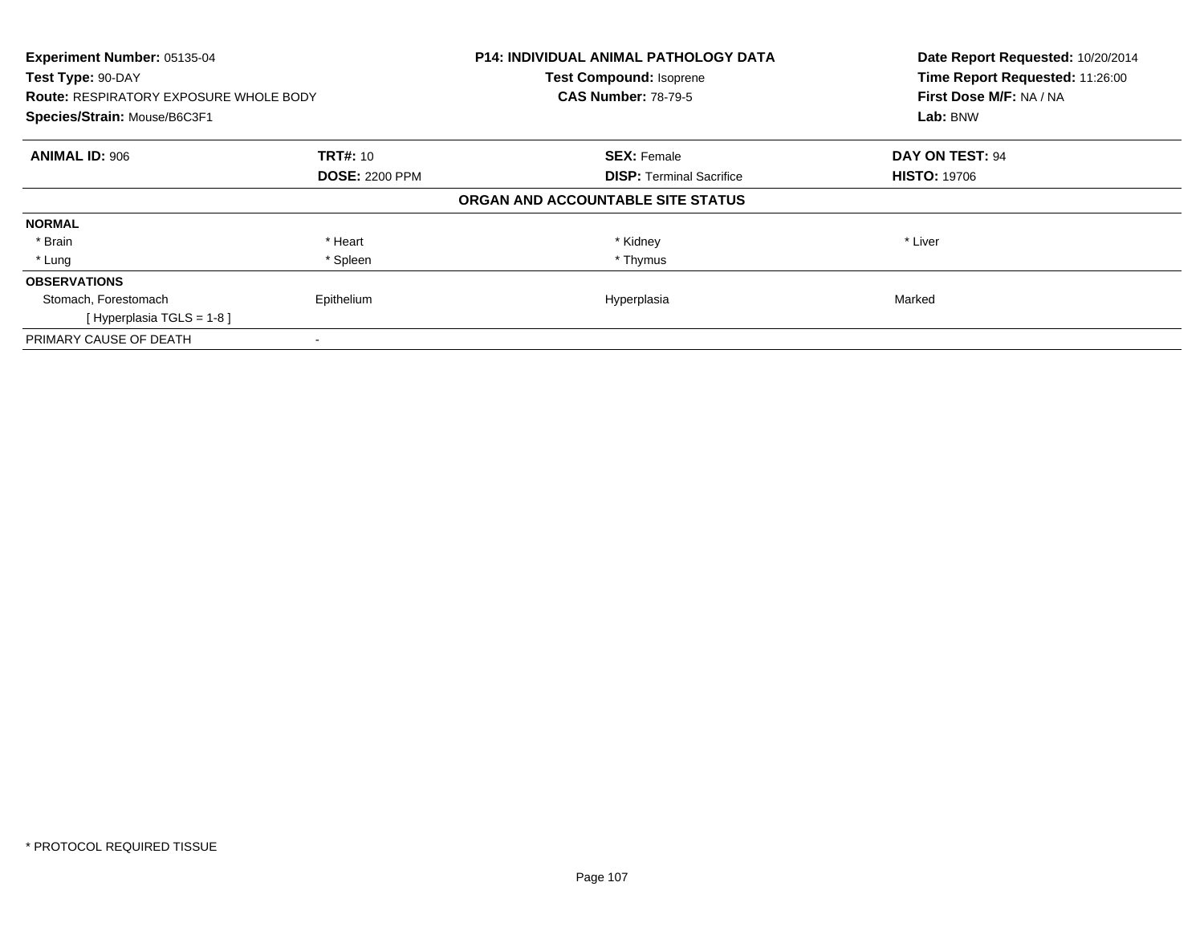**Experiment Number:** 05135-04
**Test Type:** 90-DAY
**Route:** RESPIRATORY EXPOSURE WHOLE BODY
**Species/Strain:** Mouse/B6C3F1

**P14: INDIVIDUAL ANIMAL PATHOLOGY DATA**
**Test Compound:** Isoprene
**CAS Number:** 78-79-5

**Date Report Requested:** 10/20/2014
**Time Report Requested:** 11:26:00
**First Dose M/F:** NA / NA
**Lab:** BNW

| **ANIMAL ID:** 906 | **TRT#:** 10 | **SEX:** Female | **DAY ON TEST:** 94 |
|---|---|---|---|
| | **DOSE:** 2200 PPM | **DISP:** Terminal Sacrifice | **HISTO:** 19706 |

**ORGAN AND ACCOUNTABLE SITE STATUS**

| | | | |
|---|---|---|---|
| **NORMAL** | | | |
| * Brain | * Heart | * Kidney | * Liver |
| * Lung | * Spleen | * Thymus | |
| **OBSERVATIONS** | | | |
| Stomach, Forestomach | Epithelium | Hyperplasia | Marked |
| [ Hyperplasia TGLS = 1-8 ] | | | |
| PRIMARY CAUSE OF DEATH | - | | |

* PROTOCOL REQUIRED TISSUE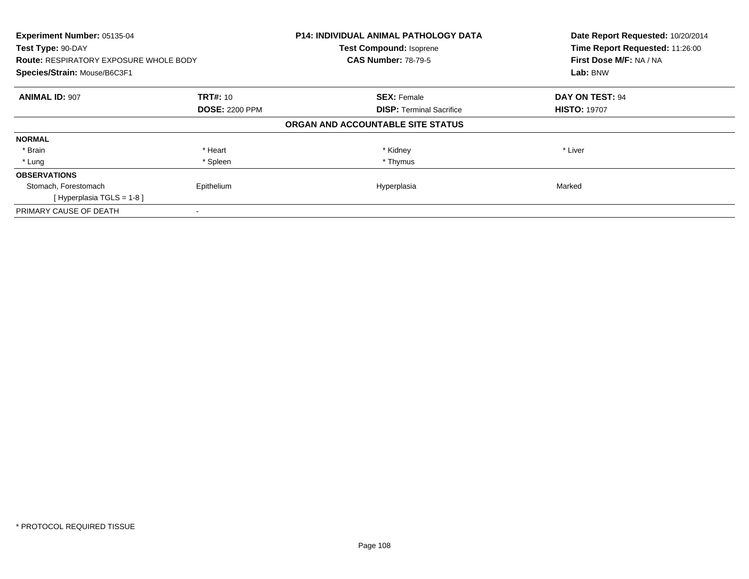**Experiment Number:** 05135-04
**Test Type:** 90-DAY
**Route:** RESPIRATORY EXPOSURE WHOLE BODY
**Species/Strain:** Mouse/B6C3F1

**P14: INDIVIDUAL ANIMAL PATHOLOGY DATA**
**Test Compound:** Isoprene
**CAS Number:** 78-79-5

**Date Report Requested:** 10/20/2014
**Time Report Requested:** 11:26:00
**First Dose M/F:** NA / NA
**Lab:** BNW

| **ANIMAL ID:** 907 | **TRT#:** 10 | **SEX:** Female | **DAY ON TEST:** 94 |
|---|---|---|---|
| | **DOSE:** 2200 PPM | **DISP:** Terminal Sacrifice | **HISTO:** 19707 |
| | | **ORGAN AND ACCOUNTABLE SITE STATUS** | |
| **NORMAL** | | | |
| * Brain | * Heart | * Kidney | * Liver |
| * Lung | * Spleen | * Thymus | |
| **OBSERVATIONS** | | | |
| Stomach, Forestomach | Epithelium | Hyperplasia | Marked |
| [ Hyperplasia TGLS = 1-8 ] | | | |
| PRIMARY CAUSE OF DEATH | - | | |

* PROTOCOL REQUIRED TISSUE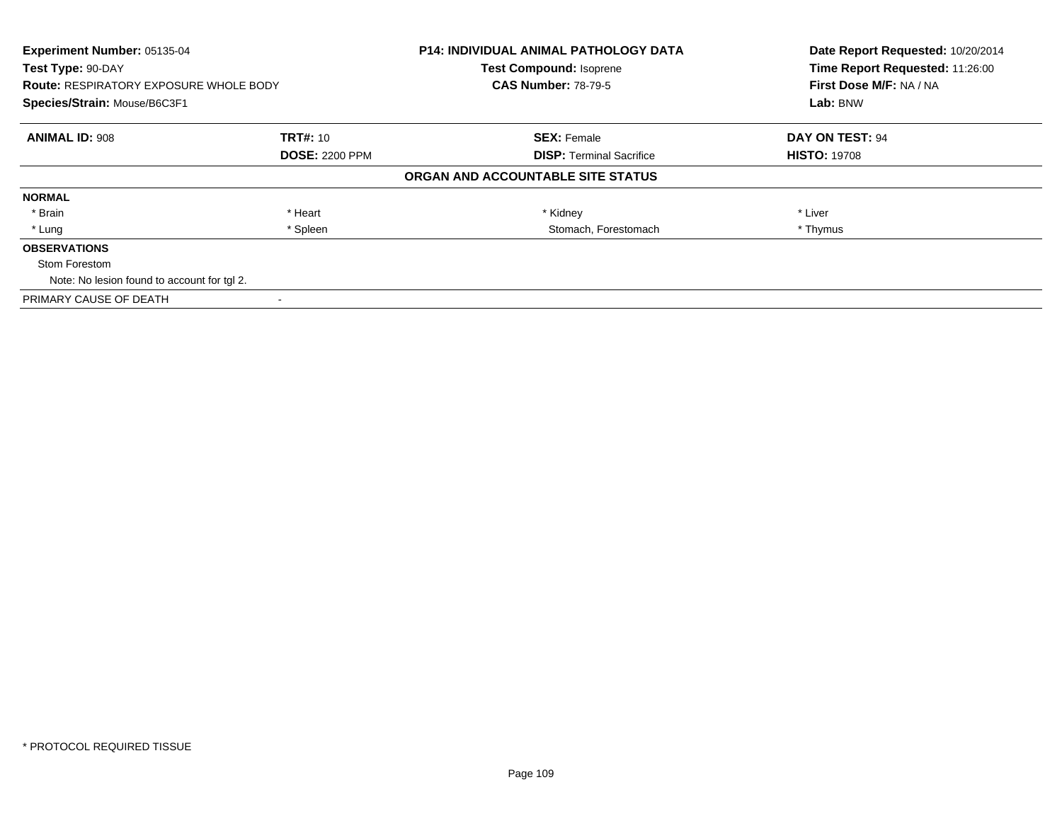**Experiment Number:** 05135-04
**Test Type:** 90-DAY
**Route:** RESPIRATORY EXPOSURE WHOLE BODY
**Species/Strain:** Mouse/B6C3F1

**P14: INDIVIDUAL ANIMAL PATHOLOGY DATA**
**Test Compound:** Isoprene
**CAS Number:** 78-79-5

**Date Report Requested:** 10/20/2014
**Time Report Requested:** 11:26:00
**First Dose M/F:** NA / NA
**Lab:** BNW

| **ANIMAL ID:** 908 | **TRT#:** 10 | **SEX:** Female | **DAY ON TEST:** 94 |
|---|---|---|---|
| | **DOSE:** 2200 PPM | **DISP:** Terminal Sacrifice | **HISTO:** 19708 |

**ORGAN AND ACCOUNTABLE SITE STATUS**

**NORMAL**

| | | | |
|---|---|---|---|
| * Brain | * Heart | * Kidney | * Liver |
| * Lung | * Spleen | Stomach, Forestomach | * Thymus |

**OBSERVATIONS**

Stom Forestom

Note: No lesion found to account for tgl 2.

PRIMARY CAUSE OF DEATH -

* PROTOCOL REQUIRED TISSUE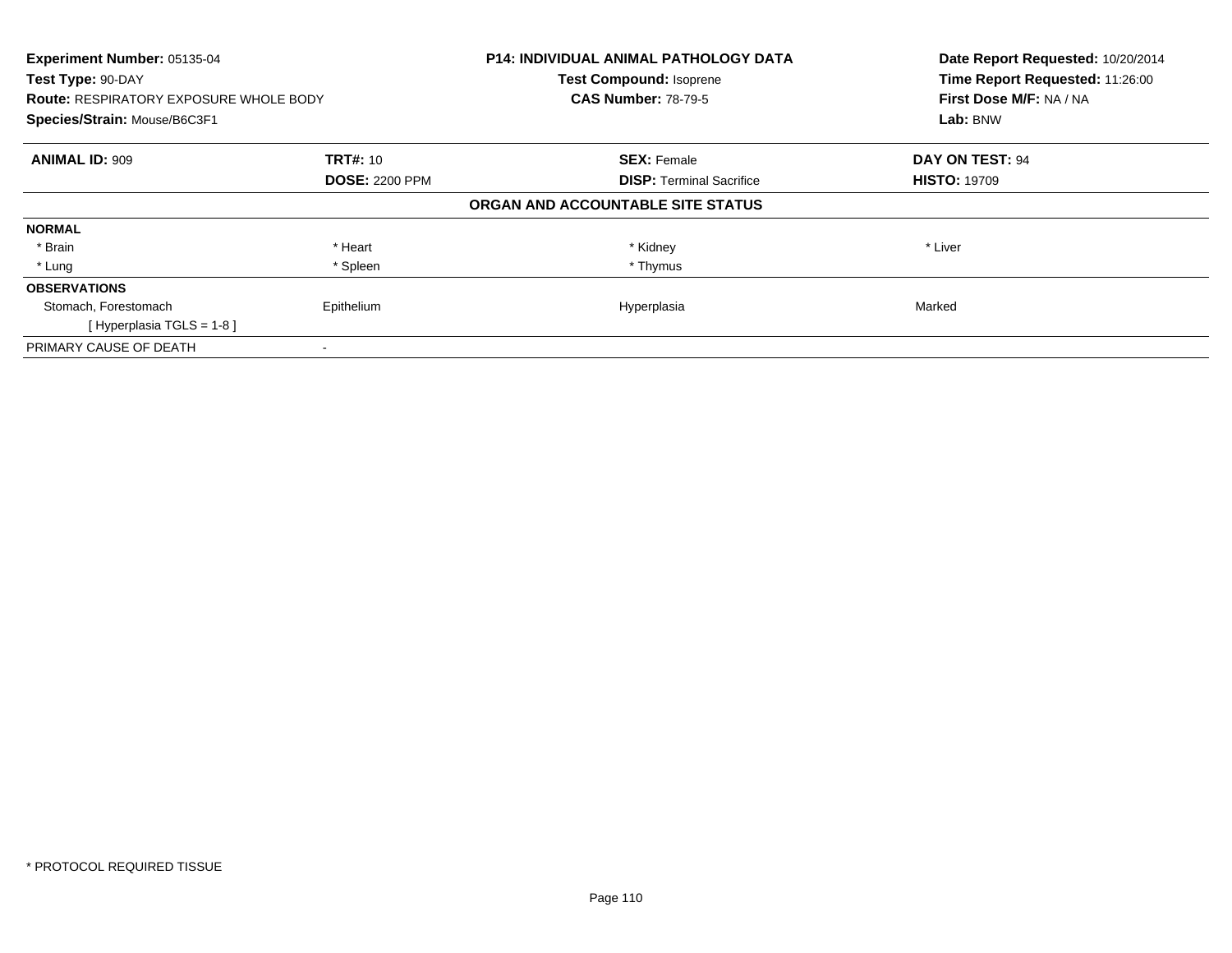**Experiment Number:** 05135-04
**Test Type:** 90-DAY
**Route:** RESPIRATORY EXPOSURE WHOLE BODY
**Species/Strain:** Mouse/B6C3F1

**P14: INDIVIDUAL ANIMAL PATHOLOGY DATA**
**Test Compound:** Isoprene
**CAS Number:** 78-79-5

**Date Report Requested:** 10/20/2014
**Time Report Requested:** 11:26:00
**First Dose M/F:** NA / NA
**Lab:** BNW

| **ANIMAL ID:** 909 | **TRT#:** 10 | **SEX:** Female | **DAY ON TEST:** 94 |
|---|---|---|---|
| | **DOSE:** 2200 PPM | **DISP:** Terminal Sacrifice | **HISTO:** 19709 |
| | | **ORGAN AND ACCOUNTABLE SITE STATUS** | |
| **NORMAL** | | | |
| * Brain | * Heart | * Kidney | * Liver |
| * Lung | * Spleen | * Thymus | |
| **OBSERVATIONS** | | | |
| Stomach, Forestomach | Epithelium | Hyperplasia | Marked |
| [ Hyperplasia TGLS = 1-8 ] | | | |
| PRIMARY CAUSE OF DEATH | - | | |

* PROTOCOL REQUIRED TISSUE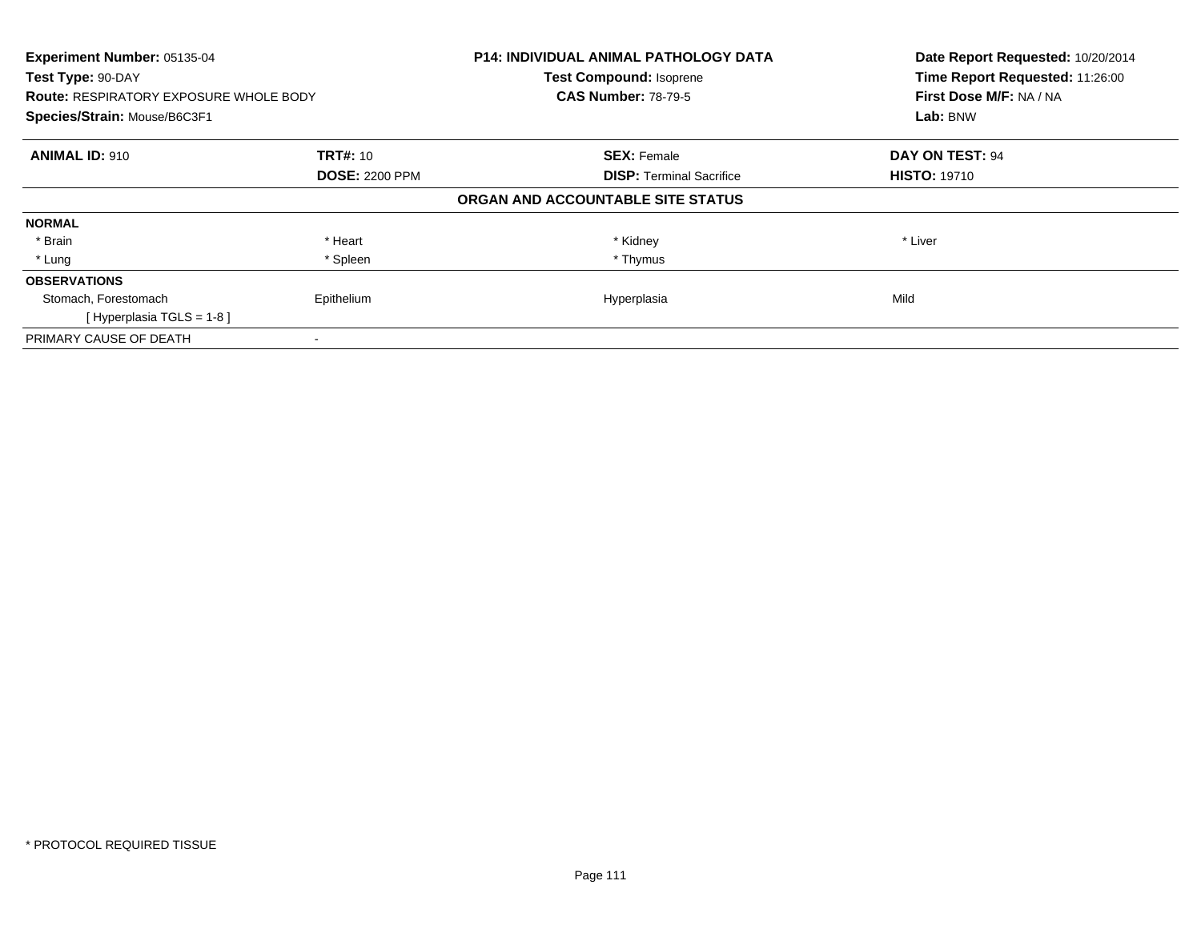**Experiment Number:** 05135-04
**Test Type:** 90-DAY
**Route:** RESPIRATORY EXPOSURE WHOLE BODY
**Species/Strain:** Mouse/B6C3F1

**P14: INDIVIDUAL ANIMAL PATHOLOGY DATA**
**Test Compound:** Isoprene
**CAS Number:** 78-79-5

**Date Report Requested:** 10/20/2014
**Time Report Requested:** 11:26:00
**First Dose M/F:** NA / NA
**Lab:** BNW

| **ANIMAL ID:** 910 | **TRT#:** 10 | **SEX:** Female | **DAY ON TEST:** 94 |
|---|---|---|---|
| | **DOSE:** 2200 PPM | **DISP:** Terminal Sacrifice | **HISTO:** 19710 |

**ORGAN AND ACCOUNTABLE SITE STATUS**

| | | | |
|---|---|---|---|
| **NORMAL** | | | |
| * Brain | * Heart | * Kidney | * Liver |
| * Lung | * Spleen | * Thymus | |
| **OBSERVATIONS** | | | |
| Stomach, Forestomach | Epithelium | Hyperplasia | Mild |
| [ Hyperplasia TGLS = 1-8 ] | | | |
| PRIMARY CAUSE OF DEATH | - | | |

* PROTOCOL REQUIRED TISSUE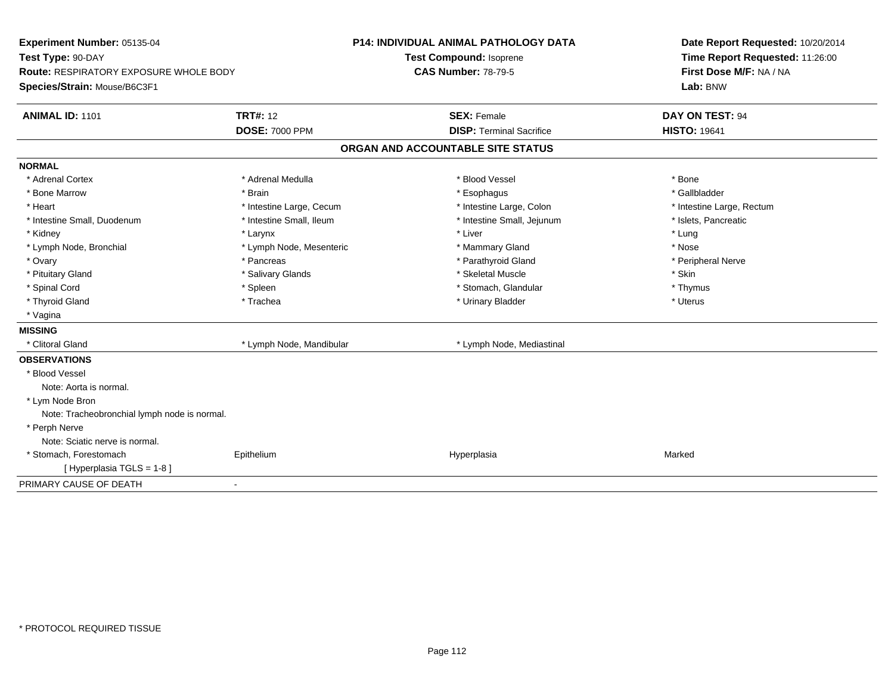**Experiment Number:** 05135-04
**Test Type:** 90-DAY
**Route:** RESPIRATORY EXPOSURE WHOLE BODY
**Species/Strain:** Mouse/B6C3F1

**P14: INDIVIDUAL ANIMAL PATHOLOGY DATA**
**Test Compound:** Isoprene
**CAS Number:** 78-79-5

**Date Report Requested:** 10/20/2014
**Time Report Requested:** 11:26:00
**First Dose M/F:** NA / NA
**Lab:** BNW

| **ANIMAL ID:** 1101 | **TRT#:** 12 | **SEX:** Female | **DAY ON TEST:** 94 |
|---|---|---|---|
| | **DOSE:** 7000 PPM | **DISP:** Terminal Sacrifice | **HISTO:** 19641 |

## ORGAN AND ACCOUNTABLE SITE STATUS

**NORMAL**

| | | | |
|---|---|---|---|
| * Adrenal Cortex | * Adrenal Medulla | * Blood Vessel | * Bone |
| * Bone Marrow | * Brain | * Esophagus | * Gallbladder |
| * Heart | * Intestine Large, Cecum | * Intestine Large, Colon | * Intestine Large, Rectum |
| * Intestine Small, Duodenum | * Intestine Small, Ileum | * Intestine Small, Jejunum | * Islets, Pancreatic |
| * Kidney | * Larynx | * Liver | * Lung |
| * Lymph Node, Bronchial | * Lymph Node, Mesenteric | * Mammary Gland | * Nose |
| * Ovary | * Pancreas | * Parathyroid Gland | * Peripheral Nerve |
| * Pituitary Gland | * Salivary Glands | * Skeletal Muscle | * Skin |
| * Spinal Cord | * Spleen | * Stomach, Glandular | * Thymus |
| * Thyroid Gland | * Trachea | * Urinary Bladder | * Uterus |
| * Vagina | | | |

**MISSING**

| | | |
|---|---|---|
| * Clitoral Gland | * Lymph Node, Mandibular | * Lymph Node, Mediastinal |

**OBSERVATIONS**

* Blood Vessel
  Note: Aorta is normal.
* Lym Node Bron
  Note: Tracheobronchial lymph node is normal.
* Perph Nerve
  Note: Sciatic nerve is normal.

| | | | |
|---|---|---|---|
| * Stomach, Forestomach | Epithelium | Hyperplasia | Marked |
| [ Hyperplasia TGLS = 1-8 ] | | | |

PRIMARY CAUSE OF DEATH -

* PROTOCOL REQUIRED TISSUE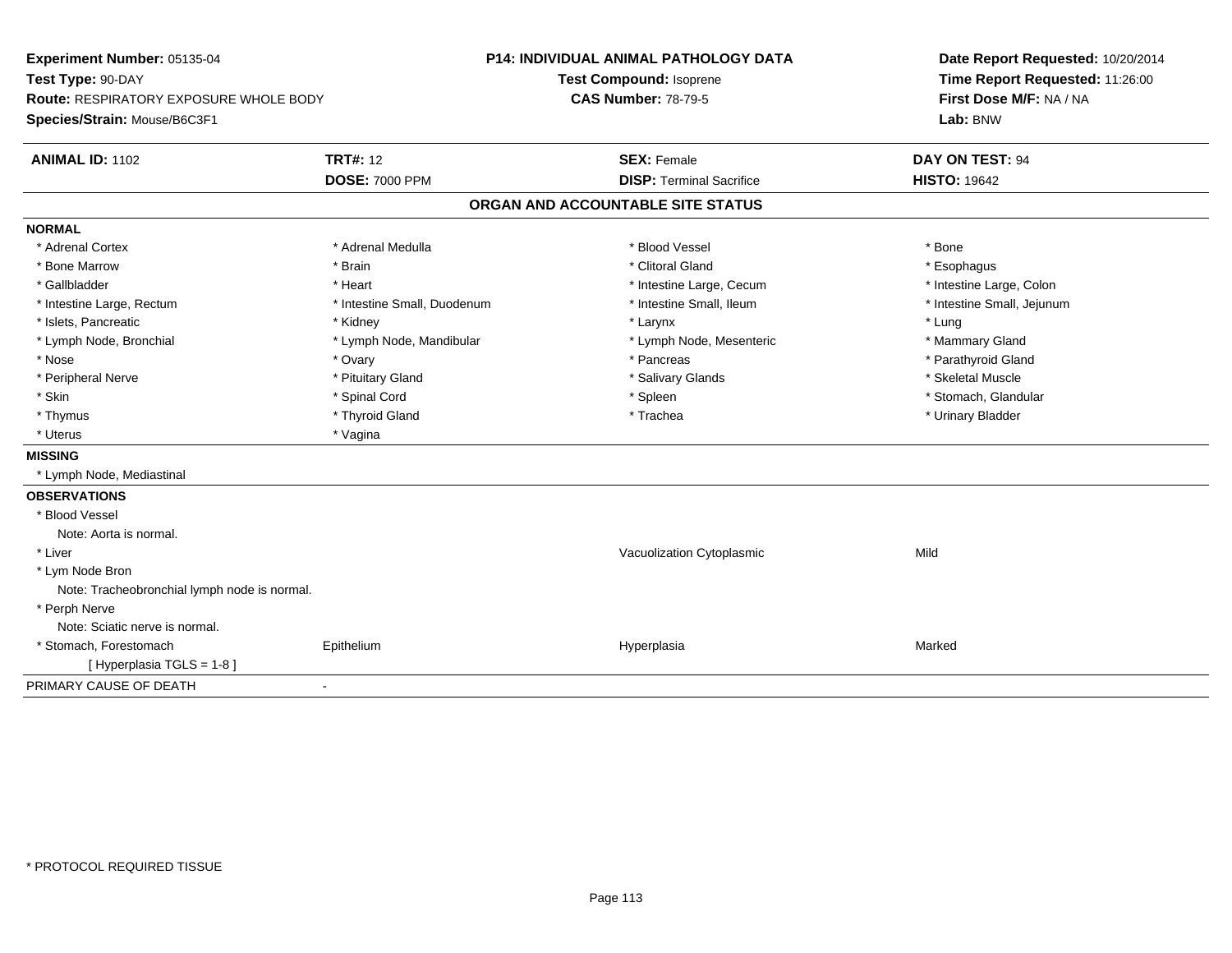**Experiment Number:** 05135-04
**Test Type:** 90-DAY
**Route:** RESPIRATORY EXPOSURE WHOLE BODY
**Species/Strain:** Mouse/B6C3F1

**P14: INDIVIDUAL ANIMAL PATHOLOGY DATA**
**Test Compound:** Isoprene
**CAS Number:** 78-79-5

**Date Report Requested:** 10/20/2014
**Time Report Requested:** 11:26:00
**First Dose M/F:** NA / NA
**Lab:** BNW

| **ANIMAL ID:** 1102 | **TRT#:** 12 | **SEX:** Female | **DAY ON TEST:** 94 |
|---|---|---|---|
| | **DOSE:** 7000 PPM | **DISP:** Terminal Sacrifice | **HISTO:** 19642 |

**ORGAN AND ACCOUNTABLE SITE STATUS**

**NORMAL**

| | | | |
|---|---|---|---|
| * Adrenal Cortex | * Adrenal Medulla | * Blood Vessel | * Bone |
| * Bone Marrow | * Brain | * Clitoral Gland | * Esophagus |
| * Gallbladder | * Heart | * Intestine Large, Cecum | * Intestine Large, Colon |
| * Intestine Large, Rectum | * Intestine Small, Duodenum | * Intestine Small, Ileum | * Intestine Small, Jejunum |
| * Islets, Pancreatic | * Kidney | * Larynx | * Lung |
| * Lymph Node, Bronchial | * Lymph Node, Mandibular | * Lymph Node, Mesenteric | * Mammary Gland |
| * Nose | * Ovary | * Pancreas | * Parathyroid Gland |
| * Peripheral Nerve | * Pituitary Gland | * Salivary Glands | * Skeletal Muscle |
| * Skin | * Spinal Cord | * Spleen | * Stomach, Glandular |
| * Thymus | * Thyroid Gland | * Trachea | * Urinary Bladder |
| * Uterus | * Vagina | | |

**MISSING**

* Lymph Node, Mediastinal

**OBSERVATIONS**

| | | | |
|---|---|---|---|
| * Blood Vessel | | | |
| Note: Aorta is normal. | | | |
| * Liver | | Vacuolization Cytoplasmic | Mild |
| * Lym Node Bron | | | |
| Note: Tracheobronchial lymph node is normal. | | | |
| * Perph Nerve | | | |
| Note: Sciatic nerve is normal. | | | |
| * Stomach, Forestomach | Epithelium | Hyperplasia | Marked |
| [ Hyperplasia TGLS = 1-8 ] | | | |

PRIMARY CAUSE OF DEATH -

* PROTOCOL REQUIRED TISSUE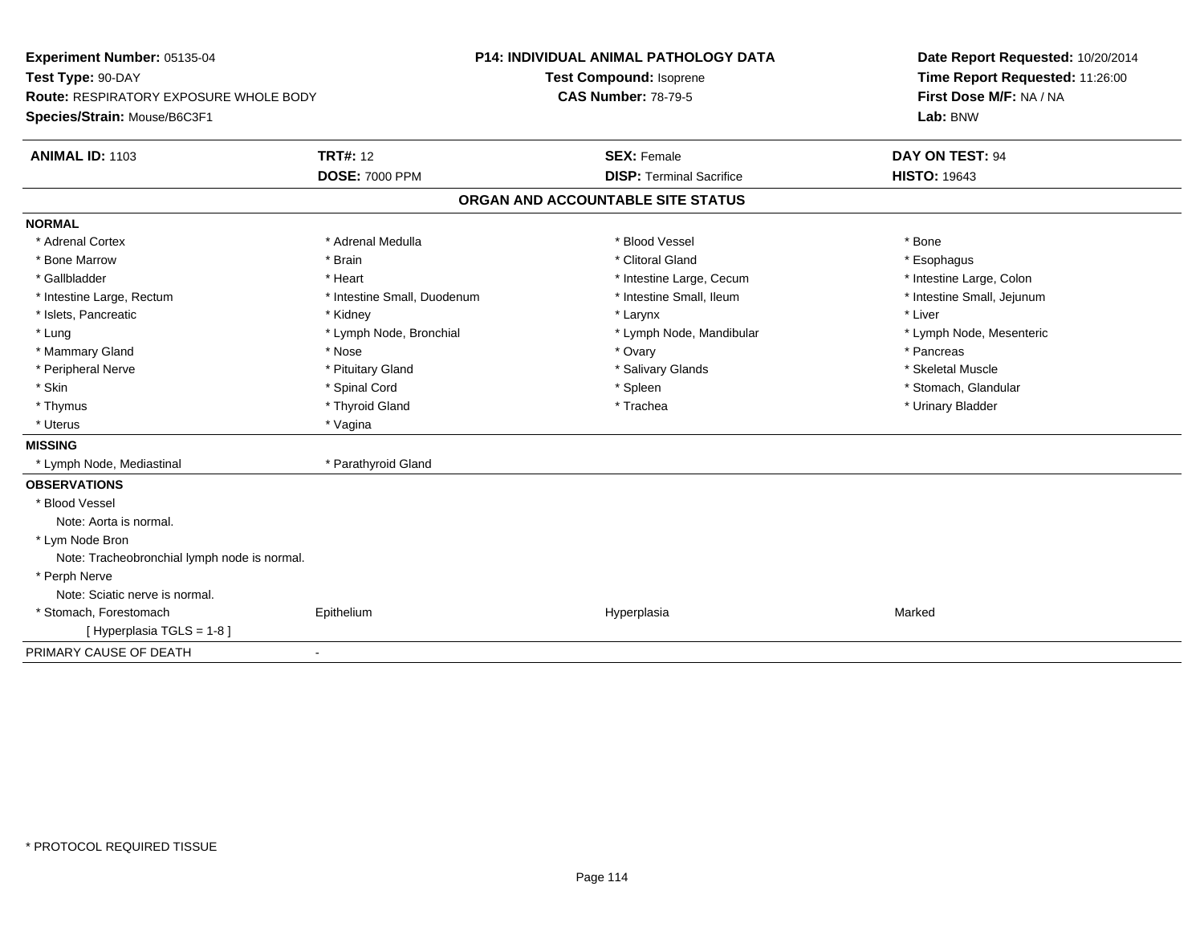**Experiment Number:** 05135-04
**Test Type:** 90-DAY
**Route:** RESPIRATORY EXPOSURE WHOLE BODY
**Species/Strain:** Mouse/B6C3F1

**P14: INDIVIDUAL ANIMAL PATHOLOGY DATA**
**Test Compound:** Isoprene
**CAS Number:** 78-79-5

**Date Report Requested:** 10/20/2014
**Time Report Requested:** 11:26:00
**First Dose M/F:** NA / NA
**Lab:** BNW

| **ANIMAL ID:** 1103 | **TRT#:** 12 | **SEX:** Female | **DAY ON TEST:** 94 |
|---|---|---|---|
| | **DOSE:** 7000 PPM | **DISP:** Terminal Sacrifice | **HISTO:** 19643 |

## ORGAN AND ACCOUNTABLE SITE STATUS

**NORMAL**

| | | | |
|---|---|---|---|
| * Adrenal Cortex | * Adrenal Medulla | * Blood Vessel | * Bone |
| * Bone Marrow | * Brain | * Clitoral Gland | * Esophagus |
| * Gallbladder | * Heart | * Intestine Large, Cecum | * Intestine Large, Colon |
| * Intestine Large, Rectum | * Intestine Small, Duodenum | * Intestine Small, Ileum | * Intestine Small, Jejunum |
| * Islets, Pancreatic | * Kidney | * Larynx | * Liver |
| * Lung | * Lymph Node, Bronchial | * Lymph Node, Mandibular | * Lymph Node, Mesenteric |
| * Mammary Gland | * Nose | * Ovary | * Pancreas |
| * Peripheral Nerve | * Pituitary Gland | * Salivary Glands | * Skeletal Muscle |
| * Skin | * Spinal Cord | * Spleen | * Stomach, Glandular |
| * Thymus | * Thyroid Gland | * Trachea | * Urinary Bladder |
| * Uterus | * Vagina | | |

**MISSING**

| | |
|---|---|
| * Lymph Node, Mediastinal | * Parathyroid Gland |

**OBSERVATIONS**

* Blood Vessel
  Note: Aorta is normal.
* Lym Node Bron
  Note: Tracheobronchial lymph node is normal.
* Perph Nerve
  Note: Sciatic nerve is normal.

| | | | |
|---|---|---|---|
| * Stomach, Forestomach | Epithelium | Hyperplasia | Marked |
| [ Hyperplasia TGLS = 1-8 ] | | | |

PRIMARY CAUSE OF DEATH -

* PROTOCOL REQUIRED TISSUE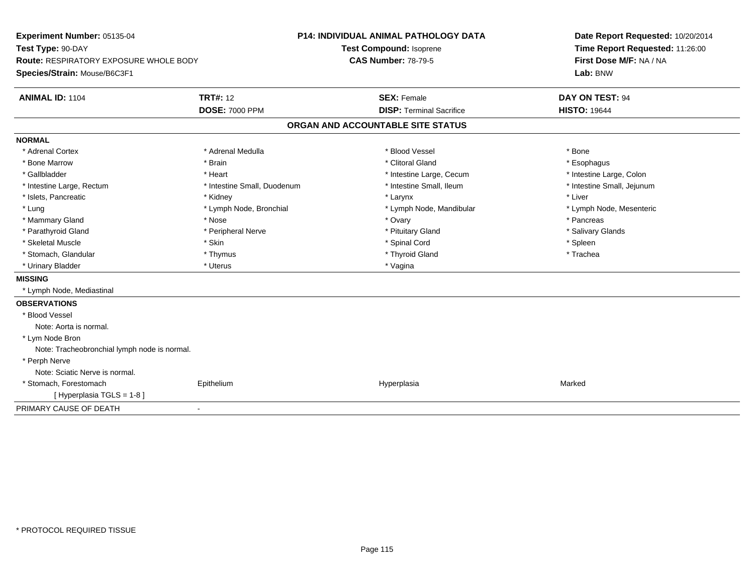**Experiment Number:** 05135-04
**Test Type:** 90-DAY
**Route:** RESPIRATORY EXPOSURE WHOLE BODY
**Species/Strain:** Mouse/B6C3F1

**P14: INDIVIDUAL ANIMAL PATHOLOGY DATA**
**Test Compound:** Isoprene
**CAS Number:** 78-79-5

**Date Report Requested:** 10/20/2014
**Time Report Requested:** 11:26:00
**First Dose M/F:** NA / NA
**Lab:** BNW

| **ANIMAL ID:** 1104 | **TRT#:** 12 | **SEX:** Female | **DAY ON TEST:** 94 |
|---|---|---|---|
| | **DOSE:** 7000 PPM | **DISP:** Terminal Sacrifice | **HISTO:** 19644 |

## ORGAN AND ACCOUNTABLE SITE STATUS

**NORMAL**

| | | | |
|---|---|---|---|
| * Adrenal Cortex | * Adrenal Medulla | * Blood Vessel | * Bone |
| * Bone Marrow | * Brain | * Clitoral Gland | * Esophagus |
| * Gallbladder | * Heart | * Intestine Large, Cecum | * Intestine Large, Colon |
| * Intestine Large, Rectum | * Intestine Small, Duodenum | * Intestine Small, Ileum | * Intestine Small, Jejunum |
| * Islets, Pancreatic | * Kidney | * Larynx | * Liver |
| * Lung | * Lymph Node, Bronchial | * Lymph Node, Mandibular | * Lymph Node, Mesenteric |
| * Mammary Gland | * Nose | * Ovary | * Pancreas |
| * Parathyroid Gland | * Peripheral Nerve | * Pituitary Gland | * Salivary Glands |
| * Skeletal Muscle | * Skin | * Spinal Cord | * Spleen |
| * Stomach, Glandular | * Thymus | * Thyroid Gland | * Trachea |
| * Urinary Bladder | * Uterus | * Vagina | |

**MISSING**

* Lymph Node, Mediastinal

**OBSERVATIONS**

* Blood Vessel
  Note: Aorta is normal.
* Lym Node Bron
  Note: Tracheobronchial lymph node is normal.
* Perph Nerve
  Note: Sciatic Nerve is normal.

| | | | |
|---|---|---|---|
| * Stomach, Forestomach | Epithelium | Hyperplasia | Marked |
| [ Hyperplasia TGLS = 1-8 ] | | | |

PRIMARY CAUSE OF DEATH -

* PROTOCOL REQUIRED TISSUE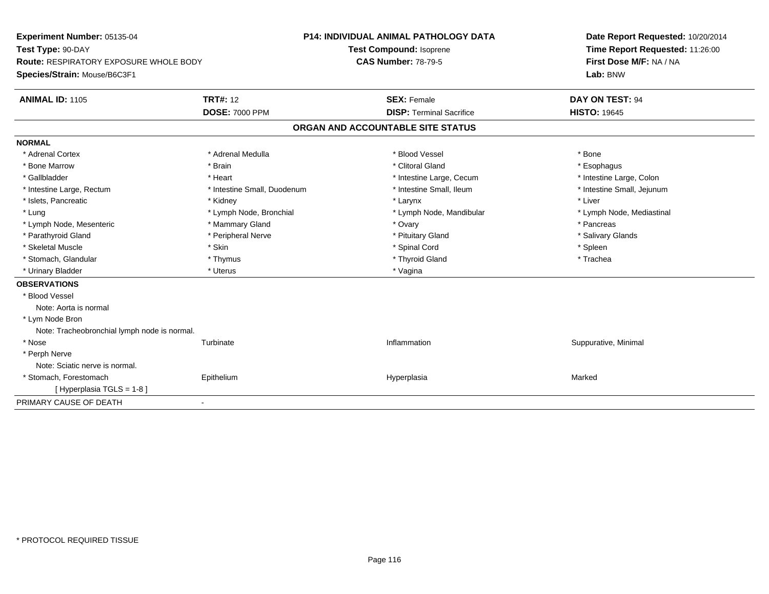**Experiment Number:** 05135-04
**Test Type:** 90-DAY
**Route:** RESPIRATORY EXPOSURE WHOLE BODY
**Species/Strain:** Mouse/B6C3F1

**P14: INDIVIDUAL ANIMAL PATHOLOGY DATA**
**Test Compound:** Isoprene
**CAS Number:** 78-79-5

**Date Report Requested:** 10/20/2014
**Time Report Requested:** 11:26:00
**First Dose M/F:** NA / NA
**Lab:** BNW

| **ANIMAL ID:** 1105 | **TRT#:** 12 | **SEX:** Female | **DAY ON TEST:** 94 |
|---|---|---|---|
| | **DOSE:** 7000 PPM | **DISP:** Terminal Sacrifice | **HISTO:** 19645 |

## ORGAN AND ACCOUNTABLE SITE STATUS

**NORMAL**

| | | | |
|---|---|---|---|
| * Adrenal Cortex | * Adrenal Medulla | * Blood Vessel | * Bone |
| * Bone Marrow | * Brain | * Clitoral Gland | * Esophagus |
| * Gallbladder | * Heart | * Intestine Large, Cecum | * Intestine Large, Colon |
| * Intestine Large, Rectum | * Intestine Small, Duodenum | * Intestine Small, Ileum | * Intestine Small, Jejunum |
| * Islets, Pancreatic | * Kidney | * Larynx | * Liver |
| * Lung | * Lymph Node, Bronchial | * Lymph Node, Mandibular | * Lymph Node, Mediastinal |
| * Lymph Node, Mesenteric | * Mammary Gland | * Ovary | * Pancreas |
| * Parathyroid Gland | * Peripheral Nerve | * Pituitary Gland | * Salivary Glands |
| * Skeletal Muscle | * Skin | * Spinal Cord | * Spleen |
| * Stomach, Glandular | * Thymus | * Thyroid Gland | * Trachea |
| * Urinary Bladder | * Uterus | * Vagina | |

**OBSERVATIONS**

* Blood Vessel
  Note: Aorta is normal
* Lym Node Bron
  Note: Tracheobronchial lymph node is normal.

| | | | |
|---|---|---|---|
| * Nose | Turbinate | Inflammation | Suppurative, Minimal |

* Perph Nerve
  Note: Sciatic nerve is normal.

| | | | |
|---|---|---|---|
| * Stomach, Forestomach | Epithelium | Hyperplasia | Marked |

[ Hyperplasia TGLS = 1-8 ]

PRIMARY CAUSE OF DEATH -

* PROTOCOL REQUIRED TISSUE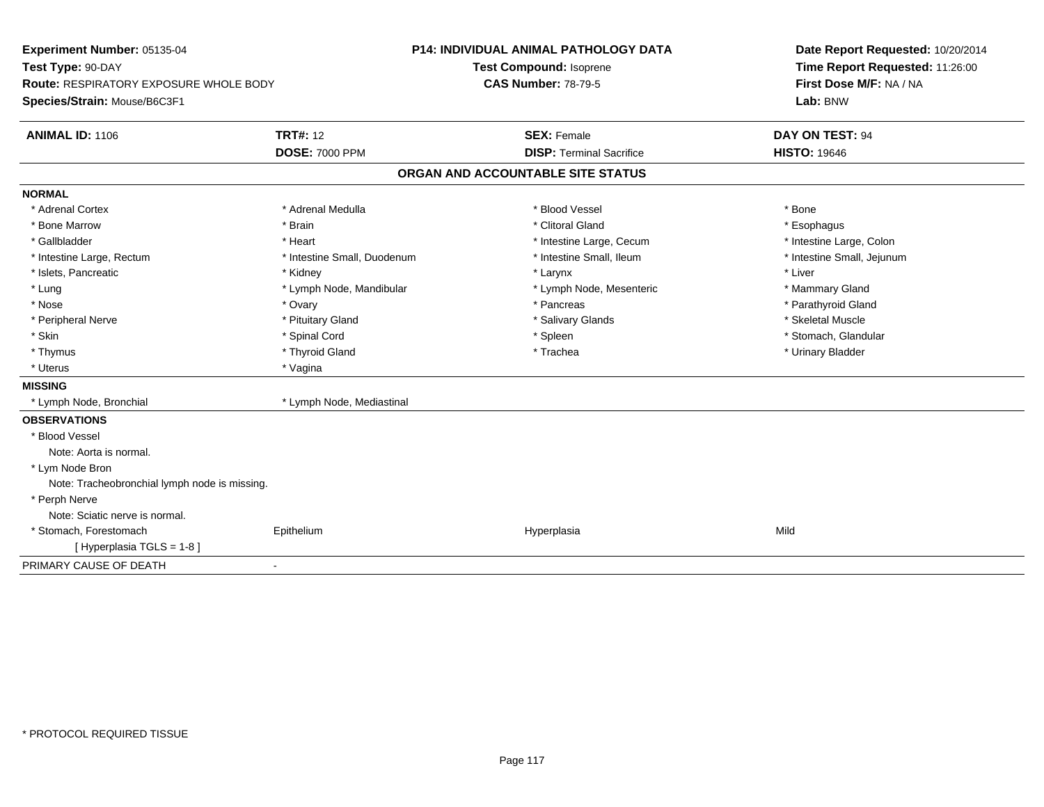**Experiment Number:** 05135-04
**Test Type:** 90-DAY
**Route:** RESPIRATORY EXPOSURE WHOLE BODY
**Species/Strain:** Mouse/B6C3F1

**P14: INDIVIDUAL ANIMAL PATHOLOGY DATA**
**Test Compound:** Isoprene
**CAS Number:** 78-79-5

**Date Report Requested:** 10/20/2014
**Time Report Requested:** 11:26:00
**First Dose M/F:** NA / NA
**Lab:** BNW

| **ANIMAL ID:** 1106 | **TRT#:** 12 | **SEX:** Female | **DAY ON TEST:** 94 |
|---|---|---|---|
| | **DOSE:** 7000 PPM | **DISP:** Terminal Sacrifice | **HISTO:** 19646 |

## ORGAN AND ACCOUNTABLE SITE STATUS

**NORMAL**

| | | | |
|---|---|---|---|
| * Adrenal Cortex | * Adrenal Medulla | * Blood Vessel | * Bone |
| * Bone Marrow | * Brain | * Clitoral Gland | * Esophagus |
| * Gallbladder | * Heart | * Intestine Large, Cecum | * Intestine Large, Colon |
| * Intestine Large, Rectum | * Intestine Small, Duodenum | * Intestine Small, Ileum | * Intestine Small, Jejunum |
| * Islets, Pancreatic | * Kidney | * Larynx | * Liver |
| * Lung | * Lymph Node, Mandibular | * Lymph Node, Mesenteric | * Mammary Gland |
| * Nose | * Ovary | * Pancreas | * Parathyroid Gland |
| * Peripheral Nerve | * Pituitary Gland | * Salivary Glands | * Skeletal Muscle |
| * Skin | * Spinal Cord | * Spleen | * Stomach, Glandular |
| * Thymus | * Thyroid Gland | * Trachea | * Urinary Bladder |
| * Uterus | * Vagina | | |

**MISSING**

| | |
|---|---|
| * Lymph Node, Bronchial | * Lymph Node, Mediastinal |

**OBSERVATIONS**

* Blood Vessel
  Note: Aorta is normal.
* Lym Node Bron
  Note: Tracheobronchial lymph node is missing.
* Perph Nerve
  Note: Sciatic nerve is normal.

| | | | |
|---|---|---|---|
| * Stomach, Forestomach | Epithelium | Hyperplasia | Mild |
| [ Hyperplasia TGLS = 1-8 ] | | | |

PRIMARY CAUSE OF DEATH -

* PROTOCOL REQUIRED TISSUE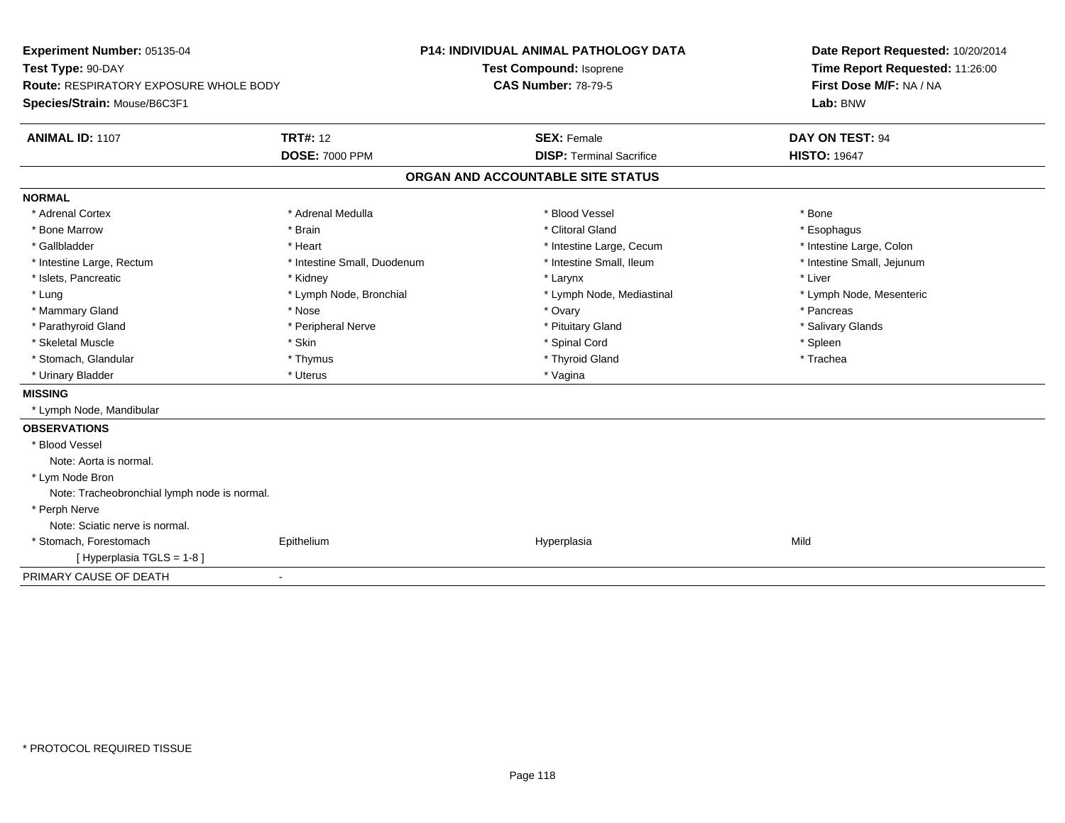**Experiment Number:** 05135-04
**Test Type:** 90-DAY
**Route:** RESPIRATORY EXPOSURE WHOLE BODY
**Species/Strain:** Mouse/B6C3F1

**P14: INDIVIDUAL ANIMAL PATHOLOGY DATA**
**Test Compound:** Isoprene
**CAS Number:** 78-79-5

**Date Report Requested:** 10/20/2014
**Time Report Requested:** 11:26:00
**First Dose M/F:** NA / NA
**Lab:** BNW

| **ANIMAL ID:** 1107 | **TRT#:** 12 | **SEX:** Female | **DAY ON TEST:** 94 |
|---|---|---|---|
| | **DOSE:** 7000 PPM | **DISP:** Terminal Sacrifice | **HISTO:** 19647 |

## ORGAN AND ACCOUNTABLE SITE STATUS

**NORMAL**

| | | | |
|---|---|---|---|
| * Adrenal Cortex | * Adrenal Medulla | * Blood Vessel | * Bone |
| * Bone Marrow | * Brain | * Clitoral Gland | * Esophagus |
| * Gallbladder | * Heart | * Intestine Large, Cecum | * Intestine Large, Colon |
| * Intestine Large, Rectum | * Intestine Small, Duodenum | * Intestine Small, Ileum | * Intestine Small, Jejunum |
| * Islets, Pancreatic | * Kidney | * Larynx | * Liver |
| * Lung | * Lymph Node, Bronchial | * Lymph Node, Mediastinal | * Lymph Node, Mesenteric |
| * Mammary Gland | * Nose | * Ovary | * Pancreas |
| * Parathyroid Gland | * Peripheral Nerve | * Pituitary Gland | * Salivary Glands |
| * Skeletal Muscle | * Skin | * Spinal Cord | * Spleen |
| * Stomach, Glandular | * Thymus | * Thyroid Gland | * Trachea |
| * Urinary Bladder | * Uterus | * Vagina | |

**MISSING**

* Lymph Node, Mandibular

**OBSERVATIONS**

* Blood Vessel
  Note: Aorta is normal.
* Lym Node Bron
  Note: Tracheobronchial lymph node is normal.
* Perph Nerve
  Note: Sciatic nerve is normal.

| | | | |
|---|---|---|---|
| * Stomach, Forestomach | Epithelium | Hyperplasia | Mild |
| [ Hyperplasia TGLS = 1-8 ] | | | |

PRIMARY CAUSE OF DEATH -

* PROTOCOL REQUIRED TISSUE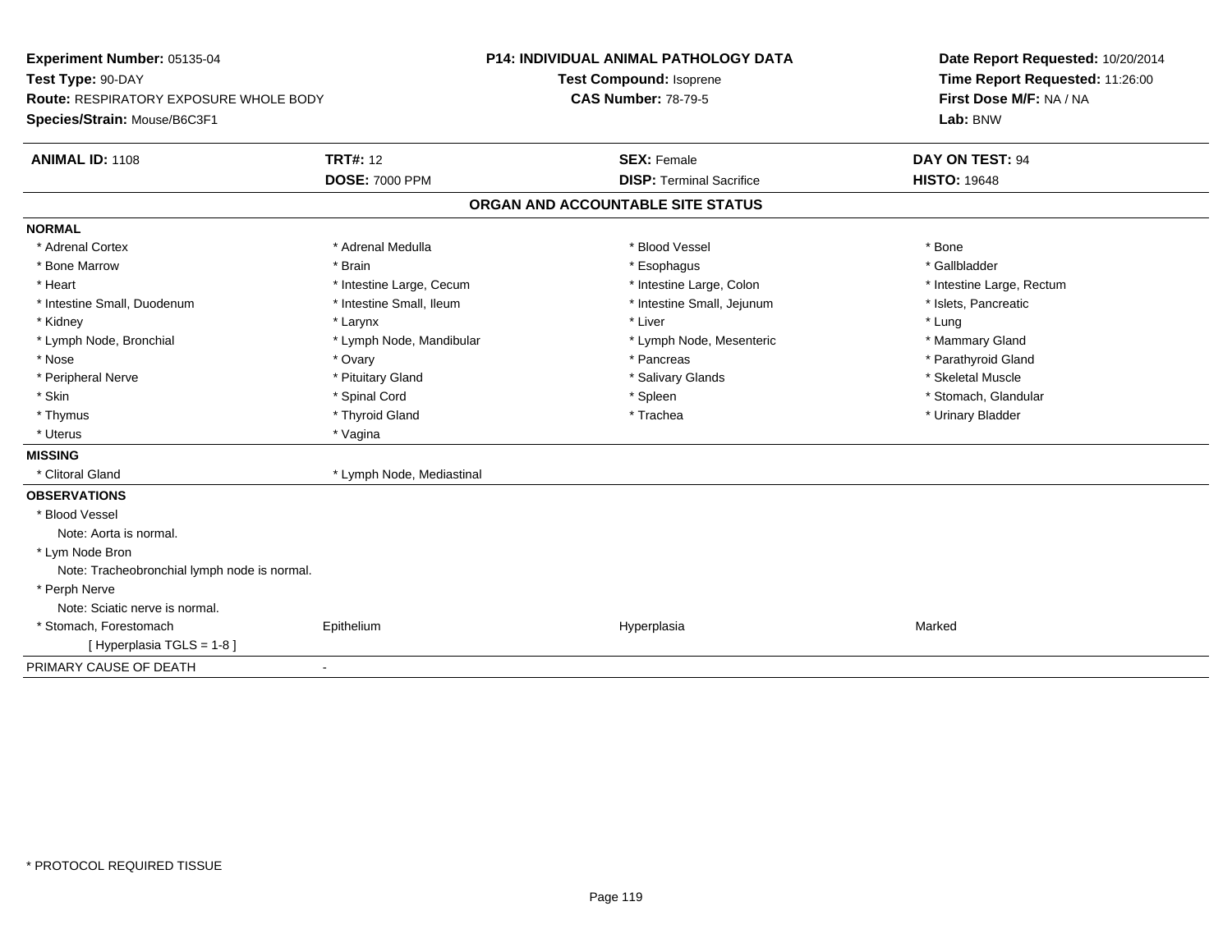**Experiment Number:** 05135-04
**Test Type:** 90-DAY
**Route:** RESPIRATORY EXPOSURE WHOLE BODY
**Species/Strain:** Mouse/B6C3F1

**P14: INDIVIDUAL ANIMAL PATHOLOGY DATA**
**Test Compound:** Isoprene
**CAS Number:** 78-79-5

**Date Report Requested:** 10/20/2014
**Time Report Requested:** 11:26:00
**First Dose M/F:** NA / NA
**Lab:** BNW

| **ANIMAL ID:** 1108 | **TRT#:** 12 | **SEX:** Female | **DAY ON TEST:** 94 |
|---|---|---|---|
| | **DOSE:** 7000 PPM | **DISP:** Terminal Sacrifice | **HISTO:** 19648 |

## ORGAN AND ACCOUNTABLE SITE STATUS

**NORMAL**

| | | | |
|---|---|---|---|
| * Adrenal Cortex | * Adrenal Medulla | * Blood Vessel | * Bone |
| * Bone Marrow | * Brain | * Esophagus | * Gallbladder |
| * Heart | * Intestine Large, Cecum | * Intestine Large, Colon | * Intestine Large, Rectum |
| * Intestine Small, Duodenum | * Intestine Small, Ileum | * Intestine Small, Jejunum | * Islets, Pancreatic |
| * Kidney | * Larynx | * Liver | * Lung |
| * Lymph Node, Bronchial | * Lymph Node, Mandibular | * Lymph Node, Mesenteric | * Mammary Gland |
| * Nose | * Ovary | * Pancreas | * Parathyroid Gland |
| * Peripheral Nerve | * Pituitary Gland | * Salivary Glands | * Skeletal Muscle |
| * Skin | * Spinal Cord | * Spleen | * Stomach, Glandular |
| * Thymus | * Thyroid Gland | * Trachea | * Urinary Bladder |
| * Uterus | * Vagina | | |

**MISSING**

| | |
|---|---|
| * Clitoral Gland | * Lymph Node, Mediastinal |

**OBSERVATIONS**

* Blood Vessel
  Note: Aorta is normal.
* Lym Node Bron
  Note: Tracheobronchial lymph node is normal.
* Perph Nerve
  Note: Sciatic nerve is normal.

| | | | |
|---|---|---|---|
| * Stomach, Forestomach | Epithelium | Hyperplasia | Marked |
| [ Hyperplasia TGLS = 1-8 ] | | | |

PRIMARY CAUSE OF DEATH -

* PROTOCOL REQUIRED TISSUE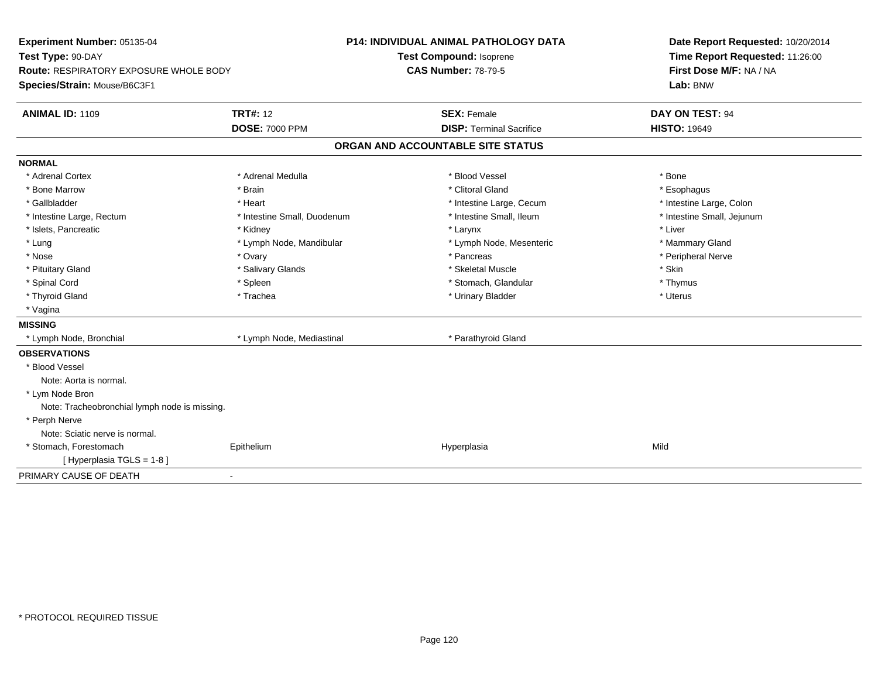**Experiment Number:** 05135-04
**Test Type:** 90-DAY
**Route:** RESPIRATORY EXPOSURE WHOLE BODY
**Species/Strain:** Mouse/B6C3F1

**P14: INDIVIDUAL ANIMAL PATHOLOGY DATA**
**Test Compound:** Isoprene
**CAS Number:** 78-79-5

**Date Report Requested:** 10/20/2014
**Time Report Requested:** 11:26:00
**First Dose M/F:** NA / NA
**Lab:** BNW

| **ANIMAL ID:** 1109 | **TRT#:** 12 | **SEX:** Female | **DAY ON TEST:** 94 |
|---|---|---|---|
| | **DOSE:** 7000 PPM | **DISP:** Terminal Sacrifice | **HISTO:** 19649 |

## ORGAN AND ACCOUNTABLE SITE STATUS

**NORMAL**

| | | | |
|---|---|---|---|
| * Adrenal Cortex | * Adrenal Medulla | * Blood Vessel | * Bone |
| * Bone Marrow | * Brain | * Clitoral Gland | * Esophagus |
| * Gallbladder | * Heart | * Intestine Large, Cecum | * Intestine Large, Colon |
| * Intestine Large, Rectum | * Intestine Small, Duodenum | * Intestine Small, Ileum | * Intestine Small, Jejunum |
| * Islets, Pancreatic | * Kidney | * Larynx | * Liver |
| * Lung | * Lymph Node, Mandibular | * Lymph Node, Mesenteric | * Mammary Gland |
| * Nose | * Ovary | * Pancreas | * Peripheral Nerve |
| * Pituitary Gland | * Salivary Glands | * Skeletal Muscle | * Skin |
| * Spinal Cord | * Spleen | * Stomach, Glandular | * Thymus |
| * Thyroid Gland | * Trachea | * Urinary Bladder | * Uterus |
| * Vagina | | | |

**MISSING**

| | | |
|---|---|---|
| * Lymph Node, Bronchial | * Lymph Node, Mediastinal | * Parathyroid Gland |

**OBSERVATIONS**

* Blood Vessel
  Note: Aorta is normal.
* Lym Node Bron
  Note: Tracheobronchial lymph node is missing.
* Perph Nerve
  Note: Sciatic nerve is normal.

| | | | |
|---|---|---|---|
| * Stomach, Forestomach | Epithelium | Hyperplasia | Mild |
| [ Hyperplasia TGLS = 1-8 ] | | | |

PRIMARY CAUSE OF DEATH -

* PROTOCOL REQUIRED TISSUE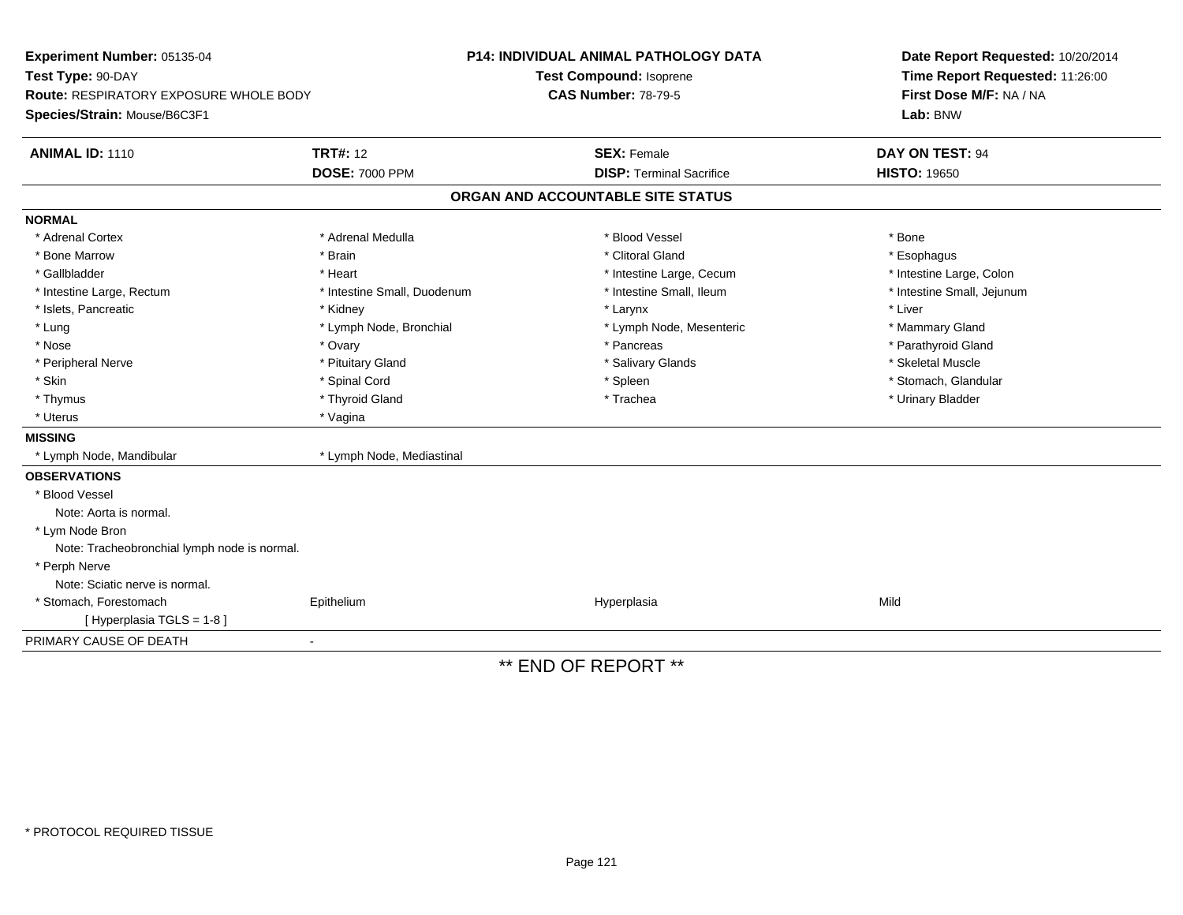**Experiment Number:** 05135-04
**Test Type:** 90-DAY
**Route:** RESPIRATORY EXPOSURE WHOLE BODY
**Species/Strain:** Mouse/B6C3F1

**P14: INDIVIDUAL ANIMAL PATHOLOGY DATA**
**Test Compound:** Isoprene
**CAS Number:** 78-79-5

**Date Report Requested:** 10/20/2014
**Time Report Requested:** 11:26:00
**First Dose M/F:** NA / NA
**Lab:** BNW

| **ANIMAL ID:** 1110 | **TRT#:** 12 | **SEX:** Female | **DAY ON TEST:** 94 |
|---|---|---|---|
| | **DOSE:** 7000 PPM | **DISP:** Terminal Sacrifice | **HISTO:** 19650 |

## ORGAN AND ACCOUNTABLE SITE STATUS

| | | | |
|---|---|---|---|
| **NORMAL** | | | |
| * Adrenal Cortex | * Adrenal Medulla | * Blood Vessel | * Bone |
| * Bone Marrow | * Brain | * Clitoral Gland | * Esophagus |
| * Gallbladder | * Heart | * Intestine Large, Cecum | * Intestine Large, Colon |
| * Intestine Large, Rectum | * Intestine Small, Duodenum | * Intestine Small, Ileum | * Intestine Small, Jejunum |
| * Islets, Pancreatic | * Kidney | * Larynx | * Liver |
| * Lung | * Lymph Node, Bronchial | * Lymph Node, Mesenteric | * Mammary Gland |
| * Nose | * Ovary | * Pancreas | * Parathyroid Gland |
| * Peripheral Nerve | * Pituitary Gland | * Salivary Glands | * Skeletal Muscle |
| * Skin | * Spinal Cord | * Spleen | * Stomach, Glandular |
| * Thymus | * Thyroid Gland | * Trachea | * Urinary Bladder |
| * Uterus | * Vagina | | |
| **MISSING** | | | |
| * Lymph Node, Mandibular | * Lymph Node, Mediastinal | | |
| **OBSERVATIONS** | | | |
| * Blood Vessel | | | |
| Note: Aorta is normal. | | | |
| * Lym Node Bron | | | |
| Note: Tracheobronchial lymph node is normal. | | | |
| * Perph Nerve | | | |
| Note: Sciatic nerve is normal. | | | |
| * Stomach, Forestomach | Epithelium | Hyperplasia | Mild |
| [ Hyperplasia TGLS = 1-8 ] | | | |
| PRIMARY CAUSE OF DEATH | - | | |

** END OF REPORT **

* PROTOCOL REQUIRED TISSUE